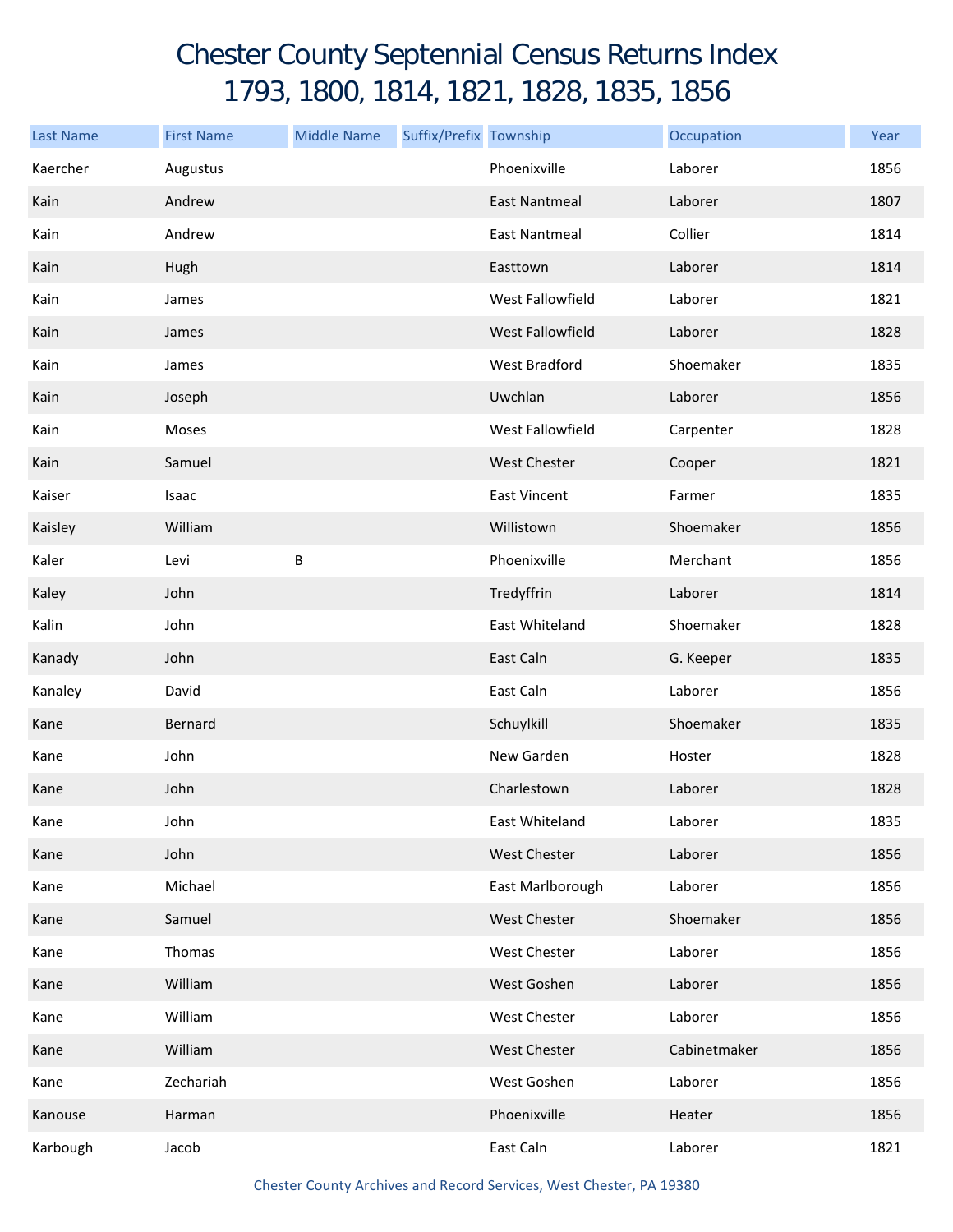# Chester County Septennial Census Returns Index
## 1793, 1800, 1814, 1821, 1828, 1835, 1856

| Last Name | First Name | Middle Name | Suffix/Prefix | Township | Occupation | Year |
|---|---|---|---|---|---|---|
| Kaercher | Augustus | | | Phoenixville | Laborer | 1856 |
| Kain | Andrew | | | East Nantmeal | Laborer | 1807 |
| Kain | Andrew | | | East Nantmeal | Collier | 1814 |
| Kain | Hugh | | | Easttown | Laborer | 1814 |
| Kain | James | | | West Fallowfield | Laborer | 1821 |
| Kain | James | | | West Fallowfield | Laborer | 1828 |
| Kain | James | | | West Bradford | Shoemaker | 1835 |
| Kain | Joseph | | | Uwchlan | Laborer | 1856 |
| Kain | Moses | | | West Fallowfield | Carpenter | 1828 |
| Kain | Samuel | | | West Chester | Cooper | 1821 |
| Kaiser | Isaac | | | East Vincent | Farmer | 1835 |
| Kaisley | William | | | Willistown | Shoemaker | 1856 |
| Kaler | Levi | B | | Phoenixville | Merchant | 1856 |
| Kaley | John | | | Tredyffrin | Laborer | 1814 |
| Kalin | John | | | East Whiteland | Shoemaker | 1828 |
| Kanady | John | | | East Caln | G. Keeper | 1835 |
| Kanaley | David | | | East Caln | Laborer | 1856 |
| Kane | Bernard | | | Schuylkill | Shoemaker | 1835 |
| Kane | John | | | New Garden | Hoster | 1828 |
| Kane | John | | | Charlestown | Laborer | 1828 |
| Kane | John | | | East Whiteland | Laborer | 1835 |
| Kane | John | | | West Chester | Laborer | 1856 |
| Kane | Michael | | | East Marlborough | Laborer | 1856 |
| Kane | Samuel | | | West Chester | Shoemaker | 1856 |
| Kane | Thomas | | | West Chester | Laborer | 1856 |
| Kane | William | | | West Goshen | Laborer | 1856 |
| Kane | William | | | West Chester | Laborer | 1856 |
| Kane | William | | | West Chester | Cabinetmaker | 1856 |
| Kane | Zechariah | | | West Goshen | Laborer | 1856 |
| Kanouse | Harman | | | Phoenixville | Heater | 1856 |
| Karbough | Jacob | | | East Caln | Laborer | 1821 |

Chester County Archives and Record Services, West Chester, PA 19380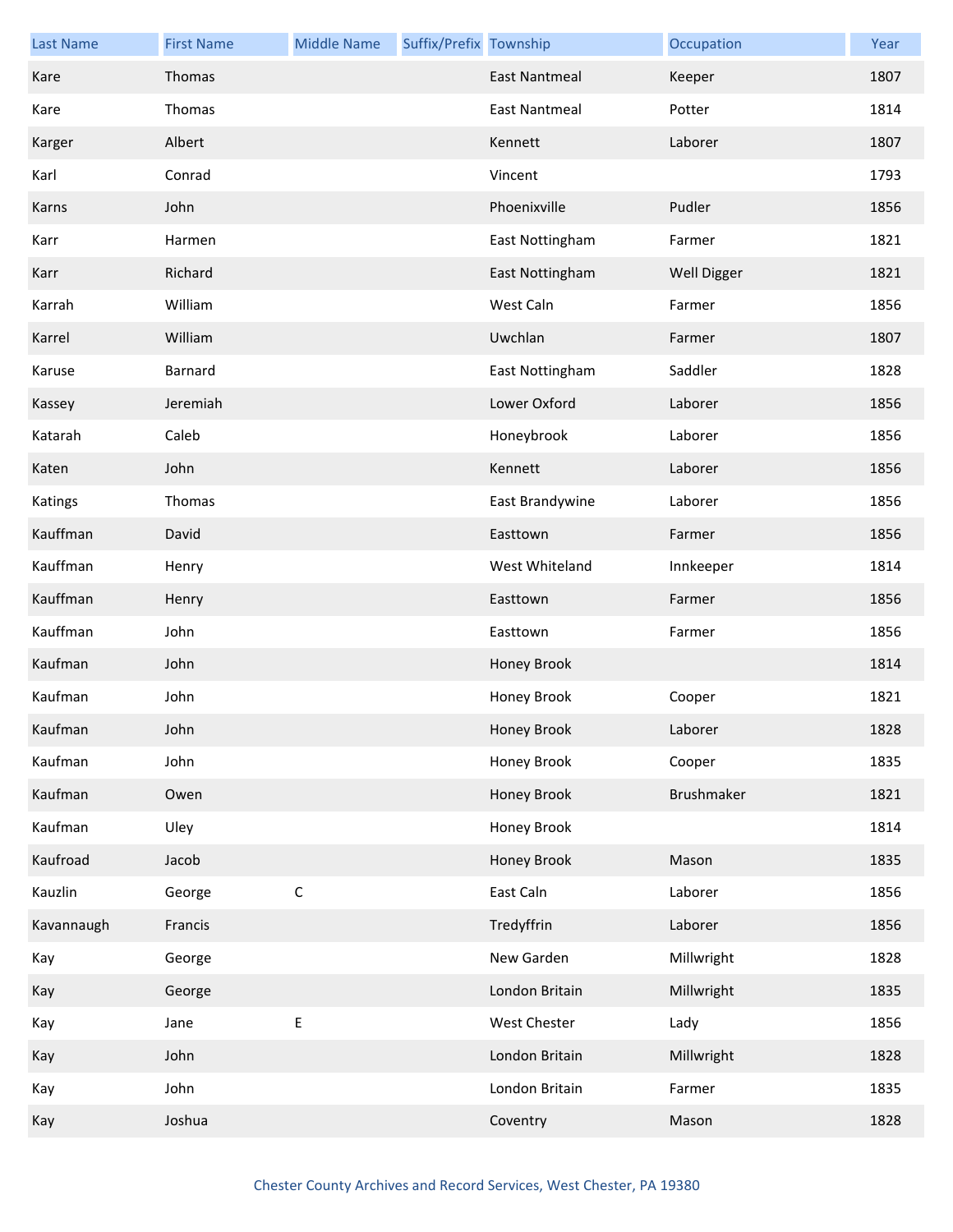| Last Name | First Name | Middle Name | Suffix/Prefix | Township | Occupation | Year |
|---|---|---|---|---|---|---|
| Kare | Thomas | | | East Nantmeal | Keeper | 1807 |
| Kare | Thomas | | | East Nantmeal | Potter | 1814 |
| Karger | Albert | | | Kennett | Laborer | 1807 |
| Karl | Conrad | | | Vincent | | 1793 |
| Karns | John | | | Phoenixville | Pudler | 1856 |
| Karr | Harmen | | | East Nottingham | Farmer | 1821 |
| Karr | Richard | | | East Nottingham | Well Digger | 1821 |
| Karrah | William | | | West Caln | Farmer | 1856 |
| Karrel | William | | | Uwchlan | Farmer | 1807 |
| Karuse | Barnard | | | East Nottingham | Saddler | 1828 |
| Kassey | Jeremiah | | | Lower Oxford | Laborer | 1856 |
| Katarah | Caleb | | | Honeybrook | Laborer | 1856 |
| Katen | John | | | Kennett | Laborer | 1856 |
| Katings | Thomas | | | East Brandywine | Laborer | 1856 |
| Kauffman | David | | | Easttown | Farmer | 1856 |
| Kauffman | Henry | | | West Whiteland | Innkeeper | 1814 |
| Kauffman | Henry | | | Easttown | Farmer | 1856 |
| Kauffman | John | | | Easttown | Farmer | 1856 |
| Kaufman | John | | | Honey Brook | | 1814 |
| Kaufman | John | | | Honey Brook | Cooper | 1821 |
| Kaufman | John | | | Honey Brook | Laborer | 1828 |
| Kaufman | John | | | Honey Brook | Cooper | 1835 |
| Kaufman | Owen | | | Honey Brook | Brushmaker | 1821 |
| Kaufman | Uley | | | Honey Brook | | 1814 |
| Kaufroad | Jacob | | | Honey Brook | Mason | 1835 |
| Kauzlin | George | C | | East Caln | Laborer | 1856 |
| Kavannaugh | Francis | | | Tredyffrin | Laborer | 1856 |
| Kay | George | | | New Garden | Millwright | 1828 |
| Kay | George | | | London Britain | Millwright | 1835 |
| Kay | Jane | E | | West Chester | Lady | 1856 |
| Kay | John | | | London Britain | Millwright | 1828 |
| Kay | John | | | London Britain | Farmer | 1835 |
| Kay | Joshua | | | Coventry | Mason | 1828 |

Chester County Archives and Record Services, West Chester, PA 19380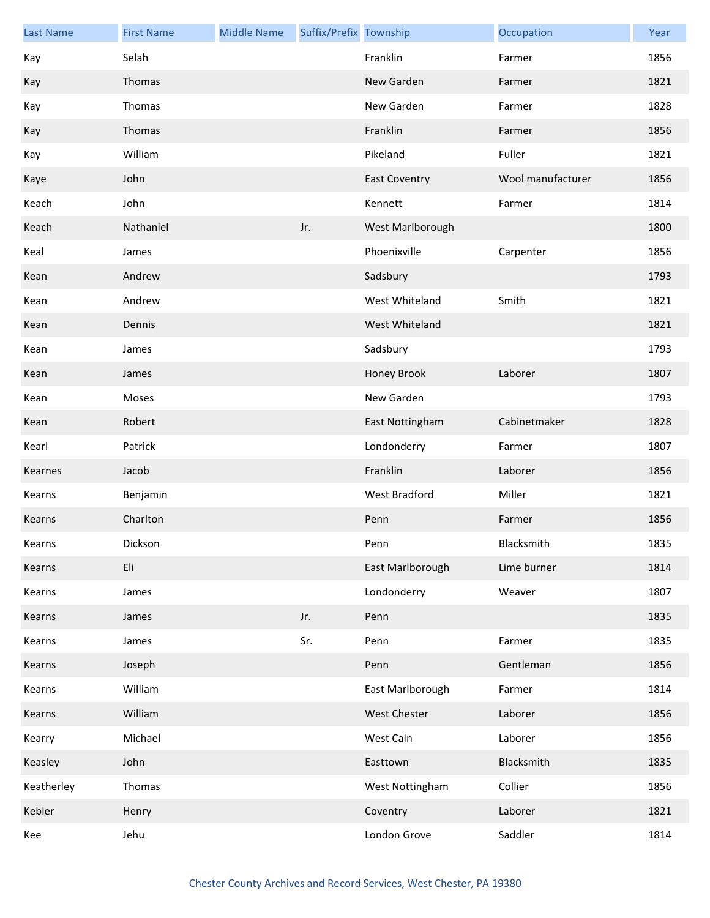| Last Name | First Name | Middle Name | Suffix/Prefix | Township | Occupation | Year |
|---|---|---|---|---|---|---|
| Kay | Selah | | | Franklin | Farmer | 1856 |
| Kay | Thomas | | | New Garden | Farmer | 1821 |
| Kay | Thomas | | | New Garden | Farmer | 1828 |
| Kay | Thomas | | | Franklin | Farmer | 1856 |
| Kay | William | | | Pikeland | Fuller | 1821 |
| Kaye | John | | | East Coventry | Wool manufacturer | 1856 |
| Keach | John | | | Kennett | Farmer | 1814 |
| Keach | Nathaniel | | Jr. | West Marlborough | | 1800 |
| Keal | James | | | Phoenixville | Carpenter | 1856 |
| Kean | Andrew | | | Sadsbury | | 1793 |
| Kean | Andrew | | | West Whiteland | Smith | 1821 |
| Kean | Dennis | | | West Whiteland | | 1821 |
| Kean | James | | | Sadsbury | | 1793 |
| Kean | James | | | Honey Brook | Laborer | 1807 |
| Kean | Moses | | | New Garden | | 1793 |
| Kean | Robert | | | East Nottingham | Cabinetmaker | 1828 |
| Kearl | Patrick | | | Londonderry | Farmer | 1807 |
| Kearnes | Jacob | | | Franklin | Laborer | 1856 |
| Kearns | Benjamin | | | West Bradford | Miller | 1821 |
| Kearns | Charlton | | | Penn | Farmer | 1856 |
| Kearns | Dickson | | | Penn | Blacksmith | 1835 |
| Kearns | Eli | | | East Marlborough | Lime burner | 1814 |
| Kearns | James | | | Londonderry | Weaver | 1807 |
| Kearns | James | | Jr. | Penn | | 1835 |
| Kearns | James | | Sr. | Penn | Farmer | 1835 |
| Kearns | Joseph | | | Penn | Gentleman | 1856 |
| Kearns | William | | | East Marlborough | Farmer | 1814 |
| Kearns | William | | | West Chester | Laborer | 1856 |
| Kearry | Michael | | | West Caln | Laborer | 1856 |
| Keasley | John | | | Easttown | Blacksmith | 1835 |
| Keatherley | Thomas | | | West Nottingham | Collier | 1856 |
| Kebler | Henry | | | Coventry | Laborer | 1821 |
| Kee | Jehu | | | London Grove | Saddler | 1814 |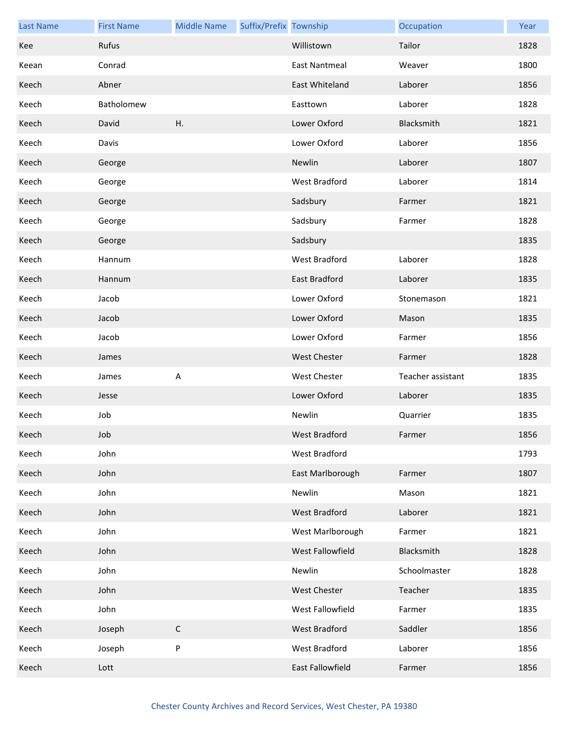| Last Name | First Name | Middle Name | Suffix/Prefix | Township | Occupation | Year |
|---|---|---|---|---|---|---|
| Kee | Rufus | | | Willistown | Tailor | 1828 |
| Keean | Conrad | | | East Nantmeal | Weaver | 1800 |
| Keech | Abner | | | East Whiteland | Laborer | 1856 |
| Keech | Batholomew | | | Easttown | Laborer | 1828 |
| Keech | David | H. | | Lower Oxford | Blacksmith | 1821 |
| Keech | Davis | | | Lower Oxford | Laborer | 1856 |
| Keech | George | | | Newlin | Laborer | 1807 |
| Keech | George | | | West Bradford | Laborer | 1814 |
| Keech | George | | | Sadsbury | Farmer | 1821 |
| Keech | George | | | Sadsbury | Farmer | 1828 |
| Keech | George | | | Sadsbury | | 1835 |
| Keech | Hannum | | | West Bradford | Laborer | 1828 |
| Keech | Hannum | | | East Bradford | Laborer | 1835 |
| Keech | Jacob | | | Lower Oxford | Stonemason | 1821 |
| Keech | Jacob | | | Lower Oxford | Mason | 1835 |
| Keech | Jacob | | | Lower Oxford | Farmer | 1856 |
| Keech | James | | | West Chester | Farmer | 1828 |
| Keech | James | A | | West Chester | Teacher assistant | 1835 |
| Keech | Jesse | | | Lower Oxford | Laborer | 1835 |
| Keech | Job | | | Newlin | Quarrier | 1835 |
| Keech | Job | | | West Bradford | Farmer | 1856 |
| Keech | John | | | West Bradford | | 1793 |
| Keech | John | | | East Marlborough | Farmer | 1807 |
| Keech | John | | | Newlin | Mason | 1821 |
| Keech | John | | | West Bradford | Laborer | 1821 |
| Keech | John | | | West Marlborough | Farmer | 1821 |
| Keech | John | | | West Fallowfield | Blacksmith | 1828 |
| Keech | John | | | Newlin | Schoolmaster | 1828 |
| Keech | John | | | West Chester | Teacher | 1835 |
| Keech | John | | | West Fallowfield | Farmer | 1835 |
| Keech | Joseph | C | | West Bradford | Saddler | 1856 |
| Keech | Joseph | P | | West Bradford | Laborer | 1856 |
| Keech | Lott | | | East Fallowfield | Farmer | 1856 |

Chester County Archives and Record Services, West Chester, PA 19380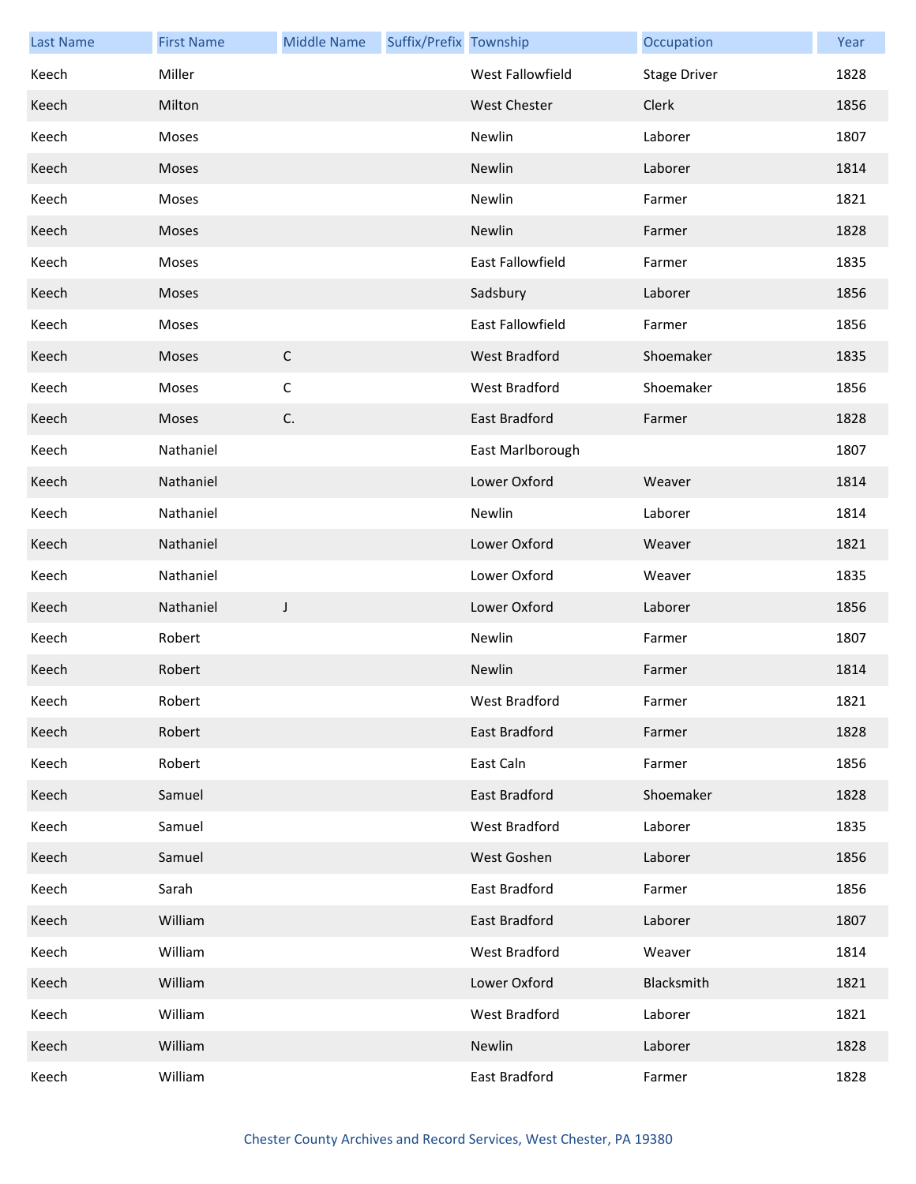| Last Name | First Name | Middle Name | Suffix/Prefix | Township | Occupation | Year |
|---|---|---|---|---|---|---|
| Keech | Miller | | | West Fallowfield | Stage Driver | 1828 |
| Keech | Milton | | | West Chester | Clerk | 1856 |
| Keech | Moses | | | Newlin | Laborer | 1807 |
| Keech | Moses | | | Newlin | Laborer | 1814 |
| Keech | Moses | | | Newlin | Farmer | 1821 |
| Keech | Moses | | | Newlin | Farmer | 1828 |
| Keech | Moses | | | East Fallowfield | Farmer | 1835 |
| Keech | Moses | | | Sadsbury | Laborer | 1856 |
| Keech | Moses | | | East Fallowfield | Farmer | 1856 |
| Keech | Moses | C | | West Bradford | Shoemaker | 1835 |
| Keech | Moses | C | | West Bradford | Shoemaker | 1856 |
| Keech | Moses | C. | | East Bradford | Farmer | 1828 |
| Keech | Nathaniel | | | East Marlborough | | 1807 |
| Keech | Nathaniel | | | Lower Oxford | Weaver | 1814 |
| Keech | Nathaniel | | | Newlin | Laborer | 1814 |
| Keech | Nathaniel | | | Lower Oxford | Weaver | 1821 |
| Keech | Nathaniel | | | Lower Oxford | Weaver | 1835 |
| Keech | Nathaniel | J | | Lower Oxford | Laborer | 1856 |
| Keech | Robert | | | Newlin | Farmer | 1807 |
| Keech | Robert | | | Newlin | Farmer | 1814 |
| Keech | Robert | | | West Bradford | Farmer | 1821 |
| Keech | Robert | | | East Bradford | Farmer | 1828 |
| Keech | Robert | | | East Caln | Farmer | 1856 |
| Keech | Samuel | | | East Bradford | Shoemaker | 1828 |
| Keech | Samuel | | | West Bradford | Laborer | 1835 |
| Keech | Samuel | | | West Goshen | Laborer | 1856 |
| Keech | Sarah | | | East Bradford | Farmer | 1856 |
| Keech | William | | | East Bradford | Laborer | 1807 |
| Keech | William | | | West Bradford | Weaver | 1814 |
| Keech | William | | | Lower Oxford | Blacksmith | 1821 |
| Keech | William | | | West Bradford | Laborer | 1821 |
| Keech | William | | | Newlin | Laborer | 1828 |
| Keech | William | | | East Bradford | Farmer | 1828 |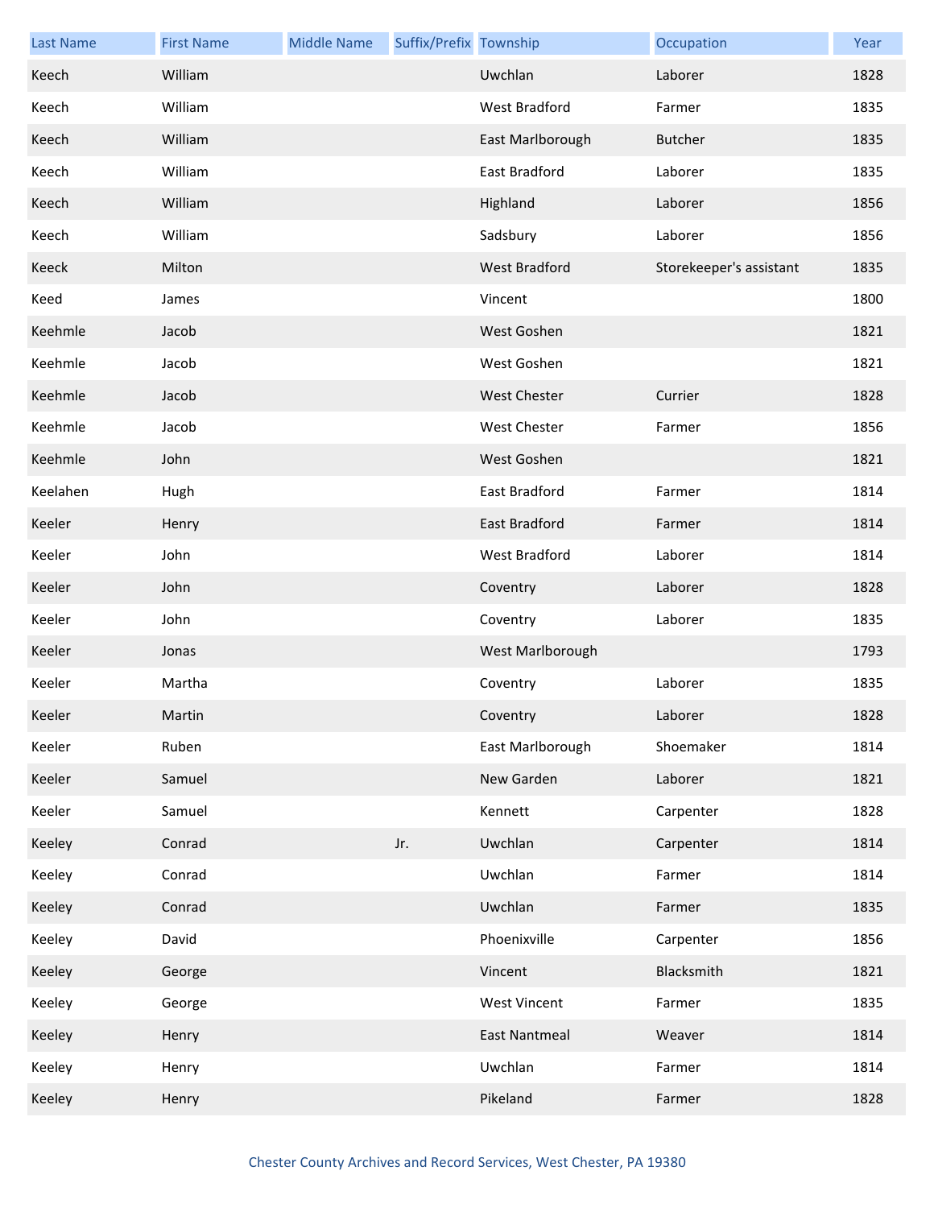| Last Name | First Name | Middle Name | Suffix/Prefix | Township | Occupation | Year |
|---|---|---|---|---|---|---|
| Keech | William | | | Uwchlan | Laborer | 1828 |
| Keech | William | | | West Bradford | Farmer | 1835 |
| Keech | William | | | East Marlborough | Butcher | 1835 |
| Keech | William | | | East Bradford | Laborer | 1835 |
| Keech | William | | | Highland | Laborer | 1856 |
| Keech | William | | | Sadsbury | Laborer | 1856 |
| Keeck | Milton | | | West Bradford | Storekeeper's assistant | 1835 |
| Keed | James | | | Vincent | | 1800 |
| Keehmle | Jacob | | | West Goshen | | 1821 |
| Keehmle | Jacob | | | West Goshen | | 1821 |
| Keehmle | Jacob | | | West Chester | Currier | 1828 |
| Keehmle | Jacob | | | West Chester | Farmer | 1856 |
| Keehmle | John | | | West Goshen | | 1821 |
| Keelahen | Hugh | | | East Bradford | Farmer | 1814 |
| Keeler | Henry | | | East Bradford | Farmer | 1814 |
| Keeler | John | | | West Bradford | Laborer | 1814 |
| Keeler | John | | | Coventry | Laborer | 1828 |
| Keeler | John | | | Coventry | Laborer | 1835 |
| Keeler | Jonas | | | West Marlborough | | 1793 |
| Keeler | Martha | | | Coventry | Laborer | 1835 |
| Keeler | Martin | | | Coventry | Laborer | 1828 |
| Keeler | Ruben | | | East Marlborough | Shoemaker | 1814 |
| Keeler | Samuel | | | New Garden | Laborer | 1821 |
| Keeler | Samuel | | | Kennett | Carpenter | 1828 |
| Keeley | Conrad | | Jr. | Uwchlan | Carpenter | 1814 |
| Keeley | Conrad | | | Uwchlan | Farmer | 1814 |
| Keeley | Conrad | | | Uwchlan | Farmer | 1835 |
| Keeley | David | | | Phoenixville | Carpenter | 1856 |
| Keeley | George | | | Vincent | Blacksmith | 1821 |
| Keeley | George | | | West Vincent | Farmer | 1835 |
| Keeley | Henry | | | East Nantmeal | Weaver | 1814 |
| Keeley | Henry | | | Uwchlan | Farmer | 1814 |
| Keeley | Henry | | | Pikeland | Farmer | 1828 |

Chester County Archives and Record Services, West Chester, PA 19380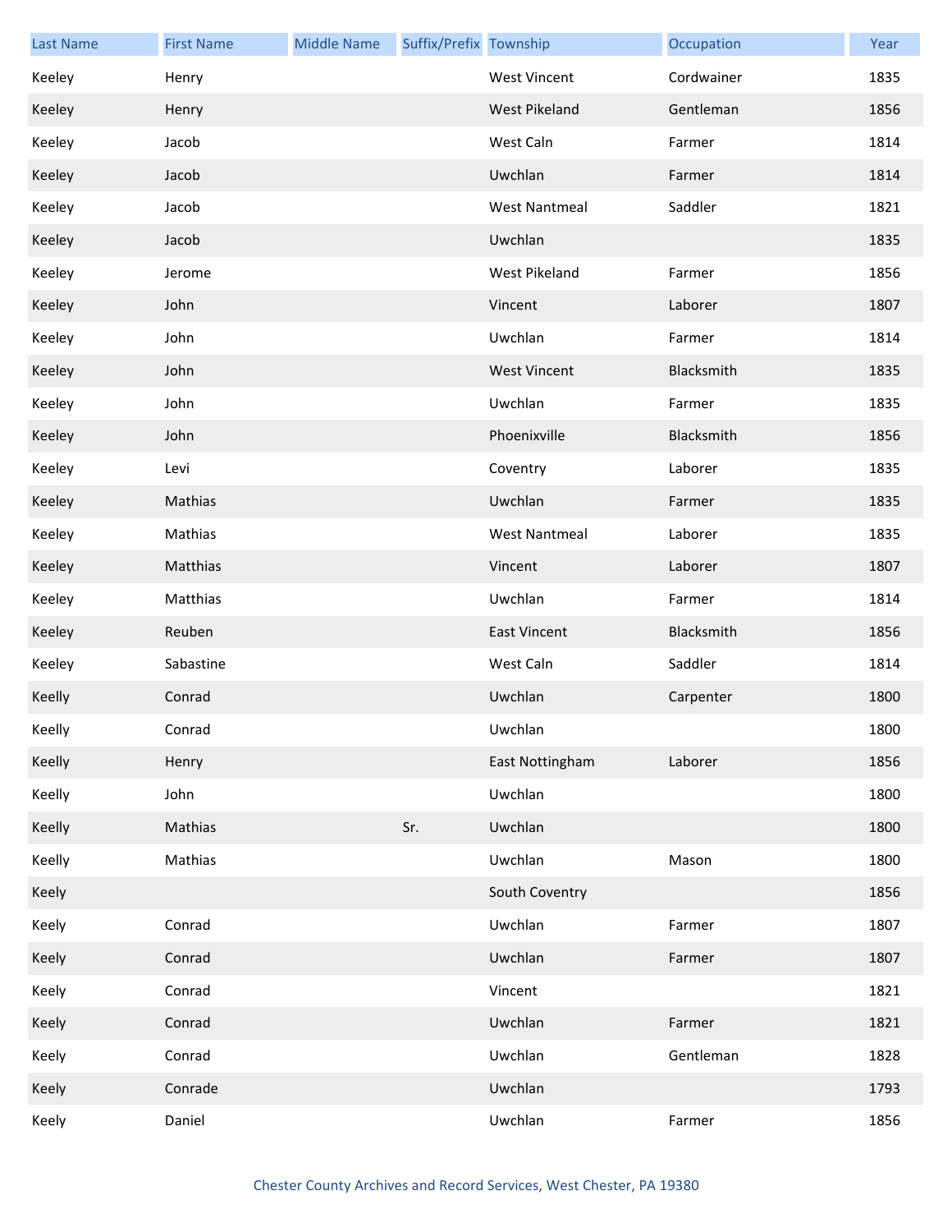| Last Name | First Name | Middle Name | Suffix/Prefix | Township | Occupation | Year |
|---|---|---|---|---|---|---|
| Keeley | Henry | | | West Vincent | Cordwainer | 1835 |
| Keeley | Henry | | | West Pikeland | Gentleman | 1856 |
| Keeley | Jacob | | | West Caln | Farmer | 1814 |
| Keeley | Jacob | | | Uwchlan | Farmer | 1814 |
| Keeley | Jacob | | | West Nantmeal | Saddler | 1821 |
| Keeley | Jacob | | | Uwchlan | | 1835 |
| Keeley | Jerome | | | West Pikeland | Farmer | 1856 |
| Keeley | John | | | Vincent | Laborer | 1807 |
| Keeley | John | | | Uwchlan | Farmer | 1814 |
| Keeley | John | | | West Vincent | Blacksmith | 1835 |
| Keeley | John | | | Uwchlan | Farmer | 1835 |
| Keeley | John | | | Phoenixville | Blacksmith | 1856 |
| Keeley | Levi | | | Coventry | Laborer | 1835 |
| Keeley | Mathias | | | Uwchlan | Farmer | 1835 |
| Keeley | Mathias | | | West Nantmeal | Laborer | 1835 |
| Keeley | Matthias | | | Vincent | Laborer | 1807 |
| Keeley | Matthias | | | Uwchlan | Farmer | 1814 |
| Keeley | Reuben | | | East Vincent | Blacksmith | 1856 |
| Keeley | Sabastine | | | West Caln | Saddler | 1814 |
| Keelly | Conrad | | | Uwchlan | Carpenter | 1800 |
| Keelly | Conrad | | | Uwchlan | | 1800 |
| Keelly | Henry | | | East Nottingham | Laborer | 1856 |
| Keelly | John | | | Uwchlan | | 1800 |
| Keelly | Mathias | | Sr. | Uwchlan | | 1800 |
| Keelly | Mathias | | | Uwchlan | Mason | 1800 |
| Keely | | | | South Coventry | | 1856 |
| Keely | Conrad | | | Uwchlan | Farmer | 1807 |
| Keely | Conrad | | | Uwchlan | Farmer | 1807 |
| Keely | Conrad | | | Vincent | | 1821 |
| Keely | Conrad | | | Uwchlan | Farmer | 1821 |
| Keely | Conrad | | | Uwchlan | Gentleman | 1828 |
| Keely | Conrade | | | Uwchlan | | 1793 |
| Keely | Daniel | | | Uwchlan | Farmer | 1856 |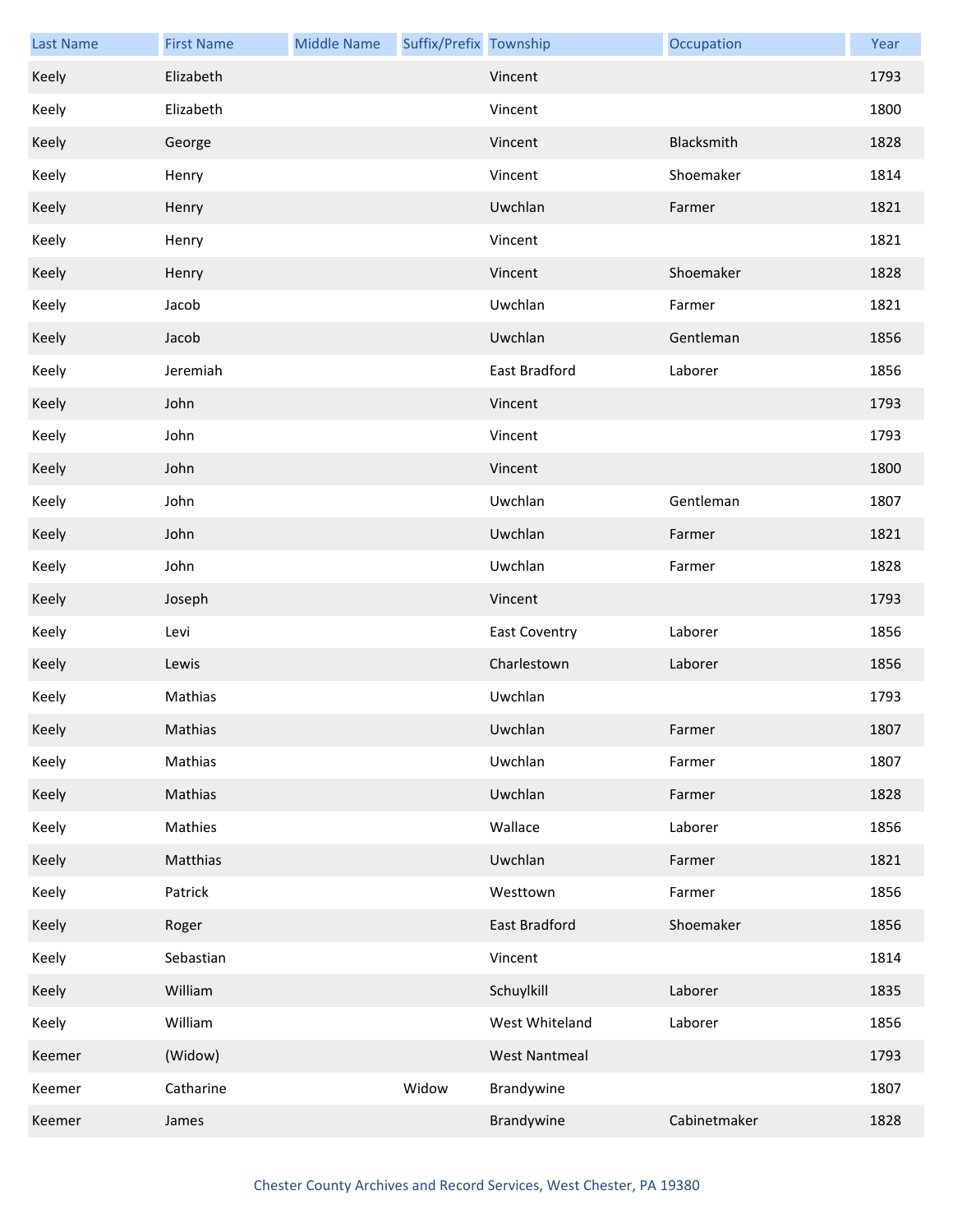| Last Name | First Name | Middle Name | Suffix/Prefix | Township | Occupation | Year |
|---|---|---|---|---|---|---|
| Keely | Elizabeth | | | Vincent | | 1793 |
| Keely | Elizabeth | | | Vincent | | 1800 |
| Keely | George | | | Vincent | Blacksmith | 1828 |
| Keely | Henry | | | Vincent | Shoemaker | 1814 |
| Keely | Henry | | | Uwchlan | Farmer | 1821 |
| Keely | Henry | | | Vincent | | 1821 |
| Keely | Henry | | | Vincent | Shoemaker | 1828 |
| Keely | Jacob | | | Uwchlan | Farmer | 1821 |
| Keely | Jacob | | | Uwchlan | Gentleman | 1856 |
| Keely | Jeremiah | | | East Bradford | Laborer | 1856 |
| Keely | John | | | Vincent | | 1793 |
| Keely | John | | | Vincent | | 1793 |
| Keely | John | | | Vincent | | 1800 |
| Keely | John | | | Uwchlan | Gentleman | 1807 |
| Keely | John | | | Uwchlan | Farmer | 1821 |
| Keely | John | | | Uwchlan | Farmer | 1828 |
| Keely | Joseph | | | Vincent | | 1793 |
| Keely | Levi | | | East Coventry | Laborer | 1856 |
| Keely | Lewis | | | Charlestown | Laborer | 1856 |
| Keely | Mathias | | | Uwchlan | | 1793 |
| Keely | Mathias | | | Uwchlan | Farmer | 1807 |
| Keely | Mathias | | | Uwchlan | Farmer | 1807 |
| Keely | Mathias | | | Uwchlan | Farmer | 1828 |
| Keely | Mathies | | | Wallace | Laborer | 1856 |
| Keely | Matthias | | | Uwchlan | Farmer | 1821 |
| Keely | Patrick | | | Westtown | Farmer | 1856 |
| Keely | Roger | | | East Bradford | Shoemaker | 1856 |
| Keely | Sebastian | | | Vincent | | 1814 |
| Keely | William | | | Schuylkill | Laborer | 1835 |
| Keely | William | | | West Whiteland | Laborer | 1856 |
| Keemer | (Widow) | | | West Nantmeal | | 1793 |
| Keemer | Catharine | | Widow | Brandywine | | 1807 |
| Keemer | James | | | Brandywine | Cabinetmaker | 1828 |

Chester County Archives and Record Services, West Chester, PA 19380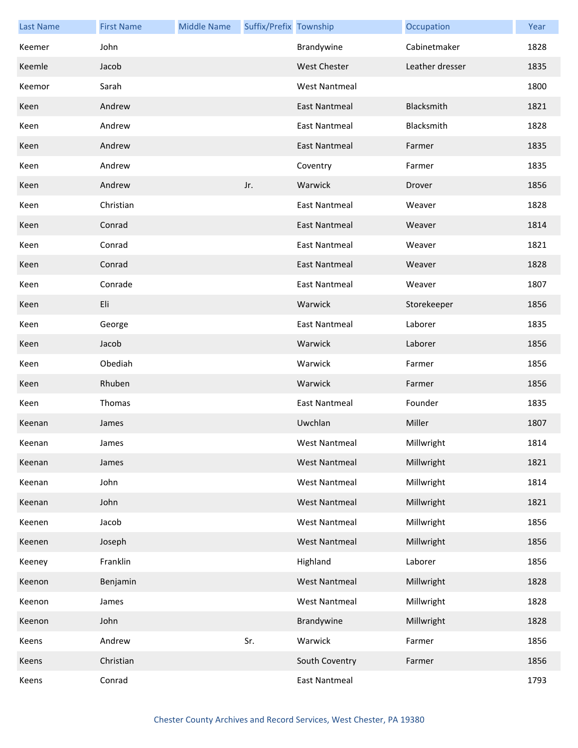| Last Name | First Name | Middle Name | Suffix/Prefix | Township | Occupation | Year |
|---|---|---|---|---|---|---|
| Keemer | John | | | Brandywine | Cabinetmaker | 1828 |
| Keemle | Jacob | | | West Chester | Leather dresser | 1835 |
| Keemor | Sarah | | | West Nantmeal | | 1800 |
| Keen | Andrew | | | East Nantmeal | Blacksmith | 1821 |
| Keen | Andrew | | | East Nantmeal | Blacksmith | 1828 |
| Keen | Andrew | | | East Nantmeal | Farmer | 1835 |
| Keen | Andrew | | | Coventry | Farmer | 1835 |
| Keen | Andrew | | Jr. | Warwick | Drover | 1856 |
| Keen | Christian | | | East Nantmeal | Weaver | 1828 |
| Keen | Conrad | | | East Nantmeal | Weaver | 1814 |
| Keen | Conrad | | | East Nantmeal | Weaver | 1821 |
| Keen | Conrad | | | East Nantmeal | Weaver | 1828 |
| Keen | Conrade | | | East Nantmeal | Weaver | 1807 |
| Keen | Eli | | | Warwick | Storekeeper | 1856 |
| Keen | George | | | East Nantmeal | Laborer | 1835 |
| Keen | Jacob | | | Warwick | Laborer | 1856 |
| Keen | Obediah | | | Warwick | Farmer | 1856 |
| Keen | Rhuben | | | Warwick | Farmer | 1856 |
| Keen | Thomas | | | East Nantmeal | Founder | 1835 |
| Keenan | James | | | Uwchlan | Miller | 1807 |
| Keenan | James | | | West Nantmeal | Millwright | 1814 |
| Keenan | James | | | West Nantmeal | Millwright | 1821 |
| Keenan | John | | | West Nantmeal | Millwright | 1814 |
| Keenan | John | | | West Nantmeal | Millwright | 1821 |
| Keenen | Jacob | | | West Nantmeal | Millwright | 1856 |
| Keenen | Joseph | | | West Nantmeal | Millwright | 1856 |
| Keeney | Franklin | | | Highland | Laborer | 1856 |
| Keenon | Benjamin | | | West Nantmeal | Millwright | 1828 |
| Keenon | James | | | West Nantmeal | Millwright | 1828 |
| Keenon | John | | | Brandywine | Millwright | 1828 |
| Keens | Andrew | | Sr. | Warwick | Farmer | 1856 |
| Keens | Christian | | | South Coventry | Farmer | 1856 |
| Keens | Conrad | | | East Nantmeal | | 1793 |

Chester County Archives and Record Services, West Chester, PA 19380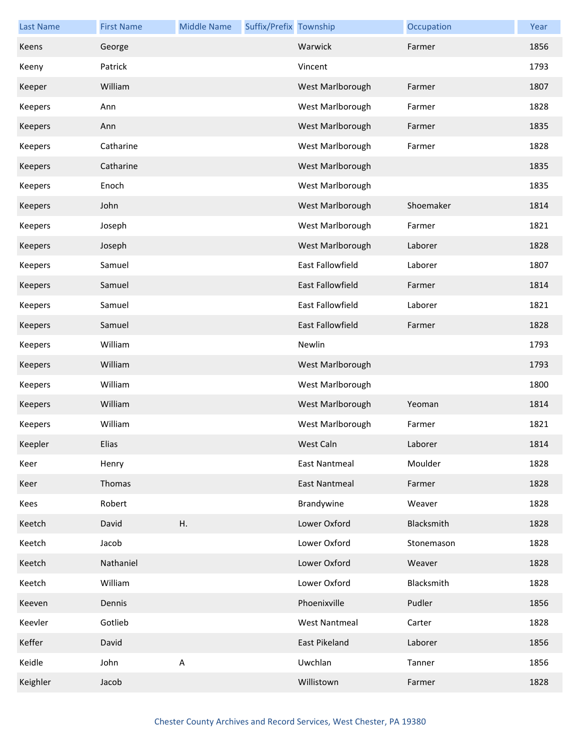| Last Name | First Name | Middle Name | Suffix/Prefix | Township | Occupation | Year |
|---|---|---|---|---|---|---|
| Keens | George | | | Warwick | Farmer | 1856 |
| Keeny | Patrick | | | Vincent | | 1793 |
| Keeper | William | | | West Marlborough | Farmer | 1807 |
| Keepers | Ann | | | West Marlborough | Farmer | 1828 |
| Keepers | Ann | | | West Marlborough | Farmer | 1835 |
| Keepers | Catharine | | | West Marlborough | Farmer | 1828 |
| Keepers | Catharine | | | West Marlborough | | 1835 |
| Keepers | Enoch | | | West Marlborough | | 1835 |
| Keepers | John | | | West Marlborough | Shoemaker | 1814 |
| Keepers | Joseph | | | West Marlborough | Farmer | 1821 |
| Keepers | Joseph | | | West Marlborough | Laborer | 1828 |
| Keepers | Samuel | | | East Fallowfield | Laborer | 1807 |
| Keepers | Samuel | | | East Fallowfield | Farmer | 1814 |
| Keepers | Samuel | | | East Fallowfield | Laborer | 1821 |
| Keepers | Samuel | | | East Fallowfield | Farmer | 1828 |
| Keepers | William | | | Newlin | | 1793 |
| Keepers | William | | | West Marlborough | | 1793 |
| Keepers | William | | | West Marlborough | | 1800 |
| Keepers | William | | | West Marlborough | Yeoman | 1814 |
| Keepers | William | | | West Marlborough | Farmer | 1821 |
| Keepler | Elias | | | West Caln | Laborer | 1814 |
| Keer | Henry | | | East Nantmeal | Moulder | 1828 |
| Keer | Thomas | | | East Nantmeal | Farmer | 1828 |
| Kees | Robert | | | Brandywine | Weaver | 1828 |
| Keetch | David | H. | | Lower Oxford | Blacksmith | 1828 |
| Keetch | Jacob | | | Lower Oxford | Stonemason | 1828 |
| Keetch | Nathaniel | | | Lower Oxford | Weaver | 1828 |
| Keetch | William | | | Lower Oxford | Blacksmith | 1828 |
| Keeven | Dennis | | | Phoenixville | Pudler | 1856 |
| Keevler | Gotlieb | | | West Nantmeal | Carter | 1828 |
| Keffer | David | | | East Pikeland | Laborer | 1856 |
| Keidle | John | A | | Uwchlan | Tanner | 1856 |
| Keighler | Jacob | | | Willistown | Farmer | 1828 |

Chester County Archives and Record Services, West Chester, PA 19380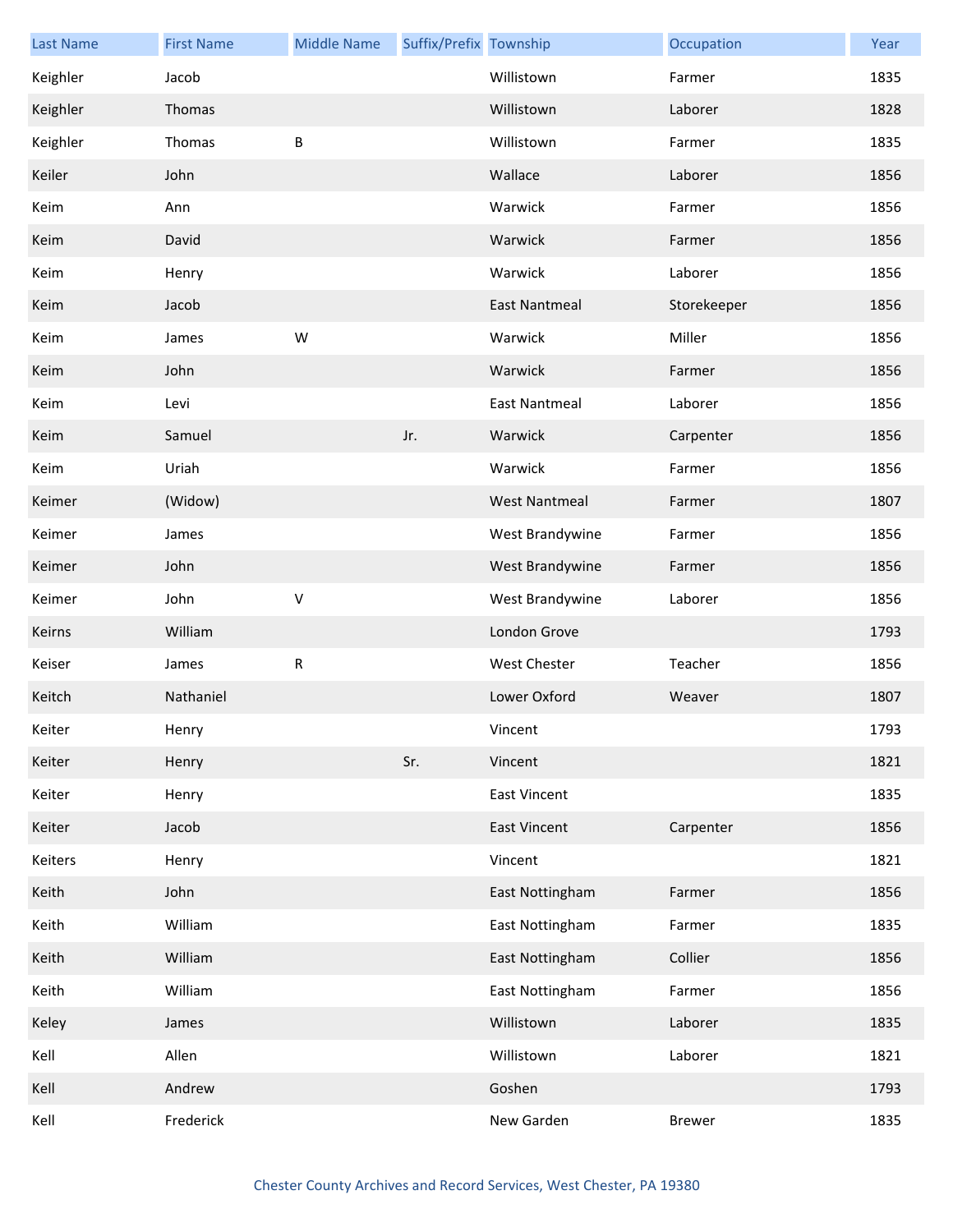| Last Name | First Name | Middle Name | Suffix/Prefix | Township | Occupation | Year |
|---|---|---|---|---|---|---|
| Keighler | Jacob | | | Willistown | Farmer | 1835 |
| Keighler | Thomas | | | Willistown | Laborer | 1828 |
| Keighler | Thomas | B | | Willistown | Farmer | 1835 |
| Keiler | John | | | Wallace | Laborer | 1856 |
| Keim | Ann | | | Warwick | Farmer | 1856 |
| Keim | David | | | Warwick | Farmer | 1856 |
| Keim | Henry | | | Warwick | Laborer | 1856 |
| Keim | Jacob | | | East Nantmeal | Storekeeper | 1856 |
| Keim | James | W | | Warwick | Miller | 1856 |
| Keim | John | | | Warwick | Farmer | 1856 |
| Keim | Levi | | | East Nantmeal | Laborer | 1856 |
| Keim | Samuel | | Jr. | Warwick | Carpenter | 1856 |
| Keim | Uriah | | | Warwick | Farmer | 1856 |
| Keimer | (Widow) | | | West Nantmeal | Farmer | 1807 |
| Keimer | James | | | West Brandywine | Farmer | 1856 |
| Keimer | John | | | West Brandywine | Farmer | 1856 |
| Keimer | John | V | | West Brandywine | Laborer | 1856 |
| Keirns | William | | | London Grove | | 1793 |
| Keiser | James | R | | West Chester | Teacher | 1856 |
| Keitch | Nathaniel | | | Lower Oxford | Weaver | 1807 |
| Keiter | Henry | | | Vincent | | 1793 |
| Keiter | Henry | | Sr. | Vincent | | 1821 |
| Keiter | Henry | | | East Vincent | | 1835 |
| Keiter | Jacob | | | East Vincent | Carpenter | 1856 |
| Keiters | Henry | | | Vincent | | 1821 |
| Keith | John | | | East Nottingham | Farmer | 1856 |
| Keith | William | | | East Nottingham | Farmer | 1835 |
| Keith | William | | | East Nottingham | Collier | 1856 |
| Keith | William | | | East Nottingham | Farmer | 1856 |
| Keley | James | | | Willistown | Laborer | 1835 |
| Kell | Allen | | | Willistown | Laborer | 1821 |
| Kell | Andrew | | | Goshen | | 1793 |
| Kell | Frederick | | | New Garden | Brewer | 1835 |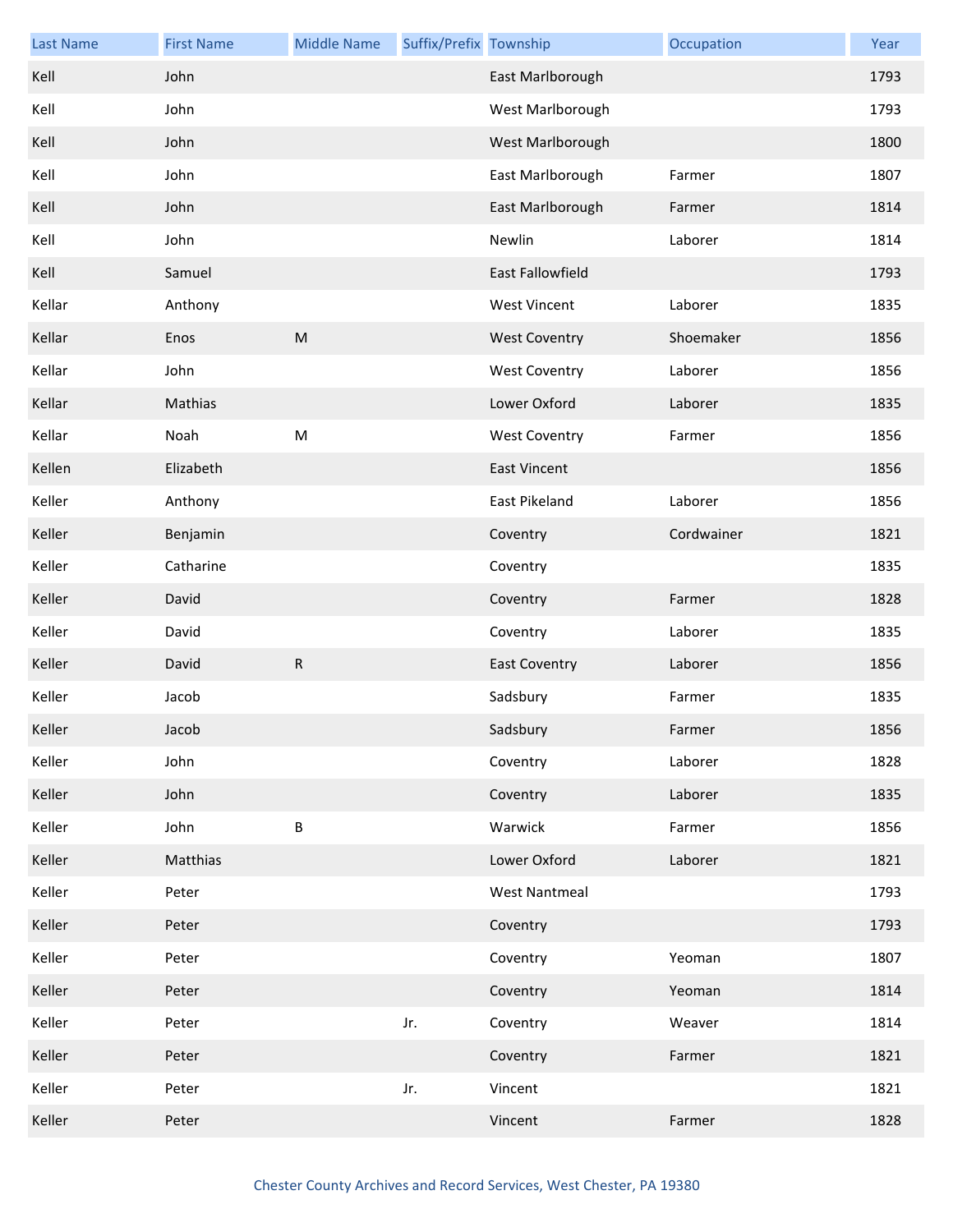| Last Name | First Name | Middle Name | Suffix/Prefix | Township | Occupation | Year |
|---|---|---|---|---|---|---|
| Kell | John | | | East Marlborough | | 1793 |
| Kell | John | | | West Marlborough | | 1793 |
| Kell | John | | | West Marlborough | | 1800 |
| Kell | John | | | East Marlborough | Farmer | 1807 |
| Kell | John | | | East Marlborough | Farmer | 1814 |
| Kell | John | | | Newlin | Laborer | 1814 |
| Kell | Samuel | | | East Fallowfield | | 1793 |
| Kellar | Anthony | | | West Vincent | Laborer | 1835 |
| Kellar | Enos | M | | West Coventry | Shoemaker | 1856 |
| Kellar | John | | | West Coventry | Laborer | 1856 |
| Kellar | Mathias | | | Lower Oxford | Laborer | 1835 |
| Kellar | Noah | M | | West Coventry | Farmer | 1856 |
| Kellen | Elizabeth | | | East Vincent | | 1856 |
| Keller | Anthony | | | East Pikeland | Laborer | 1856 |
| Keller | Benjamin | | | Coventry | Cordwainer | 1821 |
| Keller | Catharine | | | Coventry | | 1835 |
| Keller | David | | | Coventry | Farmer | 1828 |
| Keller | David | | | Coventry | Laborer | 1835 |
| Keller | David | R | | East Coventry | Laborer | 1856 |
| Keller | Jacob | | | Sadsbury | Farmer | 1835 |
| Keller | Jacob | | | Sadsbury | Farmer | 1856 |
| Keller | John | | | Coventry | Laborer | 1828 |
| Keller | John | | | Coventry | Laborer | 1835 |
| Keller | John | B | | Warwick | Farmer | 1856 |
| Keller | Matthias | | | Lower Oxford | Laborer | 1821 |
| Keller | Peter | | | West Nantmeal | | 1793 |
| Keller | Peter | | | Coventry | | 1793 |
| Keller | Peter | | | Coventry | Yeoman | 1807 |
| Keller | Peter | | | Coventry | Yeoman | 1814 |
| Keller | Peter | | Jr. | Coventry | Weaver | 1814 |
| Keller | Peter | | | Coventry | Farmer | 1821 |
| Keller | Peter | | Jr. | Vincent | | 1821 |
| Keller | Peter | | | Vincent | Farmer | 1828 |

Chester County Archives and Record Services, West Chester, PA 19380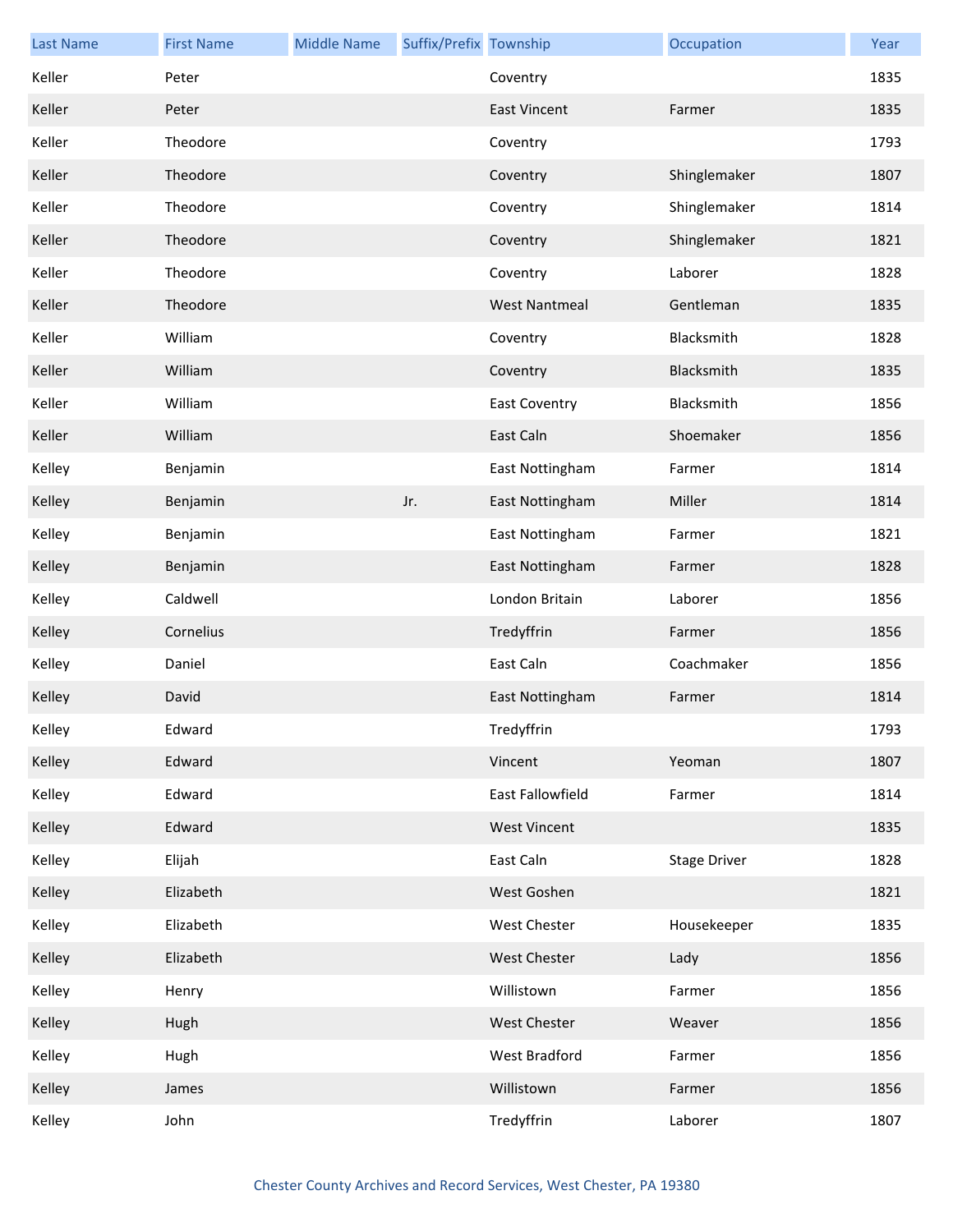| Last Name | First Name | Middle Name | Suffix/Prefix | Township | Occupation | Year |
|---|---|---|---|---|---|---|
| Keller | Peter | | | Coventry | | 1835 |
| Keller | Peter | | | East Vincent | Farmer | 1835 |
| Keller | Theodore | | | Coventry | | 1793 |
| Keller | Theodore | | | Coventry | Shinglemaker | 1807 |
| Keller | Theodore | | | Coventry | Shinglemaker | 1814 |
| Keller | Theodore | | | Coventry | Shinglemaker | 1821 |
| Keller | Theodore | | | Coventry | Laborer | 1828 |
| Keller | Theodore | | | West Nantmeal | Gentleman | 1835 |
| Keller | William | | | Coventry | Blacksmith | 1828 |
| Keller | William | | | Coventry | Blacksmith | 1835 |
| Keller | William | | | East Coventry | Blacksmith | 1856 |
| Keller | William | | | East Caln | Shoemaker | 1856 |
| Kelley | Benjamin | | | East Nottingham | Farmer | 1814 |
| Kelley | Benjamin | | Jr. | East Nottingham | Miller | 1814 |
| Kelley | Benjamin | | | East Nottingham | Farmer | 1821 |
| Kelley | Benjamin | | | East Nottingham | Farmer | 1828 |
| Kelley | Caldwell | | | London Britain | Laborer | 1856 |
| Kelley | Cornelius | | | Tredyffrin | Farmer | 1856 |
| Kelley | Daniel | | | East Caln | Coachmaker | 1856 |
| Kelley | David | | | East Nottingham | Farmer | 1814 |
| Kelley | Edward | | | Tredyffrin | | 1793 |
| Kelley | Edward | | | Vincent | Yeoman | 1807 |
| Kelley | Edward | | | East Fallowfield | Farmer | 1814 |
| Kelley | Edward | | | West Vincent | | 1835 |
| Kelley | Elijah | | | East Caln | Stage Driver | 1828 |
| Kelley | Elizabeth | | | West Goshen | | 1821 |
| Kelley | Elizabeth | | | West Chester | Housekeeper | 1835 |
| Kelley | Elizabeth | | | West Chester | Lady | 1856 |
| Kelley | Henry | | | Willistown | Farmer | 1856 |
| Kelley | Hugh | | | West Chester | Weaver | 1856 |
| Kelley | Hugh | | | West Bradford | Farmer | 1856 |
| Kelley | James | | | Willistown | Farmer | 1856 |
| Kelley | John | | | Tredyffrin | Laborer | 1807 |

Chester County Archives and Record Services, West Chester, PA 19380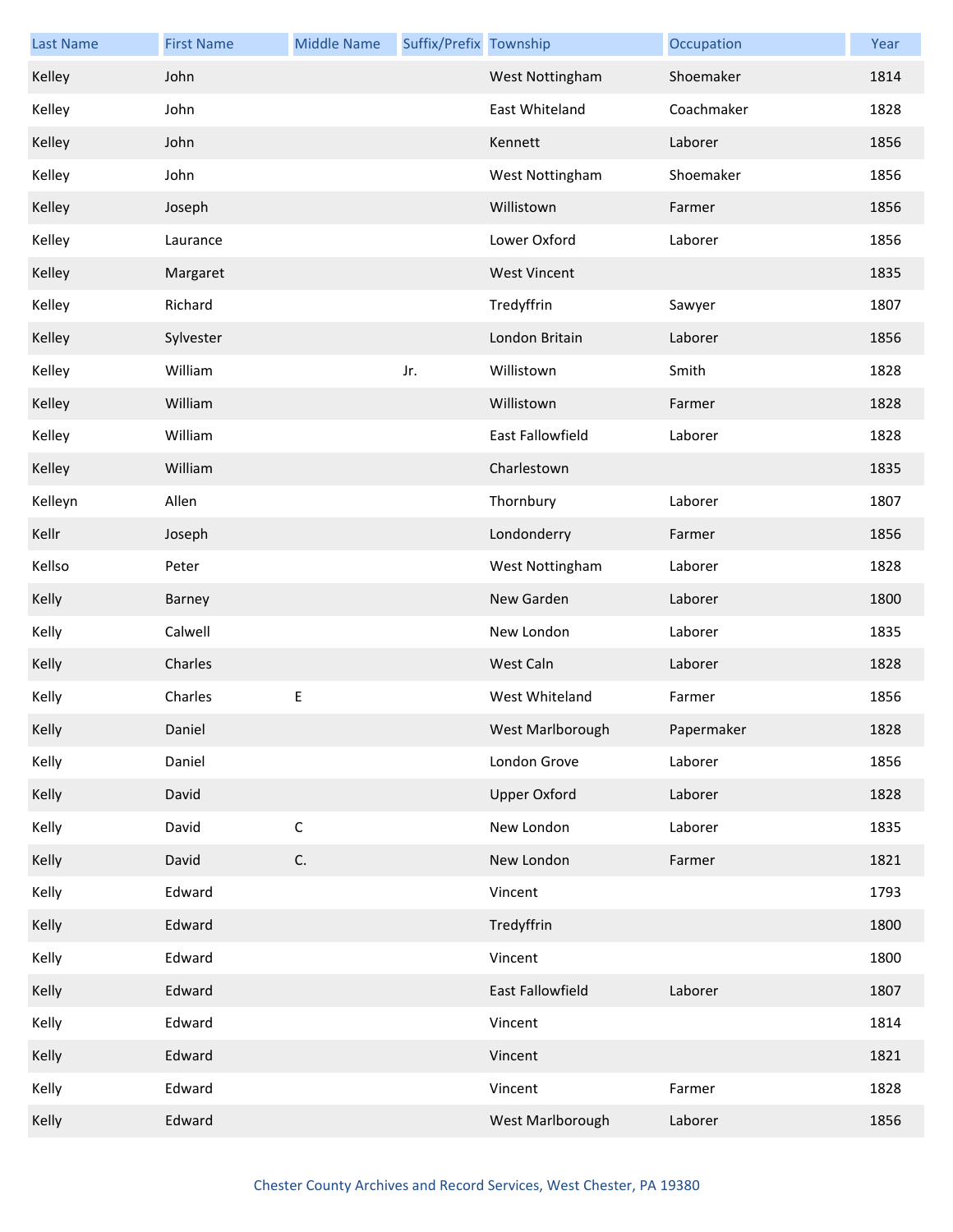| Last Name | First Name | Middle Name | Suffix/Prefix | Township | Occupation | Year |
| --- | --- | --- | --- | --- | --- | --- |
| Kelley | John | | | West Nottingham | Shoemaker | 1814 |
| Kelley | John | | | East Whiteland | Coachmaker | 1828 |
| Kelley | John | | | Kennett | Laborer | 1856 |
| Kelley | John | | | West Nottingham | Shoemaker | 1856 |
| Kelley | Joseph | | | Willistown | Farmer | 1856 |
| Kelley | Laurance | | | Lower Oxford | Laborer | 1856 |
| Kelley | Margaret | | | West Vincent | | 1835 |
| Kelley | Richard | | | Tredyffrin | Sawyer | 1807 |
| Kelley | Sylvester | | | London Britain | Laborer | 1856 |
| Kelley | William | | Jr. | Willistown | Smith | 1828 |
| Kelley | William | | | Willistown | Farmer | 1828 |
| Kelley | William | | | East Fallowfield | Laborer | 1828 |
| Kelley | William | | | Charlestown | | 1835 |
| Kelleyn | Allen | | | Thornbury | Laborer | 1807 |
| Kellr | Joseph | | | Londonderry | Farmer | 1856 |
| Kellso | Peter | | | West Nottingham | Laborer | 1828 |
| Kelly | Barney | | | New Garden | Laborer | 1800 |
| Kelly | Calwell | | | New London | Laborer | 1835 |
| Kelly | Charles | | | West Caln | Laborer | 1828 |
| Kelly | Charles | E | | West Whiteland | Farmer | 1856 |
| Kelly | Daniel | | | West Marlborough | Papermaker | 1828 |
| Kelly | Daniel | | | London Grove | Laborer | 1856 |
| Kelly | David | | | Upper Oxford | Laborer | 1828 |
| Kelly | David | C | | New London | Laborer | 1835 |
| Kelly | David | C. | | New London | Farmer | 1821 |
| Kelly | Edward | | | Vincent | | 1793 |
| Kelly | Edward | | | Tredyffrin | | 1800 |
| Kelly | Edward | | | Vincent | | 1800 |
| Kelly | Edward | | | East Fallowfield | Laborer | 1807 |
| Kelly | Edward | | | Vincent | | 1814 |
| Kelly | Edward | | | Vincent | | 1821 |
| Kelly | Edward | | | Vincent | Farmer | 1828 |
| Kelly | Edward | | | West Marlborough | Laborer | 1856 |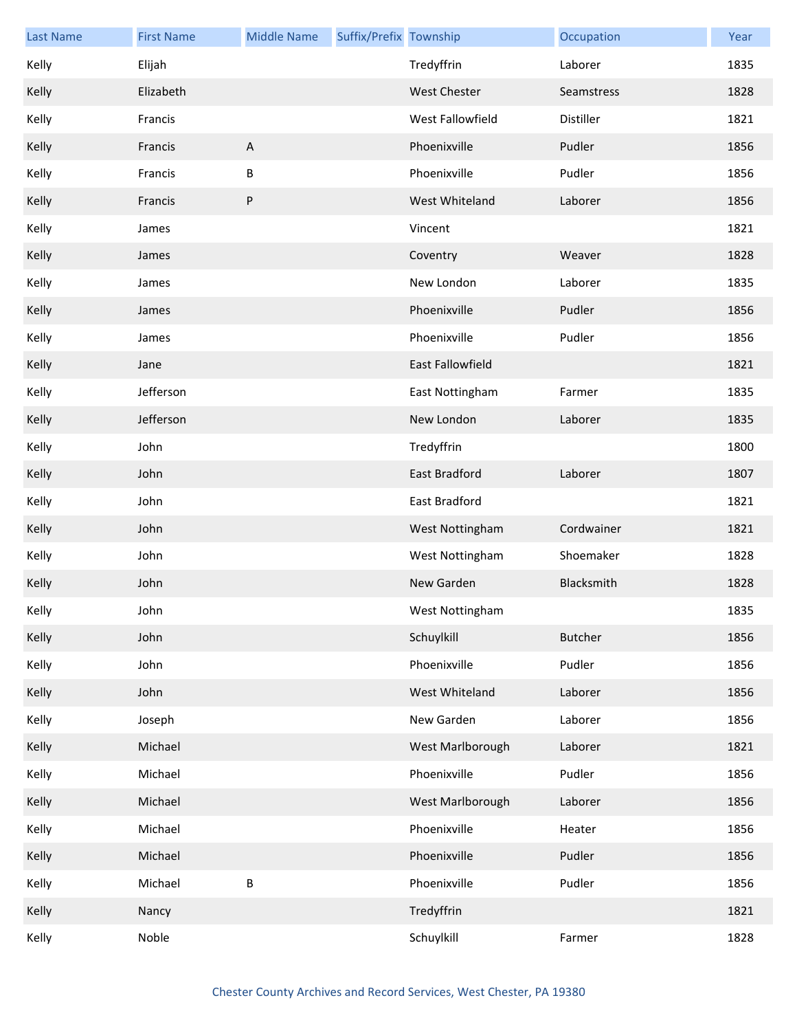| Last Name | First Name | Middle Name | Suffix/Prefix | Township | Occupation | Year |
|---|---|---|---|---|---|---|
| Kelly | Elijah | | | Tredyffrin | Laborer | 1835 |
| Kelly | Elizabeth | | | West Chester | Seamstress | 1828 |
| Kelly | Francis | | | West Fallowfield | Distiller | 1821 |
| Kelly | Francis | A | | Phoenixville | Pudler | 1856 |
| Kelly | Francis | B | | Phoenixville | Pudler | 1856 |
| Kelly | Francis | P | | West Whiteland | Laborer | 1856 |
| Kelly | James | | | Vincent | | 1821 |
| Kelly | James | | | Coventry | Weaver | 1828 |
| Kelly | James | | | New London | Laborer | 1835 |
| Kelly | James | | | Phoenixville | Pudler | 1856 |
| Kelly | James | | | Phoenixville | Pudler | 1856 |
| Kelly | Jane | | | East Fallowfield | | 1821 |
| Kelly | Jefferson | | | East Nottingham | Farmer | 1835 |
| Kelly | Jefferson | | | New London | Laborer | 1835 |
| Kelly | John | | | Tredyffrin | | 1800 |
| Kelly | John | | | East Bradford | Laborer | 1807 |
| Kelly | John | | | East Bradford | | 1821 |
| Kelly | John | | | West Nottingham | Cordwainer | 1821 |
| Kelly | John | | | West Nottingham | Shoemaker | 1828 |
| Kelly | John | | | New Garden | Blacksmith | 1828 |
| Kelly | John | | | West Nottingham | | 1835 |
| Kelly | John | | | Schuylkill | Butcher | 1856 |
| Kelly | John | | | Phoenixville | Pudler | 1856 |
| Kelly | John | | | West Whiteland | Laborer | 1856 |
| Kelly | Joseph | | | New Garden | Laborer | 1856 |
| Kelly | Michael | | | West Marlborough | Laborer | 1821 |
| Kelly | Michael | | | Phoenixville | Pudler | 1856 |
| Kelly | Michael | | | West Marlborough | Laborer | 1856 |
| Kelly | Michael | | | Phoenixville | Heater | 1856 |
| Kelly | Michael | | | Phoenixville | Pudler | 1856 |
| Kelly | Michael | B | | Phoenixville | Pudler | 1856 |
| Kelly | Nancy | | | Tredyffrin | | 1821 |
| Kelly | Noble | | | Schuylkill | Farmer | 1828 |

Chester County Archives and Record Services, West Chester, PA 19380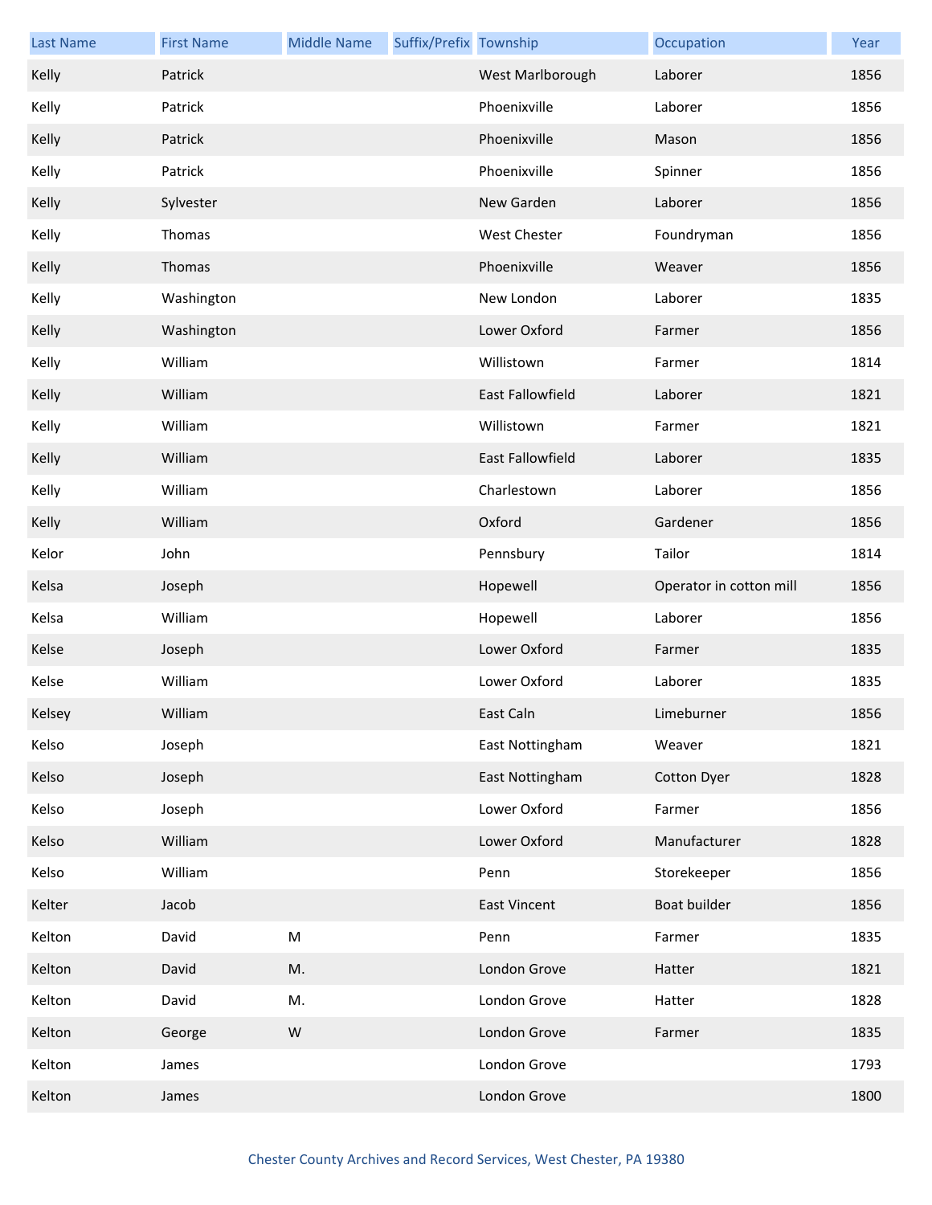| Last Name | First Name | Middle Name | Suffix/Prefix | Township | Occupation | Year |
|---|---|---|---|---|---|---|
| Kelly | Patrick | | | West Marlborough | Laborer | 1856 |
| Kelly | Patrick | | | Phoenixville | Laborer | 1856 |
| Kelly | Patrick | | | Phoenixville | Mason | 1856 |
| Kelly | Patrick | | | Phoenixville | Spinner | 1856 |
| Kelly | Sylvester | | | New Garden | Laborer | 1856 |
| Kelly | Thomas | | | West Chester | Foundryman | 1856 |
| Kelly | Thomas | | | Phoenixville | Weaver | 1856 |
| Kelly | Washington | | | New London | Laborer | 1835 |
| Kelly | Washington | | | Lower Oxford | Farmer | 1856 |
| Kelly | William | | | Willistown | Farmer | 1814 |
| Kelly | William | | | East Fallowfield | Laborer | 1821 |
| Kelly | William | | | Willistown | Farmer | 1821 |
| Kelly | William | | | East Fallowfield | Laborer | 1835 |
| Kelly | William | | | Charlestown | Laborer | 1856 |
| Kelly | William | | | Oxford | Gardener | 1856 |
| Kelor | John | | | Pennsbury | Tailor | 1814 |
| Kelsa | Joseph | | | Hopewell | Operator in cotton mill | 1856 |
| Kelsa | William | | | Hopewell | Laborer | 1856 |
| Kelse | Joseph | | | Lower Oxford | Farmer | 1835 |
| Kelse | William | | | Lower Oxford | Laborer | 1835 |
| Kelsey | William | | | East Caln | Limeburner | 1856 |
| Kelso | Joseph | | | East Nottingham | Weaver | 1821 |
| Kelso | Joseph | | | East Nottingham | Cotton Dyer | 1828 |
| Kelso | Joseph | | | Lower Oxford | Farmer | 1856 |
| Kelso | William | | | Lower Oxford | Manufacturer | 1828 |
| Kelso | William | | | Penn | Storekeeper | 1856 |
| Kelter | Jacob | | | East Vincent | Boat builder | 1856 |
| Kelton | David | M | | Penn | Farmer | 1835 |
| Kelton | David | M. | | London Grove | Hatter | 1821 |
| Kelton | David | M. | | London Grove | Hatter | 1828 |
| Kelton | George | W | | London Grove | Farmer | 1835 |
| Kelton | James | | | London Grove | | 1793 |
| Kelton | James | | | London Grove | | 1800 |

Chester County Archives and Record Services, West Chester, PA 19380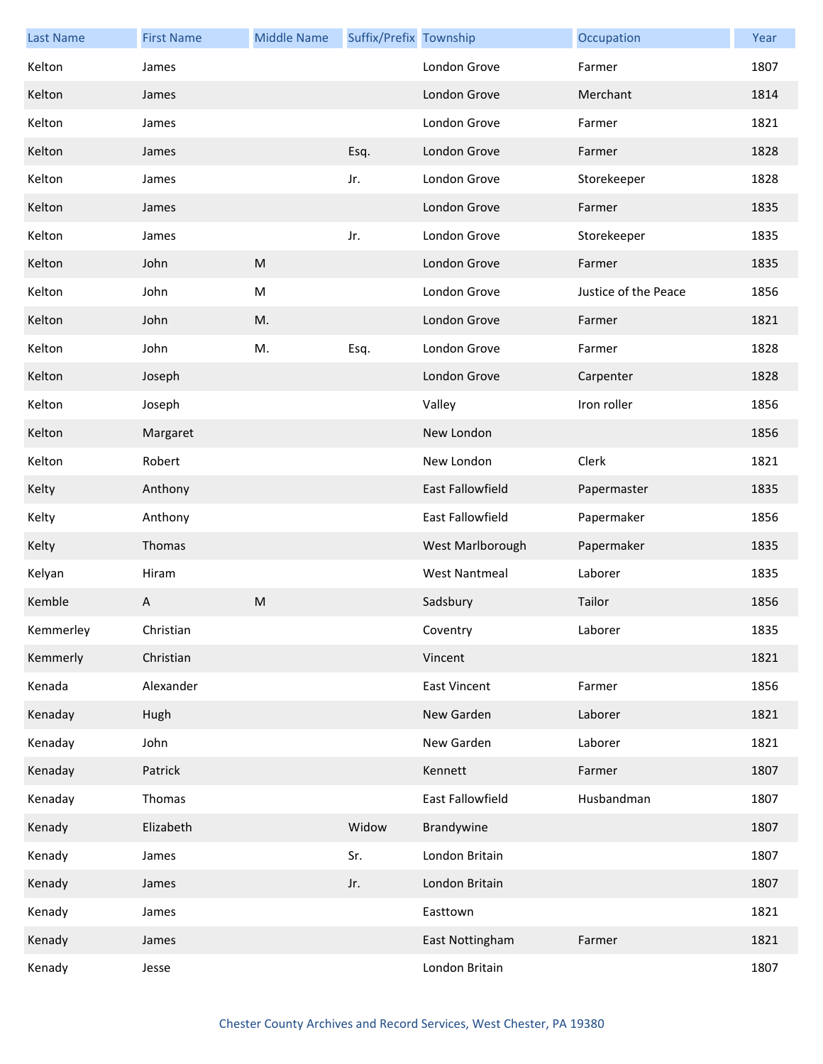| Last Name | First Name | Middle Name | Suffix/Prefix | Township | Occupation | Year |
|---|---|---|---|---|---|---|
| Kelton | James | | | London Grove | Farmer | 1807 |
| Kelton | James | | | London Grove | Merchant | 1814 |
| Kelton | James | | | London Grove | Farmer | 1821 |
| Kelton | James | | Esq. | London Grove | Farmer | 1828 |
| Kelton | James | | Jr. | London Grove | Storekeeper | 1828 |
| Kelton | James | | | London Grove | Farmer | 1835 |
| Kelton | James | | Jr. | London Grove | Storekeeper | 1835 |
| Kelton | John | M | | London Grove | Farmer | 1835 |
| Kelton | John | M | | London Grove | Justice of the Peace | 1856 |
| Kelton | John | M. | | London Grove | Farmer | 1821 |
| Kelton | John | M. | Esq. | London Grove | Farmer | 1828 |
| Kelton | Joseph | | | London Grove | Carpenter | 1828 |
| Kelton | Joseph | | | Valley | Iron roller | 1856 |
| Kelton | Margaret | | | New London | | 1856 |
| Kelton | Robert | | | New London | Clerk | 1821 |
| Kelty | Anthony | | | East Fallowfield | Papermaster | 1835 |
| Kelty | Anthony | | | East Fallowfield | Papermaker | 1856 |
| Kelty | Thomas | | | West Marlborough | Papermaker | 1835 |
| Kelyan | Hiram | | | West Nantmeal | Laborer | 1835 |
| Kemble | A | M | | Sadsbury | Tailor | 1856 |
| Kemmerley | Christian | | | Coventry | Laborer | 1835 |
| Kemmerly | Christian | | | Vincent | | 1821 |
| Kenada | Alexander | | | East Vincent | Farmer | 1856 |
| Kenaday | Hugh | | | New Garden | Laborer | 1821 |
| Kenaday | John | | | New Garden | Laborer | 1821 |
| Kenaday | Patrick | | | Kennett | Farmer | 1807 |
| Kenaday | Thomas | | | East Fallowfield | Husbandman | 1807 |
| Kenady | Elizabeth | | Widow | Brandywine | | 1807 |
| Kenady | James | | Sr. | London Britain | | 1807 |
| Kenady | James | | Jr. | London Britain | | 1807 |
| Kenady | James | | | Easttown | | 1821 |
| Kenady | James | | | East Nottingham | Farmer | 1821 |
| Kenady | Jesse | | | London Britain | | 1807 |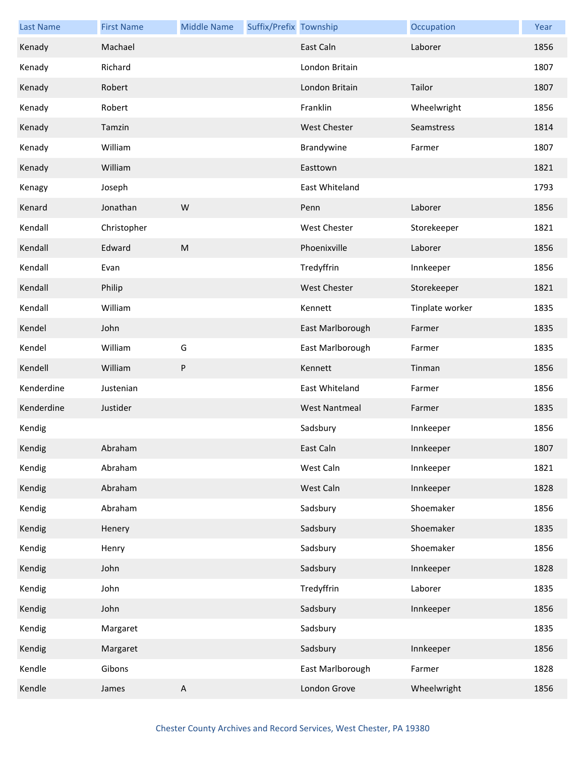| Last Name | First Name | Middle Name | Suffix/Prefix | Township | Occupation | Year |
|---|---|---|---|---|---|---|
| Kenady | Machael | | | East Caln | Laborer | 1856 |
| Kenady | Richard | | | London Britain | | 1807 |
| Kenady | Robert | | | London Britain | Tailor | 1807 |
| Kenady | Robert | | | Franklin | Wheelwright | 1856 |
| Kenady | Tamzin | | | West Chester | Seamstress | 1814 |
| Kenady | William | | | Brandywine | Farmer | 1807 |
| Kenady | William | | | Easttown | | 1821 |
| Kenagy | Joseph | | | East Whiteland | | 1793 |
| Kenard | Jonathan | W | | Penn | Laborer | 1856 |
| Kendall | Christopher | | | West Chester | Storekeeper | 1821 |
| Kendall | Edward | M | | Phoenixville | Laborer | 1856 |
| Kendall | Evan | | | Tredyffrin | Innkeeper | 1856 |
| Kendall | Philip | | | West Chester | Storekeeper | 1821 |
| Kendall | William | | | Kennett | Tinplate worker | 1835 |
| Kendel | John | | | East Marlborough | Farmer | 1835 |
| Kendel | William | G | | East Marlborough | Farmer | 1835 |
| Kendell | William | P | | Kennett | Tinman | 1856 |
| Kenderdine | Justenian | | | East Whiteland | Farmer | 1856 |
| Kenderdine | Justider | | | West Nantmeal | Farmer | 1835 |
| Kendig | | | | Sadsbury | Innkeeper | 1856 |
| Kendig | Abraham | | | East Caln | Innkeeper | 1807 |
| Kendig | Abraham | | | West Caln | Innkeeper | 1821 |
| Kendig | Abraham | | | West Caln | Innkeeper | 1828 |
| Kendig | Abraham | | | Sadsbury | Shoemaker | 1856 |
| Kendig | Henery | | | Sadsbury | Shoemaker | 1835 |
| Kendig | Henry | | | Sadsbury | Shoemaker | 1856 |
| Kendig | John | | | Sadsbury | Innkeeper | 1828 |
| Kendig | John | | | Tredyffrin | Laborer | 1835 |
| Kendig | John | | | Sadsbury | Innkeeper | 1856 |
| Kendig | Margaret | | | Sadsbury | | 1835 |
| Kendig | Margaret | | | Sadsbury | Innkeeper | 1856 |
| Kendle | Gibons | | | East Marlborough | Farmer | 1828 |
| Kendle | James | A | | London Grove | Wheelwright | 1856 |

Chester County Archives and Record Services, West Chester, PA 19380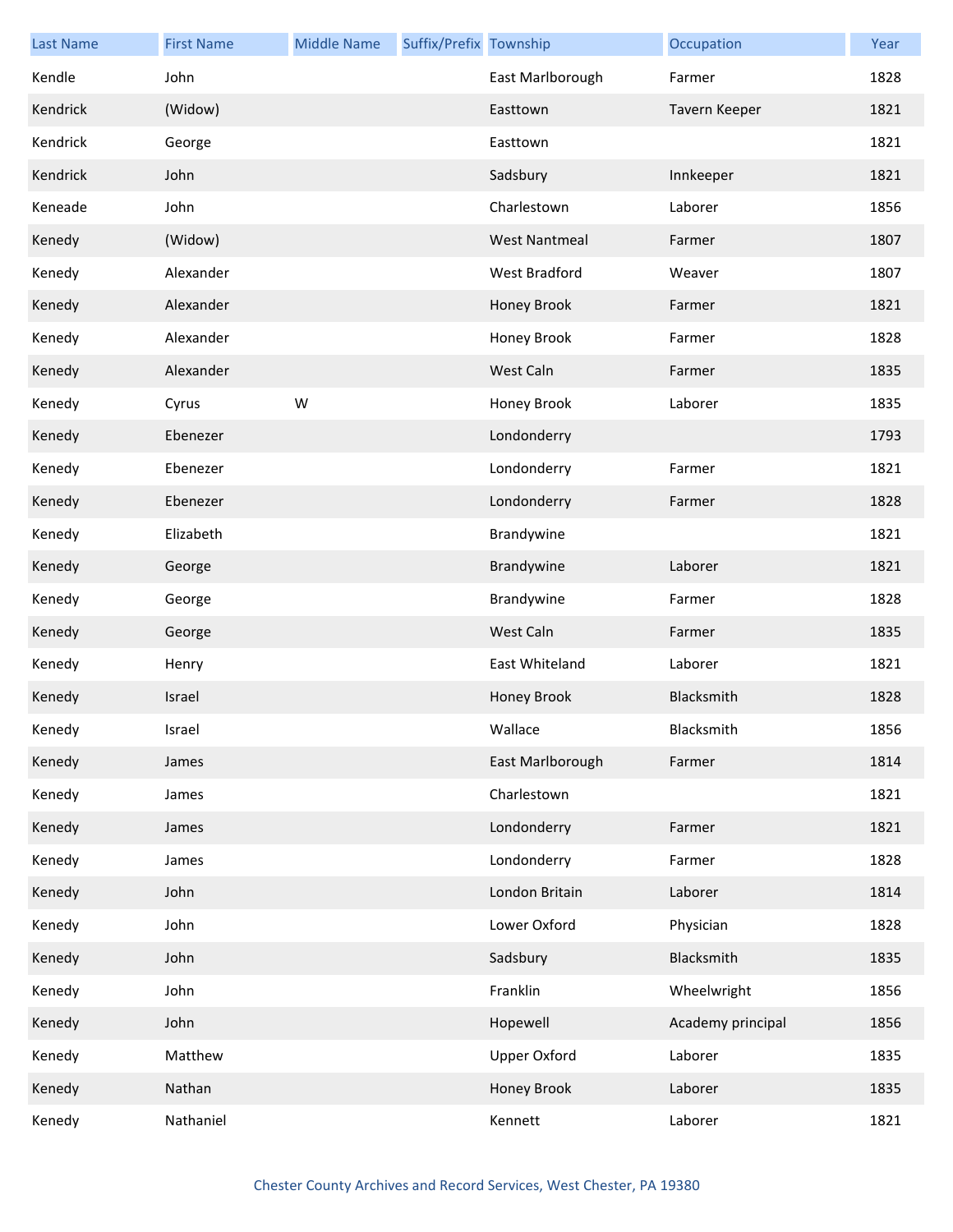| Last Name | First Name | Middle Name | Suffix/Prefix | Township | Occupation | Year |
| --- | --- | --- | --- | --- | --- | --- |
| Kendle | John | | | East Marlborough | Farmer | 1828 |
| Kendrick | (Widow) | | | Easttown | Tavern Keeper | 1821 |
| Kendrick | George | | | Easttown | | 1821 |
| Kendrick | John | | | Sadsbury | Innkeeper | 1821 |
| Keneade | John | | | Charlestown | Laborer | 1856 |
| Kenedy | (Widow) | | | West Nantmeal | Farmer | 1807 |
| Kenedy | Alexander | | | West Bradford | Weaver | 1807 |
| Kenedy | Alexander | | | Honey Brook | Farmer | 1821 |
| Kenedy | Alexander | | | Honey Brook | Farmer | 1828 |
| Kenedy | Alexander | | | West Caln | Farmer | 1835 |
| Kenedy | Cyrus | W | | Honey Brook | Laborer | 1835 |
| Kenedy | Ebenezer | | | Londonderry | | 1793 |
| Kenedy | Ebenezer | | | Londonderry | Farmer | 1821 |
| Kenedy | Ebenezer | | | Londonderry | Farmer | 1828 |
| Kenedy | Elizabeth | | | Brandywine | | 1821 |
| Kenedy | George | | | Brandywine | Laborer | 1821 |
| Kenedy | George | | | Brandywine | Farmer | 1828 |
| Kenedy | George | | | West Caln | Farmer | 1835 |
| Kenedy | Henry | | | East Whiteland | Laborer | 1821 |
| Kenedy | Israel | | | Honey Brook | Blacksmith | 1828 |
| Kenedy | Israel | | | Wallace | Blacksmith | 1856 |
| Kenedy | James | | | East Marlborough | Farmer | 1814 |
| Kenedy | James | | | Charlestown | | 1821 |
| Kenedy | James | | | Londonderry | Farmer | 1821 |
| Kenedy | James | | | Londonderry | Farmer | 1828 |
| Kenedy | John | | | London Britain | Laborer | 1814 |
| Kenedy | John | | | Lower Oxford | Physician | 1828 |
| Kenedy | John | | | Sadsbury | Blacksmith | 1835 |
| Kenedy | John | | | Franklin | Wheelwright | 1856 |
| Kenedy | John | | | Hopewell | Academy principal | 1856 |
| Kenedy | Matthew | | | Upper Oxford | Laborer | 1835 |
| Kenedy | Nathan | | | Honey Brook | Laborer | 1835 |
| Kenedy | Nathaniel | | | Kennett | Laborer | 1821 |

Chester County Archives and Record Services, West Chester, PA 19380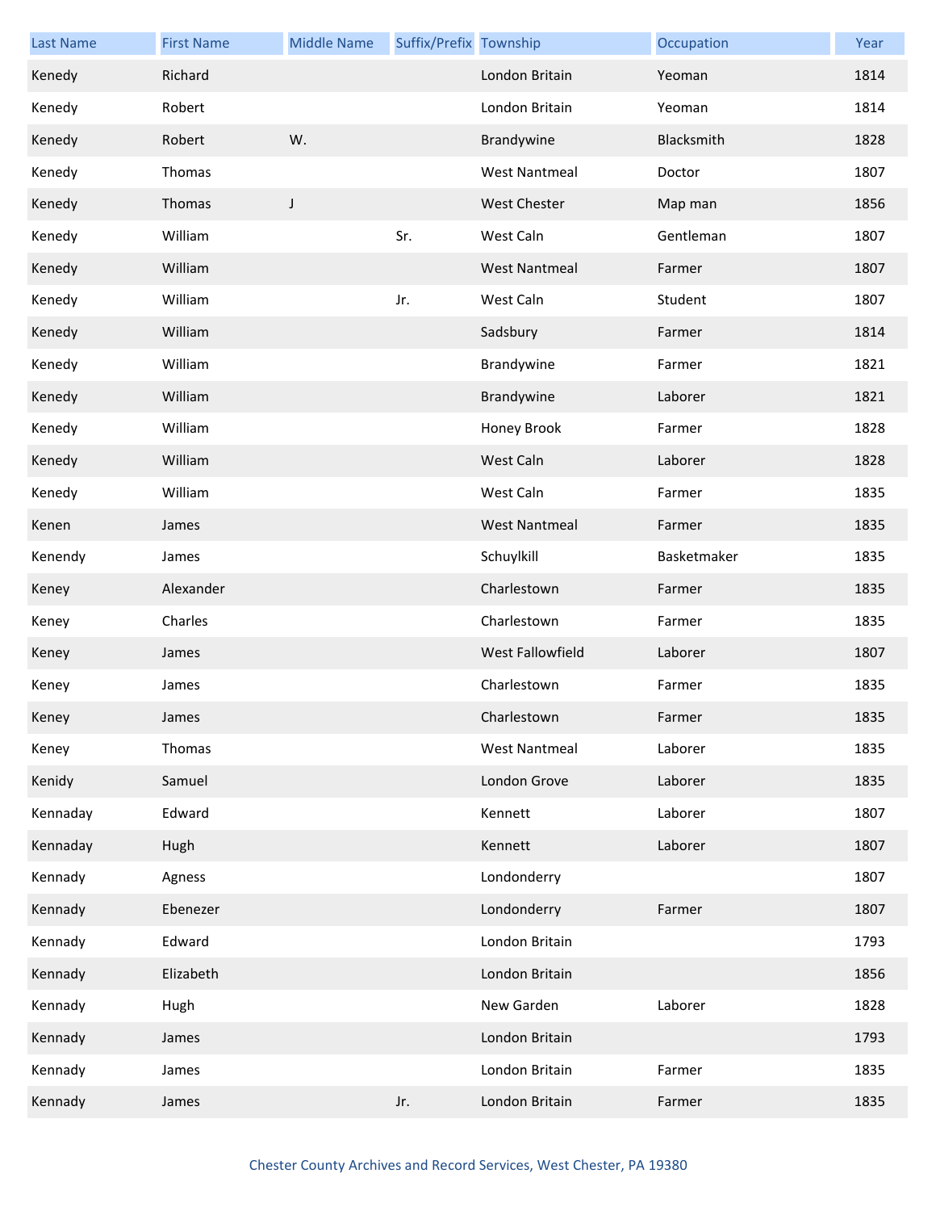| Last Name | First Name | Middle Name | Suffix/Prefix | Township | Occupation | Year |
| --- | --- | --- | --- | --- | --- | --- |
| Kenedy | Richard | | | London Britain | Yeoman | 1814 |
| Kenedy | Robert | | | London Britain | Yeoman | 1814 |
| Kenedy | Robert | W. | | Brandywine | Blacksmith | 1828 |
| Kenedy | Thomas | | | West Nantmeal | Doctor | 1807 |
| Kenedy | Thomas | J | | West Chester | Map man | 1856 |
| Kenedy | William | | Sr. | West Caln | Gentleman | 1807 |
| Kenedy | William | | | West Nantmeal | Farmer | 1807 |
| Kenedy | William | | Jr. | West Caln | Student | 1807 |
| Kenedy | William | | | Sadsbury | Farmer | 1814 |
| Kenedy | William | | | Brandywine | Farmer | 1821 |
| Kenedy | William | | | Brandywine | Laborer | 1821 |
| Kenedy | William | | | Honey Brook | Farmer | 1828 |
| Kenedy | William | | | West Caln | Laborer | 1828 |
| Kenedy | William | | | West Caln | Farmer | 1835 |
| Kenen | James | | | West Nantmeal | Farmer | 1835 |
| Kenendy | James | | | Schuylkill | Basketmaker | 1835 |
| Keney | Alexander | | | Charlestown | Farmer | 1835 |
| Keney | Charles | | | Charlestown | Farmer | 1835 |
| Keney | James | | | West Fallowfield | Laborer | 1807 |
| Keney | James | | | Charlestown | Farmer | 1835 |
| Keney | James | | | Charlestown | Farmer | 1835 |
| Keney | Thomas | | | West Nantmeal | Laborer | 1835 |
| Kenidy | Samuel | | | London Grove | Laborer | 1835 |
| Kennaday | Edward | | | Kennett | Laborer | 1807 |
| Kennaday | Hugh | | | Kennett | Laborer | 1807 |
| Kennady | Agness | | | Londonderry | | 1807 |
| Kennady | Ebenezer | | | Londonderry | Farmer | 1807 |
| Kennady | Edward | | | London Britain | | 1793 |
| Kennady | Elizabeth | | | London Britain | | 1856 |
| Kennady | Hugh | | | New Garden | Laborer | 1828 |
| Kennady | James | | | London Britain | | 1793 |
| Kennady | James | | | London Britain | Farmer | 1835 |
| Kennady | James | | Jr. | London Britain | Farmer | 1835 |

Chester County Archives and Record Services, West Chester, PA 19380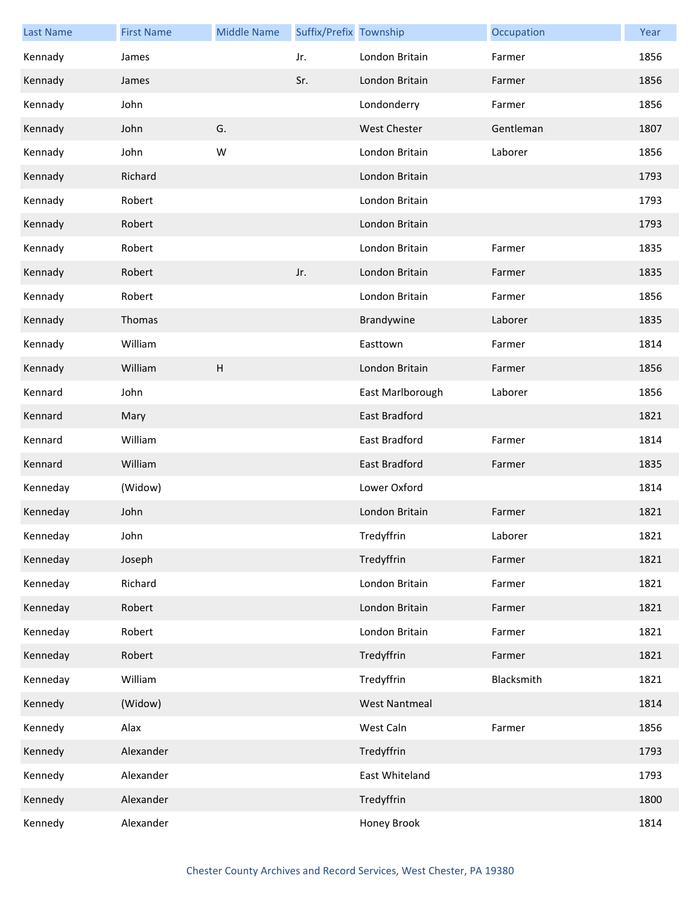| Last Name | First Name | Middle Name | Suffix/Prefix | Township | Occupation | Year |
|---|---|---|---|---|---|---|
| Kennady | James | | Jr. | London Britain | Farmer | 1856 |
| Kennady | James | | Sr. | London Britain | Farmer | 1856 |
| Kennady | John | | | Londonderry | Farmer | 1856 |
| Kennady | John | G. | | West Chester | Gentleman | 1807 |
| Kennady | John | W | | London Britain | Laborer | 1856 |
| Kennady | Richard | | | London Britain | | 1793 |
| Kennady | Robert | | | London Britain | | 1793 |
| Kennady | Robert | | | London Britain | | 1793 |
| Kennady | Robert | | | London Britain | Farmer | 1835 |
| Kennady | Robert | | Jr. | London Britain | Farmer | 1835 |
| Kennady | Robert | | | London Britain | Farmer | 1856 |
| Kennady | Thomas | | | Brandywine | Laborer | 1835 |
| Kennady | William | | | Easttown | Farmer | 1814 |
| Kennady | William | H | | London Britain | Farmer | 1856 |
| Kennard | John | | | East Marlborough | Laborer | 1856 |
| Kennard | Mary | | | East Bradford | | 1821 |
| Kennard | William | | | East Bradford | Farmer | 1814 |
| Kennard | William | | | East Bradford | Farmer | 1835 |
| Kenneday | (Widow) | | | Lower Oxford | | 1814 |
| Kenneday | John | | | London Britain | Farmer | 1821 |
| Kenneday | John | | | Tredyffrin | Laborer | 1821 |
| Kenneday | Joseph | | | Tredyffrin | Farmer | 1821 |
| Kenneday | Richard | | | London Britain | Farmer | 1821 |
| Kenneday | Robert | | | London Britain | Farmer | 1821 |
| Kenneday | Robert | | | London Britain | Farmer | 1821 |
| Kenneday | Robert | | | Tredyffrin | Farmer | 1821 |
| Kenneday | William | | | Tredyffrin | Blacksmith | 1821 |
| Kennedy | (Widow) | | | West Nantmeal | | 1814 |
| Kennedy | Alax | | | West Caln | Farmer | 1856 |
| Kennedy | Alexander | | | Tredyffrin | | 1793 |
| Kennedy | Alexander | | | East Whiteland | | 1793 |
| Kennedy | Alexander | | | Tredyffrin | | 1800 |
| Kennedy | Alexander | | | Honey Brook | | 1814 |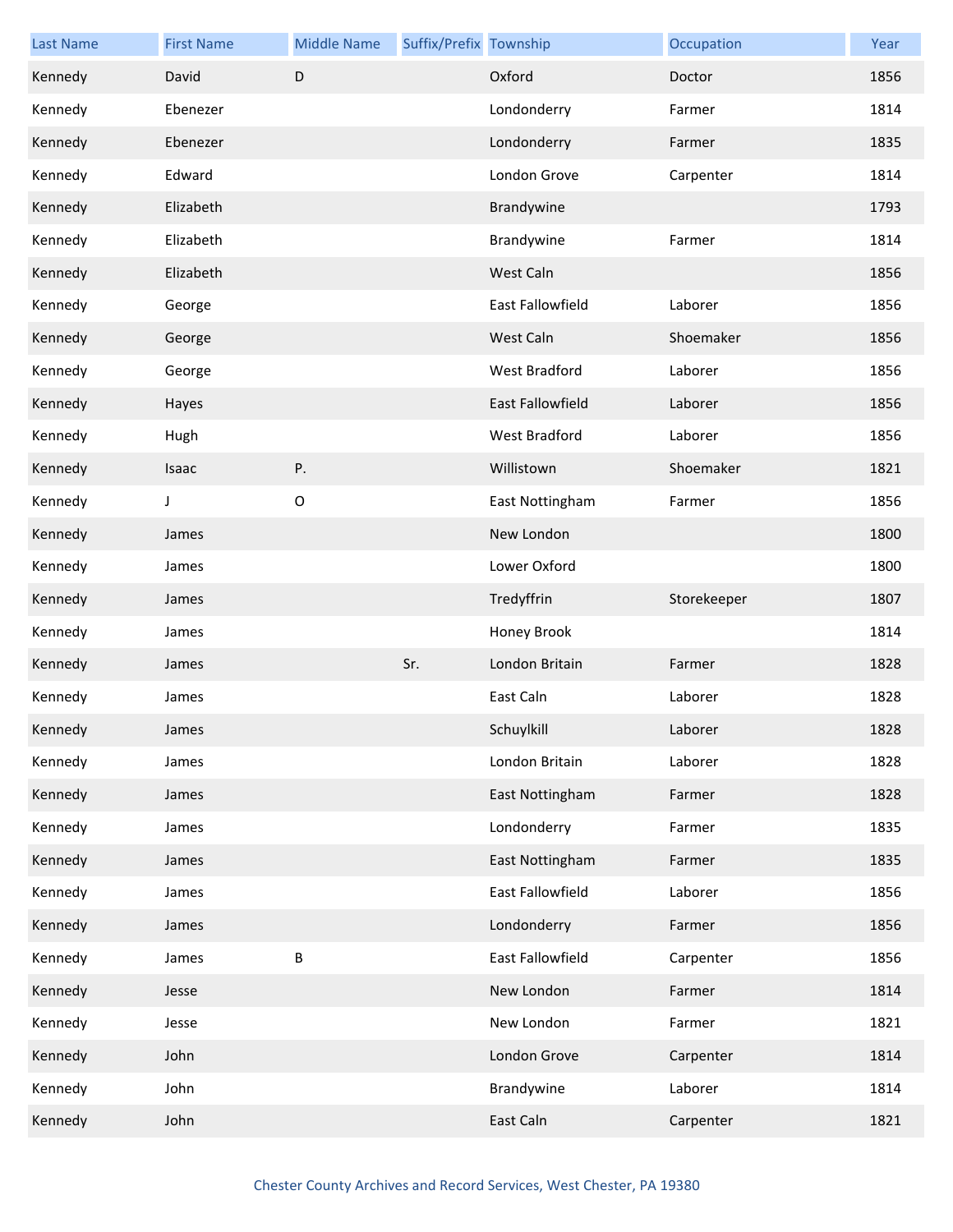| Last Name | First Name | Middle Name | Suffix/Prefix | Township | Occupation | Year |
|---|---|---|---|---|---|---|
| Kennedy | David | D | | Oxford | Doctor | 1856 |
| Kennedy | Ebenezer | | | Londonderry | Farmer | 1814 |
| Kennedy | Ebenezer | | | Londonderry | Farmer | 1835 |
| Kennedy | Edward | | | London Grove | Carpenter | 1814 |
| Kennedy | Elizabeth | | | Brandywine | | 1793 |
| Kennedy | Elizabeth | | | Brandywine | Farmer | 1814 |
| Kennedy | Elizabeth | | | West Caln | | 1856 |
| Kennedy | George | | | East Fallowfield | Laborer | 1856 |
| Kennedy | George | | | West Caln | Shoemaker | 1856 |
| Kennedy | George | | | West Bradford | Laborer | 1856 |
| Kennedy | Hayes | | | East Fallowfield | Laborer | 1856 |
| Kennedy | Hugh | | | West Bradford | Laborer | 1856 |
| Kennedy | Isaac | P. | | Willistown | Shoemaker | 1821 |
| Kennedy | J | O | | East Nottingham | Farmer | 1856 |
| Kennedy | James | | | New London | | 1800 |
| Kennedy | James | | | Lower Oxford | | 1800 |
| Kennedy | James | | | Tredyffrin | Storekeeper | 1807 |
| Kennedy | James | | | Honey Brook | | 1814 |
| Kennedy | James | | Sr. | London Britain | Farmer | 1828 |
| Kennedy | James | | | East Caln | Laborer | 1828 |
| Kennedy | James | | | Schuylkill | Laborer | 1828 |
| Kennedy | James | | | London Britain | Laborer | 1828 |
| Kennedy | James | | | East Nottingham | Farmer | 1828 |
| Kennedy | James | | | Londonderry | Farmer | 1835 |
| Kennedy | James | | | East Nottingham | Farmer | 1835 |
| Kennedy | James | | | East Fallowfield | Laborer | 1856 |
| Kennedy | James | | | Londonderry | Farmer | 1856 |
| Kennedy | James | B | | East Fallowfield | Carpenter | 1856 |
| Kennedy | Jesse | | | New London | Farmer | 1814 |
| Kennedy | Jesse | | | New London | Farmer | 1821 |
| Kennedy | John | | | London Grove | Carpenter | 1814 |
| Kennedy | John | | | Brandywine | Laborer | 1814 |
| Kennedy | John | | | East Caln | Carpenter | 1821 |

Chester County Archives and Record Services, West Chester, PA 19380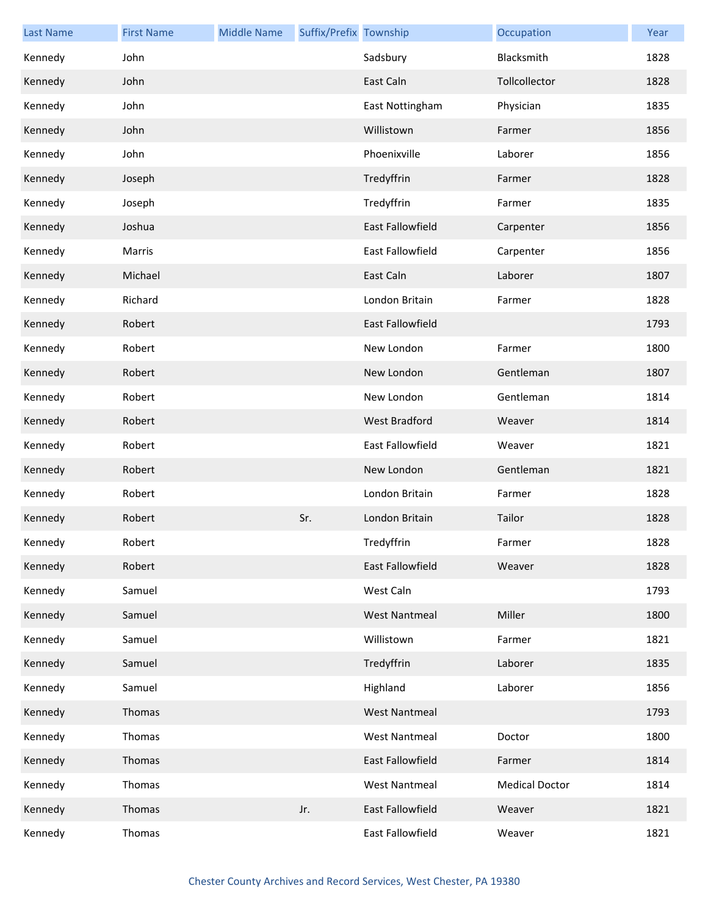| Last Name | First Name | Middle Name | Suffix/Prefix | Township | Occupation | Year |
| --- | --- | --- | --- | --- | --- | --- |
| Kennedy | John | | | Sadsbury | Blacksmith | 1828 |
| Kennedy | John | | | East Caln | Tollcollector | 1828 |
| Kennedy | John | | | East Nottingham | Physician | 1835 |
| Kennedy | John | | | Willistown | Farmer | 1856 |
| Kennedy | John | | | Phoenixville | Laborer | 1856 |
| Kennedy | Joseph | | | Tredyffrin | Farmer | 1828 |
| Kennedy | Joseph | | | Tredyffrin | Farmer | 1835 |
| Kennedy | Joshua | | | East Fallowfield | Carpenter | 1856 |
| Kennedy | Marris | | | East Fallowfield | Carpenter | 1856 |
| Kennedy | Michael | | | East Caln | Laborer | 1807 |
| Kennedy | Richard | | | London Britain | Farmer | 1828 |
| Kennedy | Robert | | | East Fallowfield | | 1793 |
| Kennedy | Robert | | | New London | Farmer | 1800 |
| Kennedy | Robert | | | New London | Gentleman | 1807 |
| Kennedy | Robert | | | New London | Gentleman | 1814 |
| Kennedy | Robert | | | West Bradford | Weaver | 1814 |
| Kennedy | Robert | | | East Fallowfield | Weaver | 1821 |
| Kennedy | Robert | | | New London | Gentleman | 1821 |
| Kennedy | Robert | | | London Britain | Farmer | 1828 |
| Kennedy | Robert | | Sr. | London Britain | Tailor | 1828 |
| Kennedy | Robert | | | Tredyffrin | Farmer | 1828 |
| Kennedy | Robert | | | East Fallowfield | Weaver | 1828 |
| Kennedy | Samuel | | | West Caln | | 1793 |
| Kennedy | Samuel | | | West Nantmeal | Miller | 1800 |
| Kennedy | Samuel | | | Willistown | Farmer | 1821 |
| Kennedy | Samuel | | | Tredyffrin | Laborer | 1835 |
| Kennedy | Samuel | | | Highland | Laborer | 1856 |
| Kennedy | Thomas | | | West Nantmeal | | 1793 |
| Kennedy | Thomas | | | West Nantmeal | Doctor | 1800 |
| Kennedy | Thomas | | | East Fallowfield | Farmer | 1814 |
| Kennedy | Thomas | | | West Nantmeal | Medical Doctor | 1814 |
| Kennedy | Thomas | | Jr. | East Fallowfield | Weaver | 1821 |
| Kennedy | Thomas | | | East Fallowfield | Weaver | 1821 |

Chester County Archives and Record Services, West Chester, PA 19380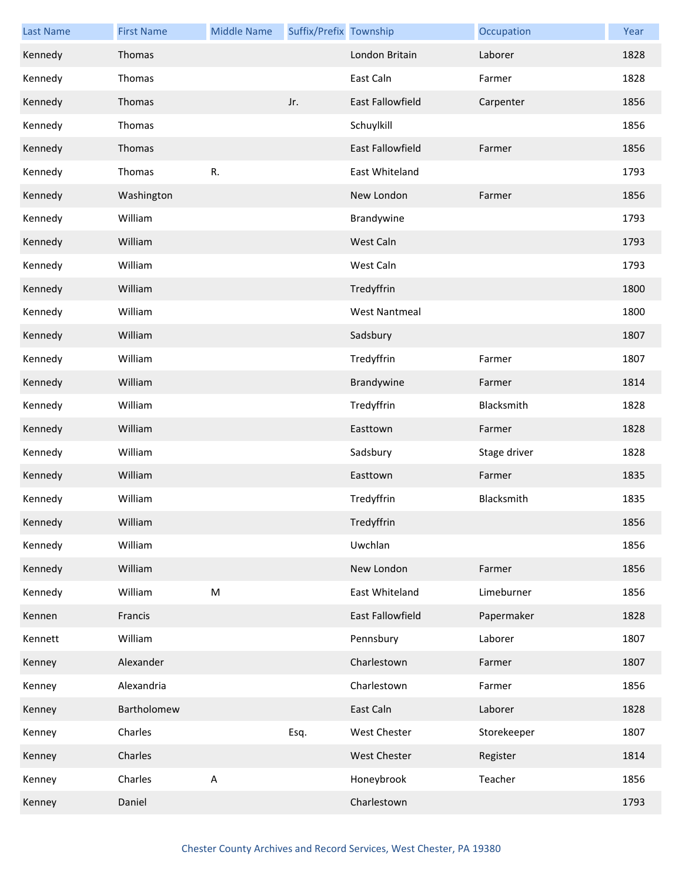| Last Name | First Name | Middle Name | Suffix/Prefix | Township | Occupation | Year |
|---|---|---|---|---|---|---|
| Kennedy | Thomas | | | London Britain | Laborer | 1828 |
| Kennedy | Thomas | | | East Caln | Farmer | 1828 |
| Kennedy | Thomas | | Jr. | East Fallowfield | Carpenter | 1856 |
| Kennedy | Thomas | | | Schuylkill | | 1856 |
| Kennedy | Thomas | | | East Fallowfield | Farmer | 1856 |
| Kennedy | Thomas | R. | | East Whiteland | | 1793 |
| Kennedy | Washington | | | New London | Farmer | 1856 |
| Kennedy | William | | | Brandywine | | 1793 |
| Kennedy | William | | | West Caln | | 1793 |
| Kennedy | William | | | West Caln | | 1793 |
| Kennedy | William | | | Tredyffrin | | 1800 |
| Kennedy | William | | | West Nantmeal | | 1800 |
| Kennedy | William | | | Sadsbury | | 1807 |
| Kennedy | William | | | Tredyffrin | Farmer | 1807 |
| Kennedy | William | | | Brandywine | Farmer | 1814 |
| Kennedy | William | | | Tredyffrin | Blacksmith | 1828 |
| Kennedy | William | | | Easttown | Farmer | 1828 |
| Kennedy | William | | | Sadsbury | Stage driver | 1828 |
| Kennedy | William | | | Easttown | Farmer | 1835 |
| Kennedy | William | | | Tredyffrin | Blacksmith | 1835 |
| Kennedy | William | | | Tredyffrin | | 1856 |
| Kennedy | William | | | Uwchlan | | 1856 |
| Kennedy | William | | | New London | Farmer | 1856 |
| Kennedy | William | M | | East Whiteland | Limeburner | 1856 |
| Kennen | Francis | | | East Fallowfield | Papermaker | 1828 |
| Kennett | William | | | Pennsbury | Laborer | 1807 |
| Kenney | Alexander | | | Charlestown | Farmer | 1807 |
| Kenney | Alexandria | | | Charlestown | Farmer | 1856 |
| Kenney | Bartholomew | | | East Caln | Laborer | 1828 |
| Kenney | Charles | | Esq. | West Chester | Storekeeper | 1807 |
| Kenney | Charles | | | West Chester | Register | 1814 |
| Kenney | Charles | A | | Honeybrook | Teacher | 1856 |
| Kenney | Daniel | | | Charlestown | | 1793 |

Chester County Archives and Record Services, West Chester, PA 19380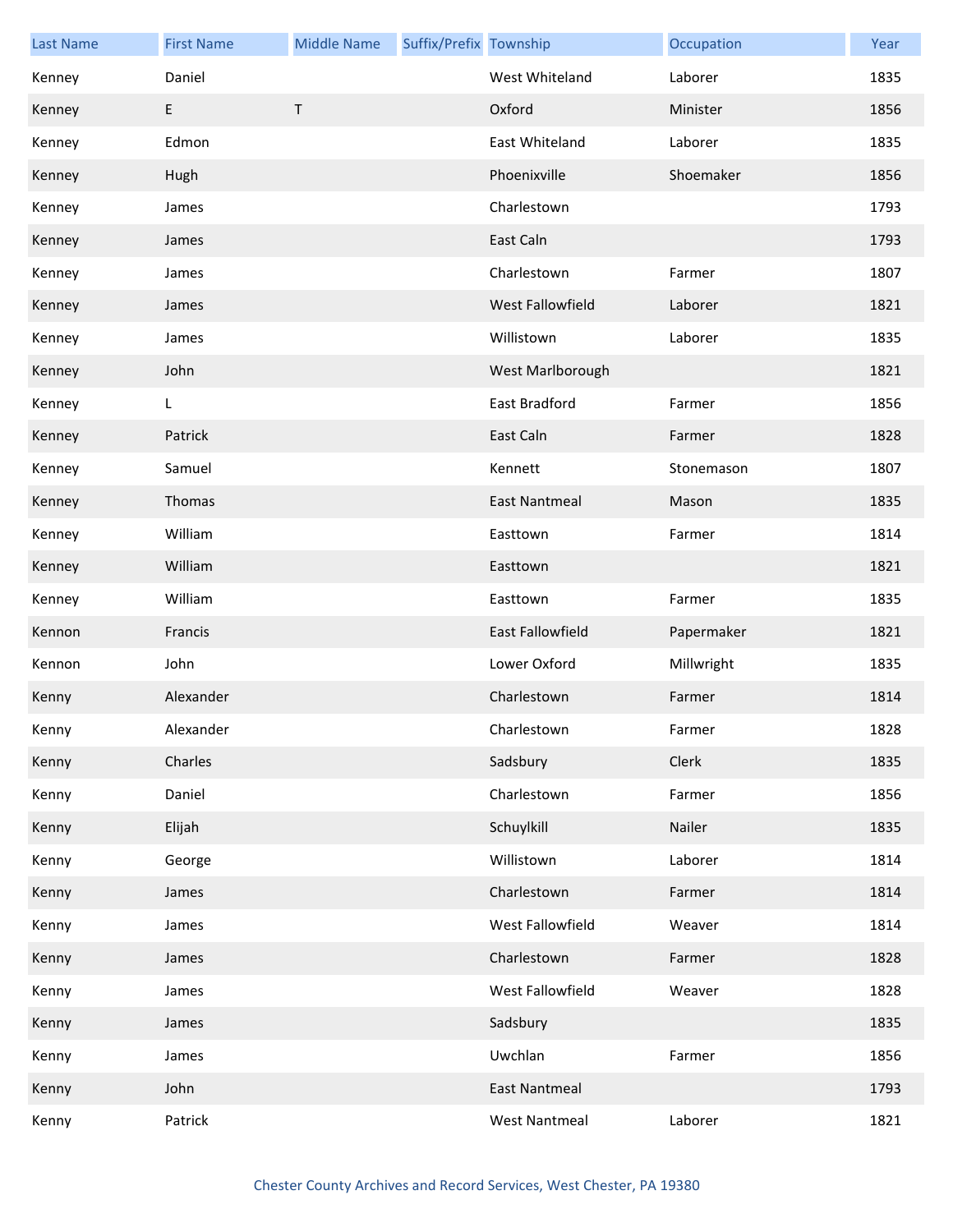| Last Name | First Name | Middle Name | Suffix/Prefix | Township | Occupation | Year |
|---|---|---|---|---|---|---|
| Kenney | Daniel | | | West Whiteland | Laborer | 1835 |
| Kenney | E | T | | Oxford | Minister | 1856 |
| Kenney | Edmon | | | East Whiteland | Laborer | 1835 |
| Kenney | Hugh | | | Phoenixville | Shoemaker | 1856 |
| Kenney | James | | | Charlestown | | 1793 |
| Kenney | James | | | East Caln | | 1793 |
| Kenney | James | | | Charlestown | Farmer | 1807 |
| Kenney | James | | | West Fallowfield | Laborer | 1821 |
| Kenney | James | | | Willistown | Laborer | 1835 |
| Kenney | John | | | West Marlborough | | 1821 |
| Kenney | L | | | East Bradford | Farmer | 1856 |
| Kenney | Patrick | | | East Caln | Farmer | 1828 |
| Kenney | Samuel | | | Kennett | Stonemason | 1807 |
| Kenney | Thomas | | | East Nantmeal | Mason | 1835 |
| Kenney | William | | | Easttown | Farmer | 1814 |
| Kenney | William | | | Easttown | | 1821 |
| Kenney | William | | | Easttown | Farmer | 1835 |
| Kennon | Francis | | | East Fallowfield | Papermaker | 1821 |
| Kennon | John | | | Lower Oxford | Millwright | 1835 |
| Kenny | Alexander | | | Charlestown | Farmer | 1814 |
| Kenny | Alexander | | | Charlestown | Farmer | 1828 |
| Kenny | Charles | | | Sadsbury | Clerk | 1835 |
| Kenny | Daniel | | | Charlestown | Farmer | 1856 |
| Kenny | Elijah | | | Schuylkill | Nailer | 1835 |
| Kenny | George | | | Willistown | Laborer | 1814 |
| Kenny | James | | | Charlestown | Farmer | 1814 |
| Kenny | James | | | West Fallowfield | Weaver | 1814 |
| Kenny | James | | | Charlestown | Farmer | 1828 |
| Kenny | James | | | West Fallowfield | Weaver | 1828 |
| Kenny | James | | | Sadsbury | | 1835 |
| Kenny | James | | | Uwchlan | Farmer | 1856 |
| Kenny | John | | | East Nantmeal | | 1793 |
| Kenny | Patrick | | | West Nantmeal | Laborer | 1821 |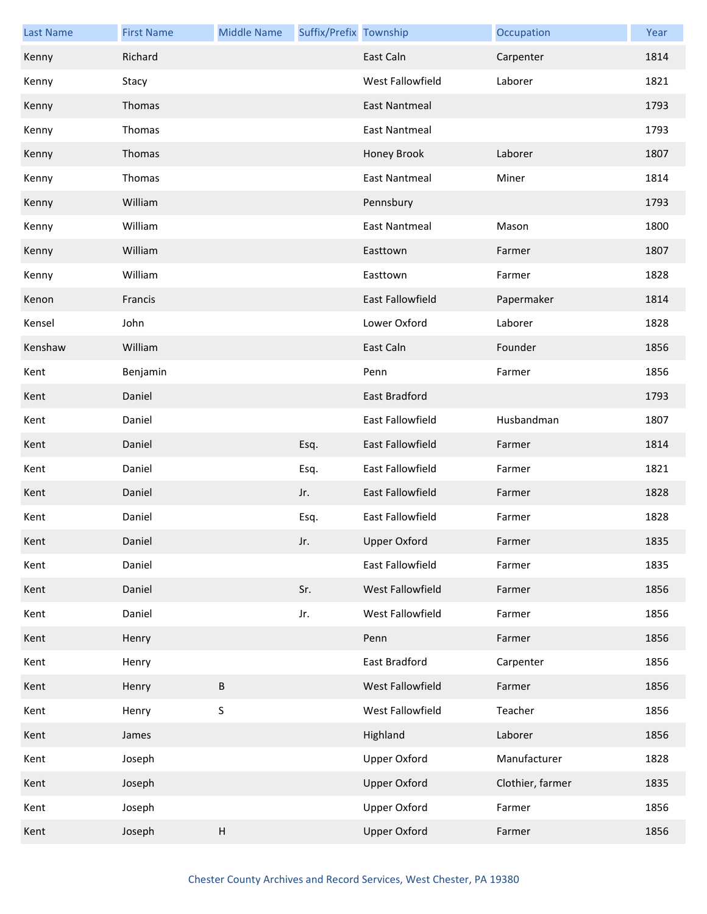| Last Name | First Name | Middle Name | Suffix/Prefix | Township | Occupation | Year |
|---|---|---|---|---|---|---|
| Kenny | Richard | | | East Caln | Carpenter | 1814 |
| Kenny | Stacy | | | West Fallowfield | Laborer | 1821 |
| Kenny | Thomas | | | East Nantmeal | | 1793 |
| Kenny | Thomas | | | East Nantmeal | | 1793 |
| Kenny | Thomas | | | Honey Brook | Laborer | 1807 |
| Kenny | Thomas | | | East Nantmeal | Miner | 1814 |
| Kenny | William | | | Pennsbury | | 1793 |
| Kenny | William | | | East Nantmeal | Mason | 1800 |
| Kenny | William | | | Easttown | Farmer | 1807 |
| Kenny | William | | | Easttown | Farmer | 1828 |
| Kenon | Francis | | | East Fallowfield | Papermaker | 1814 |
| Kensel | John | | | Lower Oxford | Laborer | 1828 |
| Kenshaw | William | | | East Caln | Founder | 1856 |
| Kent | Benjamin | | | Penn | Farmer | 1856 |
| Kent | Daniel | | | East Bradford | | 1793 |
| Kent | Daniel | | | East Fallowfield | Husbandman | 1807 |
| Kent | Daniel | | Esq. | East Fallowfield | Farmer | 1814 |
| Kent | Daniel | | Esq. | East Fallowfield | Farmer | 1821 |
| Kent | Daniel | | Jr. | East Fallowfield | Farmer | 1828 |
| Kent | Daniel | | Esq. | East Fallowfield | Farmer | 1828 |
| Kent | Daniel | | Jr. | Upper Oxford | Farmer | 1835 |
| Kent | Daniel | | | East Fallowfield | Farmer | 1835 |
| Kent | Daniel | | Sr. | West Fallowfield | Farmer | 1856 |
| Kent | Daniel | | Jr. | West Fallowfield | Farmer | 1856 |
| Kent | Henry | | | Penn | Farmer | 1856 |
| Kent | Henry | | | East Bradford | Carpenter | 1856 |
| Kent | Henry | B | | West Fallowfield | Farmer | 1856 |
| Kent | Henry | S | | West Fallowfield | Teacher | 1856 |
| Kent | James | | | Highland | Laborer | 1856 |
| Kent | Joseph | | | Upper Oxford | Manufacturer | 1828 |
| Kent | Joseph | | | Upper Oxford | Clothier, farmer | 1835 |
| Kent | Joseph | | | Upper Oxford | Farmer | 1856 |
| Kent | Joseph | H | | Upper Oxford | Farmer | 1856 |

Chester County Archives and Record Services, West Chester, PA 19380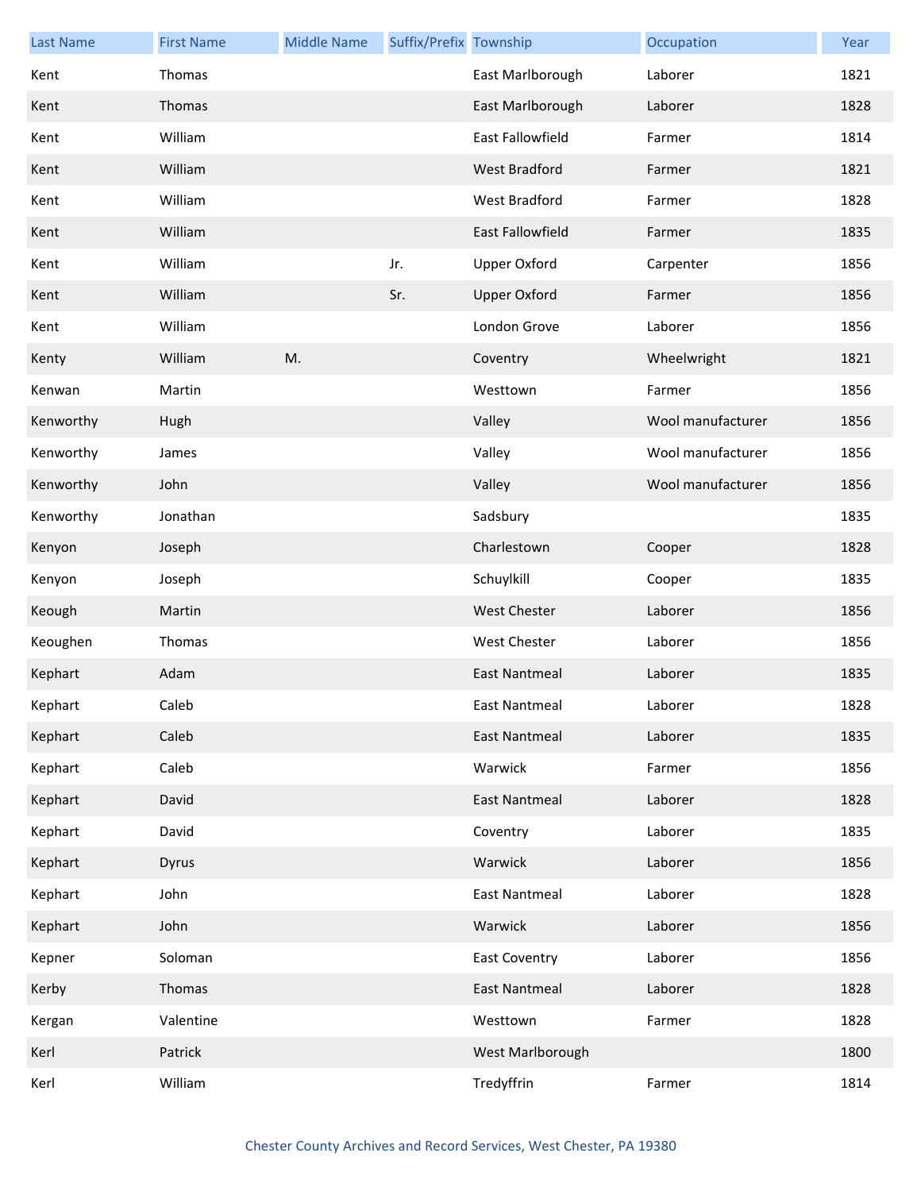| Last Name | First Name | Middle Name | Suffix/Prefix | Township | Occupation | Year |
|---|---|---|---|---|---|---|
| Kent | Thomas | | | East Marlborough | Laborer | 1821 |
| Kent | Thomas | | | East Marlborough | Laborer | 1828 |
| Kent | William | | | East Fallowfield | Farmer | 1814 |
| Kent | William | | | West Bradford | Farmer | 1821 |
| Kent | William | | | West Bradford | Farmer | 1828 |
| Kent | William | | | East Fallowfield | Farmer | 1835 |
| Kent | William | | Jr. | Upper Oxford | Carpenter | 1856 |
| Kent | William | | Sr. | Upper Oxford | Farmer | 1856 |
| Kent | William | | | London Grove | Laborer | 1856 |
| Kenty | William | M. | | Coventry | Wheelwright | 1821 |
| Kenwan | Martin | | | Westtown | Farmer | 1856 |
| Kenworthy | Hugh | | | Valley | Wool manufacturer | 1856 |
| Kenworthy | James | | | Valley | Wool manufacturer | 1856 |
| Kenworthy | John | | | Valley | Wool manufacturer | 1856 |
| Kenworthy | Jonathan | | | Sadsbury | | 1835 |
| Kenyon | Joseph | | | Charlestown | Cooper | 1828 |
| Kenyon | Joseph | | | Schuylkill | Cooper | 1835 |
| Keough | Martin | | | West Chester | Laborer | 1856 |
| Keoughen | Thomas | | | West Chester | Laborer | 1856 |
| Kephart | Adam | | | East Nantmeal | Laborer | 1835 |
| Kephart | Caleb | | | East Nantmeal | Laborer | 1828 |
| Kephart | Caleb | | | East Nantmeal | Laborer | 1835 |
| Kephart | Caleb | | | Warwick | Farmer | 1856 |
| Kephart | David | | | East Nantmeal | Laborer | 1828 |
| Kephart | David | | | Coventry | Laborer | 1835 |
| Kephart | Dyrus | | | Warwick | Laborer | 1856 |
| Kephart | John | | | East Nantmeal | Laborer | 1828 |
| Kephart | John | | | Warwick | Laborer | 1856 |
| Kepner | Soloman | | | East Coventry | Laborer | 1856 |
| Kerby | Thomas | | | East Nantmeal | Laborer | 1828 |
| Kergan | Valentine | | | Westtown | Farmer | 1828 |
| Kerl | Patrick | | | West Marlborough | | 1800 |
| Kerl | William | | | Tredyffrin | Farmer | 1814 |

Chester County Archives and Record Services, West Chester, PA 19380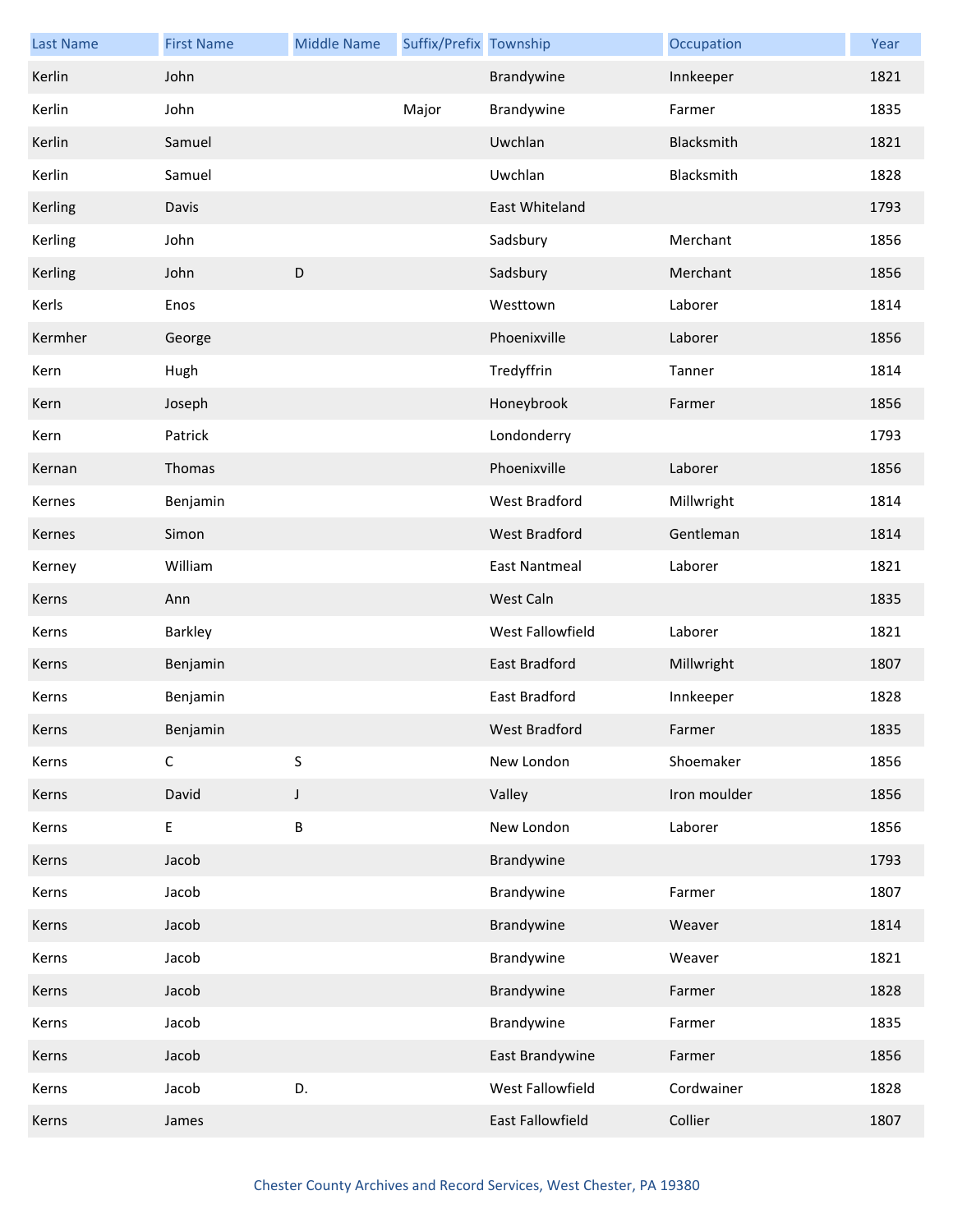| Last Name | First Name | Middle Name | Suffix/Prefix | Township | Occupation | Year |
|---|---|---|---|---|---|---|
| Kerlin | John | | | Brandywine | Innkeeper | 1821 |
| Kerlin | John | | Major | Brandywine | Farmer | 1835 |
| Kerlin | Samuel | | | Uwchlan | Blacksmith | 1821 |
| Kerlin | Samuel | | | Uwchlan | Blacksmith | 1828 |
| Kerling | Davis | | | East Whiteland | | 1793 |
| Kerling | John | | | Sadsbury | Merchant | 1856 |
| Kerling | John | D | | Sadsbury | Merchant | 1856 |
| Kerls | Enos | | | Westtown | Laborer | 1814 |
| Kermher | George | | | Phoenixville | Laborer | 1856 |
| Kern | Hugh | | | Tredyffrin | Tanner | 1814 |
| Kern | Joseph | | | Honeybrook | Farmer | 1856 |
| Kern | Patrick | | | Londonderry | | 1793 |
| Kernan | Thomas | | | Phoenixville | Laborer | 1856 |
| Kernes | Benjamin | | | West Bradford | Millwright | 1814 |
| Kernes | Simon | | | West Bradford | Gentleman | 1814 |
| Kerney | William | | | East Nantmeal | Laborer | 1821 |
| Kerns | Ann | | | West Caln | | 1835 |
| Kerns | Barkley | | | West Fallowfield | Laborer | 1821 |
| Kerns | Benjamin | | | East Bradford | Millwright | 1807 |
| Kerns | Benjamin | | | East Bradford | Innkeeper | 1828 |
| Kerns | Benjamin | | | West Bradford | Farmer | 1835 |
| Kerns | C | S | | New London | Shoemaker | 1856 |
| Kerns | David | J | | Valley | Iron moulder | 1856 |
| Kerns | E | B | | New London | Laborer | 1856 |
| Kerns | Jacob | | | Brandywine | | 1793 |
| Kerns | Jacob | | | Brandywine | Farmer | 1807 |
| Kerns | Jacob | | | Brandywine | Weaver | 1814 |
| Kerns | Jacob | | | Brandywine | Weaver | 1821 |
| Kerns | Jacob | | | Brandywine | Farmer | 1828 |
| Kerns | Jacob | | | Brandywine | Farmer | 1835 |
| Kerns | Jacob | | | East Brandywine | Farmer | 1856 |
| Kerns | Jacob | D. | | West Fallowfield | Cordwainer | 1828 |
| Kerns | James | | | East Fallowfield | Collier | 1807 |

Chester County Archives and Record Services, West Chester, PA 19380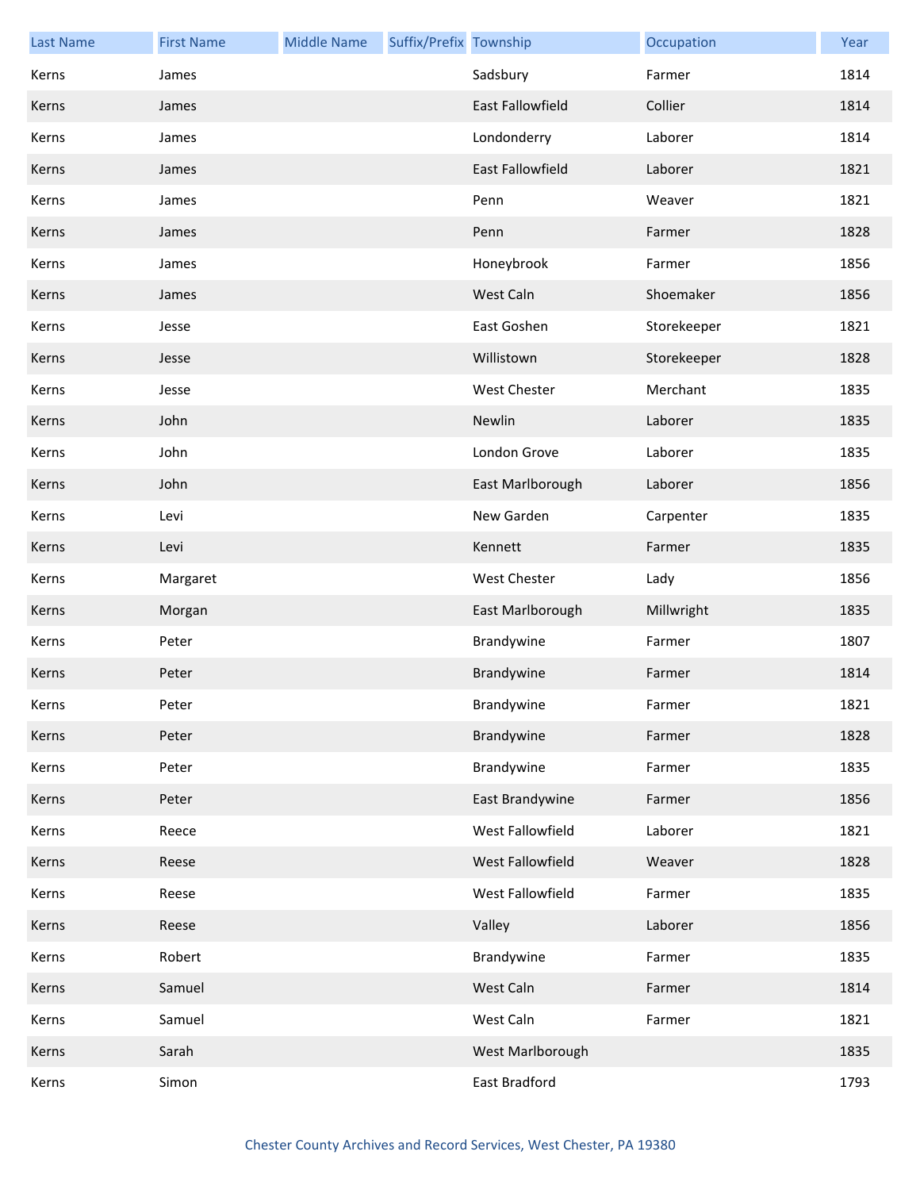| Last Name | First Name | Middle Name | Suffix/Prefix | Township | Occupation | Year |
|---|---|---|---|---|---|---|
| Kerns | James | | | Sadsbury | Farmer | 1814 |
| Kerns | James | | | East Fallowfield | Collier | 1814 |
| Kerns | James | | | Londonderry | Laborer | 1814 |
| Kerns | James | | | East Fallowfield | Laborer | 1821 |
| Kerns | James | | | Penn | Weaver | 1821 |
| Kerns | James | | | Penn | Farmer | 1828 |
| Kerns | James | | | Honeybrook | Farmer | 1856 |
| Kerns | James | | | West Caln | Shoemaker | 1856 |
| Kerns | Jesse | | | East Goshen | Storekeeper | 1821 |
| Kerns | Jesse | | | Willistown | Storekeeper | 1828 |
| Kerns | Jesse | | | West Chester | Merchant | 1835 |
| Kerns | John | | | Newlin | Laborer | 1835 |
| Kerns | John | | | London Grove | Laborer | 1835 |
| Kerns | John | | | East Marlborough | Laborer | 1856 |
| Kerns | Levi | | | New Garden | Carpenter | 1835 |
| Kerns | Levi | | | Kennett | Farmer | 1835 |
| Kerns | Margaret | | | West Chester | Lady | 1856 |
| Kerns | Morgan | | | East Marlborough | Millwright | 1835 |
| Kerns | Peter | | | Brandywine | Farmer | 1807 |
| Kerns | Peter | | | Brandywine | Farmer | 1814 |
| Kerns | Peter | | | Brandywine | Farmer | 1821 |
| Kerns | Peter | | | Brandywine | Farmer | 1828 |
| Kerns | Peter | | | Brandywine | Farmer | 1835 |
| Kerns | Peter | | | East Brandywine | Farmer | 1856 |
| Kerns | Reece | | | West Fallowfield | Laborer | 1821 |
| Kerns | Reese | | | West Fallowfield | Weaver | 1828 |
| Kerns | Reese | | | West Fallowfield | Farmer | 1835 |
| Kerns | Reese | | | Valley | Laborer | 1856 |
| Kerns | Robert | | | Brandywine | Farmer | 1835 |
| Kerns | Samuel | | | West Caln | Farmer | 1814 |
| Kerns | Samuel | | | West Caln | Farmer | 1821 |
| Kerns | Sarah | | | West Marlborough | | 1835 |
| Kerns | Simon | | | East Bradford | | 1793 |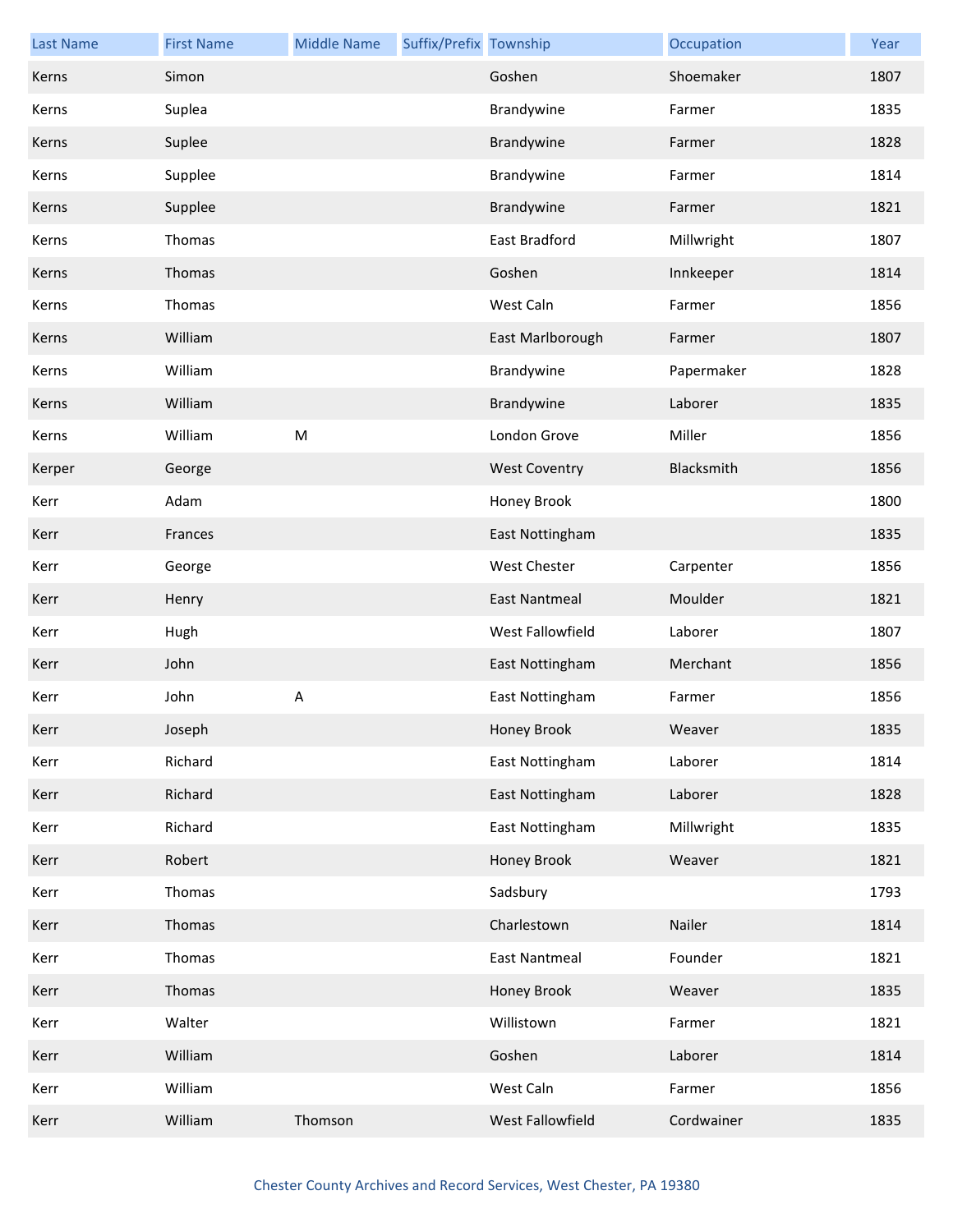| Last Name | First Name | Middle Name | Suffix/Prefix | Township | Occupation | Year |
|---|---|---|---|---|---|---|
| Kerns | Simon | | | Goshen | Shoemaker | 1807 |
| Kerns | Suplea | | | Brandywine | Farmer | 1835 |
| Kerns | Suplee | | | Brandywine | Farmer | 1828 |
| Kerns | Supplee | | | Brandywine | Farmer | 1814 |
| Kerns | Supplee | | | Brandywine | Farmer | 1821 |
| Kerns | Thomas | | | East Bradford | Millwright | 1807 |
| Kerns | Thomas | | | Goshen | Innkeeper | 1814 |
| Kerns | Thomas | | | West Caln | Farmer | 1856 |
| Kerns | William | | | East Marlborough | Farmer | 1807 |
| Kerns | William | | | Brandywine | Papermaker | 1828 |
| Kerns | William | | | Brandywine | Laborer | 1835 |
| Kerns | William | M | | London Grove | Miller | 1856 |
| Kerper | George | | | West Coventry | Blacksmith | 1856 |
| Kerr | Adam | | | Honey Brook | | 1800 |
| Kerr | Frances | | | East Nottingham | | 1835 |
| Kerr | George | | | West Chester | Carpenter | 1856 |
| Kerr | Henry | | | East Nantmeal | Moulder | 1821 |
| Kerr | Hugh | | | West Fallowfield | Laborer | 1807 |
| Kerr | John | | | East Nottingham | Merchant | 1856 |
| Kerr | John | A | | East Nottingham | Farmer | 1856 |
| Kerr | Joseph | | | Honey Brook | Weaver | 1835 |
| Kerr | Richard | | | East Nottingham | Laborer | 1814 |
| Kerr | Richard | | | East Nottingham | Laborer | 1828 |
| Kerr | Richard | | | East Nottingham | Millwright | 1835 |
| Kerr | Robert | | | Honey Brook | Weaver | 1821 |
| Kerr | Thomas | | | Sadsbury | | 1793 |
| Kerr | Thomas | | | Charlestown | Nailer | 1814 |
| Kerr | Thomas | | | East Nantmeal | Founder | 1821 |
| Kerr | Thomas | | | Honey Brook | Weaver | 1835 |
| Kerr | Walter | | | Willistown | Farmer | 1821 |
| Kerr | William | | | Goshen | Laborer | 1814 |
| Kerr | William | | | West Caln | Farmer | 1856 |
| Kerr | William | Thomson | | West Fallowfield | Cordwainer | 1835 |

Chester County Archives and Record Services, West Chester, PA 19380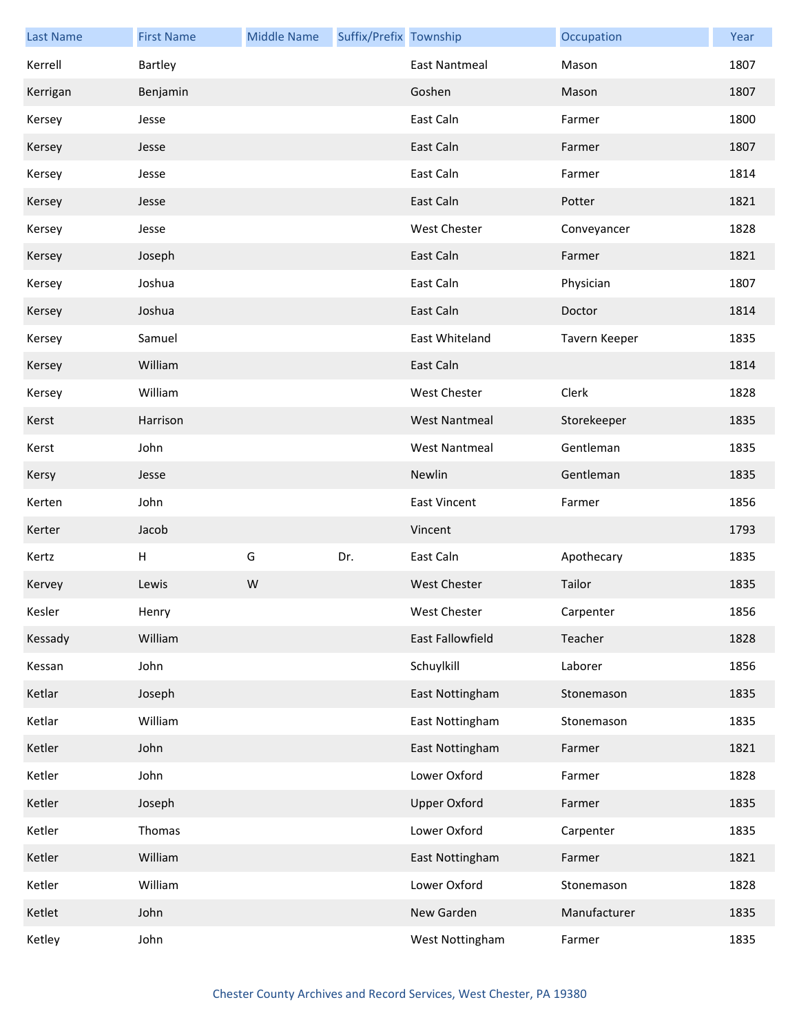| Last Name | First Name | Middle Name | Suffix/Prefix | Township | Occupation | Year |
| --- | --- | --- | --- | --- | --- | --- |
| Kerrell | Bartley | | | East Nantmeal | Mason | 1807 |
| Kerrigan | Benjamin | | | Goshen | Mason | 1807 |
| Kersey | Jesse | | | East Caln | Farmer | 1800 |
| Kersey | Jesse | | | East Caln | Farmer | 1807 |
| Kersey | Jesse | | | East Caln | Farmer | 1814 |
| Kersey | Jesse | | | East Caln | Potter | 1821 |
| Kersey | Jesse | | | West Chester | Conveyancer | 1828 |
| Kersey | Joseph | | | East Caln | Farmer | 1821 |
| Kersey | Joshua | | | East Caln | Physician | 1807 |
| Kersey | Joshua | | | East Caln | Doctor | 1814 |
| Kersey | Samuel | | | East Whiteland | Tavern Keeper | 1835 |
| Kersey | William | | | East Caln | | 1814 |
| Kersey | William | | | West Chester | Clerk | 1828 |
| Kerst | Harrison | | | West Nantmeal | Storekeeper | 1835 |
| Kerst | John | | | West Nantmeal | Gentleman | 1835 |
| Kersy | Jesse | | | Newlin | Gentleman | 1835 |
| Kerten | John | | | East Vincent | Farmer | 1856 |
| Kerter | Jacob | | | Vincent | | 1793 |
| Kertz | H | G | Dr. | East Caln | Apothecary | 1835 |
| Kervey | Lewis | W | | West Chester | Tailor | 1835 |
| Kesler | Henry | | | West Chester | Carpenter | 1856 |
| Kessady | William | | | East Fallowfield | Teacher | 1828 |
| Kessan | John | | | Schuylkill | Laborer | 1856 |
| Ketlar | Joseph | | | East Nottingham | Stonemason | 1835 |
| Ketlar | William | | | East Nottingham | Stonemason | 1835 |
| Ketler | John | | | East Nottingham | Farmer | 1821 |
| Ketler | John | | | Lower Oxford | Farmer | 1828 |
| Ketler | Joseph | | | Upper Oxford | Farmer | 1835 |
| Ketler | Thomas | | | Lower Oxford | Carpenter | 1835 |
| Ketler | William | | | East Nottingham | Farmer | 1821 |
| Ketler | William | | | Lower Oxford | Stonemason | 1828 |
| Ketlet | John | | | New Garden | Manufacturer | 1835 |
| Ketley | John | | | West Nottingham | Farmer | 1835 |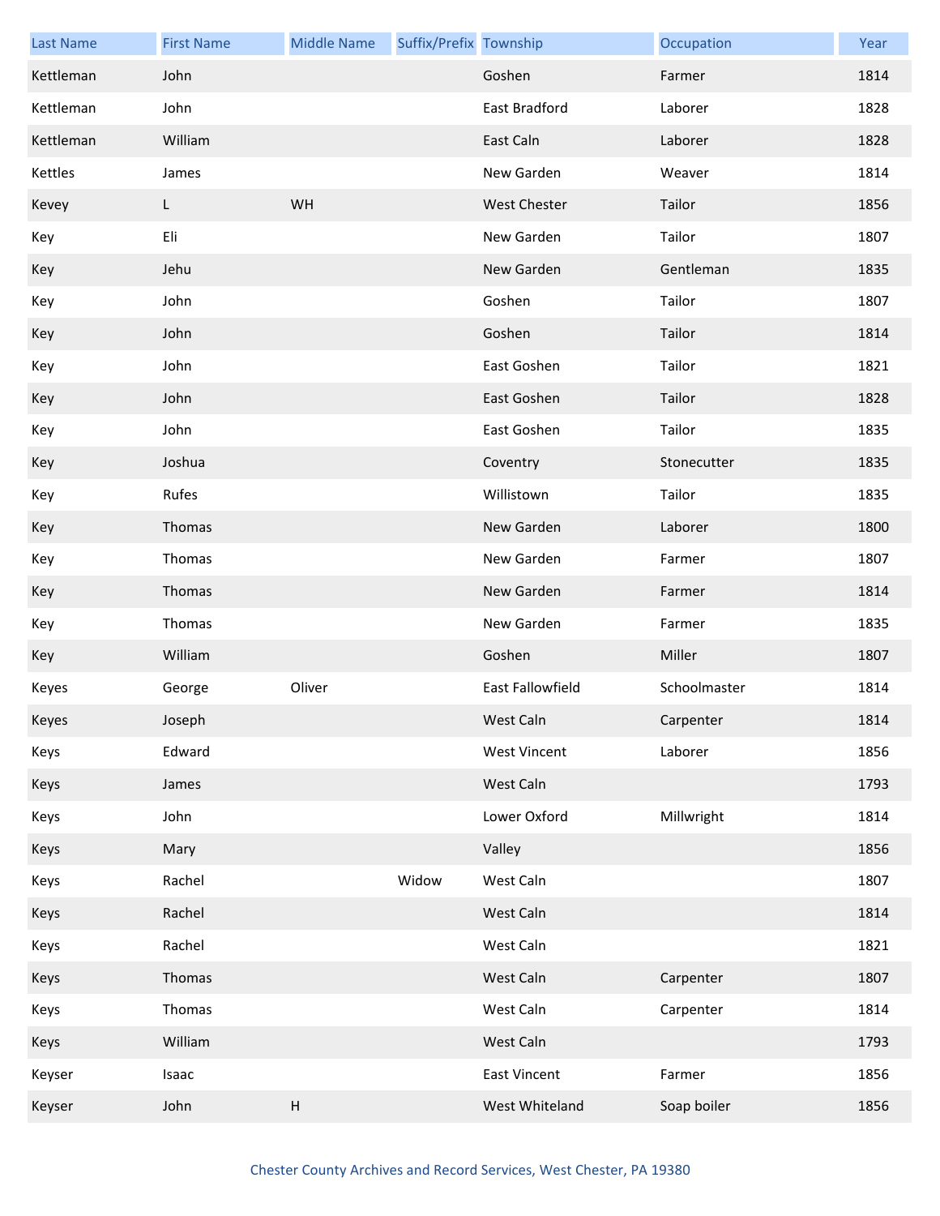| Last Name | First Name | Middle Name | Suffix/Prefix | Township | Occupation | Year |
|---|---|---|---|---|---|---|
| Kettleman | John | | | Goshen | Farmer | 1814 |
| Kettleman | John | | | East Bradford | Laborer | 1828 |
| Kettleman | William | | | East Caln | Laborer | 1828 |
| Kettles | James | | | New Garden | Weaver | 1814 |
| Kevey | L | WH | | West Chester | Tailor | 1856 |
| Key | Eli | | | New Garden | Tailor | 1807 |
| Key | Jehu | | | New Garden | Gentleman | 1835 |
| Key | John | | | Goshen | Tailor | 1807 |
| Key | John | | | Goshen | Tailor | 1814 |
| Key | John | | | East Goshen | Tailor | 1821 |
| Key | John | | | East Goshen | Tailor | 1828 |
| Key | John | | | East Goshen | Tailor | 1835 |
| Key | Joshua | | | Coventry | Stonecutter | 1835 |
| Key | Rufes | | | Willistown | Tailor | 1835 |
| Key | Thomas | | | New Garden | Laborer | 1800 |
| Key | Thomas | | | New Garden | Farmer | 1807 |
| Key | Thomas | | | New Garden | Farmer | 1814 |
| Key | Thomas | | | New Garden | Farmer | 1835 |
| Key | William | | | Goshen | Miller | 1807 |
| Keyes | George | Oliver | | East Fallowfield | Schoolmaster | 1814 |
| Keyes | Joseph | | | West Caln | Carpenter | 1814 |
| Keys | Edward | | | West Vincent | Laborer | 1856 |
| Keys | James | | | West Caln | | 1793 |
| Keys | John | | | Lower Oxford | Millwright | 1814 |
| Keys | Mary | | | Valley | | 1856 |
| Keys | Rachel | | Widow | West Caln | | 1807 |
| Keys | Rachel | | | West Caln | | 1814 |
| Keys | Rachel | | | West Caln | | 1821 |
| Keys | Thomas | | | West Caln | Carpenter | 1807 |
| Keys | Thomas | | | West Caln | Carpenter | 1814 |
| Keys | William | | | West Caln | | 1793 |
| Keyser | Isaac | | | East Vincent | Farmer | 1856 |
| Keyser | John | H | | West Whiteland | Soap boiler | 1856 |

Chester County Archives and Record Services, West Chester, PA 19380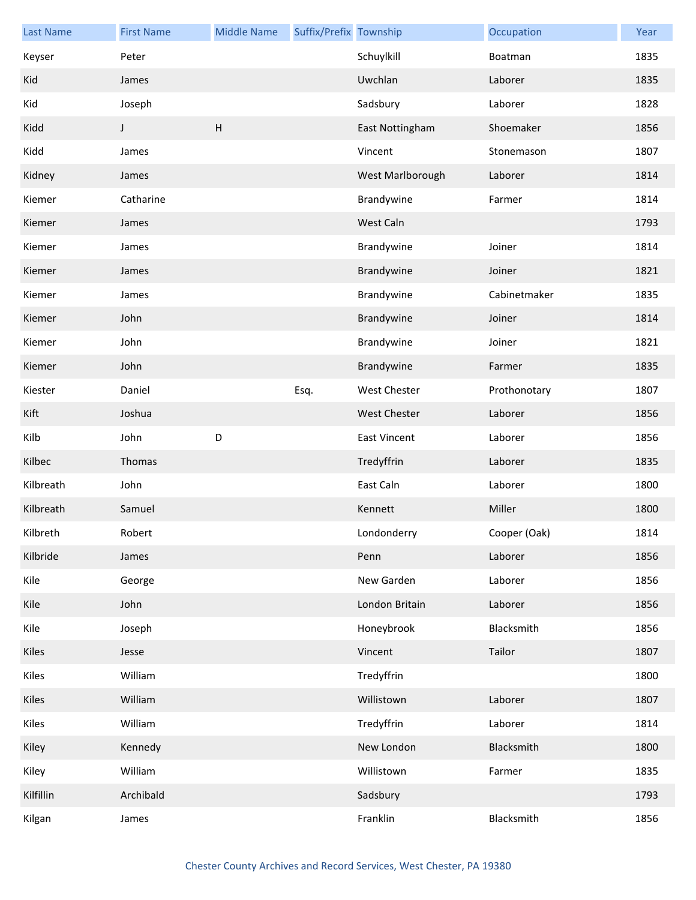| Last Name | First Name | Middle Name | Suffix/Prefix | Township | Occupation | Year |
| --- | --- | --- | --- | --- | --- | --- |
| Keyser | Peter | | | Schuylkill | Boatman | 1835 |
| Kid | James | | | Uwchlan | Laborer | 1835 |
| Kid | Joseph | | | Sadsbury | Laborer | 1828 |
| Kidd | J | H | | East Nottingham | Shoemaker | 1856 |
| Kidd | James | | | Vincent | Stonemason | 1807 |
| Kidney | James | | | West Marlborough | Laborer | 1814 |
| Kiemer | Catharine | | | Brandywine | Farmer | 1814 |
| Kiemer | James | | | West Caln | | 1793 |
| Kiemer | James | | | Brandywine | Joiner | 1814 |
| Kiemer | James | | | Brandywine | Joiner | 1821 |
| Kiemer | James | | | Brandywine | Cabinetmaker | 1835 |
| Kiemer | John | | | Brandywine | Joiner | 1814 |
| Kiemer | John | | | Brandywine | Joiner | 1821 |
| Kiemer | John | | | Brandywine | Farmer | 1835 |
| Kiester | Daniel | | Esq. | West Chester | Prothonotary | 1807 |
| Kift | Joshua | | | West Chester | Laborer | 1856 |
| Kilb | John | D | | East Vincent | Laborer | 1856 |
| Kilbec | Thomas | | | Tredyffrin | Laborer | 1835 |
| Kilbreath | John | | | East Caln | Laborer | 1800 |
| Kilbreath | Samuel | | | Kennett | Miller | 1800 |
| Kilbreth | Robert | | | Londonderry | Cooper (Oak) | 1814 |
| Kilbride | James | | | Penn | Laborer | 1856 |
| Kile | George | | | New Garden | Laborer | 1856 |
| Kile | John | | | London Britain | Laborer | 1856 |
| Kile | Joseph | | | Honeybrook | Blacksmith | 1856 |
| Kiles | Jesse | | | Vincent | Tailor | 1807 |
| Kiles | William | | | Tredyffrin | | 1800 |
| Kiles | William | | | Willistown | Laborer | 1807 |
| Kiles | William | | | Tredyffrin | Laborer | 1814 |
| Kiley | Kennedy | | | New London | Blacksmith | 1800 |
| Kiley | William | | | Willistown | Farmer | 1835 |
| Kilfillin | Archibald | | | Sadsbury | | 1793 |
| Kilgan | James | | | Franklin | Blacksmith | 1856 |

Chester County Archives and Record Services, West Chester, PA 19380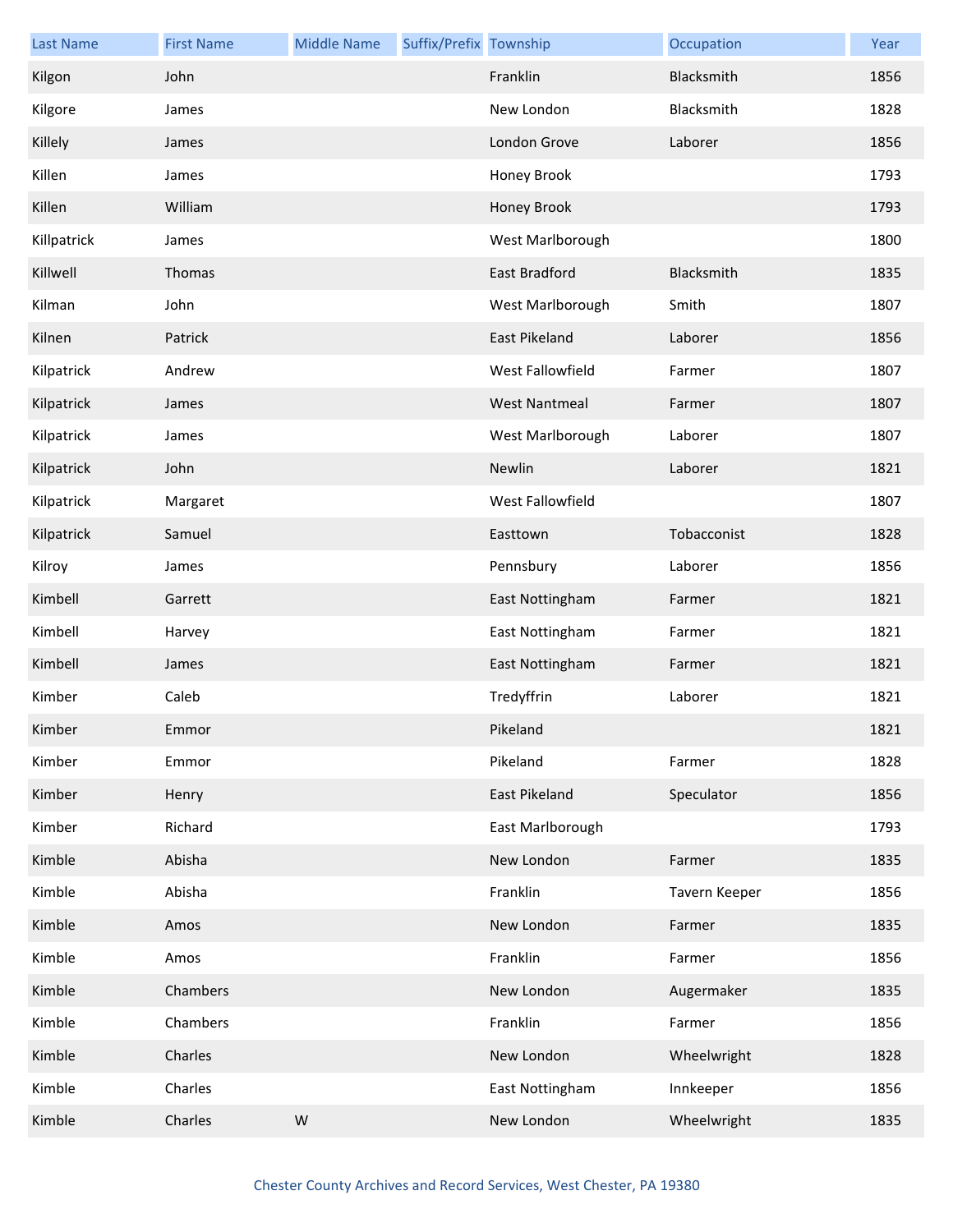| Last Name | First Name | Middle Name | Suffix/Prefix | Township | Occupation | Year |
| --- | --- | --- | --- | --- | --- | --- |
| Kilgon | John | | | Franklin | Blacksmith | 1856 |
| Kilgore | James | | | New London | Blacksmith | 1828 |
| Killely | James | | | London Grove | Laborer | 1856 |
| Killen | James | | | Honey Brook | | 1793 |
| Killen | William | | | Honey Brook | | 1793 |
| Killpatrick | James | | | West Marlborough | | 1800 |
| Killwell | Thomas | | | East Bradford | Blacksmith | 1835 |
| Kilman | John | | | West Marlborough | Smith | 1807 |
| Kilnen | Patrick | | | East Pikeland | Laborer | 1856 |
| Kilpatrick | Andrew | | | West Fallowfield | Farmer | 1807 |
| Kilpatrick | James | | | West Nantmeal | Farmer | 1807 |
| Kilpatrick | James | | | West Marlborough | Laborer | 1807 |
| Kilpatrick | John | | | Newlin | Laborer | 1821 |
| Kilpatrick | Margaret | | | West Fallowfield | | 1807 |
| Kilpatrick | Samuel | | | Easttown | Tobacconist | 1828 |
| Kilroy | James | | | Pennsbury | Laborer | 1856 |
| Kimbell | Garrett | | | East Nottingham | Farmer | 1821 |
| Kimbell | Harvey | | | East Nottingham | Farmer | 1821 |
| Kimbell | James | | | East Nottingham | Farmer | 1821 |
| Kimber | Caleb | | | Tredyffrin | Laborer | 1821 |
| Kimber | Emmor | | | Pikeland | | 1821 |
| Kimber | Emmor | | | Pikeland | Farmer | 1828 |
| Kimber | Henry | | | East Pikeland | Speculator | 1856 |
| Kimber | Richard | | | East Marlborough | | 1793 |
| Kimble | Abisha | | | New London | Farmer | 1835 |
| Kimble | Abisha | | | Franklin | Tavern Keeper | 1856 |
| Kimble | Amos | | | New London | Farmer | 1835 |
| Kimble | Amos | | | Franklin | Farmer | 1856 |
| Kimble | Chambers | | | New London | Augermaker | 1835 |
| Kimble | Chambers | | | Franklin | Farmer | 1856 |
| Kimble | Charles | | | New London | Wheelwright | 1828 |
| Kimble | Charles | | | East Nottingham | Innkeeper | 1856 |
| Kimble | Charles | W | | New London | Wheelwright | 1835 |

Chester County Archives and Record Services, West Chester, PA 19380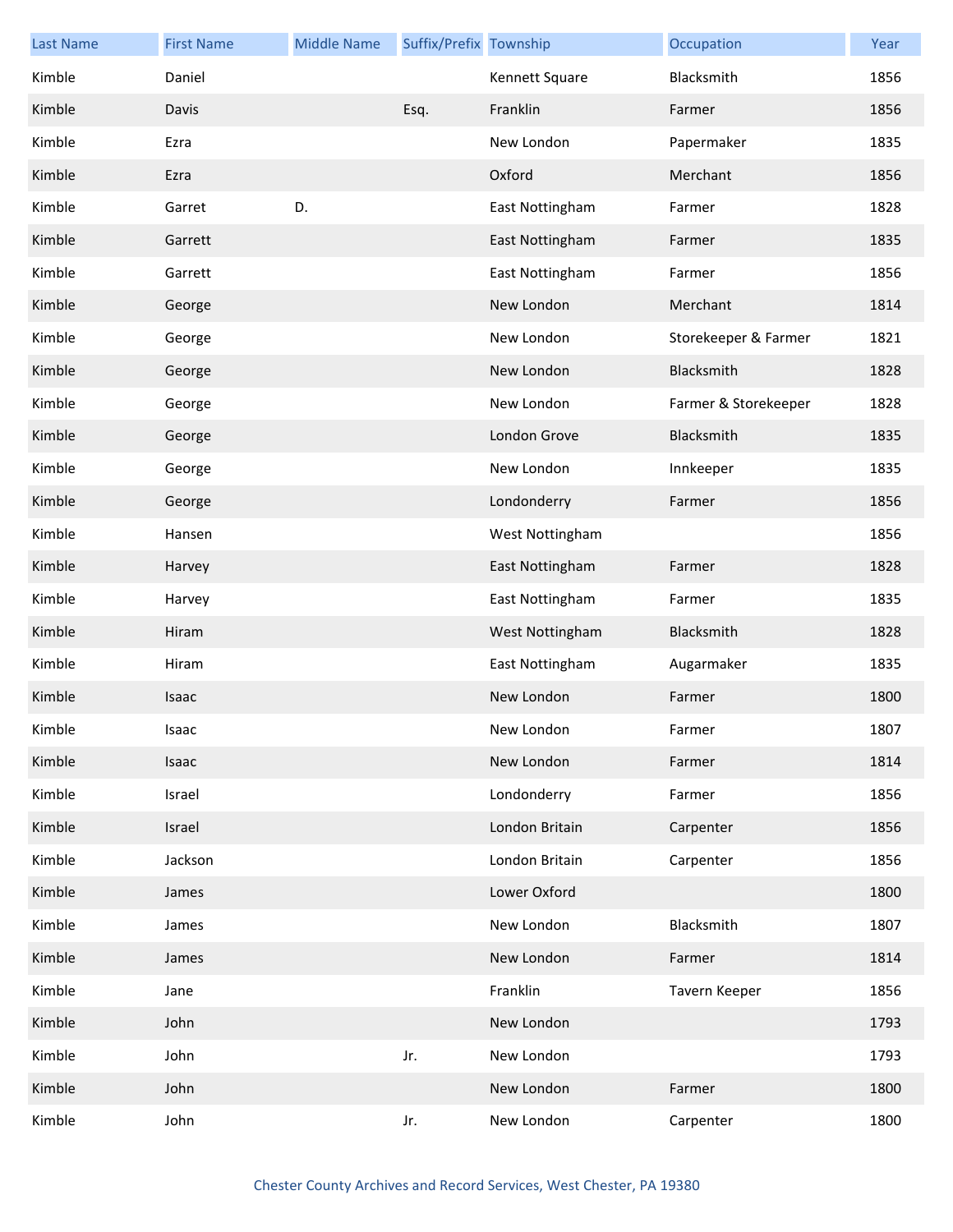| Last Name | First Name | Middle Name | Suffix/Prefix | Township | Occupation | Year |
|---|---|---|---|---|---|---|
| Kimble | Daniel | | | Kennett Square | Blacksmith | 1856 |
| Kimble | Davis | | Esq. | Franklin | Farmer | 1856 |
| Kimble | Ezra | | | New London | Papermaker | 1835 |
| Kimble | Ezra | | | Oxford | Merchant | 1856 |
| Kimble | Garret | D. | | East Nottingham | Farmer | 1828 |
| Kimble | Garrett | | | East Nottingham | Farmer | 1835 |
| Kimble | Garrett | | | East Nottingham | Farmer | 1856 |
| Kimble | George | | | New London | Merchant | 1814 |
| Kimble | George | | | New London | Storekeeper & Farmer | 1821 |
| Kimble | George | | | New London | Blacksmith | 1828 |
| Kimble | George | | | New London | Farmer & Storekeeper | 1828 |
| Kimble | George | | | London Grove | Blacksmith | 1835 |
| Kimble | George | | | New London | Innkeeper | 1835 |
| Kimble | George | | | Londonderry | Farmer | 1856 |
| Kimble | Hansen | | | West Nottingham | | 1856 |
| Kimble | Harvey | | | East Nottingham | Farmer | 1828 |
| Kimble | Harvey | | | East Nottingham | Farmer | 1835 |
| Kimble | Hiram | | | West Nottingham | Blacksmith | 1828 |
| Kimble | Hiram | | | East Nottingham | Augarmaker | 1835 |
| Kimble | Isaac | | | New London | Farmer | 1800 |
| Kimble | Isaac | | | New London | Farmer | 1807 |
| Kimble | Isaac | | | New London | Farmer | 1814 |
| Kimble | Israel | | | Londonderry | Farmer | 1856 |
| Kimble | Israel | | | London Britain | Carpenter | 1856 |
| Kimble | Jackson | | | London Britain | Carpenter | 1856 |
| Kimble | James | | | Lower Oxford | | 1800 |
| Kimble | James | | | New London | Blacksmith | 1807 |
| Kimble | James | | | New London | Farmer | 1814 |
| Kimble | Jane | | | Franklin | Tavern Keeper | 1856 |
| Kimble | John | | | New London | | 1793 |
| Kimble | John | | Jr. | New London | | 1793 |
| Kimble | John | | | New London | Farmer | 1800 |
| Kimble | John | | Jr. | New London | Carpenter | 1800 |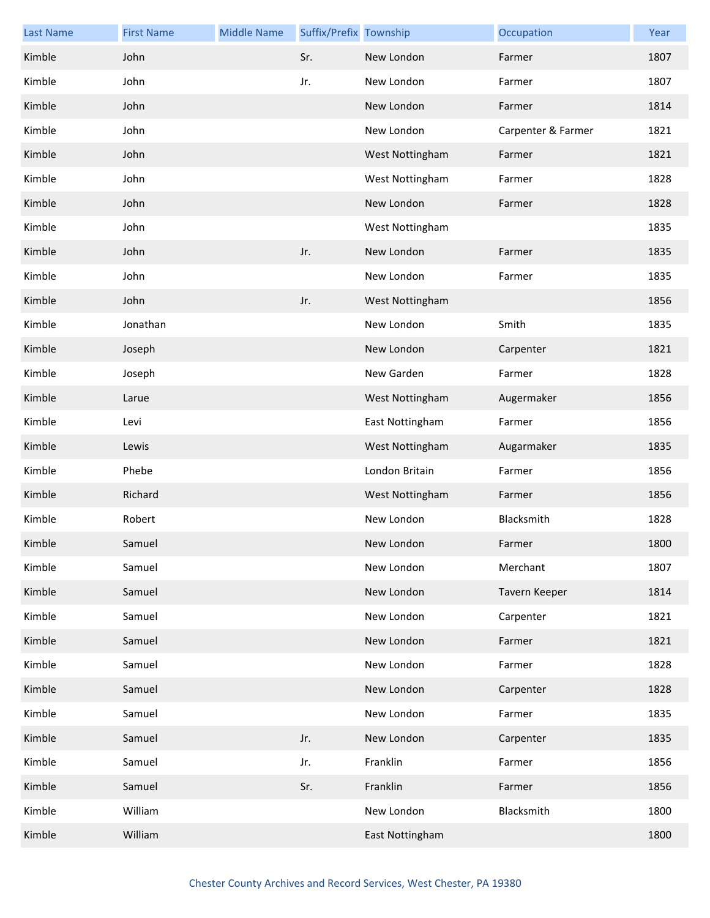| Last Name | First Name | Middle Name | Suffix/Prefix | Township | Occupation | Year |
|---|---|---|---|---|---|---|
| Kimble | John | | Sr. | New London | Farmer | 1807 |
| Kimble | John | | Jr. | New London | Farmer | 1807 |
| Kimble | John | | | New London | Farmer | 1814 |
| Kimble | John | | | New London | Carpenter & Farmer | 1821 |
| Kimble | John | | | West Nottingham | Farmer | 1821 |
| Kimble | John | | | West Nottingham | Farmer | 1828 |
| Kimble | John | | | New London | Farmer | 1828 |
| Kimble | John | | | West Nottingham | | 1835 |
| Kimble | John | | Jr. | New London | Farmer | 1835 |
| Kimble | John | | | New London | Farmer | 1835 |
| Kimble | John | | Jr. | West Nottingham | | 1856 |
| Kimble | Jonathan | | | New London | Smith | 1835 |
| Kimble | Joseph | | | New London | Carpenter | 1821 |
| Kimble | Joseph | | | New Garden | Farmer | 1828 |
| Kimble | Larue | | | West Nottingham | Augermaker | 1856 |
| Kimble | Levi | | | East Nottingham | Farmer | 1856 |
| Kimble | Lewis | | | West Nottingham | Augarmaker | 1835 |
| Kimble | Phebe | | | London Britain | Farmer | 1856 |
| Kimble | Richard | | | West Nottingham | Farmer | 1856 |
| Kimble | Robert | | | New London | Blacksmith | 1828 |
| Kimble | Samuel | | | New London | Farmer | 1800 |
| Kimble | Samuel | | | New London | Merchant | 1807 |
| Kimble | Samuel | | | New London | Tavern Keeper | 1814 |
| Kimble | Samuel | | | New London | Carpenter | 1821 |
| Kimble | Samuel | | | New London | Farmer | 1821 |
| Kimble | Samuel | | | New London | Farmer | 1828 |
| Kimble | Samuel | | | New London | Carpenter | 1828 |
| Kimble | Samuel | | | New London | Farmer | 1835 |
| Kimble | Samuel | | Jr. | New London | Carpenter | 1835 |
| Kimble | Samuel | | Jr. | Franklin | Farmer | 1856 |
| Kimble | Samuel | | Sr. | Franklin | Farmer | 1856 |
| Kimble | William | | | New London | Blacksmith | 1800 |
| Kimble | William | | | East Nottingham | | 1800 |

Chester County Archives and Record Services, West Chester, PA 19380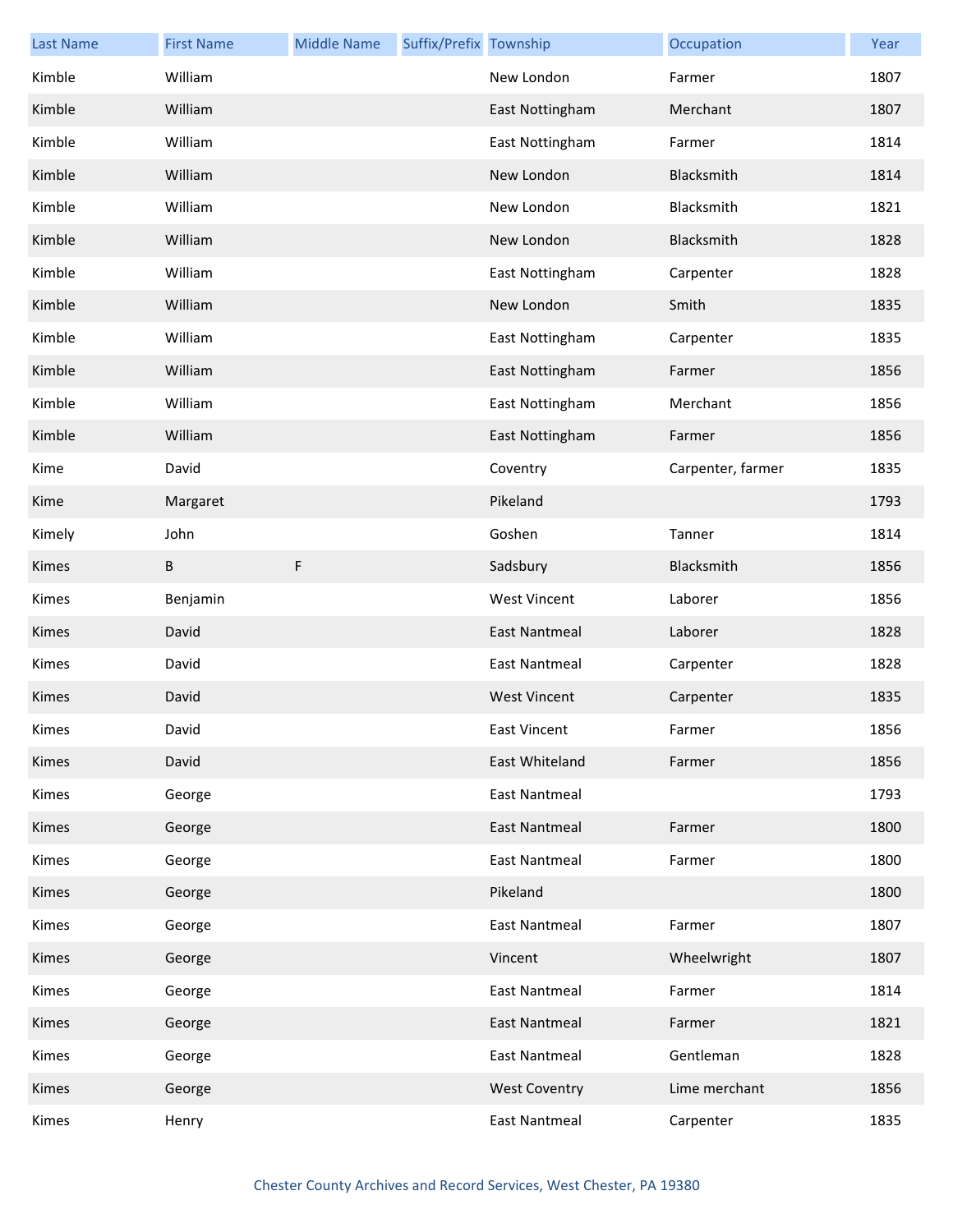| Last Name | First Name | Middle Name | Suffix/Prefix | Township | Occupation | Year |
| --- | --- | --- | --- | --- | --- | --- |
| Kimble | William | | | New London | Farmer | 1807 |
| Kimble | William | | | East Nottingham | Merchant | 1807 |
| Kimble | William | | | East Nottingham | Farmer | 1814 |
| Kimble | William | | | New London | Blacksmith | 1814 |
| Kimble | William | | | New London | Blacksmith | 1821 |
| Kimble | William | | | New London | Blacksmith | 1828 |
| Kimble | William | | | East Nottingham | Carpenter | 1828 |
| Kimble | William | | | New London | Smith | 1835 |
| Kimble | William | | | East Nottingham | Carpenter | 1835 |
| Kimble | William | | | East Nottingham | Farmer | 1856 |
| Kimble | William | | | East Nottingham | Merchant | 1856 |
| Kimble | William | | | East Nottingham | Farmer | 1856 |
| Kime | David | | | Coventry | Carpenter, farmer | 1835 |
| Kime | Margaret | | | Pikeland | | 1793 |
| Kimely | John | | | Goshen | Tanner | 1814 |
| Kimes | B | F | | Sadsbury | Blacksmith | 1856 |
| Kimes | Benjamin | | | West Vincent | Laborer | 1856 |
| Kimes | David | | | East Nantmeal | Laborer | 1828 |
| Kimes | David | | | East Nantmeal | Carpenter | 1828 |
| Kimes | David | | | West Vincent | Carpenter | 1835 |
| Kimes | David | | | East Vincent | Farmer | 1856 |
| Kimes | David | | | East Whiteland | Farmer | 1856 |
| Kimes | George | | | East Nantmeal | | 1793 |
| Kimes | George | | | East Nantmeal | Farmer | 1800 |
| Kimes | George | | | East Nantmeal | Farmer | 1800 |
| Kimes | George | | | Pikeland | | 1800 |
| Kimes | George | | | East Nantmeal | Farmer | 1807 |
| Kimes | George | | | Vincent | Wheelwright | 1807 |
| Kimes | George | | | East Nantmeal | Farmer | 1814 |
| Kimes | George | | | East Nantmeal | Farmer | 1821 |
| Kimes | George | | | East Nantmeal | Gentleman | 1828 |
| Kimes | George | | | West Coventry | Lime merchant | 1856 |
| Kimes | Henry | | | East Nantmeal | Carpenter | 1835 |

Chester County Archives and Record Services, West Chester, PA 19380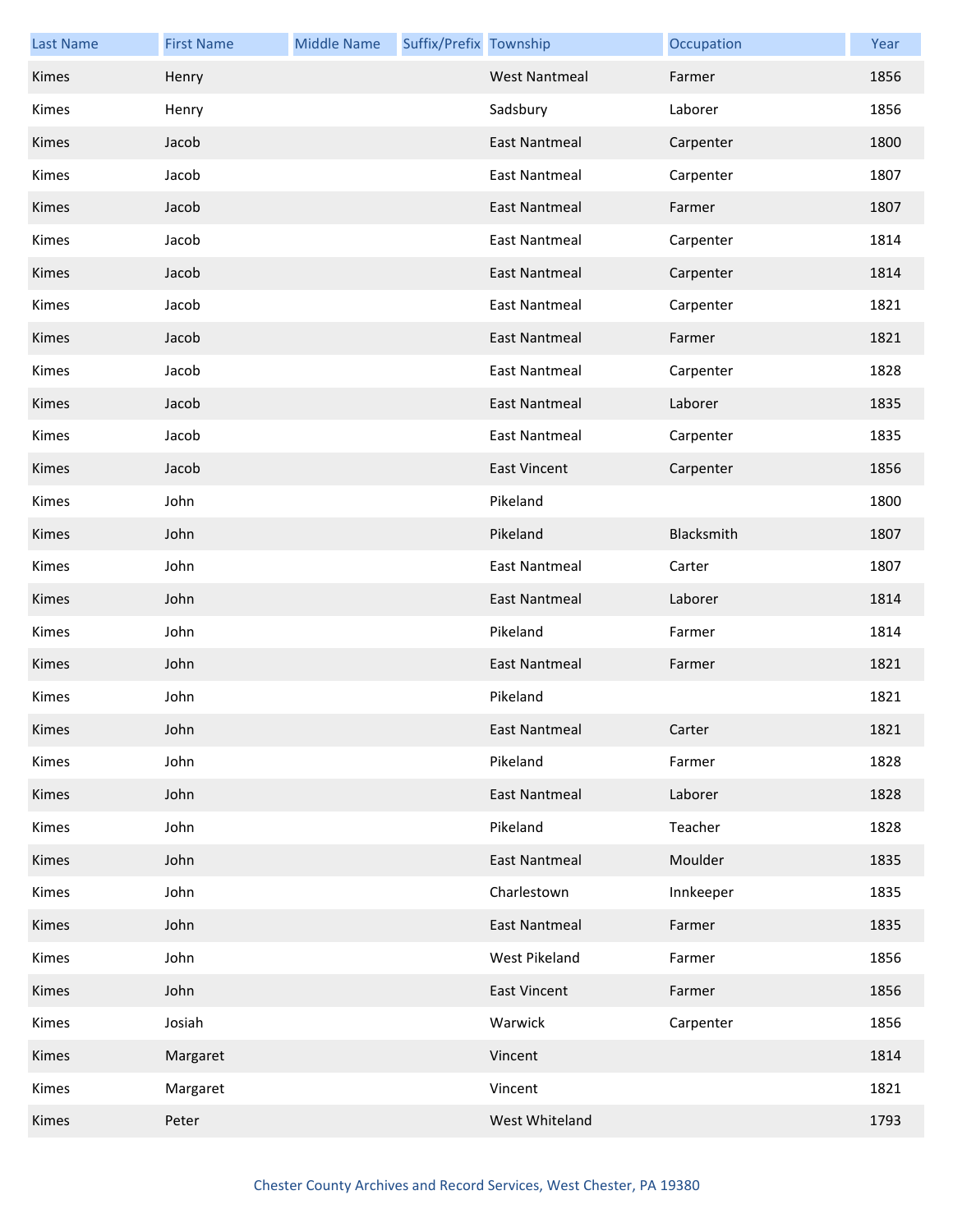| Last Name | First Name | Middle Name | Suffix/Prefix | Township | Occupation | Year |
|---|---|---|---|---|---|---|
| Kimes | Henry | | | West Nantmeal | Farmer | 1856 |
| Kimes | Henry | | | Sadsbury | Laborer | 1856 |
| Kimes | Jacob | | | East Nantmeal | Carpenter | 1800 |
| Kimes | Jacob | | | East Nantmeal | Carpenter | 1807 |
| Kimes | Jacob | | | East Nantmeal | Farmer | 1807 |
| Kimes | Jacob | | | East Nantmeal | Carpenter | 1814 |
| Kimes | Jacob | | | East Nantmeal | Carpenter | 1814 |
| Kimes | Jacob | | | East Nantmeal | Carpenter | 1821 |
| Kimes | Jacob | | | East Nantmeal | Farmer | 1821 |
| Kimes | Jacob | | | East Nantmeal | Carpenter | 1828 |
| Kimes | Jacob | | | East Nantmeal | Laborer | 1835 |
| Kimes | Jacob | | | East Nantmeal | Carpenter | 1835 |
| Kimes | Jacob | | | East Vincent | Carpenter | 1856 |
| Kimes | John | | | Pikeland | | 1800 |
| Kimes | John | | | Pikeland | Blacksmith | 1807 |
| Kimes | John | | | East Nantmeal | Carter | 1807 |
| Kimes | John | | | East Nantmeal | Laborer | 1814 |
| Kimes | John | | | Pikeland | Farmer | 1814 |
| Kimes | John | | | East Nantmeal | Farmer | 1821 |
| Kimes | John | | | Pikeland | | 1821 |
| Kimes | John | | | East Nantmeal | Carter | 1821 |
| Kimes | John | | | Pikeland | Farmer | 1828 |
| Kimes | John | | | East Nantmeal | Laborer | 1828 |
| Kimes | John | | | Pikeland | Teacher | 1828 |
| Kimes | John | | | East Nantmeal | Moulder | 1835 |
| Kimes | John | | | Charlestown | Innkeeper | 1835 |
| Kimes | John | | | East Nantmeal | Farmer | 1835 |
| Kimes | John | | | West Pikeland | Farmer | 1856 |
| Kimes | John | | | East Vincent | Farmer | 1856 |
| Kimes | Josiah | | | Warwick | Carpenter | 1856 |
| Kimes | Margaret | | | Vincent | | 1814 |
| Kimes | Margaret | | | Vincent | | 1821 |
| Kimes | Peter | | | West Whiteland | | 1793 |

Chester County Archives and Record Services, West Chester, PA 19380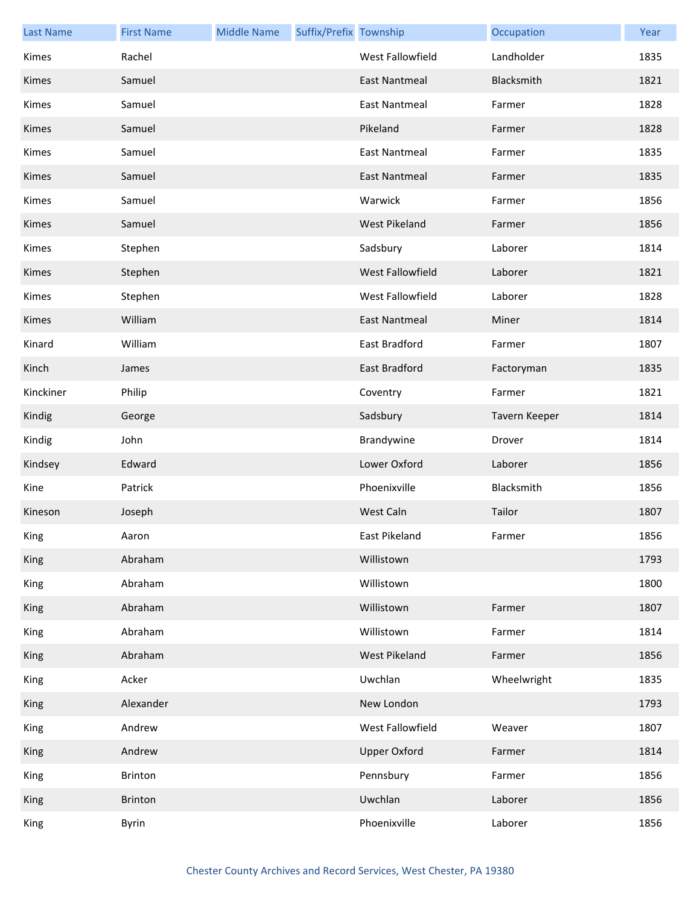| Last Name | First Name | Middle Name | Suffix/Prefix | Township | Occupation | Year |
|---|---|---|---|---|---|---|
| Kimes | Rachel | | | West Fallowfield | Landholder | 1835 |
| Kimes | Samuel | | | East Nantmeal | Blacksmith | 1821 |
| Kimes | Samuel | | | East Nantmeal | Farmer | 1828 |
| Kimes | Samuel | | | Pikeland | Farmer | 1828 |
| Kimes | Samuel | | | East Nantmeal | Farmer | 1835 |
| Kimes | Samuel | | | East Nantmeal | Farmer | 1835 |
| Kimes | Samuel | | | Warwick | Farmer | 1856 |
| Kimes | Samuel | | | West Pikeland | Farmer | 1856 |
| Kimes | Stephen | | | Sadsbury | Laborer | 1814 |
| Kimes | Stephen | | | West Fallowfield | Laborer | 1821 |
| Kimes | Stephen | | | West Fallowfield | Laborer | 1828 |
| Kimes | William | | | East Nantmeal | Miner | 1814 |
| Kinard | William | | | East Bradford | Farmer | 1807 |
| Kinch | James | | | East Bradford | Factoryman | 1835 |
| Kinckiner | Philip | | | Coventry | Farmer | 1821 |
| Kindig | George | | | Sadsbury | Tavern Keeper | 1814 |
| Kindig | John | | | Brandywine | Drover | 1814 |
| Kindsey | Edward | | | Lower Oxford | Laborer | 1856 |
| Kine | Patrick | | | Phoenixville | Blacksmith | 1856 |
| Kineson | Joseph | | | West Caln | Tailor | 1807 |
| King | Aaron | | | East Pikeland | Farmer | 1856 |
| King | Abraham | | | Willistown | | 1793 |
| King | Abraham | | | Willistown | | 1800 |
| King | Abraham | | | Willistown | Farmer | 1807 |
| King | Abraham | | | Willistown | Farmer | 1814 |
| King | Abraham | | | West Pikeland | Farmer | 1856 |
| King | Acker | | | Uwchlan | Wheelwright | 1835 |
| King | Alexander | | | New London | | 1793 |
| King | Andrew | | | West Fallowfield | Weaver | 1807 |
| King | Andrew | | | Upper Oxford | Farmer | 1814 |
| King | Brinton | | | Pennsbury | Farmer | 1856 |
| King | Brinton | | | Uwchlan | Laborer | 1856 |
| King | Byrin | | | Phoenixville | Laborer | 1856 |

Chester County Archives and Record Services, West Chester, PA 19380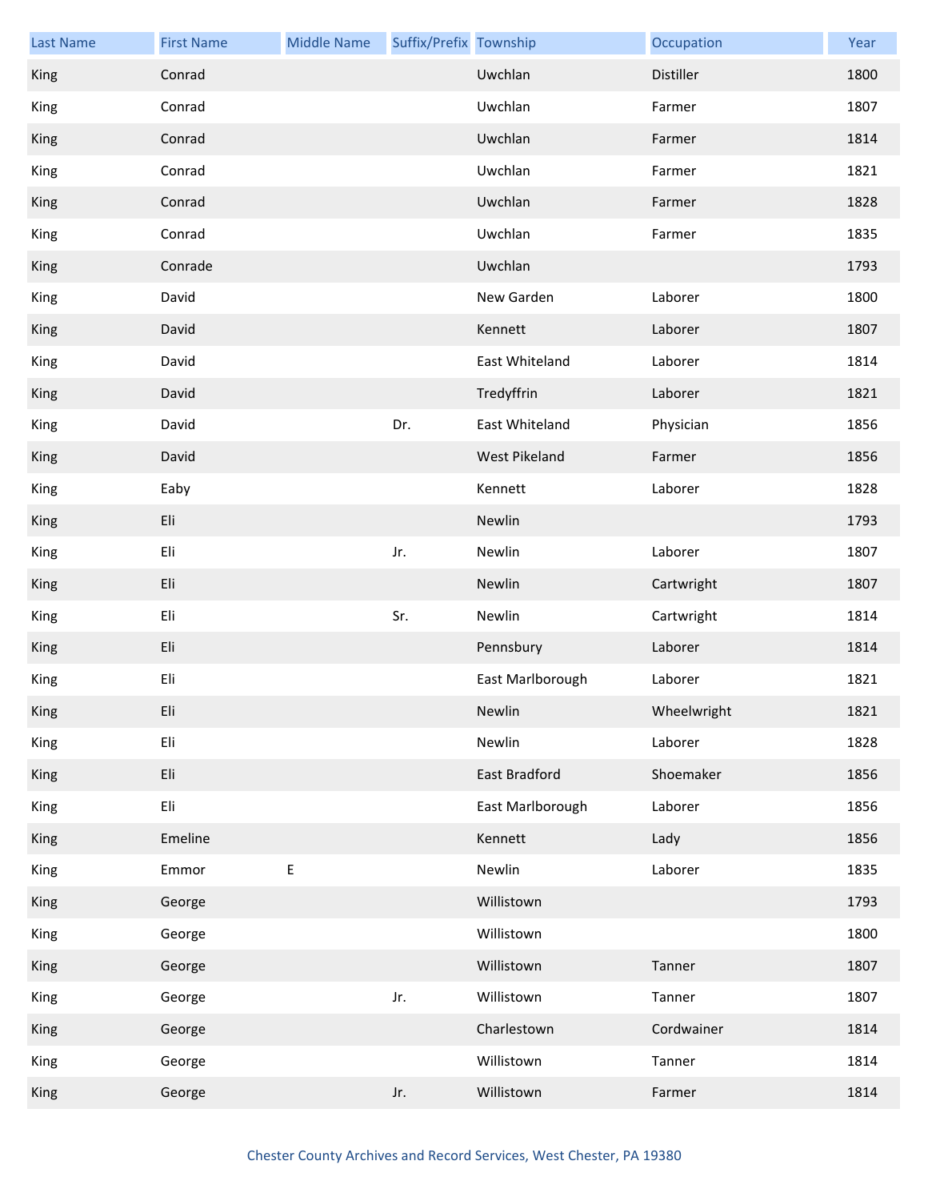| Last Name | First Name | Middle Name | Suffix/Prefix | Township | Occupation | Year |
|---|---|---|---|---|---|---|
| King | Conrad | | | Uwchlan | Distiller | 1800 |
| King | Conrad | | | Uwchlan | Farmer | 1807 |
| King | Conrad | | | Uwchlan | Farmer | 1814 |
| King | Conrad | | | Uwchlan | Farmer | 1821 |
| King | Conrad | | | Uwchlan | Farmer | 1828 |
| King | Conrad | | | Uwchlan | Farmer | 1835 |
| King | Conrade | | | Uwchlan | | 1793 |
| King | David | | | New Garden | Laborer | 1800 |
| King | David | | | Kennett | Laborer | 1807 |
| King | David | | | East Whiteland | Laborer | 1814 |
| King | David | | | Tredyffrin | Laborer | 1821 |
| King | David | | Dr. | East Whiteland | Physician | 1856 |
| King | David | | | West Pikeland | Farmer | 1856 |
| King | Eaby | | | Kennett | Laborer | 1828 |
| King | Eli | | | Newlin | | 1793 |
| King | Eli | | Jr. | Newlin | Laborer | 1807 |
| King | Eli | | | Newlin | Cartwright | 1807 |
| King | Eli | | Sr. | Newlin | Cartwright | 1814 |
| King | Eli | | | Pennsbury | Laborer | 1814 |
| King | Eli | | | East Marlborough | Laborer | 1821 |
| King | Eli | | | Newlin | Wheelwright | 1821 |
| King | Eli | | | Newlin | Laborer | 1828 |
| King | Eli | | | East Bradford | Shoemaker | 1856 |
| King | Eli | | | East Marlborough | Laborer | 1856 |
| King | Emeline | | | Kennett | Lady | 1856 |
| King | Emmor | E | | Newlin | Laborer | 1835 |
| King | George | | | Willistown | | 1793 |
| King | George | | | Willistown | | 1800 |
| King | George | | | Willistown | Tanner | 1807 |
| King | George | | Jr. | Willistown | Tanner | 1807 |
| King | George | | | Charlestown | Cordwainer | 1814 |
| King | George | | | Willistown | Tanner | 1814 |
| King | George | | Jr. | Willistown | Farmer | 1814 |

Chester County Archives and Record Services, West Chester, PA 19380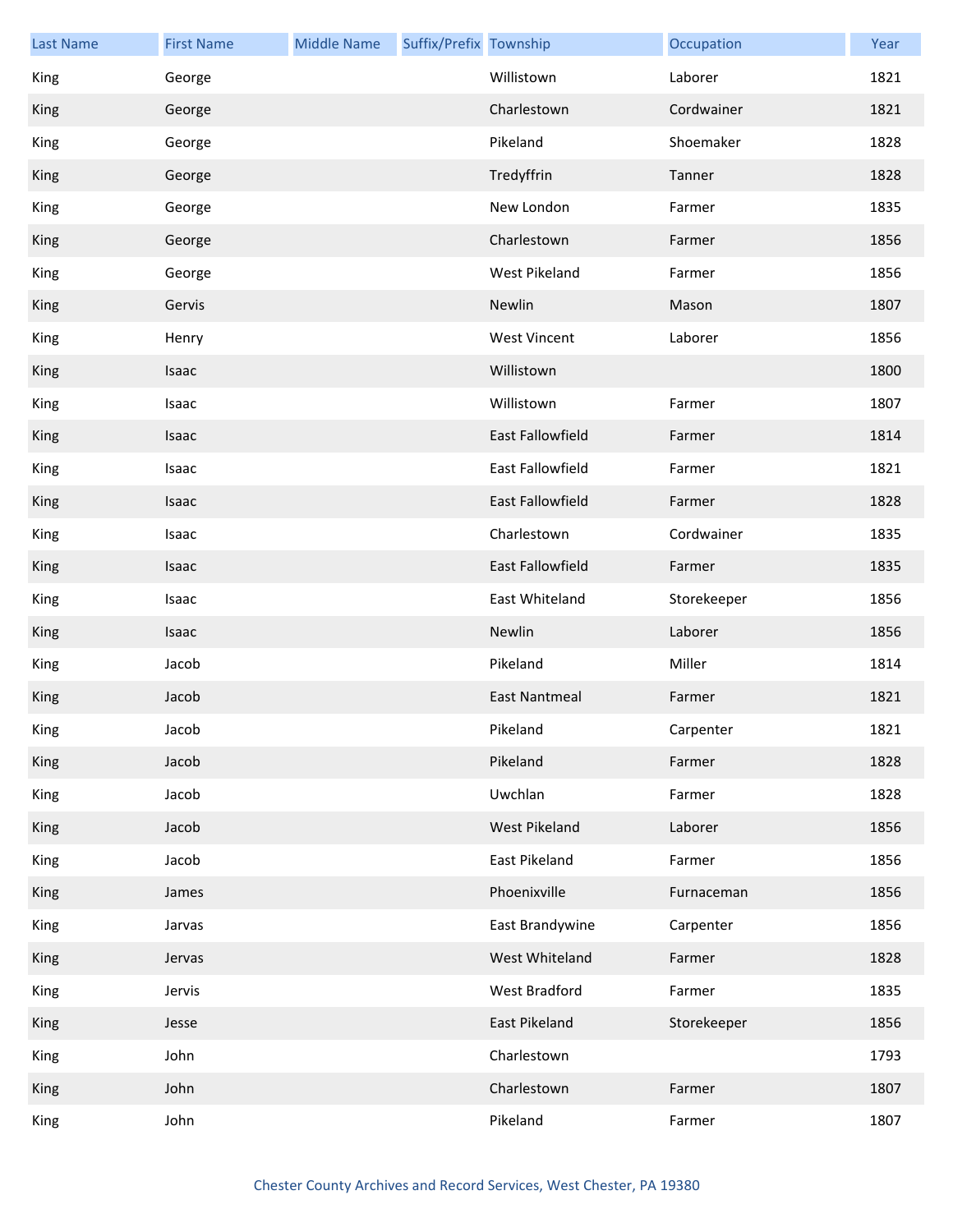| Last Name | First Name | Middle Name | Suffix/Prefix | Township | Occupation | Year |
| --- | --- | --- | --- | --- | --- | --- |
| King | George | | | Willistown | Laborer | 1821 |
| King | George | | | Charlestown | Cordwainer | 1821 |
| King | George | | | Pikeland | Shoemaker | 1828 |
| King | George | | | Tredyffrin | Tanner | 1828 |
| King | George | | | New London | Farmer | 1835 |
| King | George | | | Charlestown | Farmer | 1856 |
| King | George | | | West Pikeland | Farmer | 1856 |
| King | Gervis | | | Newlin | Mason | 1807 |
| King | Henry | | | West Vincent | Laborer | 1856 |
| King | Isaac | | | Willistown | | 1800 |
| King | Isaac | | | Willistown | Farmer | 1807 |
| King | Isaac | | | East Fallowfield | Farmer | 1814 |
| King | Isaac | | | East Fallowfield | Farmer | 1821 |
| King | Isaac | | | East Fallowfield | Farmer | 1828 |
| King | Isaac | | | Charlestown | Cordwainer | 1835 |
| King | Isaac | | | East Fallowfield | Farmer | 1835 |
| King | Isaac | | | East Whiteland | Storekeeper | 1856 |
| King | Isaac | | | Newlin | Laborer | 1856 |
| King | Jacob | | | Pikeland | Miller | 1814 |
| King | Jacob | | | East Nantmeal | Farmer | 1821 |
| King | Jacob | | | Pikeland | Carpenter | 1821 |
| King | Jacob | | | Pikeland | Farmer | 1828 |
| King | Jacob | | | Uwchlan | Farmer | 1828 |
| King | Jacob | | | West Pikeland | Laborer | 1856 |
| King | Jacob | | | East Pikeland | Farmer | 1856 |
| King | James | | | Phoenixville | Furnaceman | 1856 |
| King | Jarvas | | | East Brandywine | Carpenter | 1856 |
| King | Jervas | | | West Whiteland | Farmer | 1828 |
| King | Jervis | | | West Bradford | Farmer | 1835 |
| King | Jesse | | | East Pikeland | Storekeeper | 1856 |
| King | John | | | Charlestown | | 1793 |
| King | John | | | Charlestown | Farmer | 1807 |
| King | John | | | Pikeland | Farmer | 1807 |

Chester County Archives and Record Services, West Chester, PA 19380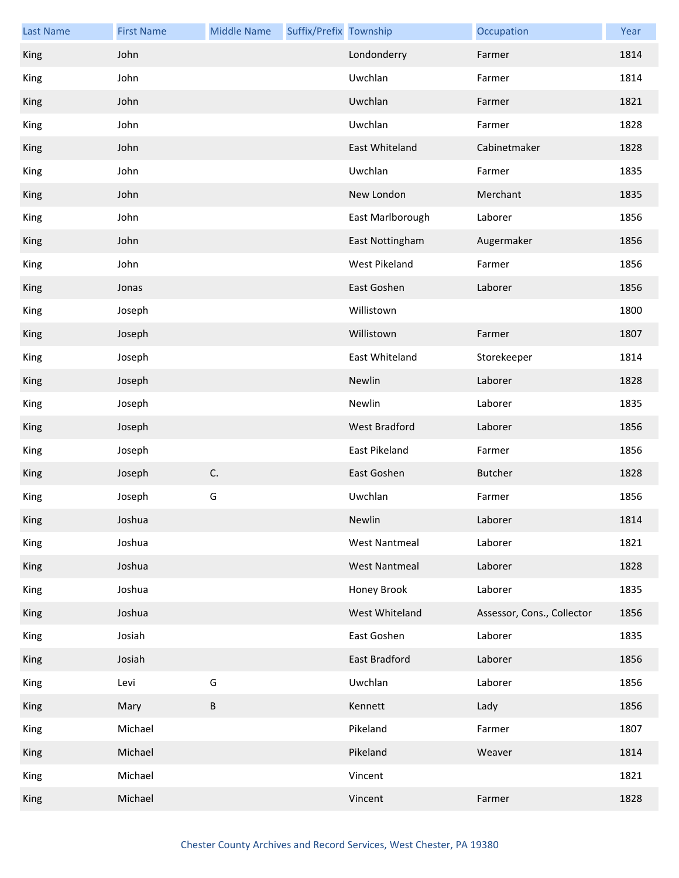| Last Name | First Name | Middle Name | Suffix/Prefix | Township | Occupation | Year |
|---|---|---|---|---|---|---|
| King | John | | | Londonderry | Farmer | 1814 |
| King | John | | | Uwchlan | Farmer | 1814 |
| King | John | | | Uwchlan | Farmer | 1821 |
| King | John | | | Uwchlan | Farmer | 1828 |
| King | John | | | East Whiteland | Cabinetmaker | 1828 |
| King | John | | | Uwchlan | Farmer | 1835 |
| King | John | | | New London | Merchant | 1835 |
| King | John | | | East Marlborough | Laborer | 1856 |
| King | John | | | East Nottingham | Augermaker | 1856 |
| King | John | | | West Pikeland | Farmer | 1856 |
| King | Jonas | | | East Goshen | Laborer | 1856 |
| King | Joseph | | | Willistown | | 1800 |
| King | Joseph | | | Willistown | Farmer | 1807 |
| King | Joseph | | | East Whiteland | Storekeeper | 1814 |
| King | Joseph | | | Newlin | Laborer | 1828 |
| King | Joseph | | | Newlin | Laborer | 1835 |
| King | Joseph | | | West Bradford | Laborer | 1856 |
| King | Joseph | | | East Pikeland | Farmer | 1856 |
| King | Joseph | C. | | East Goshen | Butcher | 1828 |
| King | Joseph | G | | Uwchlan | Farmer | 1856 |
| King | Joshua | | | Newlin | Laborer | 1814 |
| King | Joshua | | | West Nantmeal | Laborer | 1821 |
| King | Joshua | | | West Nantmeal | Laborer | 1828 |
| King | Joshua | | | Honey Brook | Laborer | 1835 |
| King | Joshua | | | West Whiteland | Assessor, Cons., Collector | 1856 |
| King | Josiah | | | East Goshen | Laborer | 1835 |
| King | Josiah | | | East Bradford | Laborer | 1856 |
| King | Levi | G | | Uwchlan | Laborer | 1856 |
| King | Mary | B | | Kennett | Lady | 1856 |
| King | Michael | | | Pikeland | Farmer | 1807 |
| King | Michael | | | Pikeland | Weaver | 1814 |
| King | Michael | | | Vincent | | 1821 |
| King | Michael | | | Vincent | Farmer | 1828 |

Chester County Archives and Record Services, West Chester, PA 19380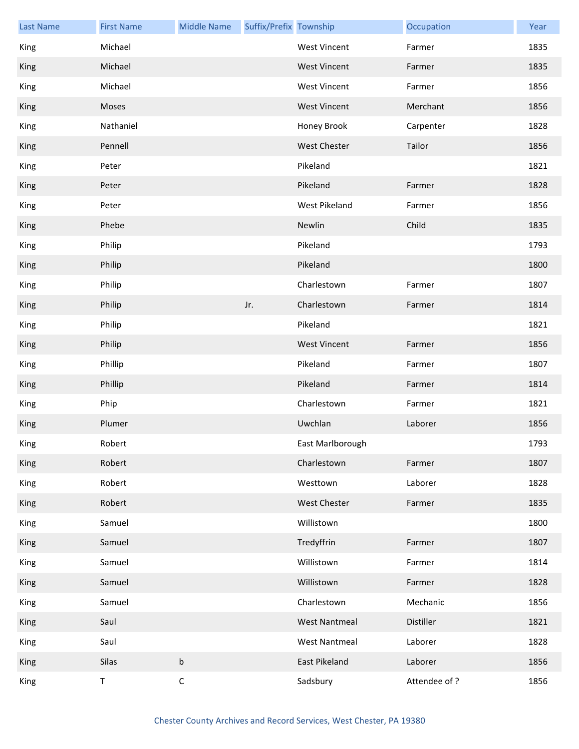| Last Name | First Name | Middle Name | Suffix/Prefix | Township | Occupation | Year |
|---|---|---|---|---|---|---|
| King | Michael | | | West Vincent | Farmer | 1835 |
| King | Michael | | | West Vincent | Farmer | 1835 |
| King | Michael | | | West Vincent | Farmer | 1856 |
| King | Moses | | | West Vincent | Merchant | 1856 |
| King | Nathaniel | | | Honey Brook | Carpenter | 1828 |
| King | Pennell | | | West Chester | Tailor | 1856 |
| King | Peter | | | Pikeland | | 1821 |
| King | Peter | | | Pikeland | Farmer | 1828 |
| King | Peter | | | West Pikeland | Farmer | 1856 |
| King | Phebe | | | Newlin | Child | 1835 |
| King | Philip | | | Pikeland | | 1793 |
| King | Philip | | | Pikeland | | 1800 |
| King | Philip | | | Charlestown | Farmer | 1807 |
| King | Philip | | Jr. | Charlestown | Farmer | 1814 |
| King | Philip | | | Pikeland | | 1821 |
| King | Philip | | | West Vincent | Farmer | 1856 |
| King | Phillip | | | Pikeland | Farmer | 1807 |
| King | Phillip | | | Pikeland | Farmer | 1814 |
| King | Phip | | | Charlestown | Farmer | 1821 |
| King | Plumer | | | Uwchlan | Laborer | 1856 |
| King | Robert | | | East Marlborough | | 1793 |
| King | Robert | | | Charlestown | Farmer | 1807 |
| King | Robert | | | Westtown | Laborer | 1828 |
| King | Robert | | | West Chester | Farmer | 1835 |
| King | Samuel | | | Willistown | | 1800 |
| King | Samuel | | | Tredyffrin | Farmer | 1807 |
| King | Samuel | | | Willistown | Farmer | 1814 |
| King | Samuel | | | Willistown | Farmer | 1828 |
| King | Samuel | | | Charlestown | Mechanic | 1856 |
| King | Saul | | | West Nantmeal | Distiller | 1821 |
| King | Saul | | | West Nantmeal | Laborer | 1828 |
| King | Silas | b | | East Pikeland | Laborer | 1856 |
| King | T | C | | Sadsbury | Attendee of ? | 1856 |

Chester County Archives and Record Services, West Chester, PA 19380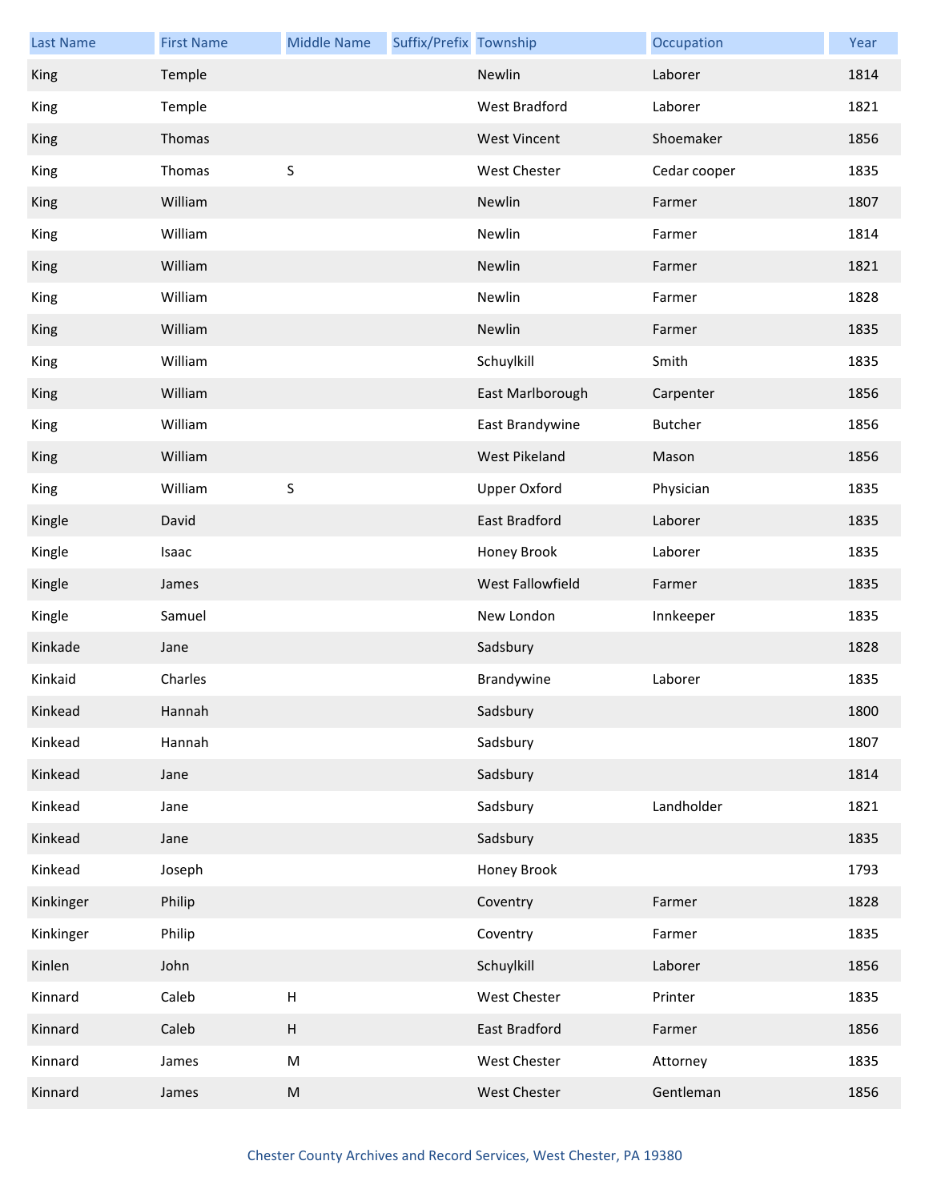| Last Name | First Name | Middle Name | Suffix/Prefix | Township | Occupation | Year |
|---|---|---|---|---|---|---|
| King | Temple | | | Newlin | Laborer | 1814 |
| King | Temple | | | West Bradford | Laborer | 1821 |
| King | Thomas | | | West Vincent | Shoemaker | 1856 |
| King | Thomas | S | | West Chester | Cedar cooper | 1835 |
| King | William | | | Newlin | Farmer | 1807 |
| King | William | | | Newlin | Farmer | 1814 |
| King | William | | | Newlin | Farmer | 1821 |
| King | William | | | Newlin | Farmer | 1828 |
| King | William | | | Newlin | Farmer | 1835 |
| King | William | | | Schuylkill | Smith | 1835 |
| King | William | | | East Marlborough | Carpenter | 1856 |
| King | William | | | East Brandywine | Butcher | 1856 |
| King | William | | | West Pikeland | Mason | 1856 |
| King | William | S | | Upper Oxford | Physician | 1835 |
| Kingle | David | | | East Bradford | Laborer | 1835 |
| Kingle | Isaac | | | Honey Brook | Laborer | 1835 |
| Kingle | James | | | West Fallowfield | Farmer | 1835 |
| Kingle | Samuel | | | New London | Innkeeper | 1835 |
| Kinkade | Jane | | | Sadsbury | | 1828 |
| Kinkaid | Charles | | | Brandywine | Laborer | 1835 |
| Kinkead | Hannah | | | Sadsbury | | 1800 |
| Kinkead | Hannah | | | Sadsbury | | 1807 |
| Kinkead | Jane | | | Sadsbury | | 1814 |
| Kinkead | Jane | | | Sadsbury | Landholder | 1821 |
| Kinkead | Jane | | | Sadsbury | | 1835 |
| Kinkead | Joseph | | | Honey Brook | | 1793 |
| Kinkinger | Philip | | | Coventry | Farmer | 1828 |
| Kinkinger | Philip | | | Coventry | Farmer | 1835 |
| Kinlen | John | | | Schuylkill | Laborer | 1856 |
| Kinnard | Caleb | H | | West Chester | Printer | 1835 |
| Kinnard | Caleb | H | | East Bradford | Farmer | 1856 |
| Kinnard | James | M | | West Chester | Attorney | 1835 |
| Kinnard | James | M | | West Chester | Gentleman | 1856 |

Chester County Archives and Record Services, West Chester, PA 19380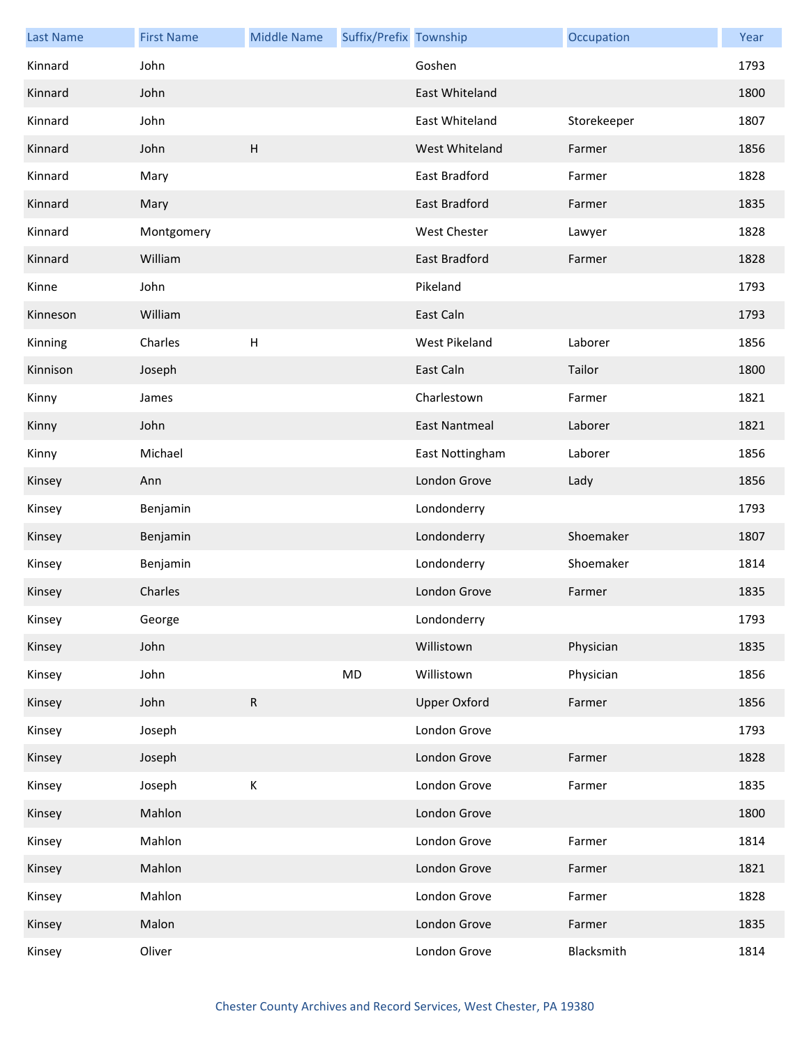| Last Name | First Name | Middle Name | Suffix/Prefix | Township | Occupation | Year |
|---|---|---|---|---|---|---|
| Kinnard | John | | | Goshen | | 1793 |
| Kinnard | John | | | East Whiteland | | 1800 |
| Kinnard | John | | | East Whiteland | Storekeeper | 1807 |
| Kinnard | John | H | | West Whiteland | Farmer | 1856 |
| Kinnard | Mary | | | East Bradford | Farmer | 1828 |
| Kinnard | Mary | | | East Bradford | Farmer | 1835 |
| Kinnard | Montgomery | | | West Chester | Lawyer | 1828 |
| Kinnard | William | | | East Bradford | Farmer | 1828 |
| Kinne | John | | | Pikeland | | 1793 |
| Kinneson | William | | | East Caln | | 1793 |
| Kinning | Charles | H | | West Pikeland | Laborer | 1856 |
| Kinnison | Joseph | | | East Caln | Tailor | 1800 |
| Kinny | James | | | Charlestown | Farmer | 1821 |
| Kinny | John | | | East Nantmeal | Laborer | 1821 |
| Kinny | Michael | | | East Nottingham | Laborer | 1856 |
| Kinsey | Ann | | | London Grove | Lady | 1856 |
| Kinsey | Benjamin | | | Londonderry | | 1793 |
| Kinsey | Benjamin | | | Londonderry | Shoemaker | 1807 |
| Kinsey | Benjamin | | | Londonderry | Shoemaker | 1814 |
| Kinsey | Charles | | | London Grove | Farmer | 1835 |
| Kinsey | George | | | Londonderry | | 1793 |
| Kinsey | John | | | Willistown | Physician | 1835 |
| Kinsey | John | | MD | Willistown | Physician | 1856 |
| Kinsey | John | R | | Upper Oxford | Farmer | 1856 |
| Kinsey | Joseph | | | London Grove | | 1793 |
| Kinsey | Joseph | | | London Grove | Farmer | 1828 |
| Kinsey | Joseph | K | | London Grove | Farmer | 1835 |
| Kinsey | Mahlon | | | London Grove | | 1800 |
| Kinsey | Mahlon | | | London Grove | Farmer | 1814 |
| Kinsey | Mahlon | | | London Grove | Farmer | 1821 |
| Kinsey | Mahlon | | | London Grove | Farmer | 1828 |
| Kinsey | Malon | | | London Grove | Farmer | 1835 |
| Kinsey | Oliver | | | London Grove | Blacksmith | 1814 |

Chester County Archives and Record Services, West Chester, PA 19380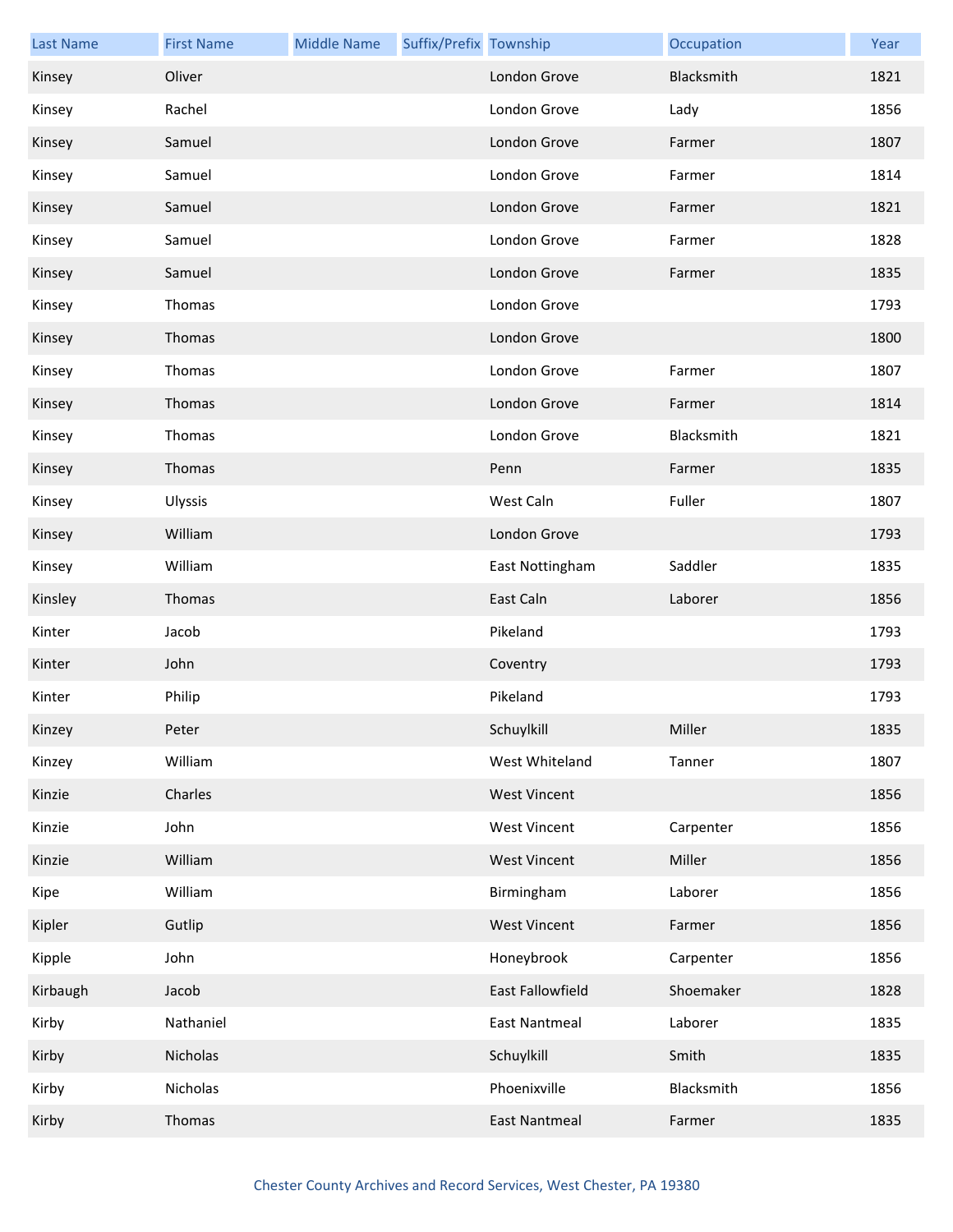| Last Name | First Name | Middle Name | Suffix/Prefix | Township | Occupation | Year |
|---|---|---|---|---|---|---|
| Kinsey | Oliver | | | London Grove | Blacksmith | 1821 |
| Kinsey | Rachel | | | London Grove | Lady | 1856 |
| Kinsey | Samuel | | | London Grove | Farmer | 1807 |
| Kinsey | Samuel | | | London Grove | Farmer | 1814 |
| Kinsey | Samuel | | | London Grove | Farmer | 1821 |
| Kinsey | Samuel | | | London Grove | Farmer | 1828 |
| Kinsey | Samuel | | | London Grove | Farmer | 1835 |
| Kinsey | Thomas | | | London Grove | | 1793 |
| Kinsey | Thomas | | | London Grove | | 1800 |
| Kinsey | Thomas | | | London Grove | Farmer | 1807 |
| Kinsey | Thomas | | | London Grove | Farmer | 1814 |
| Kinsey | Thomas | | | London Grove | Blacksmith | 1821 |
| Kinsey | Thomas | | | Penn | Farmer | 1835 |
| Kinsey | Ulyssis | | | West Caln | Fuller | 1807 |
| Kinsey | William | | | London Grove | | 1793 |
| Kinsey | William | | | East Nottingham | Saddler | 1835 |
| Kinsley | Thomas | | | East Caln | Laborer | 1856 |
| Kinter | Jacob | | | Pikeland | | 1793 |
| Kinter | John | | | Coventry | | 1793 |
| Kinter | Philip | | | Pikeland | | 1793 |
| Kinzey | Peter | | | Schuylkill | Miller | 1835 |
| Kinzey | William | | | West Whiteland | Tanner | 1807 |
| Kinzie | Charles | | | West Vincent | | 1856 |
| Kinzie | John | | | West Vincent | Carpenter | 1856 |
| Kinzie | William | | | West Vincent | Miller | 1856 |
| Kipe | William | | | Birmingham | Laborer | 1856 |
| Kipler | Gutlip | | | West Vincent | Farmer | 1856 |
| Kipple | John | | | Honeybrook | Carpenter | 1856 |
| Kirbaugh | Jacob | | | East Fallowfield | Shoemaker | 1828 |
| Kirby | Nathaniel | | | East Nantmeal | Laborer | 1835 |
| Kirby | Nicholas | | | Schuylkill | Smith | 1835 |
| Kirby | Nicholas | | | Phoenixville | Blacksmith | 1856 |
| Kirby | Thomas | | | East Nantmeal | Farmer | 1835 |

Chester County Archives and Record Services, West Chester, PA 19380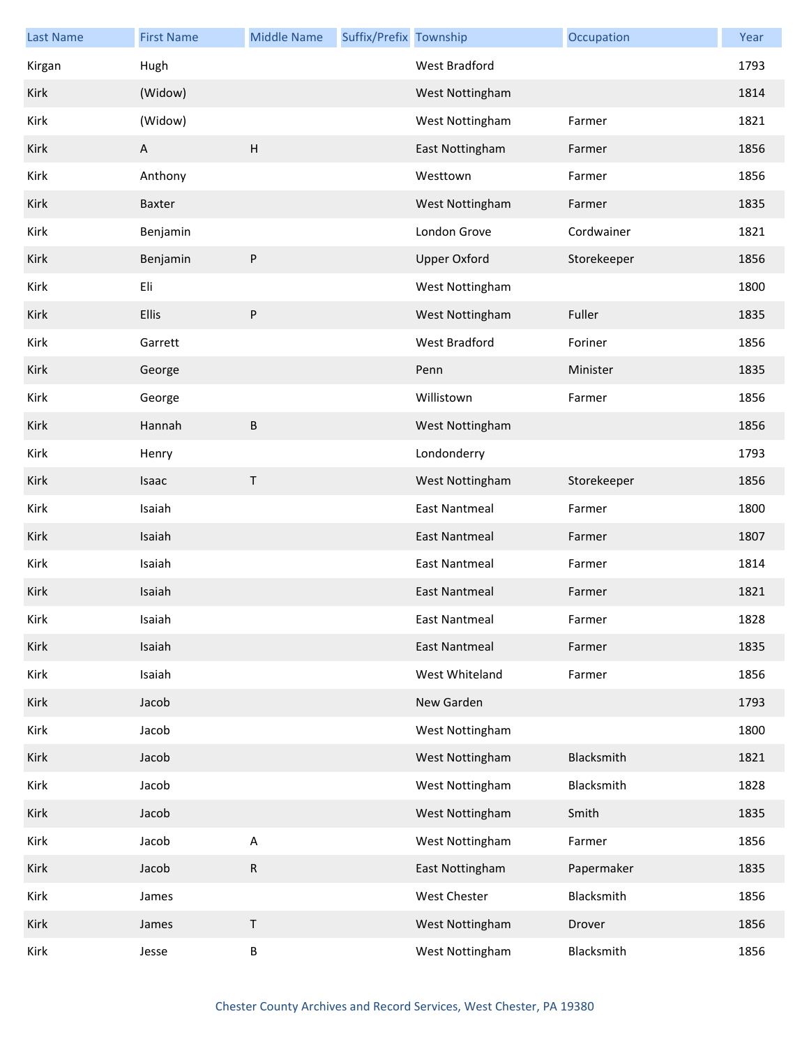| Last Name | First Name | Middle Name | Suffix/Prefix | Township | Occupation | Year |
|---|---|---|---|---|---|---|
| Kirgan | Hugh | | | West Bradford | | 1793 |
| Kirk | (Widow) | | | West Nottingham | | 1814 |
| Kirk | (Widow) | | | West Nottingham | Farmer | 1821 |
| Kirk | A | H | | East Nottingham | Farmer | 1856 |
| Kirk | Anthony | | | Westtown | Farmer | 1856 |
| Kirk | Baxter | | | West Nottingham | Farmer | 1835 |
| Kirk | Benjamin | | | London Grove | Cordwainer | 1821 |
| Kirk | Benjamin | P | | Upper Oxford | Storekeeper | 1856 |
| Kirk | Eli | | | West Nottingham | | 1800 |
| Kirk | Ellis | P | | West Nottingham | Fuller | 1835 |
| Kirk | Garrett | | | West Bradford | Foriner | 1856 |
| Kirk | George | | | Penn | Minister | 1835 |
| Kirk | George | | | Willistown | Farmer | 1856 |
| Kirk | Hannah | B | | West Nottingham | | 1856 |
| Kirk | Henry | | | Londonderry | | 1793 |
| Kirk | Isaac | T | | West Nottingham | Storekeeper | 1856 |
| Kirk | Isaiah | | | East Nantmeal | Farmer | 1800 |
| Kirk | Isaiah | | | East Nantmeal | Farmer | 1807 |
| Kirk | Isaiah | | | East Nantmeal | Farmer | 1814 |
| Kirk | Isaiah | | | East Nantmeal | Farmer | 1821 |
| Kirk | Isaiah | | | East Nantmeal | Farmer | 1828 |
| Kirk | Isaiah | | | East Nantmeal | Farmer | 1835 |
| Kirk | Isaiah | | | West Whiteland | Farmer | 1856 |
| Kirk | Jacob | | | New Garden | | 1793 |
| Kirk | Jacob | | | West Nottingham | | 1800 |
| Kirk | Jacob | | | West Nottingham | Blacksmith | 1821 |
| Kirk | Jacob | | | West Nottingham | Blacksmith | 1828 |
| Kirk | Jacob | | | West Nottingham | Smith | 1835 |
| Kirk | Jacob | A | | West Nottingham | Farmer | 1856 |
| Kirk | Jacob | R | | East Nottingham | Papermaker | 1835 |
| Kirk | James | | | West Chester | Blacksmith | 1856 |
| Kirk | James | T | | West Nottingham | Drover | 1856 |
| Kirk | Jesse | B | | West Nottingham | Blacksmith | 1856 |

Chester County Archives and Record Services, West Chester, PA 19380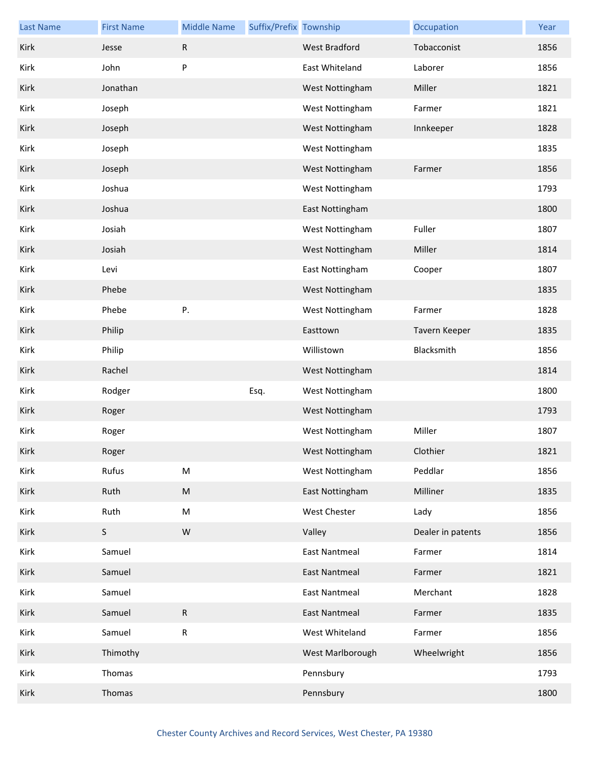| Last Name | First Name | Middle Name | Suffix/Prefix | Township | Occupation | Year |
|---|---|---|---|---|---|---|
| Kirk | Jesse | R | | West Bradford | Tobacconist | 1856 |
| Kirk | John | P | | East Whiteland | Laborer | 1856 |
| Kirk | Jonathan | | | West Nottingham | Miller | 1821 |
| Kirk | Joseph | | | West Nottingham | Farmer | 1821 |
| Kirk | Joseph | | | West Nottingham | Innkeeper | 1828 |
| Kirk | Joseph | | | West Nottingham | | 1835 |
| Kirk | Joseph | | | West Nottingham | Farmer | 1856 |
| Kirk | Joshua | | | West Nottingham | | 1793 |
| Kirk | Joshua | | | East Nottingham | | 1800 |
| Kirk | Josiah | | | West Nottingham | Fuller | 1807 |
| Kirk | Josiah | | | West Nottingham | Miller | 1814 |
| Kirk | Levi | | | East Nottingham | Cooper | 1807 |
| Kirk | Phebe | | | West Nottingham | | 1835 |
| Kirk | Phebe | P. | | West Nottingham | Farmer | 1828 |
| Kirk | Philip | | | Easttown | Tavern Keeper | 1835 |
| Kirk | Philip | | | Willistown | Blacksmith | 1856 |
| Kirk | Rachel | | | West Nottingham | | 1814 |
| Kirk | Rodger | | Esq. | West Nottingham | | 1800 |
| Kirk | Roger | | | West Nottingham | | 1793 |
| Kirk | Roger | | | West Nottingham | Miller | 1807 |
| Kirk | Roger | | | West Nottingham | Clothier | 1821 |
| Kirk | Rufus | M | | West Nottingham | Peddlar | 1856 |
| Kirk | Ruth | M | | East Nottingham | Milliner | 1835 |
| Kirk | Ruth | M | | West Chester | Lady | 1856 |
| Kirk | S | W | | Valley | Dealer in patents | 1856 |
| Kirk | Samuel | | | East Nantmeal | Farmer | 1814 |
| Kirk | Samuel | | | East Nantmeal | Farmer | 1821 |
| Kirk | Samuel | | | East Nantmeal | Merchant | 1828 |
| Kirk | Samuel | R | | East Nantmeal | Farmer | 1835 |
| Kirk | Samuel | R | | West Whiteland | Farmer | 1856 |
| Kirk | Thimothy | | | West Marlborough | Wheelwright | 1856 |
| Kirk | Thomas | | | Pennsbury | | 1793 |
| Kirk | Thomas | | | Pennsbury | | 1800 |

Chester County Archives and Record Services, West Chester, PA 19380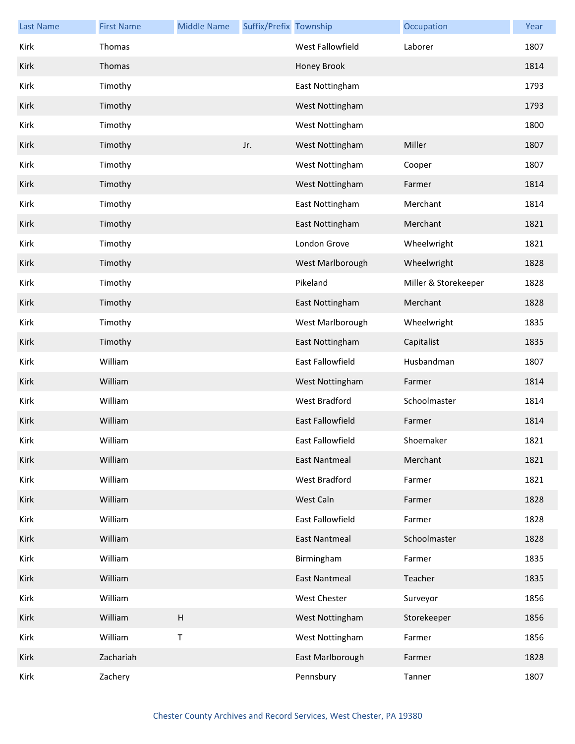| Last Name | First Name | Middle Name | Suffix/Prefix | Township | Occupation | Year |
|---|---|---|---|---|---|---|
| Kirk | Thomas | | | West Fallowfield | Laborer | 1807 |
| Kirk | Thomas | | | Honey Brook | | 1814 |
| Kirk | Timothy | | | East Nottingham | | 1793 |
| Kirk | Timothy | | | West Nottingham | | 1793 |
| Kirk | Timothy | | | West Nottingham | | 1800 |
| Kirk | Timothy | | Jr. | West Nottingham | Miller | 1807 |
| Kirk | Timothy | | | West Nottingham | Cooper | 1807 |
| Kirk | Timothy | | | West Nottingham | Farmer | 1814 |
| Kirk | Timothy | | | East Nottingham | Merchant | 1814 |
| Kirk | Timothy | | | East Nottingham | Merchant | 1821 |
| Kirk | Timothy | | | London Grove | Wheelwright | 1821 |
| Kirk | Timothy | | | West Marlborough | Wheelwright | 1828 |
| Kirk | Timothy | | | Pikeland | Miller & Storekeeper | 1828 |
| Kirk | Timothy | | | East Nottingham | Merchant | 1828 |
| Kirk | Timothy | | | West Marlborough | Wheelwright | 1835 |
| Kirk | Timothy | | | East Nottingham | Capitalist | 1835 |
| Kirk | William | | | East Fallowfield | Husbandman | 1807 |
| Kirk | William | | | West Nottingham | Farmer | 1814 |
| Kirk | William | | | West Bradford | Schoolmaster | 1814 |
| Kirk | William | | | East Fallowfield | Farmer | 1814 |
| Kirk | William | | | East Fallowfield | Shoemaker | 1821 |
| Kirk | William | | | East Nantmeal | Merchant | 1821 |
| Kirk | William | | | West Bradford | Farmer | 1821 |
| Kirk | William | | | West Caln | Farmer | 1828 |
| Kirk | William | | | East Fallowfield | Farmer | 1828 |
| Kirk | William | | | East Nantmeal | Schoolmaster | 1828 |
| Kirk | William | | | Birmingham | Farmer | 1835 |
| Kirk | William | | | East Nantmeal | Teacher | 1835 |
| Kirk | William | | | West Chester | Surveyor | 1856 |
| Kirk | William | H | | West Nottingham | Storekeeper | 1856 |
| Kirk | William | T | | West Nottingham | Farmer | 1856 |
| Kirk | Zachariah | | | East Marlborough | Farmer | 1828 |
| Kirk | Zachery | | | Pennsbury | Tanner | 1807 |

Chester County Archives and Record Services, West Chester, PA 19380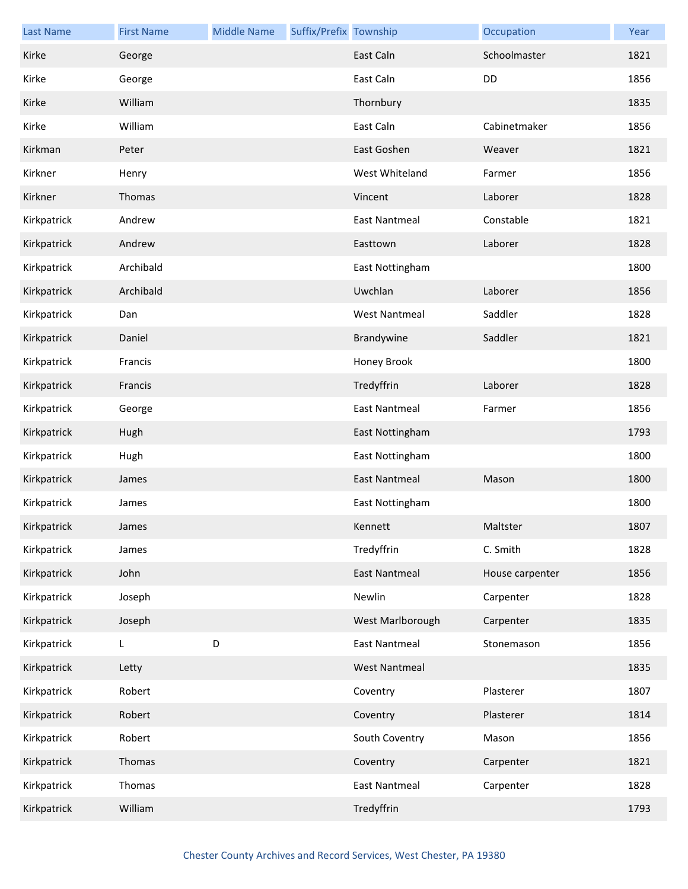| Last Name | First Name | Middle Name | Suffix/Prefix | Township | Occupation | Year |
|---|---|---|---|---|---|---|
| Kirke | George | | | East Caln | Schoolmaster | 1821 |
| Kirke | George | | | East Caln | DD | 1856 |
| Kirke | William | | | Thornbury | | 1835 |
| Kirke | William | | | East Caln | Cabinetmaker | 1856 |
| Kirkman | Peter | | | East Goshen | Weaver | 1821 |
| Kirkner | Henry | | | West Whiteland | Farmer | 1856 |
| Kirkner | Thomas | | | Vincent | Laborer | 1828 |
| Kirkpatrick | Andrew | | | East Nantmeal | Constable | 1821 |
| Kirkpatrick | Andrew | | | Easttown | Laborer | 1828 |
| Kirkpatrick | Archibald | | | East Nottingham | | 1800 |
| Kirkpatrick | Archibald | | | Uwchlan | Laborer | 1856 |
| Kirkpatrick | Dan | | | West Nantmeal | Saddler | 1828 |
| Kirkpatrick | Daniel | | | Brandywine | Saddler | 1821 |
| Kirkpatrick | Francis | | | Honey Brook | | 1800 |
| Kirkpatrick | Francis | | | Tredyffrin | Laborer | 1828 |
| Kirkpatrick | George | | | East Nantmeal | Farmer | 1856 |
| Kirkpatrick | Hugh | | | East Nottingham | | 1793 |
| Kirkpatrick | Hugh | | | East Nottingham | | 1800 |
| Kirkpatrick | James | | | East Nantmeal | Mason | 1800 |
| Kirkpatrick | James | | | East Nottingham | | 1800 |
| Kirkpatrick | James | | | Kennett | Maltster | 1807 |
| Kirkpatrick | James | | | Tredyffrin | C. Smith | 1828 |
| Kirkpatrick | John | | | East Nantmeal | House carpenter | 1856 |
| Kirkpatrick | Joseph | | | Newlin | Carpenter | 1828 |
| Kirkpatrick | Joseph | | | West Marlborough | Carpenter | 1835 |
| Kirkpatrick | L | D | | East Nantmeal | Stonemason | 1856 |
| Kirkpatrick | Letty | | | West Nantmeal | | 1835 |
| Kirkpatrick | Robert | | | Coventry | Plasterer | 1807 |
| Kirkpatrick | Robert | | | Coventry | Plasterer | 1814 |
| Kirkpatrick | Robert | | | South Coventry | Mason | 1856 |
| Kirkpatrick | Thomas | | | Coventry | Carpenter | 1821 |
| Kirkpatrick | Thomas | | | East Nantmeal | Carpenter | 1828 |
| Kirkpatrick | William | | | Tredyffrin | | 1793 |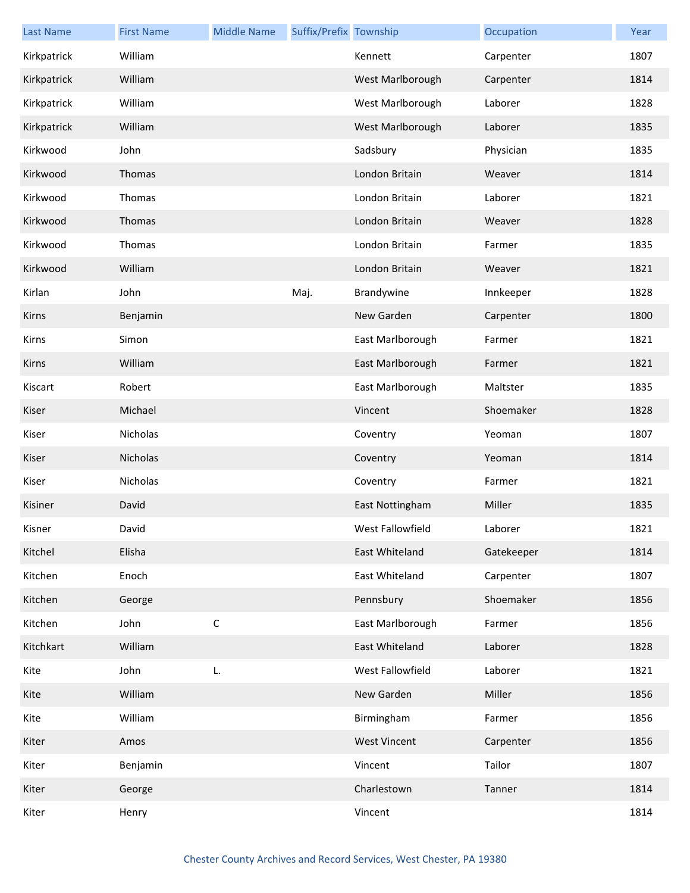| Last Name | First Name | Middle Name | Suffix/Prefix | Township | Occupation | Year |
|---|---|---|---|---|---|---|
| Kirkpatrick | William | | | Kennett | Carpenter | 1807 |
| Kirkpatrick | William | | | West Marlborough | Carpenter | 1814 |
| Kirkpatrick | William | | | West Marlborough | Laborer | 1828 |
| Kirkpatrick | William | | | West Marlborough | Laborer | 1835 |
| Kirkwood | John | | | Sadsbury | Physician | 1835 |
| Kirkwood | Thomas | | | London Britain | Weaver | 1814 |
| Kirkwood | Thomas | | | London Britain | Laborer | 1821 |
| Kirkwood | Thomas | | | London Britain | Weaver | 1828 |
| Kirkwood | Thomas | | | London Britain | Farmer | 1835 |
| Kirkwood | William | | | London Britain | Weaver | 1821 |
| Kirlan | John | | Maj. | Brandywine | Innkeeper | 1828 |
| Kirns | Benjamin | | | New Garden | Carpenter | 1800 |
| Kirns | Simon | | | East Marlborough | Farmer | 1821 |
| Kirns | William | | | East Marlborough | Farmer | 1821 |
| Kiscart | Robert | | | East Marlborough | Maltster | 1835 |
| Kiser | Michael | | | Vincent | Shoemaker | 1828 |
| Kiser | Nicholas | | | Coventry | Yeoman | 1807 |
| Kiser | Nicholas | | | Coventry | Yeoman | 1814 |
| Kiser | Nicholas | | | Coventry | Farmer | 1821 |
| Kisiner | David | | | East Nottingham | Miller | 1835 |
| Kisner | David | | | West Fallowfield | Laborer | 1821 |
| Kitchel | Elisha | | | East Whiteland | Gatekeeper | 1814 |
| Kitchen | Enoch | | | East Whiteland | Carpenter | 1807 |
| Kitchen | George | | | Pennsbury | Shoemaker | 1856 |
| Kitchen | John | C | | East Marlborough | Farmer | 1856 |
| Kitchkart | William | | | East Whiteland | Laborer | 1828 |
| Kite | John | L. | | West Fallowfield | Laborer | 1821 |
| Kite | William | | | New Garden | Miller | 1856 |
| Kite | William | | | Birmingham | Farmer | 1856 |
| Kiter | Amos | | | West Vincent | Carpenter | 1856 |
| Kiter | Benjamin | | | Vincent | Tailor | 1807 |
| Kiter | George | | | Charlestown | Tanner | 1814 |
| Kiter | Henry | | | Vincent | | 1814 |

Chester County Archives and Record Services, West Chester, PA 19380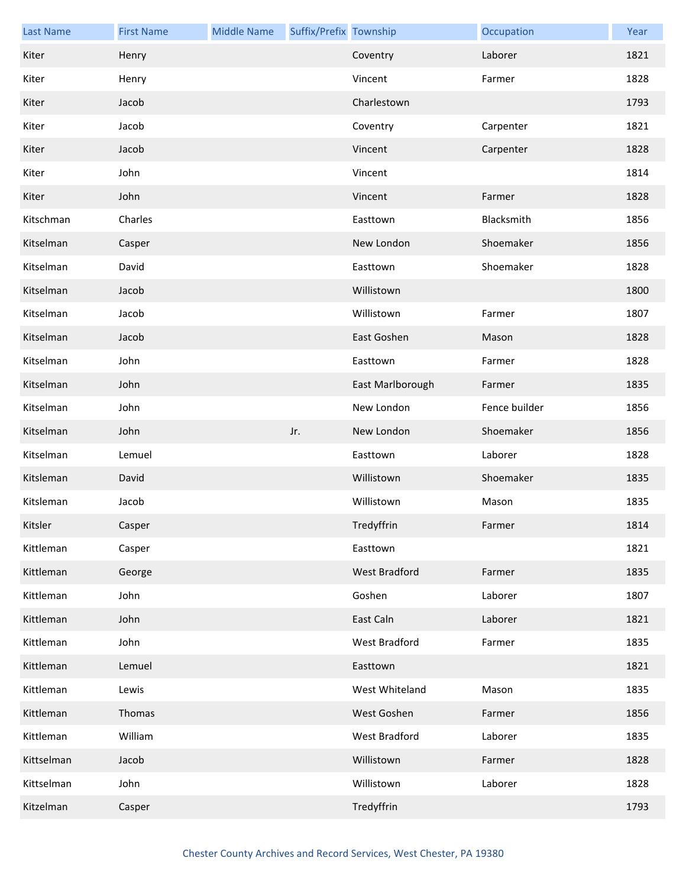| Last Name | First Name | Middle Name | Suffix/Prefix | Township | Occupation | Year |
|---|---|---|---|---|---|---|
| Kiter | Henry | | | Coventry | Laborer | 1821 |
| Kiter | Henry | | | Vincent | Farmer | 1828 |
| Kiter | Jacob | | | Charlestown | | 1793 |
| Kiter | Jacob | | | Coventry | Carpenter | 1821 |
| Kiter | Jacob | | | Vincent | Carpenter | 1828 |
| Kiter | John | | | Vincent | | 1814 |
| Kiter | John | | | Vincent | Farmer | 1828 |
| Kitschman | Charles | | | Easttown | Blacksmith | 1856 |
| Kitselman | Casper | | | New London | Shoemaker | 1856 |
| Kitselman | David | | | Easttown | Shoemaker | 1828 |
| Kitselman | Jacob | | | Willistown | | 1800 |
| Kitselman | Jacob | | | Willistown | Farmer | 1807 |
| Kitselman | Jacob | | | East Goshen | Mason | 1828 |
| Kitselman | John | | | Easttown | Farmer | 1828 |
| Kitselman | John | | | East Marlborough | Farmer | 1835 |
| Kitselman | John | | | New London | Fence builder | 1856 |
| Kitselman | John | | Jr. | New London | Shoemaker | 1856 |
| Kitselman | Lemuel | | | Easttown | Laborer | 1828 |
| Kitsleman | David | | | Willistown | Shoemaker | 1835 |
| Kitsleman | Jacob | | | Willistown | Mason | 1835 |
| Kitsler | Casper | | | Tredyffrin | Farmer | 1814 |
| Kittleman | Casper | | | Easttown | | 1821 |
| Kittleman | George | | | West Bradford | Farmer | 1835 |
| Kittleman | John | | | Goshen | Laborer | 1807 |
| Kittleman | John | | | East Caln | Laborer | 1821 |
| Kittleman | John | | | West Bradford | Farmer | 1835 |
| Kittleman | Lemuel | | | Easttown | | 1821 |
| Kittleman | Lewis | | | West Whiteland | Mason | 1835 |
| Kittleman | Thomas | | | West Goshen | Farmer | 1856 |
| Kittleman | William | | | West Bradford | Laborer | 1835 |
| Kittselman | Jacob | | | Willistown | Farmer | 1828 |
| Kittselman | John | | | Willistown | Laborer | 1828 |
| Kitzelman | Casper | | | Tredyffrin | | 1793 |

Chester County Archives and Record Services, West Chester, PA 19380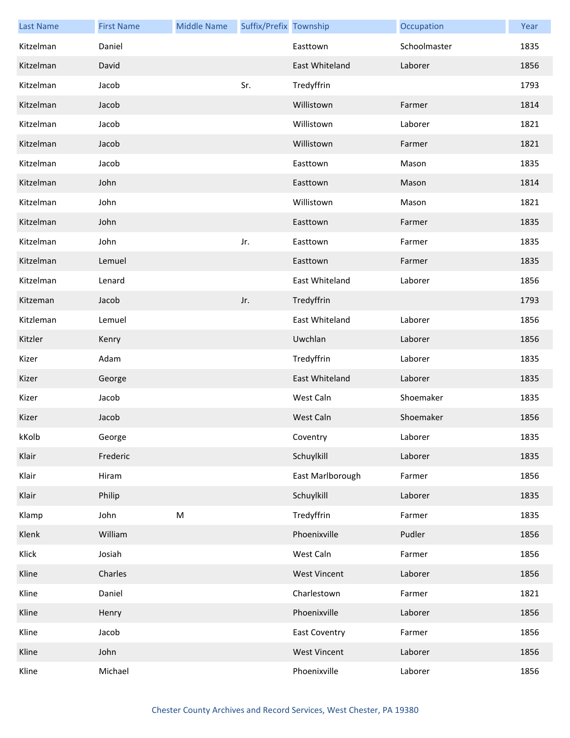| Last Name | First Name | Middle Name | Suffix/Prefix | Township | Occupation | Year |
|---|---|---|---|---|---|---|
| Kitzelman | Daniel | | | Easttown | Schoolmaster | 1835 |
| Kitzelman | David | | | East Whiteland | Laborer | 1856 |
| Kitzelman | Jacob | | Sr. | Tredyffrin | | 1793 |
| Kitzelman | Jacob | | | Willistown | Farmer | 1814 |
| Kitzelman | Jacob | | | Willistown | Laborer | 1821 |
| Kitzelman | Jacob | | | Willistown | Farmer | 1821 |
| Kitzelman | Jacob | | | Easttown | Mason | 1835 |
| Kitzelman | John | | | Easttown | Mason | 1814 |
| Kitzelman | John | | | Willistown | Mason | 1821 |
| Kitzelman | John | | | Easttown | Farmer | 1835 |
| Kitzelman | John | | Jr. | Easttown | Farmer | 1835 |
| Kitzelman | Lemuel | | | Easttown | Farmer | 1835 |
| Kitzelman | Lenard | | | East Whiteland | Laborer | 1856 |
| Kitzeman | Jacob | | Jr. | Tredyffrin | | 1793 |
| Kitzleman | Lemuel | | | East Whiteland | Laborer | 1856 |
| Kitzler | Kenry | | | Uwchlan | Laborer | 1856 |
| Kizer | Adam | | | Tredyffrin | Laborer | 1835 |
| Kizer | George | | | East Whiteland | Laborer | 1835 |
| Kizer | Jacob | | | West Caln | Shoemaker | 1835 |
| Kizer | Jacob | | | West Caln | Shoemaker | 1856 |
| kKolb | George | | | Coventry | Laborer | 1835 |
| Klair | Frederic | | | Schuylkill | Laborer | 1835 |
| Klair | Hiram | | | East Marlborough | Farmer | 1856 |
| Klair | Philip | | | Schuylkill | Laborer | 1835 |
| Klamp | John | M | | Tredyffrin | Farmer | 1835 |
| Klenk | William | | | Phoenixville | Pudler | 1856 |
| Klick | Josiah | | | West Caln | Farmer | 1856 |
| Kline | Charles | | | West Vincent | Laborer | 1856 |
| Kline | Daniel | | | Charlestown | Farmer | 1821 |
| Kline | Henry | | | Phoenixville | Laborer | 1856 |
| Kline | Jacob | | | East Coventry | Farmer | 1856 |
| Kline | John | | | West Vincent | Laborer | 1856 |
| Kline | Michael | | | Phoenixville | Laborer | 1856 |

Chester County Archives and Record Services, West Chester, PA 19380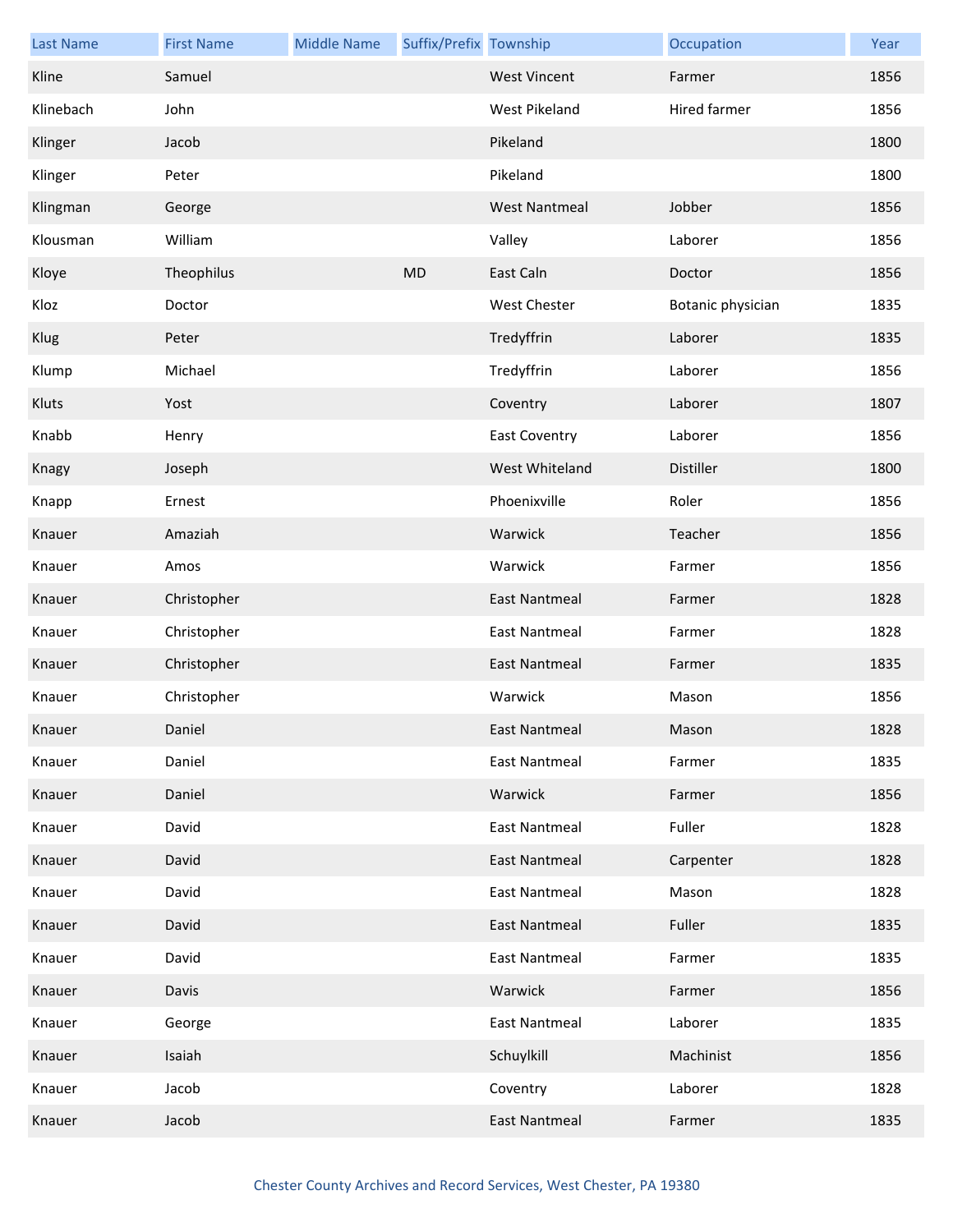| Last Name | First Name | Middle Name | Suffix/Prefix | Township | Occupation | Year |
|---|---|---|---|---|---|---|
| Kline | Samuel | | | West Vincent | Farmer | 1856 |
| Klinebach | John | | | West Pikeland | Hired farmer | 1856 |
| Klinger | Jacob | | | Pikeland | | 1800 |
| Klinger | Peter | | | Pikeland | | 1800 |
| Klingman | George | | | West Nantmeal | Jobber | 1856 |
| Klousman | William | | | Valley | Laborer | 1856 |
| Kloye | Theophilus | | MD | East Caln | Doctor | 1856 |
| Kloz | Doctor | | | West Chester | Botanic physician | 1835 |
| Klug | Peter | | | Tredyffrin | Laborer | 1835 |
| Klump | Michael | | | Tredyffrin | Laborer | 1856 |
| Kluts | Yost | | | Coventry | Laborer | 1807 |
| Knabb | Henry | | | East Coventry | Laborer | 1856 |
| Knagy | Joseph | | | West Whiteland | Distiller | 1800 |
| Knapp | Ernest | | | Phoenixville | Roler | 1856 |
| Knauer | Amaziah | | | Warwick | Teacher | 1856 |
| Knauer | Amos | | | Warwick | Farmer | 1856 |
| Knauer | Christopher | | | East Nantmeal | Farmer | 1828 |
| Knauer | Christopher | | | East Nantmeal | Farmer | 1828 |
| Knauer | Christopher | | | East Nantmeal | Farmer | 1835 |
| Knauer | Christopher | | | Warwick | Mason | 1856 |
| Knauer | Daniel | | | East Nantmeal | Mason | 1828 |
| Knauer | Daniel | | | East Nantmeal | Farmer | 1835 |
| Knauer | Daniel | | | Warwick | Farmer | 1856 |
| Knauer | David | | | East Nantmeal | Fuller | 1828 |
| Knauer | David | | | East Nantmeal | Carpenter | 1828 |
| Knauer | David | | | East Nantmeal | Mason | 1828 |
| Knauer | David | | | East Nantmeal | Fuller | 1835 |
| Knauer | David | | | East Nantmeal | Farmer | 1835 |
| Knauer | Davis | | | Warwick | Farmer | 1856 |
| Knauer | George | | | East Nantmeal | Laborer | 1835 |
| Knauer | Isaiah | | | Schuylkill | Machinist | 1856 |
| Knauer | Jacob | | | Coventry | Laborer | 1828 |
| Knauer | Jacob | | | East Nantmeal | Farmer | 1835 |

Chester County Archives and Record Services, West Chester, PA 19380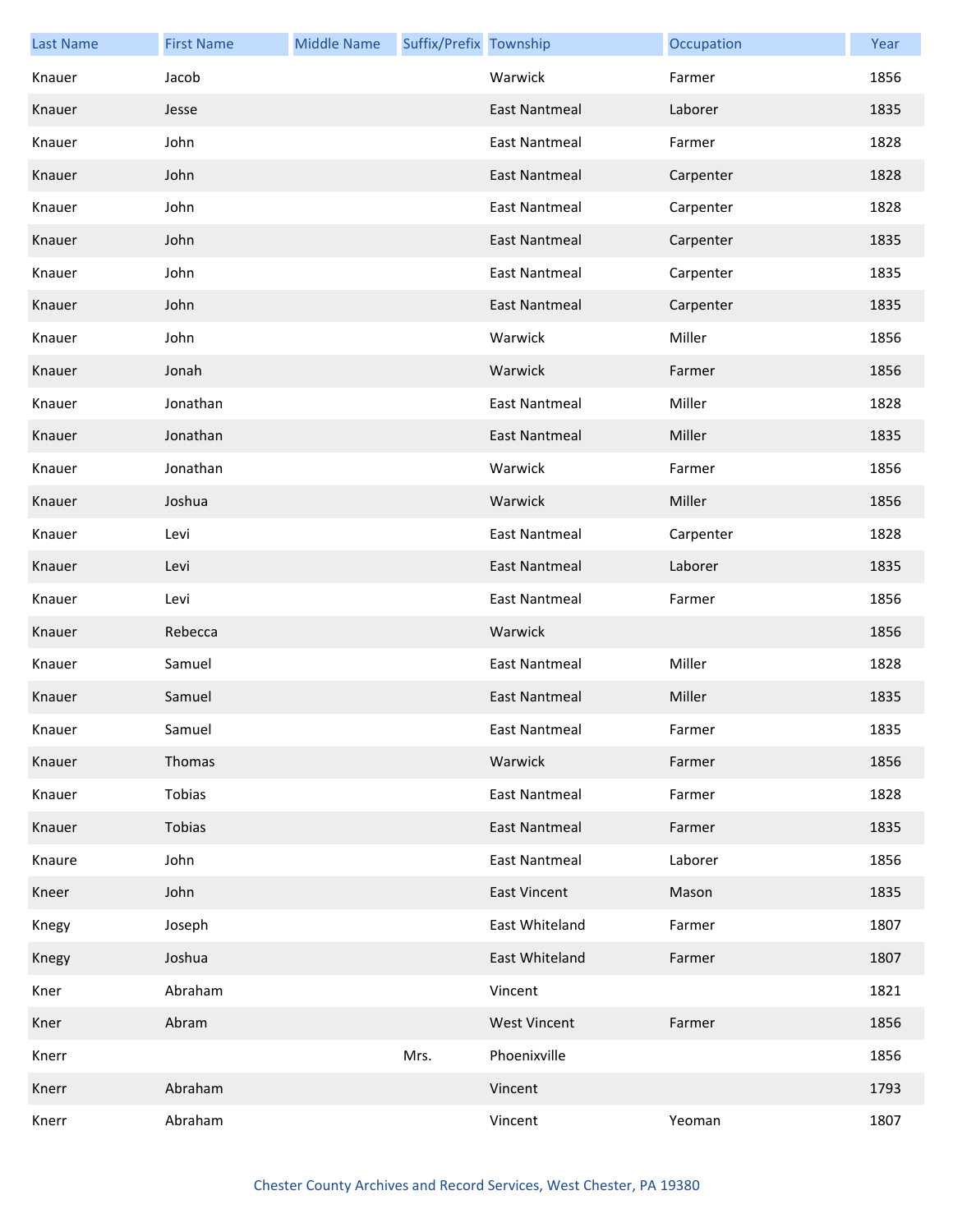| Last Name | First Name | Middle Name | Suffix/Prefix | Township | Occupation | Year |
|---|---|---|---|---|---|---|
| Knauer | Jacob | | | Warwick | Farmer | 1856 |
| Knauer | Jesse | | | East Nantmeal | Laborer | 1835 |
| Knauer | John | | | East Nantmeal | Farmer | 1828 |
| Knauer | John | | | East Nantmeal | Carpenter | 1828 |
| Knauer | John | | | East Nantmeal | Carpenter | 1828 |
| Knauer | John | | | East Nantmeal | Carpenter | 1835 |
| Knauer | John | | | East Nantmeal | Carpenter | 1835 |
| Knauer | John | | | East Nantmeal | Carpenter | 1835 |
| Knauer | John | | | Warwick | Miller | 1856 |
| Knauer | Jonah | | | Warwick | Farmer | 1856 |
| Knauer | Jonathan | | | East Nantmeal | Miller | 1828 |
| Knauer | Jonathan | | | East Nantmeal | Miller | 1835 |
| Knauer | Jonathan | | | Warwick | Farmer | 1856 |
| Knauer | Joshua | | | Warwick | Miller | 1856 |
| Knauer | Levi | | | East Nantmeal | Carpenter | 1828 |
| Knauer | Levi | | | East Nantmeal | Laborer | 1835 |
| Knauer | Levi | | | East Nantmeal | Farmer | 1856 |
| Knauer | Rebecca | | | Warwick | | 1856 |
| Knauer | Samuel | | | East Nantmeal | Miller | 1828 |
| Knauer | Samuel | | | East Nantmeal | Miller | 1835 |
| Knauer | Samuel | | | East Nantmeal | Farmer | 1835 |
| Knauer | Thomas | | | Warwick | Farmer | 1856 |
| Knauer | Tobias | | | East Nantmeal | Farmer | 1828 |
| Knauer | Tobias | | | East Nantmeal | Farmer | 1835 |
| Knaure | John | | | East Nantmeal | Laborer | 1856 |
| Kneer | John | | | East Vincent | Mason | 1835 |
| Knegy | Joseph | | | East Whiteland | Farmer | 1807 |
| Knegy | Joshua | | | East Whiteland | Farmer | 1807 |
| Kner | Abraham | | | Vincent | | 1821 |
| Kner | Abram | | | West Vincent | Farmer | 1856 |
| Knerr | | | Mrs. | Phoenixville | | 1856 |
| Knerr | Abraham | | | Vincent | | 1793 |
| Knerr | Abraham | | | Vincent | Yeoman | 1807 |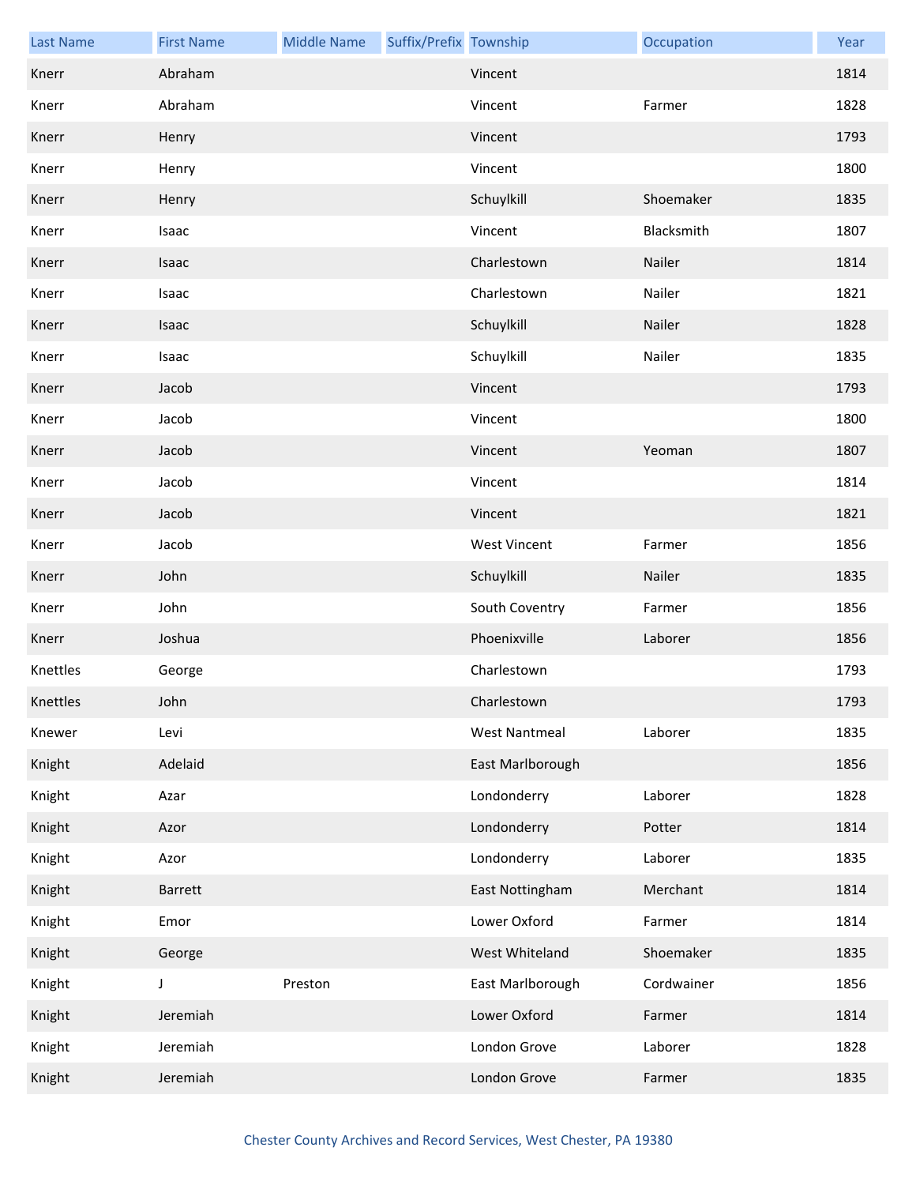| Last Name | First Name | Middle Name | Suffix/Prefix | Township | Occupation | Year |
|---|---|---|---|---|---|---|
| Knerr | Abraham | | | Vincent | | 1814 |
| Knerr | Abraham | | | Vincent | Farmer | 1828 |
| Knerr | Henry | | | Vincent | | 1793 |
| Knerr | Henry | | | Vincent | | 1800 |
| Knerr | Henry | | | Schuylkill | Shoemaker | 1835 |
| Knerr | Isaac | | | Vincent | Blacksmith | 1807 |
| Knerr | Isaac | | | Charlestown | Nailer | 1814 |
| Knerr | Isaac | | | Charlestown | Nailer | 1821 |
| Knerr | Isaac | | | Schuylkill | Nailer | 1828 |
| Knerr | Isaac | | | Schuylkill | Nailer | 1835 |
| Knerr | Jacob | | | Vincent | | 1793 |
| Knerr | Jacob | | | Vincent | | 1800 |
| Knerr | Jacob | | | Vincent | Yeoman | 1807 |
| Knerr | Jacob | | | Vincent | | 1814 |
| Knerr | Jacob | | | Vincent | | 1821 |
| Knerr | Jacob | | | West Vincent | Farmer | 1856 |
| Knerr | John | | | Schuylkill | Nailer | 1835 |
| Knerr | John | | | South Coventry | Farmer | 1856 |
| Knerr | Joshua | | | Phoenixville | Laborer | 1856 |
| Knettles | George | | | Charlestown | | 1793 |
| Knettles | John | | | Charlestown | | 1793 |
| Knewer | Levi | | | West Nantmeal | Laborer | 1835 |
| Knight | Adelaid | | | East Marlborough | | 1856 |
| Knight | Azar | | | Londonderry | Laborer | 1828 |
| Knight | Azor | | | Londonderry | Potter | 1814 |
| Knight | Azor | | | Londonderry | Laborer | 1835 |
| Knight | Barrett | | | East Nottingham | Merchant | 1814 |
| Knight | Emor | | | Lower Oxford | Farmer | 1814 |
| Knight | George | | | West Whiteland | Shoemaker | 1835 |
| Knight | J | Preston | | East Marlborough | Cordwainer | 1856 |
| Knight | Jeremiah | | | Lower Oxford | Farmer | 1814 |
| Knight | Jeremiah | | | London Grove | Laborer | 1828 |
| Knight | Jeremiah | | | London Grove | Farmer | 1835 |

Chester County Archives and Record Services, West Chester, PA 19380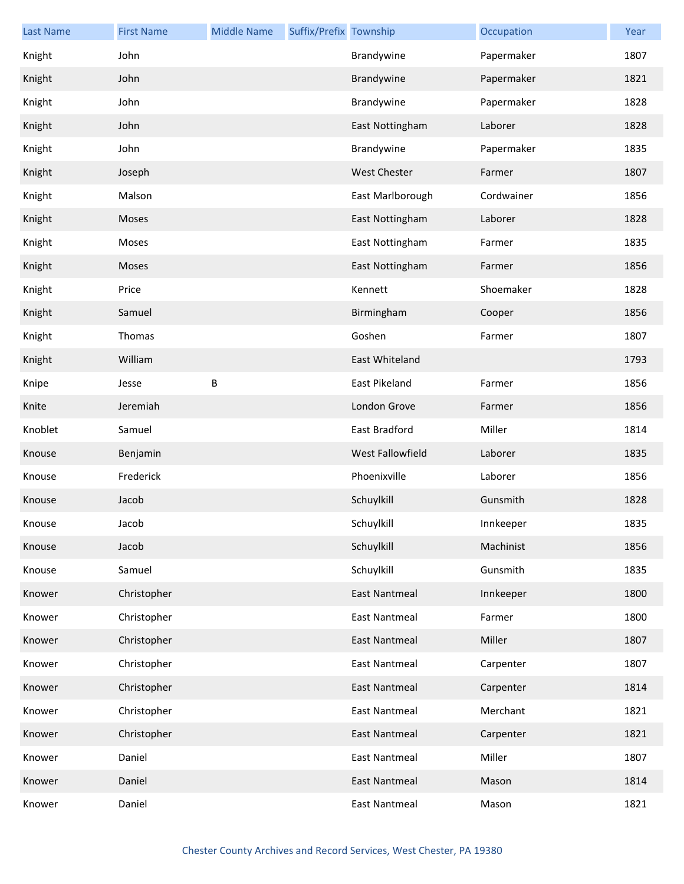| Last Name | First Name | Middle Name | Suffix/Prefix | Township | Occupation | Year |
|---|---|---|---|---|---|---|
| Knight | John | | | Brandywine | Papermaker | 1807 |
| Knight | John | | | Brandywine | Papermaker | 1821 |
| Knight | John | | | Brandywine | Papermaker | 1828 |
| Knight | John | | | East Nottingham | Laborer | 1828 |
| Knight | John | | | Brandywine | Papermaker | 1835 |
| Knight | Joseph | | | West Chester | Farmer | 1807 |
| Knight | Malson | | | East Marlborough | Cordwainer | 1856 |
| Knight | Moses | | | East Nottingham | Laborer | 1828 |
| Knight | Moses | | | East Nottingham | Farmer | 1835 |
| Knight | Moses | | | East Nottingham | Farmer | 1856 |
| Knight | Price | | | Kennett | Shoemaker | 1828 |
| Knight | Samuel | | | Birmingham | Cooper | 1856 |
| Knight | Thomas | | | Goshen | Farmer | 1807 |
| Knight | William | | | East Whiteland | | 1793 |
| Knipe | Jesse | B | | East Pikeland | Farmer | 1856 |
| Knite | Jeremiah | | | London Grove | Farmer | 1856 |
| Knoblet | Samuel | | | East Bradford | Miller | 1814 |
| Knouse | Benjamin | | | West Fallowfield | Laborer | 1835 |
| Knouse | Frederick | | | Phoenixville | Laborer | 1856 |
| Knouse | Jacob | | | Schuylkill | Gunsmith | 1828 |
| Knouse | Jacob | | | Schuylkill | Innkeeper | 1835 |
| Knouse | Jacob | | | Schuylkill | Machinist | 1856 |
| Knouse | Samuel | | | Schuylkill | Gunsmith | 1835 |
| Knower | Christopher | | | East Nantmeal | Innkeeper | 1800 |
| Knower | Christopher | | | East Nantmeal | Farmer | 1800 |
| Knower | Christopher | | | East Nantmeal | Miller | 1807 |
| Knower | Christopher | | | East Nantmeal | Carpenter | 1807 |
| Knower | Christopher | | | East Nantmeal | Carpenter | 1814 |
| Knower | Christopher | | | East Nantmeal | Merchant | 1821 |
| Knower | Christopher | | | East Nantmeal | Carpenter | 1821 |
| Knower | Daniel | | | East Nantmeal | Miller | 1807 |
| Knower | Daniel | | | East Nantmeal | Mason | 1814 |
| Knower | Daniel | | | East Nantmeal | Mason | 1821 |

Chester County Archives and Record Services, West Chester, PA 19380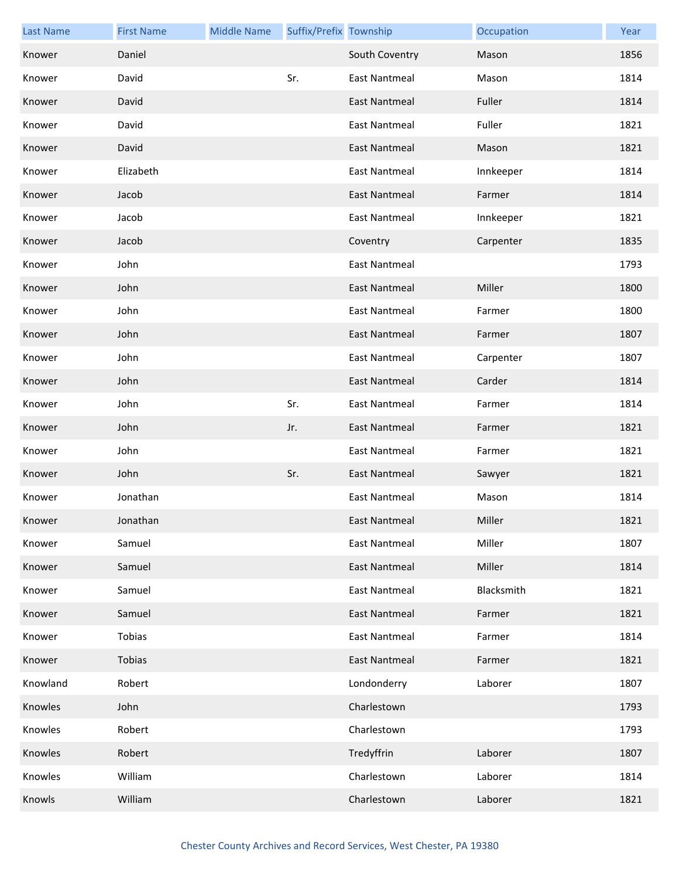| Last Name | First Name | Middle Name | Suffix/Prefix | Township | Occupation | Year |
| --- | --- | --- | --- | --- | --- | --- |
| Knower | Daniel | | | South Coventry | Mason | 1856 |
| Knower | David | | Sr. | East Nantmeal | Mason | 1814 |
| Knower | David | | | East Nantmeal | Fuller | 1814 |
| Knower | David | | | East Nantmeal | Fuller | 1821 |
| Knower | David | | | East Nantmeal | Mason | 1821 |
| Knower | Elizabeth | | | East Nantmeal | Innkeeper | 1814 |
| Knower | Jacob | | | East Nantmeal | Farmer | 1814 |
| Knower | Jacob | | | East Nantmeal | Innkeeper | 1821 |
| Knower | Jacob | | | Coventry | Carpenter | 1835 |
| Knower | John | | | East Nantmeal | | 1793 |
| Knower | John | | | East Nantmeal | Miller | 1800 |
| Knower | John | | | East Nantmeal | Farmer | 1800 |
| Knower | John | | | East Nantmeal | Farmer | 1807 |
| Knower | John | | | East Nantmeal | Carpenter | 1807 |
| Knower | John | | | East Nantmeal | Carder | 1814 |
| Knower | John | | Sr. | East Nantmeal | Farmer | 1814 |
| Knower | John | | Jr. | East Nantmeal | Farmer | 1821 |
| Knower | John | | | East Nantmeal | Farmer | 1821 |
| Knower | John | | Sr. | East Nantmeal | Sawyer | 1821 |
| Knower | Jonathan | | | East Nantmeal | Mason | 1814 |
| Knower | Jonathan | | | East Nantmeal | Miller | 1821 |
| Knower | Samuel | | | East Nantmeal | Miller | 1807 |
| Knower | Samuel | | | East Nantmeal | Miller | 1814 |
| Knower | Samuel | | | East Nantmeal | Blacksmith | 1821 |
| Knower | Samuel | | | East Nantmeal | Farmer | 1821 |
| Knower | Tobias | | | East Nantmeal | Farmer | 1814 |
| Knower | Tobias | | | East Nantmeal | Farmer | 1821 |
| Knowland | Robert | | | Londonderry | Laborer | 1807 |
| Knowles | John | | | Charlestown | | 1793 |
| Knowles | Robert | | | Charlestown | | 1793 |
| Knowles | Robert | | | Tredyffrin | Laborer | 1807 |
| Knowles | William | | | Charlestown | Laborer | 1814 |
| Knowls | William | | | Charlestown | Laborer | 1821 |

Chester County Archives and Record Services, West Chester, PA 19380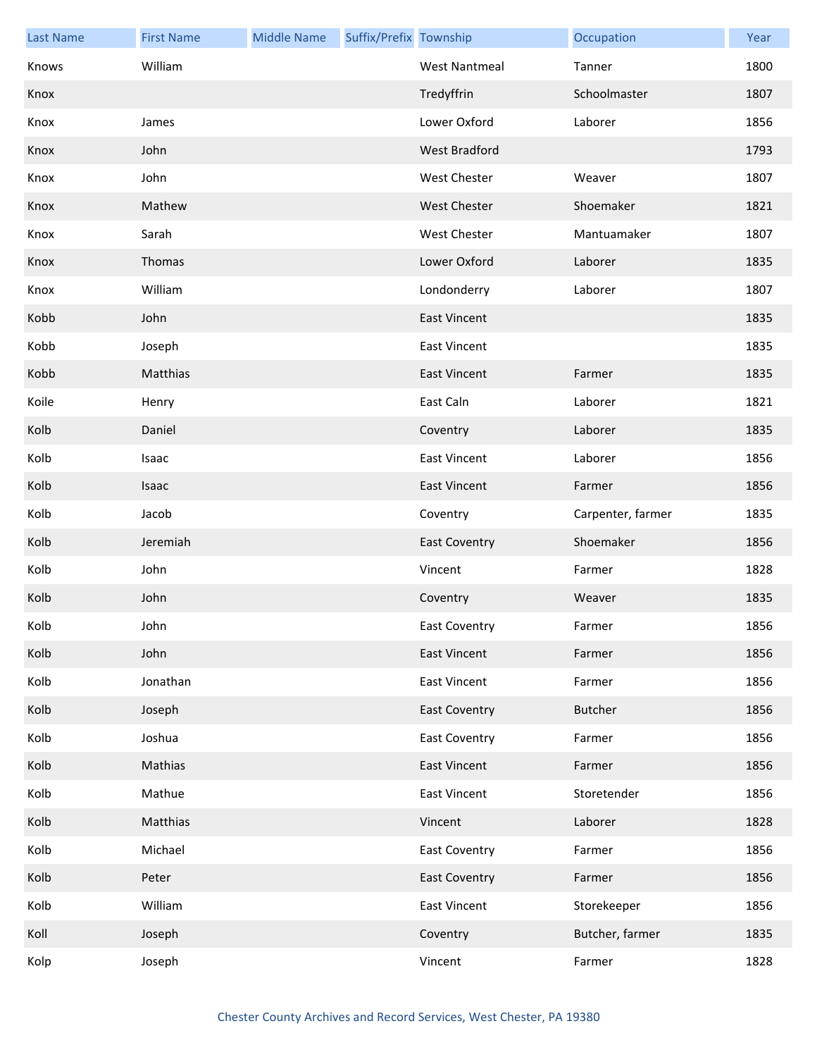| Last Name | First Name | Middle Name | Suffix/Prefix | Township | Occupation | Year |
|---|---|---|---|---|---|---|
| Knows | William | | | West Nantmeal | Tanner | 1800 |
| Knox | | | | Tredyffrin | Schoolmaster | 1807 |
| Knox | James | | | Lower Oxford | Laborer | 1856 |
| Knox | John | | | West Bradford | | 1793 |
| Knox | John | | | West Chester | Weaver | 1807 |
| Knox | Mathew | | | West Chester | Shoemaker | 1821 |
| Knox | Sarah | | | West Chester | Mantuamaker | 1807 |
| Knox | Thomas | | | Lower Oxford | Laborer | 1835 |
| Knox | William | | | Londonderry | Laborer | 1807 |
| Kobb | John | | | East Vincent | | 1835 |
| Kobb | Joseph | | | East Vincent | | 1835 |
| Kobb | Matthias | | | East Vincent | Farmer | 1835 |
| Koile | Henry | | | East Caln | Laborer | 1821 |
| Kolb | Daniel | | | Coventry | Laborer | 1835 |
| Kolb | Isaac | | | East Vincent | Laborer | 1856 |
| Kolb | Isaac | | | East Vincent | Farmer | 1856 |
| Kolb | Jacob | | | Coventry | Carpenter, farmer | 1835 |
| Kolb | Jeremiah | | | East Coventry | Shoemaker | 1856 |
| Kolb | John | | | Vincent | Farmer | 1828 |
| Kolb | John | | | Coventry | Weaver | 1835 |
| Kolb | John | | | East Coventry | Farmer | 1856 |
| Kolb | John | | | East Vincent | Farmer | 1856 |
| Kolb | Jonathan | | | East Vincent | Farmer | 1856 |
| Kolb | Joseph | | | East Coventry | Butcher | 1856 |
| Kolb | Joshua | | | East Coventry | Farmer | 1856 |
| Kolb | Mathias | | | East Vincent | Farmer | 1856 |
| Kolb | Mathue | | | East Vincent | Storetender | 1856 |
| Kolb | Matthias | | | Vincent | Laborer | 1828 |
| Kolb | Michael | | | East Coventry | Farmer | 1856 |
| Kolb | Peter | | | East Coventry | Farmer | 1856 |
| Kolb | William | | | East Vincent | Storekeeper | 1856 |
| Koll | Joseph | | | Coventry | Butcher, farmer | 1835 |
| Kolp | Joseph | | | Vincent | Farmer | 1828 |

Chester County Archives and Record Services, West Chester, PA 19380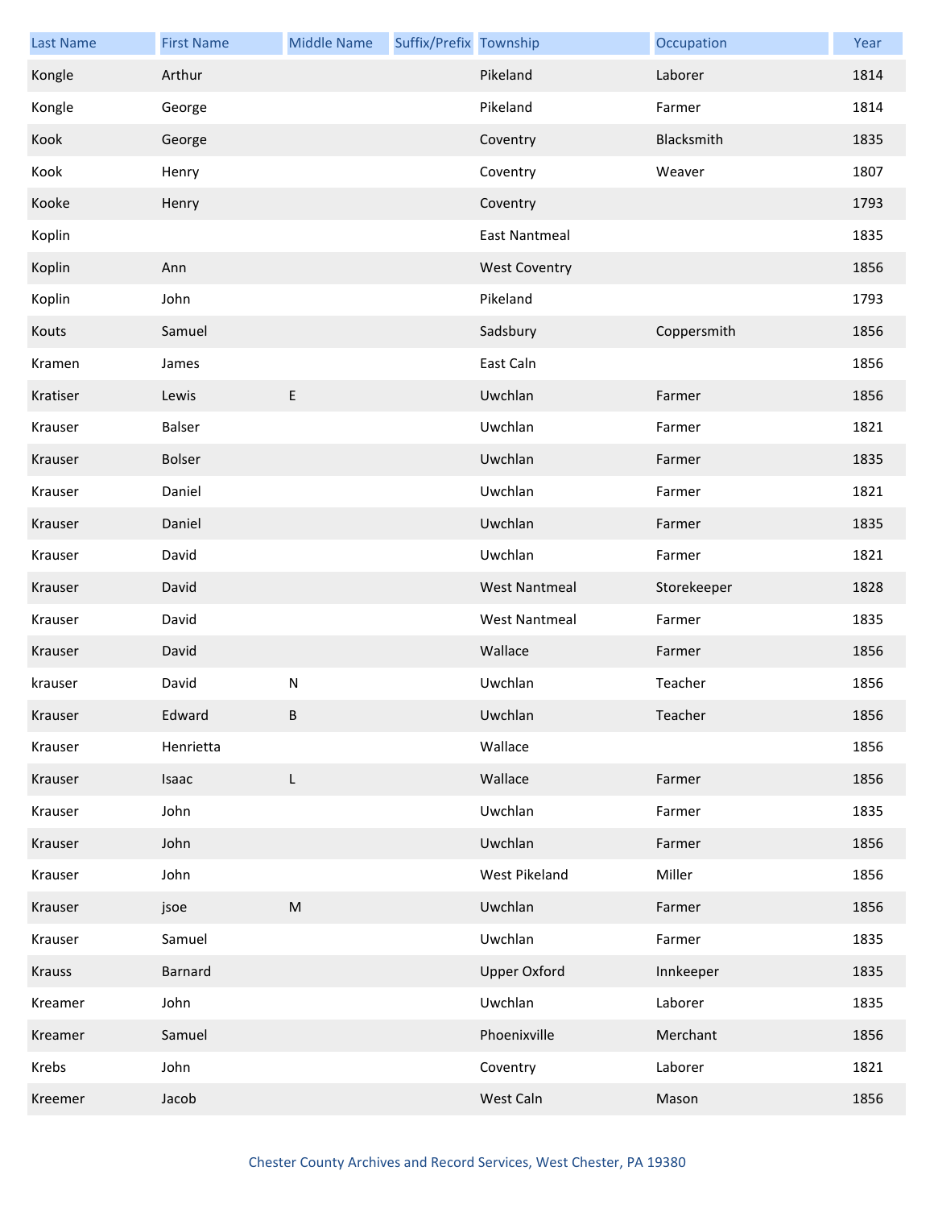| Last Name | First Name | Middle Name | Suffix/Prefix | Township | Occupation | Year |
|---|---|---|---|---|---|---|
| Kongle | Arthur | | | Pikeland | Laborer | 1814 |
| Kongle | George | | | Pikeland | Farmer | 1814 |
| Kook | George | | | Coventry | Blacksmith | 1835 |
| Kook | Henry | | | Coventry | Weaver | 1807 |
| Kooke | Henry | | | Coventry | | 1793 |
| Koplin | | | | East Nantmeal | | 1835 |
| Koplin | Ann | | | West Coventry | | 1856 |
| Koplin | John | | | Pikeland | | 1793 |
| Kouts | Samuel | | | Sadsbury | Coppersmith | 1856 |
| Kramen | James | | | East Caln | | 1856 |
| Kratiser | Lewis | E | | Uwchlan | Farmer | 1856 |
| Krauser | Balser | | | Uwchlan | Farmer | 1821 |
| Krauser | Bolser | | | Uwchlan | Farmer | 1835 |
| Krauser | Daniel | | | Uwchlan | Farmer | 1821 |
| Krauser | Daniel | | | Uwchlan | Farmer | 1835 |
| Krauser | David | | | Uwchlan | Farmer | 1821 |
| Krauser | David | | | West Nantmeal | Storekeeper | 1828 |
| Krauser | David | | | West Nantmeal | Farmer | 1835 |
| Krauser | David | | | Wallace | Farmer | 1856 |
| krauser | David | N | | Uwchlan | Teacher | 1856 |
| Krauser | Edward | B | | Uwchlan | Teacher | 1856 |
| Krauser | Henrietta | | | Wallace | | 1856 |
| Krauser | Isaac | L | | Wallace | Farmer | 1856 |
| Krauser | John | | | Uwchlan | Farmer | 1835 |
| Krauser | John | | | Uwchlan | Farmer | 1856 |
| Krauser | John | | | West Pikeland | Miller | 1856 |
| Krauser | jsoe | M | | Uwchlan | Farmer | 1856 |
| Krauser | Samuel | | | Uwchlan | Farmer | 1835 |
| Krauss | Barnard | | | Upper Oxford | Innkeeper | 1835 |
| Kreamer | John | | | Uwchlan | Laborer | 1835 |
| Kreamer | Samuel | | | Phoenixville | Merchant | 1856 |
| Krebs | John | | | Coventry | Laborer | 1821 |
| Kreemer | Jacob | | | West Caln | Mason | 1856 |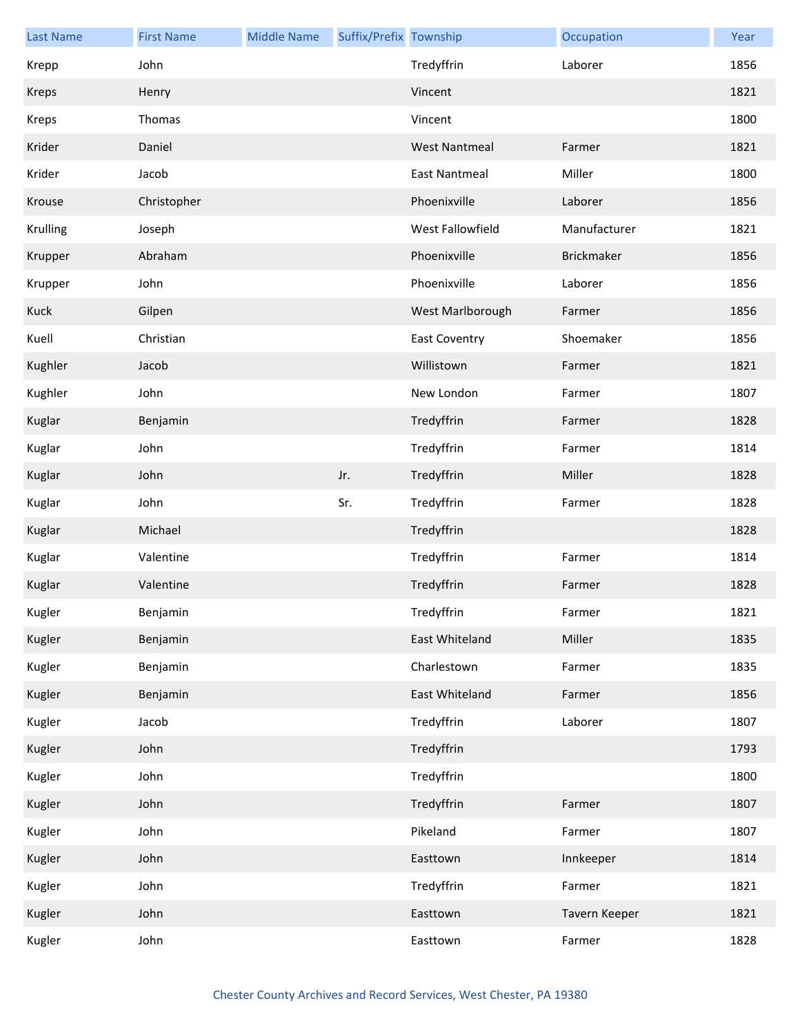| Last Name | First Name | Middle Name | Suffix/Prefix | Township | Occupation | Year |
|---|---|---|---|---|---|---|
| Krepp | John | | | Tredyffrin | Laborer | 1856 |
| Kreps | Henry | | | Vincent | | 1821 |
| Kreps | Thomas | | | Vincent | | 1800 |
| Krider | Daniel | | | West Nantmeal | Farmer | 1821 |
| Krider | Jacob | | | East Nantmeal | Miller | 1800 |
| Krouse | Christopher | | | Phoenixville | Laborer | 1856 |
| Krulling | Joseph | | | West Fallowfield | Manufacturer | 1821 |
| Krupper | Abraham | | | Phoenixville | Brickmaker | 1856 |
| Krupper | John | | | Phoenixville | Laborer | 1856 |
| Kuck | Gilpen | | | West Marlborough | Farmer | 1856 |
| Kuell | Christian | | | East Coventry | Shoemaker | 1856 |
| Kughler | Jacob | | | Willistown | Farmer | 1821 |
| Kughler | John | | | New London | Farmer | 1807 |
| Kuglar | Benjamin | | | Tredyffrin | Farmer | 1828 |
| Kuglar | John | | | Tredyffrin | Farmer | 1814 |
| Kuglar | John | | Jr. | Tredyffrin | Miller | 1828 |
| Kuglar | John | | Sr. | Tredyffrin | Farmer | 1828 |
| Kuglar | Michael | | | Tredyffrin | | 1828 |
| Kuglar | Valentine | | | Tredyffrin | Farmer | 1814 |
| Kuglar | Valentine | | | Tredyffrin | Farmer | 1828 |
| Kugler | Benjamin | | | Tredyffrin | Farmer | 1821 |
| Kugler | Benjamin | | | East Whiteland | Miller | 1835 |
| Kugler | Benjamin | | | Charlestown | Farmer | 1835 |
| Kugler | Benjamin | | | East Whiteland | Farmer | 1856 |
| Kugler | Jacob | | | Tredyffrin | Laborer | 1807 |
| Kugler | John | | | Tredyffrin | | 1793 |
| Kugler | John | | | Tredyffrin | | 1800 |
| Kugler | John | | | Tredyffrin | Farmer | 1807 |
| Kugler | John | | | Pikeland | Farmer | 1807 |
| Kugler | John | | | Easttown | Innkeeper | 1814 |
| Kugler | John | | | Tredyffrin | Farmer | 1821 |
| Kugler | John | | | Easttown | Tavern Keeper | 1821 |
| Kugler | John | | | Easttown | Farmer | 1828 |

Chester County Archives and Record Services, West Chester, PA 19380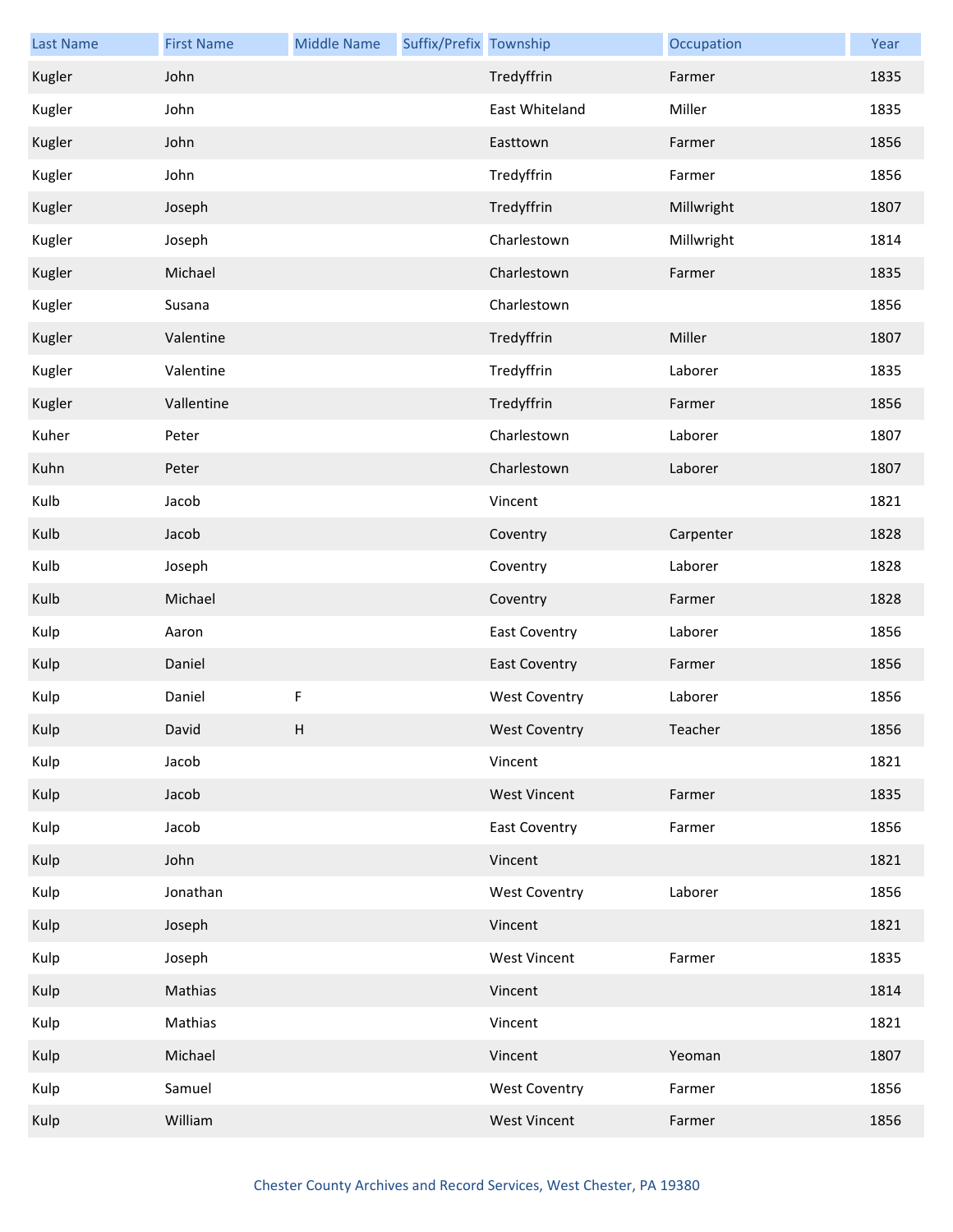| Last Name | First Name | Middle Name | Suffix/Prefix | Township | Occupation | Year |
|---|---|---|---|---|---|---|
| Kugler | John | | | Tredyffrin | Farmer | 1835 |
| Kugler | John | | | East Whiteland | Miller | 1835 |
| Kugler | John | | | Easttown | Farmer | 1856 |
| Kugler | John | | | Tredyffrin | Farmer | 1856 |
| Kugler | Joseph | | | Tredyffrin | Millwright | 1807 |
| Kugler | Joseph | | | Charlestown | Millwright | 1814 |
| Kugler | Michael | | | Charlestown | Farmer | 1835 |
| Kugler | Susana | | | Charlestown | | 1856 |
| Kugler | Valentine | | | Tredyffrin | Miller | 1807 |
| Kugler | Valentine | | | Tredyffrin | Laborer | 1835 |
| Kugler | Vallentine | | | Tredyffrin | Farmer | 1856 |
| Kuher | Peter | | | Charlestown | Laborer | 1807 |
| Kuhn | Peter | | | Charlestown | Laborer | 1807 |
| Kulb | Jacob | | | Vincent | | 1821 |
| Kulb | Jacob | | | Coventry | Carpenter | 1828 |
| Kulb | Joseph | | | Coventry | Laborer | 1828 |
| Kulb | Michael | | | Coventry | Farmer | 1828 |
| Kulp | Aaron | | | East Coventry | Laborer | 1856 |
| Kulp | Daniel | | | East Coventry | Farmer | 1856 |
| Kulp | Daniel | F | | West Coventry | Laborer | 1856 |
| Kulp | David | H | | West Coventry | Teacher | 1856 |
| Kulp | Jacob | | | Vincent | | 1821 |
| Kulp | Jacob | | | West Vincent | Farmer | 1835 |
| Kulp | Jacob | | | East Coventry | Farmer | 1856 |
| Kulp | John | | | Vincent | | 1821 |
| Kulp | Jonathan | | | West Coventry | Laborer | 1856 |
| Kulp | Joseph | | | Vincent | | 1821 |
| Kulp | Joseph | | | West Vincent | Farmer | 1835 |
| Kulp | Mathias | | | Vincent | | 1814 |
| Kulp | Mathias | | | Vincent | | 1821 |
| Kulp | Michael | | | Vincent | Yeoman | 1807 |
| Kulp | Samuel | | | West Coventry | Farmer | 1856 |
| Kulp | William | | | West Vincent | Farmer | 1856 |

Chester County Archives and Record Services, West Chester, PA 19380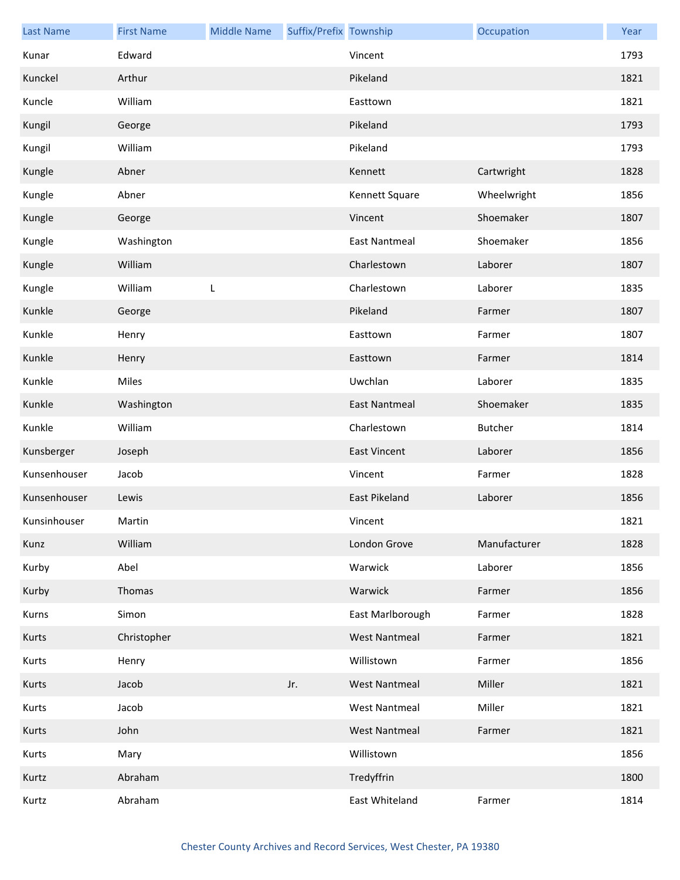| Last Name | First Name | Middle Name | Suffix/Prefix | Township | Occupation | Year |
|---|---|---|---|---|---|---|
| Kunar | Edward | | | Vincent | | 1793 |
| Kunckel | Arthur | | | Pikeland | | 1821 |
| Kuncle | William | | | Easttown | | 1821 |
| Kungil | George | | | Pikeland | | 1793 |
| Kungil | William | | | Pikeland | | 1793 |
| Kungle | Abner | | | Kennett | Cartwright | 1828 |
| Kungle | Abner | | | Kennett Square | Wheelwright | 1856 |
| Kungle | George | | | Vincent | Shoemaker | 1807 |
| Kungle | Washington | | | East Nantmeal | Shoemaker | 1856 |
| Kungle | William | | | Charlestown | Laborer | 1807 |
| Kungle | William | L | | Charlestown | Laborer | 1835 |
| Kunkle | George | | | Pikeland | Farmer | 1807 |
| Kunkle | Henry | | | Easttown | Farmer | 1807 |
| Kunkle | Henry | | | Easttown | Farmer | 1814 |
| Kunkle | Miles | | | Uwchlan | Laborer | 1835 |
| Kunkle | Washington | | | East Nantmeal | Shoemaker | 1835 |
| Kunkle | William | | | Charlestown | Butcher | 1814 |
| Kunsberger | Joseph | | | East Vincent | Laborer | 1856 |
| Kunsenhouser | Jacob | | | Vincent | Farmer | 1828 |
| Kunsenhouser | Lewis | | | East Pikeland | Laborer | 1856 |
| Kunsinhouser | Martin | | | Vincent | | 1821 |
| Kunz | William | | | London Grove | Manufacturer | 1828 |
| Kurby | Abel | | | Warwick | Laborer | 1856 |
| Kurby | Thomas | | | Warwick | Farmer | 1856 |
| Kurns | Simon | | | East Marlborough | Farmer | 1828 |
| Kurts | Christopher | | | West Nantmeal | Farmer | 1821 |
| Kurts | Henry | | | Willistown | Farmer | 1856 |
| Kurts | Jacob | | Jr. | West Nantmeal | Miller | 1821 |
| Kurts | Jacob | | | West Nantmeal | Miller | 1821 |
| Kurts | John | | | West Nantmeal | Farmer | 1821 |
| Kurts | Mary | | | Willistown | | 1856 |
| Kurtz | Abraham | | | Tredyffrin | | 1800 |
| Kurtz | Abraham | | | East Whiteland | Farmer | 1814 |

Chester County Archives and Record Services, West Chester, PA 19380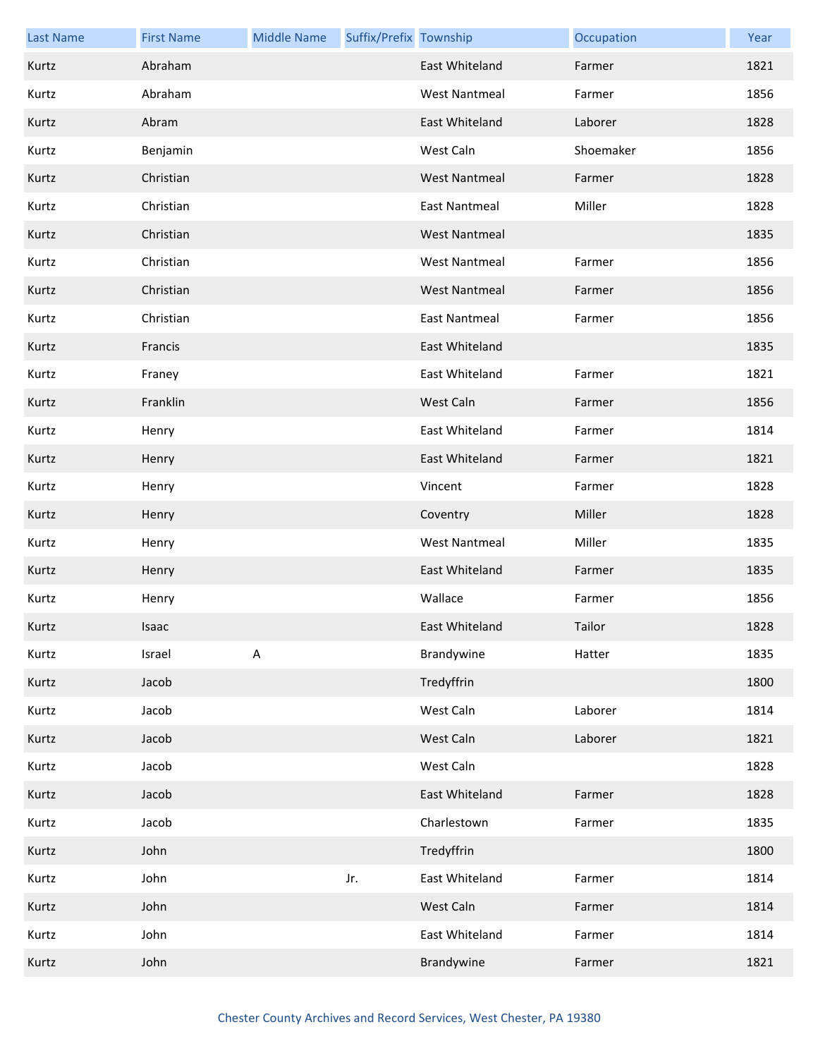| Last Name | First Name | Middle Name | Suffix/Prefix | Township | Occupation | Year |
| --- | --- | --- | --- | --- | --- | --- |
| Kurtz | Abraham | | | East Whiteland | Farmer | 1821 |
| Kurtz | Abraham | | | West Nantmeal | Farmer | 1856 |
| Kurtz | Abram | | | East Whiteland | Laborer | 1828 |
| Kurtz | Benjamin | | | West Caln | Shoemaker | 1856 |
| Kurtz | Christian | | | West Nantmeal | Farmer | 1828 |
| Kurtz | Christian | | | East Nantmeal | Miller | 1828 |
| Kurtz | Christian | | | West Nantmeal | | 1835 |
| Kurtz | Christian | | | West Nantmeal | Farmer | 1856 |
| Kurtz | Christian | | | West Nantmeal | Farmer | 1856 |
| Kurtz | Christian | | | East Nantmeal | Farmer | 1856 |
| Kurtz | Francis | | | East Whiteland | | 1835 |
| Kurtz | Franey | | | East Whiteland | Farmer | 1821 |
| Kurtz | Franklin | | | West Caln | Farmer | 1856 |
| Kurtz | Henry | | | East Whiteland | Farmer | 1814 |
| Kurtz | Henry | | | East Whiteland | Farmer | 1821 |
| Kurtz | Henry | | | Vincent | Farmer | 1828 |
| Kurtz | Henry | | | Coventry | Miller | 1828 |
| Kurtz | Henry | | | West Nantmeal | Miller | 1835 |
| Kurtz | Henry | | | East Whiteland | Farmer | 1835 |
| Kurtz | Henry | | | Wallace | Farmer | 1856 |
| Kurtz | Isaac | | | East Whiteland | Tailor | 1828 |
| Kurtz | Israel | A | | Brandywine | Hatter | 1835 |
| Kurtz | Jacob | | | Tredyffrin | | 1800 |
| Kurtz | Jacob | | | West Caln | Laborer | 1814 |
| Kurtz | Jacob | | | West Caln | Laborer | 1821 |
| Kurtz | Jacob | | | West Caln | | 1828 |
| Kurtz | Jacob | | | East Whiteland | Farmer | 1828 |
| Kurtz | Jacob | | | Charlestown | Farmer | 1835 |
| Kurtz | John | | | Tredyffrin | | 1800 |
| Kurtz | John | | Jr. | East Whiteland | Farmer | 1814 |
| Kurtz | John | | | West Caln | Farmer | 1814 |
| Kurtz | John | | | East Whiteland | Farmer | 1814 |
| Kurtz | John | | | Brandywine | Farmer | 1821 |

Chester County Archives and Record Services, West Chester, PA 19380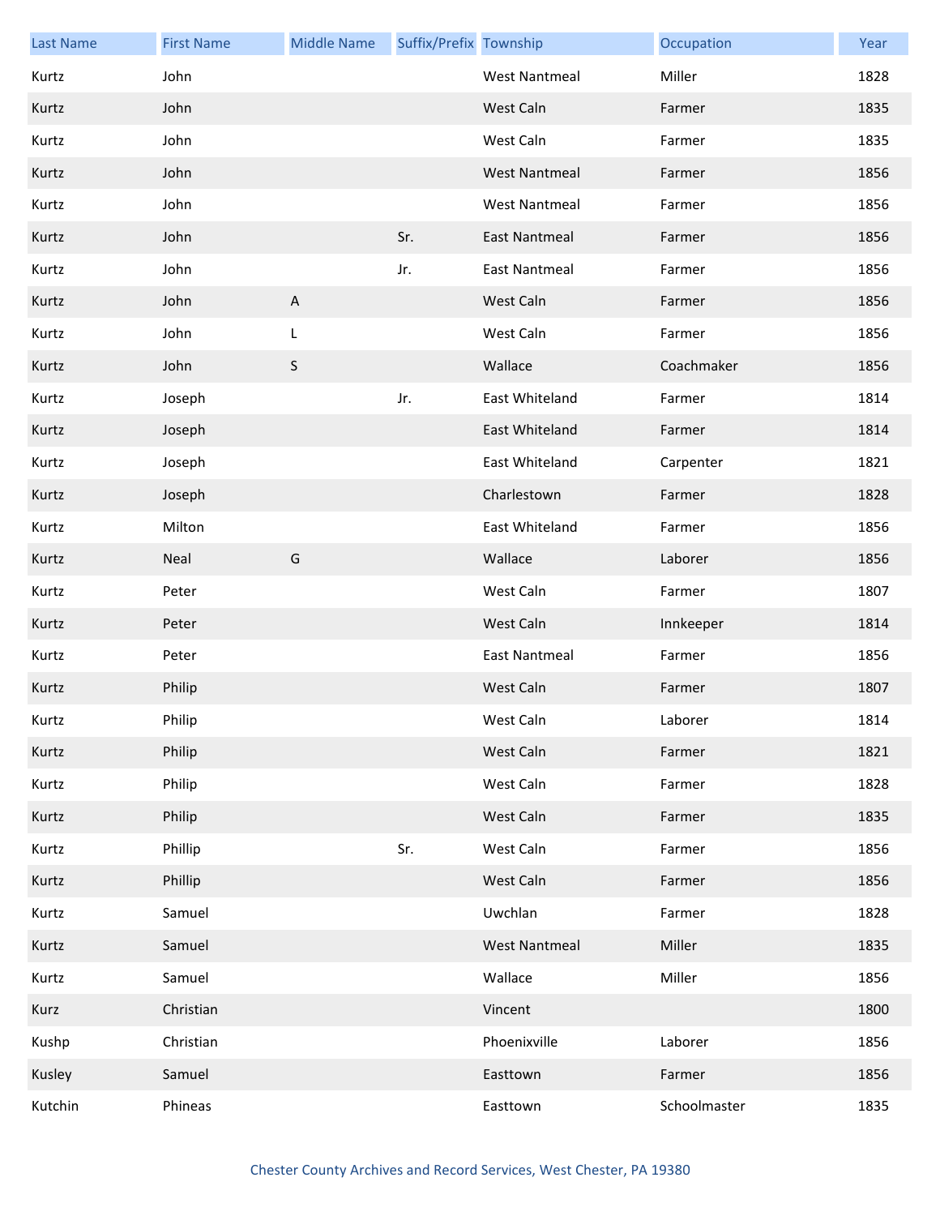| Last Name | First Name | Middle Name | Suffix/Prefix | Township | Occupation | Year |
|---|---|---|---|---|---|---|
| Kurtz | John | | | West Nantmeal | Miller | 1828 |
| Kurtz | John | | | West Caln | Farmer | 1835 |
| Kurtz | John | | | West Caln | Farmer | 1835 |
| Kurtz | John | | | West Nantmeal | Farmer | 1856 |
| Kurtz | John | | | West Nantmeal | Farmer | 1856 |
| Kurtz | John | | Sr. | East Nantmeal | Farmer | 1856 |
| Kurtz | John | | Jr. | East Nantmeal | Farmer | 1856 |
| Kurtz | John | A | | West Caln | Farmer | 1856 |
| Kurtz | John | L | | West Caln | Farmer | 1856 |
| Kurtz | John | S | | Wallace | Coachmaker | 1856 |
| Kurtz | Joseph | | Jr. | East Whiteland | Farmer | 1814 |
| Kurtz | Joseph | | | East Whiteland | Farmer | 1814 |
| Kurtz | Joseph | | | East Whiteland | Carpenter | 1821 |
| Kurtz | Joseph | | | Charlestown | Farmer | 1828 |
| Kurtz | Milton | | | East Whiteland | Farmer | 1856 |
| Kurtz | Neal | G | | Wallace | Laborer | 1856 |
| Kurtz | Peter | | | West Caln | Farmer | 1807 |
| Kurtz | Peter | | | West Caln | Innkeeper | 1814 |
| Kurtz | Peter | | | East Nantmeal | Farmer | 1856 |
| Kurtz | Philip | | | West Caln | Farmer | 1807 |
| Kurtz | Philip | | | West Caln | Laborer | 1814 |
| Kurtz | Philip | | | West Caln | Farmer | 1821 |
| Kurtz | Philip | | | West Caln | Farmer | 1828 |
| Kurtz | Philip | | | West Caln | Farmer | 1835 |
| Kurtz | Phillip | | Sr. | West Caln | Farmer | 1856 |
| Kurtz | Phillip | | | West Caln | Farmer | 1856 |
| Kurtz | Samuel | | | Uwchlan | Farmer | 1828 |
| Kurtz | Samuel | | | West Nantmeal | Miller | 1835 |
| Kurtz | Samuel | | | Wallace | Miller | 1856 |
| Kurz | Christian | | | Vincent | | 1800 |
| Kushp | Christian | | | Phoenixville | Laborer | 1856 |
| Kusley | Samuel | | | Easttown | Farmer | 1856 |
| Kutchin | Phineas | | | Easttown | Schoolmaster | 1835 |

Chester County Archives and Record Services, West Chester, PA 19380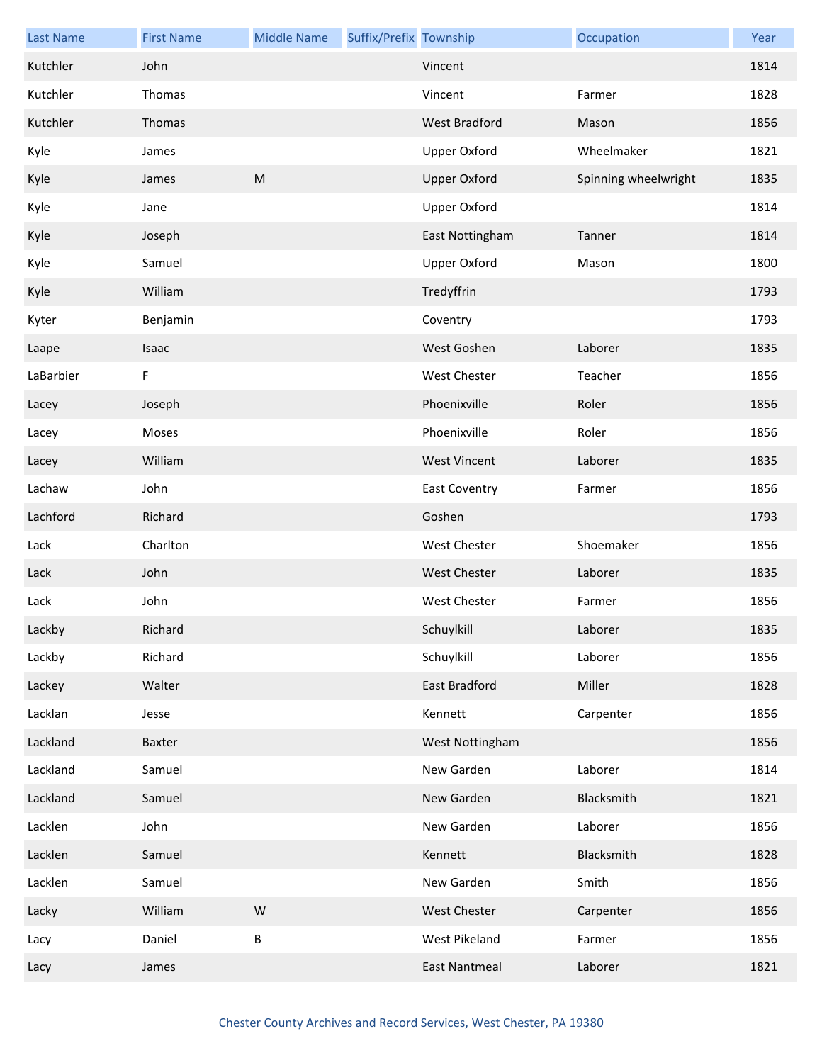| Last Name | First Name | Middle Name | Suffix/Prefix | Township | Occupation | Year |
|---|---|---|---|---|---|---|
| Kutchler | John | | | Vincent | | 1814 |
| Kutchler | Thomas | | | Vincent | Farmer | 1828 |
| Kutchler | Thomas | | | West Bradford | Mason | 1856 |
| Kyle | James | | | Upper Oxford | Wheelmaker | 1821 |
| Kyle | James | M | | Upper Oxford | Spinning wheelwright | 1835 |
| Kyle | Jane | | | Upper Oxford | | 1814 |
| Kyle | Joseph | | | East Nottingham | Tanner | 1814 |
| Kyle | Samuel | | | Upper Oxford | Mason | 1800 |
| Kyle | William | | | Tredyffrin | | 1793 |
| Kyter | Benjamin | | | Coventry | | 1793 |
| Laape | Isaac | | | West Goshen | Laborer | 1835 |
| LaBarbier | F | | | West Chester | Teacher | 1856 |
| Lacey | Joseph | | | Phoenixville | Roler | 1856 |
| Lacey | Moses | | | Phoenixville | Roler | 1856 |
| Lacey | William | | | West Vincent | Laborer | 1835 |
| Lachaw | John | | | East Coventry | Farmer | 1856 |
| Lachford | Richard | | | Goshen | | 1793 |
| Lack | Charlton | | | West Chester | Shoemaker | 1856 |
| Lack | John | | | West Chester | Laborer | 1835 |
| Lack | John | | | West Chester | Farmer | 1856 |
| Lackby | Richard | | | Schuylkill | Laborer | 1835 |
| Lackby | Richard | | | Schuylkill | Laborer | 1856 |
| Lackey | Walter | | | East Bradford | Miller | 1828 |
| Lacklan | Jesse | | | Kennett | Carpenter | 1856 |
| Lackland | Baxter | | | West Nottingham | | 1856 |
| Lackland | Samuel | | | New Garden | Laborer | 1814 |
| Lackland | Samuel | | | New Garden | Blacksmith | 1821 |
| Lacklen | John | | | New Garden | Laborer | 1856 |
| Lacklen | Samuel | | | Kennett | Blacksmith | 1828 |
| Lacklen | Samuel | | | New Garden | Smith | 1856 |
| Lacky | William | W | | West Chester | Carpenter | 1856 |
| Lacy | Daniel | B | | West Pikeland | Farmer | 1856 |
| Lacy | James | | | East Nantmeal | Laborer | 1821 |

Chester County Archives and Record Services, West Chester, PA 19380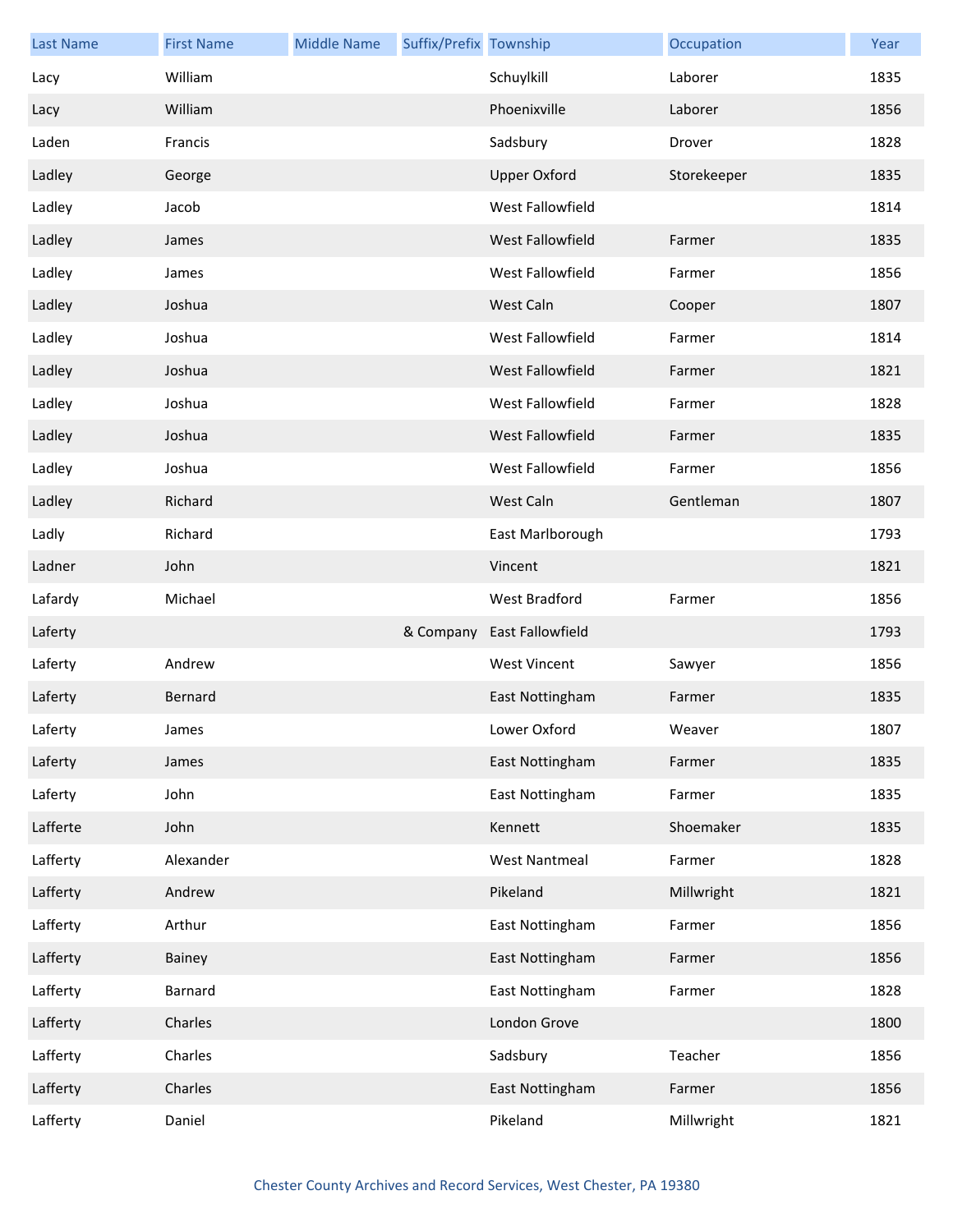| Last Name | First Name | Middle Name | Suffix/Prefix | Township | Occupation | Year |
|---|---|---|---|---|---|---|
| Lacy | William | | | Schuylkill | Laborer | 1835 |
| Lacy | William | | | Phoenixville | Laborer | 1856 |
| Laden | Francis | | | Sadsbury | Drover | 1828 |
| Ladley | George | | | Upper Oxford | Storekeeper | 1835 |
| Ladley | Jacob | | | West Fallowfield | | 1814 |
| Ladley | James | | | West Fallowfield | Farmer | 1835 |
| Ladley | James | | | West Fallowfield | Farmer | 1856 |
| Ladley | Joshua | | | West Caln | Cooper | 1807 |
| Ladley | Joshua | | | West Fallowfield | Farmer | 1814 |
| Ladley | Joshua | | | West Fallowfield | Farmer | 1821 |
| Ladley | Joshua | | | West Fallowfield | Farmer | 1828 |
| Ladley | Joshua | | | West Fallowfield | Farmer | 1835 |
| Ladley | Joshua | | | West Fallowfield | Farmer | 1856 |
| Ladley | Richard | | | West Caln | Gentleman | 1807 |
| Ladly | Richard | | | East Marlborough | | 1793 |
| Ladner | John | | | Vincent | | 1821 |
| Lafardy | Michael | | | West Bradford | Farmer | 1856 |
| Laferty | | | & Company | East Fallowfield | | 1793 |
| Laferty | Andrew | | | West Vincent | Sawyer | 1856 |
| Laferty | Bernard | | | East Nottingham | Farmer | 1835 |
| Laferty | James | | | Lower Oxford | Weaver | 1807 |
| Laferty | James | | | East Nottingham | Farmer | 1835 |
| Laferty | John | | | East Nottingham | Farmer | 1835 |
| Lafferte | John | | | Kennett | Shoemaker | 1835 |
| Lafferty | Alexander | | | West Nantmeal | Farmer | 1828 |
| Lafferty | Andrew | | | Pikeland | Millwright | 1821 |
| Lafferty | Arthur | | | East Nottingham | Farmer | 1856 |
| Lafferty | Bainey | | | East Nottingham | Farmer | 1856 |
| Lafferty | Barnard | | | East Nottingham | Farmer | 1828 |
| Lafferty | Charles | | | London Grove | | 1800 |
| Lafferty | Charles | | | Sadsbury | Teacher | 1856 |
| Lafferty | Charles | | | East Nottingham | Farmer | 1856 |
| Lafferty | Daniel | | | Pikeland | Millwright | 1821 |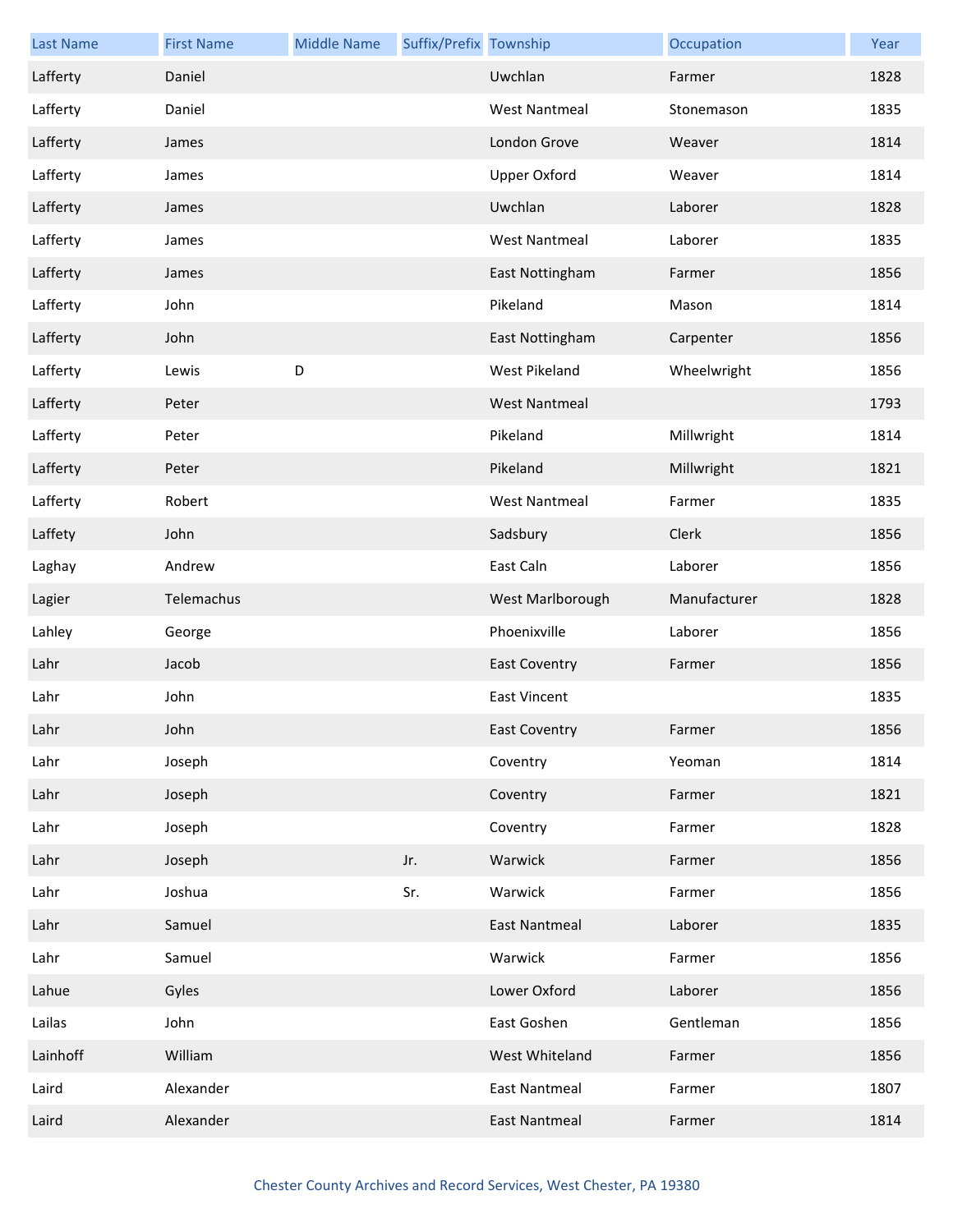| Last Name | First Name | Middle Name | Suffix/Prefix | Township | Occupation | Year |
| --- | --- | --- | --- | --- | --- | --- |
| Lafferty | Daniel | | | Uwchlan | Farmer | 1828 |
| Lafferty | Daniel | | | West Nantmeal | Stonemason | 1835 |
| Lafferty | James | | | London Grove | Weaver | 1814 |
| Lafferty | James | | | Upper Oxford | Weaver | 1814 |
| Lafferty | James | | | Uwchlan | Laborer | 1828 |
| Lafferty | James | | | West Nantmeal | Laborer | 1835 |
| Lafferty | James | | | East Nottingham | Farmer | 1856 |
| Lafferty | John | | | Pikeland | Mason | 1814 |
| Lafferty | John | | | East Nottingham | Carpenter | 1856 |
| Lafferty | Lewis | D | | West Pikeland | Wheelwright | 1856 |
| Lafferty | Peter | | | West Nantmeal | | 1793 |
| Lafferty | Peter | | | Pikeland | Millwright | 1814 |
| Lafferty | Peter | | | Pikeland | Millwright | 1821 |
| Lafferty | Robert | | | West Nantmeal | Farmer | 1835 |
| Laffety | John | | | Sadsbury | Clerk | 1856 |
| Laghay | Andrew | | | East Caln | Laborer | 1856 |
| Lagier | Telemachus | | | West Marlborough | Manufacturer | 1828 |
| Lahley | George | | | Phoenixville | Laborer | 1856 |
| Lahr | Jacob | | | East Coventry | Farmer | 1856 |
| Lahr | John | | | East Vincent | | 1835 |
| Lahr | John | | | East Coventry | Farmer | 1856 |
| Lahr | Joseph | | | Coventry | Yeoman | 1814 |
| Lahr | Joseph | | | Coventry | Farmer | 1821 |
| Lahr | Joseph | | | Coventry | Farmer | 1828 |
| Lahr | Joseph | | Jr. | Warwick | Farmer | 1856 |
| Lahr | Joshua | | Sr. | Warwick | Farmer | 1856 |
| Lahr | Samuel | | | East Nantmeal | Laborer | 1835 |
| Lahr | Samuel | | | Warwick | Farmer | 1856 |
| Lahue | Gyles | | | Lower Oxford | Laborer | 1856 |
| Lailas | John | | | East Goshen | Gentleman | 1856 |
| Lainhoff | William | | | West Whiteland | Farmer | 1856 |
| Laird | Alexander | | | East Nantmeal | Farmer | 1807 |
| Laird | Alexander | | | East Nantmeal | Farmer | 1814 |

Chester County Archives and Record Services, West Chester, PA 19380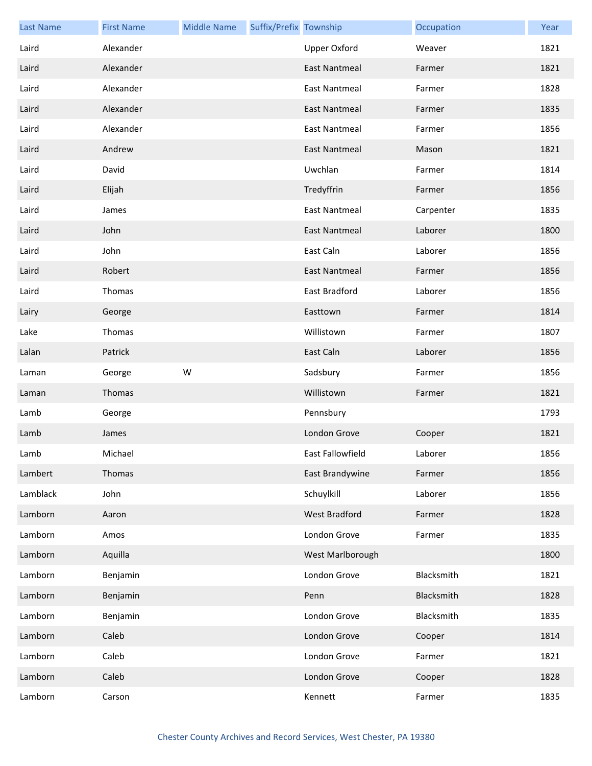| Last Name | First Name | Middle Name | Suffix/Prefix | Township | Occupation | Year |
|---|---|---|---|---|---|---|
| Laird | Alexander | | | Upper Oxford | Weaver | 1821 |
| Laird | Alexander | | | East Nantmeal | Farmer | 1821 |
| Laird | Alexander | | | East Nantmeal | Farmer | 1828 |
| Laird | Alexander | | | East Nantmeal | Farmer | 1835 |
| Laird | Alexander | | | East Nantmeal | Farmer | 1856 |
| Laird | Andrew | | | East Nantmeal | Mason | 1821 |
| Laird | David | | | Uwchlan | Farmer | 1814 |
| Laird | Elijah | | | Tredyffrin | Farmer | 1856 |
| Laird | James | | | East Nantmeal | Carpenter | 1835 |
| Laird | John | | | East Nantmeal | Laborer | 1800 |
| Laird | John | | | East Caln | Laborer | 1856 |
| Laird | Robert | | | East Nantmeal | Farmer | 1856 |
| Laird | Thomas | | | East Bradford | Laborer | 1856 |
| Lairy | George | | | Easttown | Farmer | 1814 |
| Lake | Thomas | | | Willistown | Farmer | 1807 |
| Lalan | Patrick | | | East Caln | Laborer | 1856 |
| Laman | George | W | | Sadsbury | Farmer | 1856 |
| Laman | Thomas | | | Willistown | Farmer | 1821 |
| Lamb | George | | | Pennsbury | | 1793 |
| Lamb | James | | | London Grove | Cooper | 1821 |
| Lamb | Michael | | | East Fallowfield | Laborer | 1856 |
| Lambert | Thomas | | | East Brandywine | Farmer | 1856 |
| Lamblack | John | | | Schuylkill | Laborer | 1856 |
| Lamborn | Aaron | | | West Bradford | Farmer | 1828 |
| Lamborn | Amos | | | London Grove | Farmer | 1835 |
| Lamborn | Aquilla | | | West Marlborough | | 1800 |
| Lamborn | Benjamin | | | London Grove | Blacksmith | 1821 |
| Lamborn | Benjamin | | | Penn | Blacksmith | 1828 |
| Lamborn | Benjamin | | | London Grove | Blacksmith | 1835 |
| Lamborn | Caleb | | | London Grove | Cooper | 1814 |
| Lamborn | Caleb | | | London Grove | Farmer | 1821 |
| Lamborn | Caleb | | | London Grove | Cooper | 1828 |
| Lamborn | Carson | | | Kennett | Farmer | 1835 |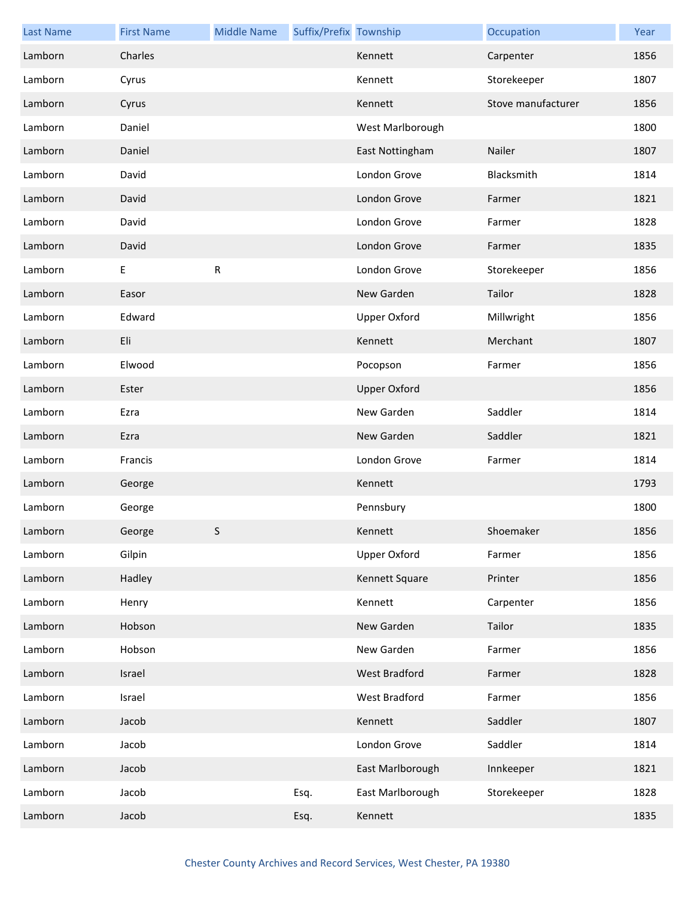| Last Name | First Name | Middle Name | Suffix/Prefix | Township | Occupation | Year |
| --- | --- | --- | --- | --- | --- | --- |
| Lamborn | Charles | | | Kennett | Carpenter | 1856 |
| Lamborn | Cyrus | | | Kennett | Storekeeper | 1807 |
| Lamborn | Cyrus | | | Kennett | Stove manufacturer | 1856 |
| Lamborn | Daniel | | | West Marlborough | | 1800 |
| Lamborn | Daniel | | | East Nottingham | Nailer | 1807 |
| Lamborn | David | | | London Grove | Blacksmith | 1814 |
| Lamborn | David | | | London Grove | Farmer | 1821 |
| Lamborn | David | | | London Grove | Farmer | 1828 |
| Lamborn | David | | | London Grove | Farmer | 1835 |
| Lamborn | E | R | | London Grove | Storekeeper | 1856 |
| Lamborn | Easor | | | New Garden | Tailor | 1828 |
| Lamborn | Edward | | | Upper Oxford | Millwright | 1856 |
| Lamborn | Eli | | | Kennett | Merchant | 1807 |
| Lamborn | Elwood | | | Pocopson | Farmer | 1856 |
| Lamborn | Ester | | | Upper Oxford | | 1856 |
| Lamborn | Ezra | | | New Garden | Saddler | 1814 |
| Lamborn | Ezra | | | New Garden | Saddler | 1821 |
| Lamborn | Francis | | | London Grove | Farmer | 1814 |
| Lamborn | George | | | Kennett | | 1793 |
| Lamborn | George | | | Pennsbury | | 1800 |
| Lamborn | George | S | | Kennett | Shoemaker | 1856 |
| Lamborn | Gilpin | | | Upper Oxford | Farmer | 1856 |
| Lamborn | Hadley | | | Kennett Square | Printer | 1856 |
| Lamborn | Henry | | | Kennett | Carpenter | 1856 |
| Lamborn | Hobson | | | New Garden | Tailor | 1835 |
| Lamborn | Hobson | | | New Garden | Farmer | 1856 |
| Lamborn | Israel | | | West Bradford | Farmer | 1828 |
| Lamborn | Israel | | | West Bradford | Farmer | 1856 |
| Lamborn | Jacob | | | Kennett | Saddler | 1807 |
| Lamborn | Jacob | | | London Grove | Saddler | 1814 |
| Lamborn | Jacob | | | East Marlborough | Innkeeper | 1821 |
| Lamborn | Jacob | | Esq. | East Marlborough | Storekeeper | 1828 |
| Lamborn | Jacob | | Esq. | Kennett | | 1835 |

Chester County Archives and Record Services, West Chester, PA 19380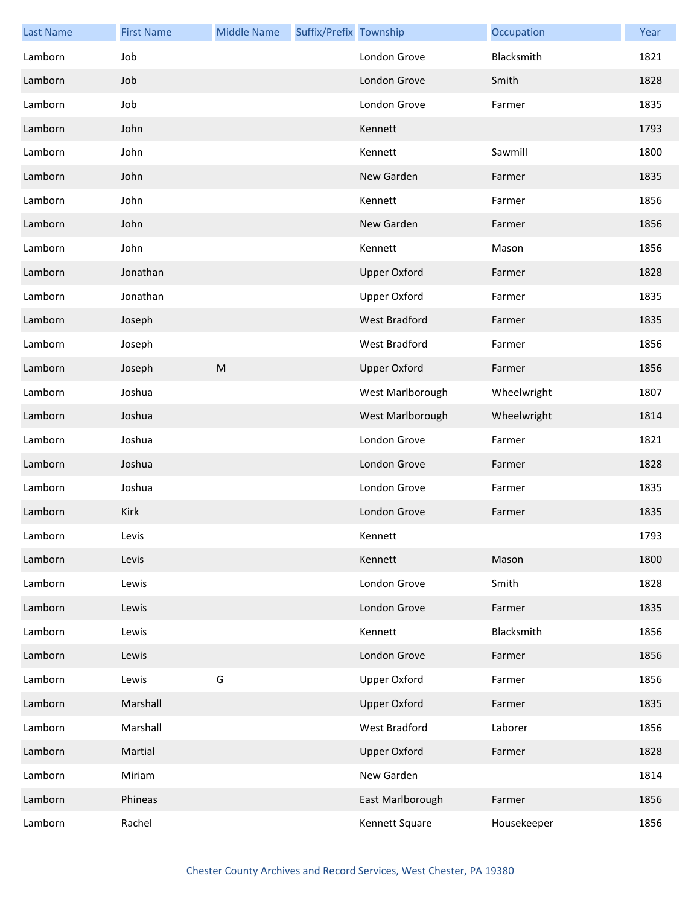| Last Name | First Name | Middle Name | Suffix/Prefix | Township | Occupation | Year |
|---|---|---|---|---|---|---|
| Lamborn | Job | | | London Grove | Blacksmith | 1821 |
| Lamborn | Job | | | London Grove | Smith | 1828 |
| Lamborn | Job | | | London Grove | Farmer | 1835 |
| Lamborn | John | | | Kennett | | 1793 |
| Lamborn | John | | | Kennett | Sawmill | 1800 |
| Lamborn | John | | | New Garden | Farmer | 1835 |
| Lamborn | John | | | Kennett | Farmer | 1856 |
| Lamborn | John | | | New Garden | Farmer | 1856 |
| Lamborn | John | | | Kennett | Mason | 1856 |
| Lamborn | Jonathan | | | Upper Oxford | Farmer | 1828 |
| Lamborn | Jonathan | | | Upper Oxford | Farmer | 1835 |
| Lamborn | Joseph | | | West Bradford | Farmer | 1835 |
| Lamborn | Joseph | | | West Bradford | Farmer | 1856 |
| Lamborn | Joseph | M | | Upper Oxford | Farmer | 1856 |
| Lamborn | Joshua | | | West Marlborough | Wheelwright | 1807 |
| Lamborn | Joshua | | | West Marlborough | Wheelwright | 1814 |
| Lamborn | Joshua | | | London Grove | Farmer | 1821 |
| Lamborn | Joshua | | | London Grove | Farmer | 1828 |
| Lamborn | Joshua | | | London Grove | Farmer | 1835 |
| Lamborn | Kirk | | | London Grove | Farmer | 1835 |
| Lamborn | Levis | | | Kennett | | 1793 |
| Lamborn | Levis | | | Kennett | Mason | 1800 |
| Lamborn | Lewis | | | London Grove | Smith | 1828 |
| Lamborn | Lewis | | | London Grove | Farmer | 1835 |
| Lamborn | Lewis | | | Kennett | Blacksmith | 1856 |
| Lamborn | Lewis | | | London Grove | Farmer | 1856 |
| Lamborn | Lewis | G | | Upper Oxford | Farmer | 1856 |
| Lamborn | Marshall | | | Upper Oxford | Farmer | 1835 |
| Lamborn | Marshall | | | West Bradford | Laborer | 1856 |
| Lamborn | Martial | | | Upper Oxford | Farmer | 1828 |
| Lamborn | Miriam | | | New Garden | | 1814 |
| Lamborn | Phineas | | | East Marlborough | Farmer | 1856 |
| Lamborn | Rachel | | | Kennett Square | Housekeeper | 1856 |

Chester County Archives and Record Services, West Chester, PA 19380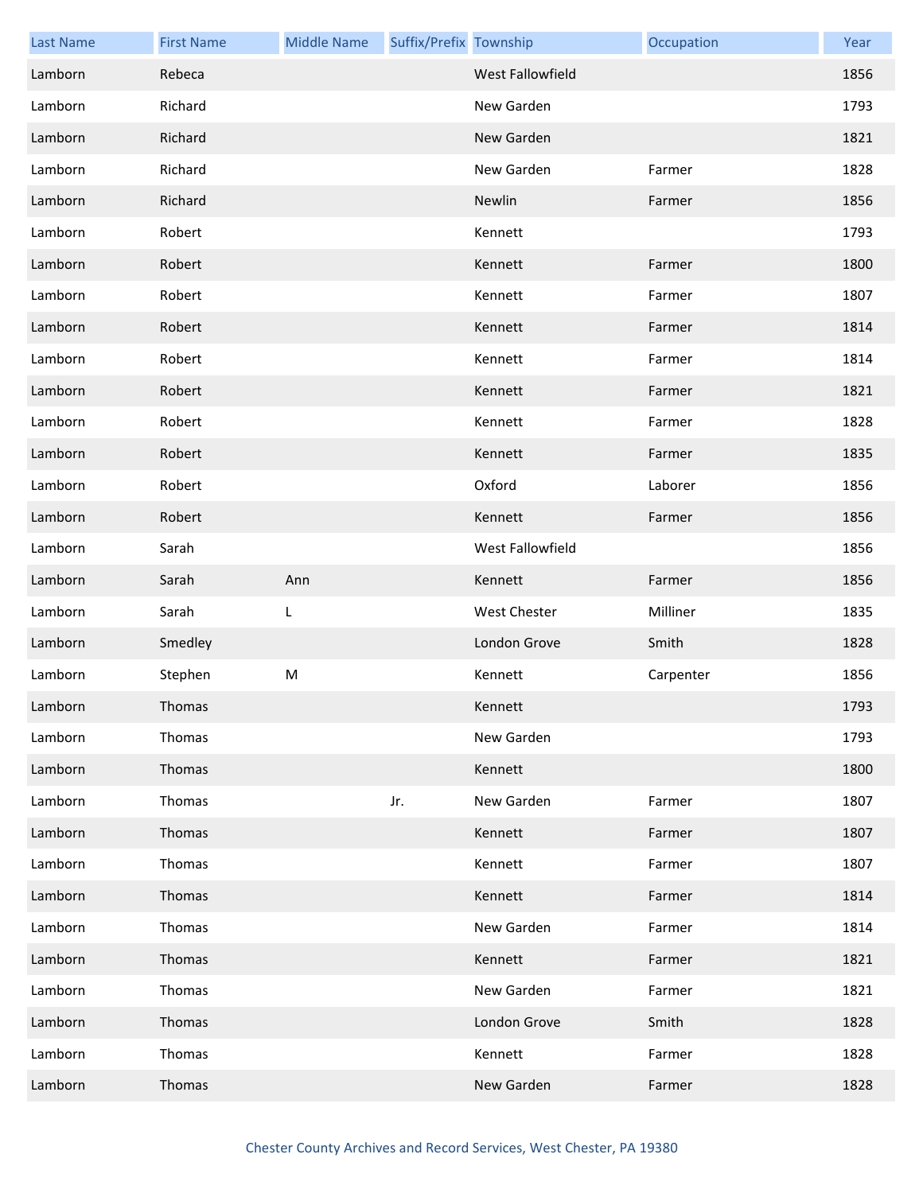| Last Name | First Name | Middle Name | Suffix/Prefix | Township | Occupation | Year |
|---|---|---|---|---|---|---|
| Lamborn | Rebeca | | | West Fallowfield | | 1856 |
| Lamborn | Richard | | | New Garden | | 1793 |
| Lamborn | Richard | | | New Garden | | 1821 |
| Lamborn | Richard | | | New Garden | Farmer | 1828 |
| Lamborn | Richard | | | Newlin | Farmer | 1856 |
| Lamborn | Robert | | | Kennett | | 1793 |
| Lamborn | Robert | | | Kennett | Farmer | 1800 |
| Lamborn | Robert | | | Kennett | Farmer | 1807 |
| Lamborn | Robert | | | Kennett | Farmer | 1814 |
| Lamborn | Robert | | | Kennett | Farmer | 1814 |
| Lamborn | Robert | | | Kennett | Farmer | 1821 |
| Lamborn | Robert | | | Kennett | Farmer | 1828 |
| Lamborn | Robert | | | Kennett | Farmer | 1835 |
| Lamborn | Robert | | | Oxford | Laborer | 1856 |
| Lamborn | Robert | | | Kennett | Farmer | 1856 |
| Lamborn | Sarah | | | West Fallowfield | | 1856 |
| Lamborn | Sarah | Ann | | Kennett | Farmer | 1856 |
| Lamborn | Sarah | L | | West Chester | Milliner | 1835 |
| Lamborn | Smedley | | | London Grove | Smith | 1828 |
| Lamborn | Stephen | M | | Kennett | Carpenter | 1856 |
| Lamborn | Thomas | | | Kennett | | 1793 |
| Lamborn | Thomas | | | New Garden | | 1793 |
| Lamborn | Thomas | | | Kennett | | 1800 |
| Lamborn | Thomas | | Jr. | New Garden | Farmer | 1807 |
| Lamborn | Thomas | | | Kennett | Farmer | 1807 |
| Lamborn | Thomas | | | Kennett | Farmer | 1807 |
| Lamborn | Thomas | | | Kennett | Farmer | 1814 |
| Lamborn | Thomas | | | New Garden | Farmer | 1814 |
| Lamborn | Thomas | | | Kennett | Farmer | 1821 |
| Lamborn | Thomas | | | New Garden | Farmer | 1821 |
| Lamborn | Thomas | | | London Grove | Smith | 1828 |
| Lamborn | Thomas | | | Kennett | Farmer | 1828 |
| Lamborn | Thomas | | | New Garden | Farmer | 1828 |

Chester County Archives and Record Services, West Chester, PA 19380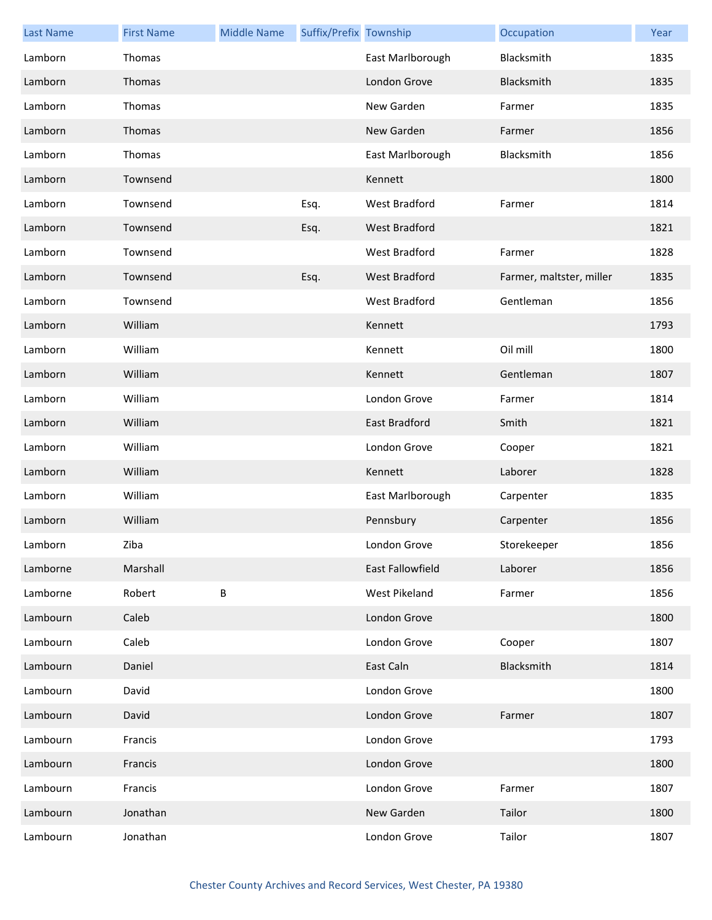| Last Name | First Name | Middle Name | Suffix/Prefix | Township | Occupation | Year |
|---|---|---|---|---|---|---|
| Lamborn | Thomas | | | East Marlborough | Blacksmith | 1835 |
| Lamborn | Thomas | | | London Grove | Blacksmith | 1835 |
| Lamborn | Thomas | | | New Garden | Farmer | 1835 |
| Lamborn | Thomas | | | New Garden | Farmer | 1856 |
| Lamborn | Thomas | | | East Marlborough | Blacksmith | 1856 |
| Lamborn | Townsend | | | Kennett | | 1800 |
| Lamborn | Townsend | | Esq. | West Bradford | Farmer | 1814 |
| Lamborn | Townsend | | Esq. | West Bradford | | 1821 |
| Lamborn | Townsend | | | West Bradford | Farmer | 1828 |
| Lamborn | Townsend | | Esq. | West Bradford | Farmer, maltster, miller | 1835 |
| Lamborn | Townsend | | | West Bradford | Gentleman | 1856 |
| Lamborn | William | | | Kennett | | 1793 |
| Lamborn | William | | | Kennett | Oil mill | 1800 |
| Lamborn | William | | | Kennett | Gentleman | 1807 |
| Lamborn | William | | | London Grove | Farmer | 1814 |
| Lamborn | William | | | East Bradford | Smith | 1821 |
| Lamborn | William | | | London Grove | Cooper | 1821 |
| Lamborn | William | | | Kennett | Laborer | 1828 |
| Lamborn | William | | | East Marlborough | Carpenter | 1835 |
| Lamborn | William | | | Pennsbury | Carpenter | 1856 |
| Lamborn | Ziba | | | London Grove | Storekeeper | 1856 |
| Lamborne | Marshall | | | East Fallowfield | Laborer | 1856 |
| Lamborne | Robert | B | | West Pikeland | Farmer | 1856 |
| Lambourn | Caleb | | | London Grove | | 1800 |
| Lambourn | Caleb | | | London Grove | Cooper | 1807 |
| Lambourn | Daniel | | | East Caln | Blacksmith | 1814 |
| Lambourn | David | | | London Grove | | 1800 |
| Lambourn | David | | | London Grove | Farmer | 1807 |
| Lambourn | Francis | | | London Grove | | 1793 |
| Lambourn | Francis | | | London Grove | | 1800 |
| Lambourn | Francis | | | London Grove | Farmer | 1807 |
| Lambourn | Jonathan | | | New Garden | Tailor | 1800 |
| Lambourn | Jonathan | | | London Grove | Tailor | 1807 |

Chester County Archives and Record Services, West Chester, PA 19380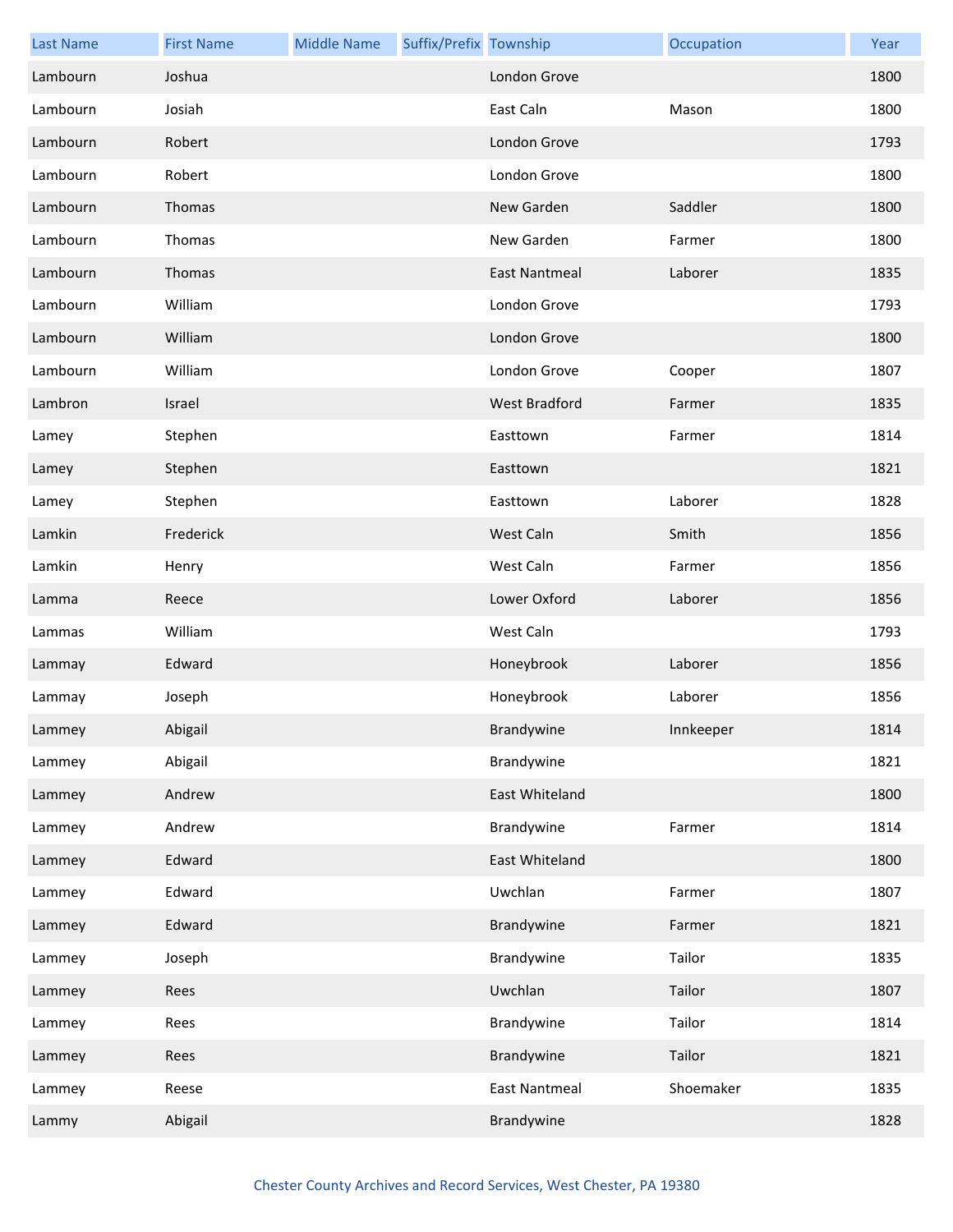| Last Name | First Name | Middle Name | Suffix/Prefix | Township | Occupation | Year |
|---|---|---|---|---|---|---|
| Lambourn | Joshua | | | London Grove | | 1800 |
| Lambourn | Josiah | | | East Caln | Mason | 1800 |
| Lambourn | Robert | | | London Grove | | 1793 |
| Lambourn | Robert | | | London Grove | | 1800 |
| Lambourn | Thomas | | | New Garden | Saddler | 1800 |
| Lambourn | Thomas | | | New Garden | Farmer | 1800 |
| Lambourn | Thomas | | | East Nantmeal | Laborer | 1835 |
| Lambourn | William | | | London Grove | | 1793 |
| Lambourn | William | | | London Grove | | 1800 |
| Lambourn | William | | | London Grove | Cooper | 1807 |
| Lambron | Israel | | | West Bradford | Farmer | 1835 |
| Lamey | Stephen | | | Easttown | Farmer | 1814 |
| Lamey | Stephen | | | Easttown | | 1821 |
| Lamey | Stephen | | | Easttown | Laborer | 1828 |
| Lamkin | Frederick | | | West Caln | Smith | 1856 |
| Lamkin | Henry | | | West Caln | Farmer | 1856 |
| Lamma | Reece | | | Lower Oxford | Laborer | 1856 |
| Lammas | William | | | West Caln | | 1793 |
| Lammay | Edward | | | Honeybrook | Laborer | 1856 |
| Lammay | Joseph | | | Honeybrook | Laborer | 1856 |
| Lammey | Abigail | | | Brandywine | Innkeeper | 1814 |
| Lammey | Abigail | | | Brandywine | | 1821 |
| Lammey | Andrew | | | East Whiteland | | 1800 |
| Lammey | Andrew | | | Brandywine | Farmer | 1814 |
| Lammey | Edward | | | East Whiteland | | 1800 |
| Lammey | Edward | | | Uwchlan | Farmer | 1807 |
| Lammey | Edward | | | Brandywine | Farmer | 1821 |
| Lammey | Joseph | | | Brandywine | Tailor | 1835 |
| Lammey | Rees | | | Uwchlan | Tailor | 1807 |
| Lammey | Rees | | | Brandywine | Tailor | 1814 |
| Lammey | Rees | | | Brandywine | Tailor | 1821 |
| Lammey | Reese | | | East Nantmeal | Shoemaker | 1835 |
| Lammy | Abigail | | | Brandywine | | 1828 |

Chester County Archives and Record Services, West Chester, PA 19380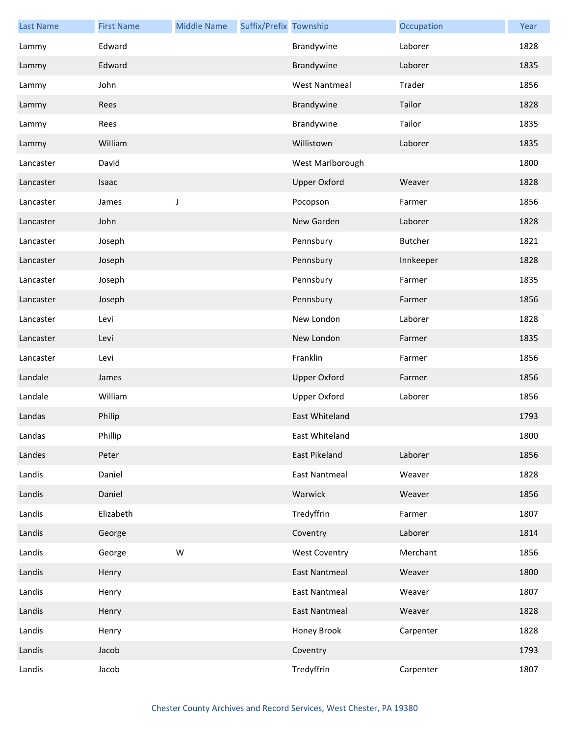| Last Name | First Name | Middle Name | Suffix/Prefix | Township | Occupation | Year |
|---|---|---|---|---|---|---|
| Lammy | Edward | | | Brandywine | Laborer | 1828 |
| Lammy | Edward | | | Brandywine | Laborer | 1835 |
| Lammy | John | | | West Nantmeal | Trader | 1856 |
| Lammy | Rees | | | Brandywine | Tailor | 1828 |
| Lammy | Rees | | | Brandywine | Tailor | 1835 |
| Lammy | William | | | Willistown | Laborer | 1835 |
| Lancaster | David | | | West Marlborough | | 1800 |
| Lancaster | Isaac | | | Upper Oxford | Weaver | 1828 |
| Lancaster | James | J | | Pocopson | Farmer | 1856 |
| Lancaster | John | | | New Garden | Laborer | 1828 |
| Lancaster | Joseph | | | Pennsbury | Butcher | 1821 |
| Lancaster | Joseph | | | Pennsbury | Innkeeper | 1828 |
| Lancaster | Joseph | | | Pennsbury | Farmer | 1835 |
| Lancaster | Joseph | | | Pennsbury | Farmer | 1856 |
| Lancaster | Levi | | | New London | Laborer | 1828 |
| Lancaster | Levi | | | New London | Farmer | 1835 |
| Lancaster | Levi | | | Franklin | Farmer | 1856 |
| Landale | James | | | Upper Oxford | Farmer | 1856 |
| Landale | William | | | Upper Oxford | Laborer | 1856 |
| Landas | Philip | | | East Whiteland | | 1793 |
| Landas | Phillip | | | East Whiteland | | 1800 |
| Landes | Peter | | | East Pikeland | Laborer | 1856 |
| Landis | Daniel | | | East Nantmeal | Weaver | 1828 |
| Landis | Daniel | | | Warwick | Weaver | 1856 |
| Landis | Elizabeth | | | Tredyffrin | Farmer | 1807 |
| Landis | George | | | Coventry | Laborer | 1814 |
| Landis | George | W | | West Coventry | Merchant | 1856 |
| Landis | Henry | | | East Nantmeal | Weaver | 1800 |
| Landis | Henry | | | East Nantmeal | Weaver | 1807 |
| Landis | Henry | | | East Nantmeal | Weaver | 1828 |
| Landis | Henry | | | Honey Brook | Carpenter | 1828 |
| Landis | Jacob | | | Coventry | | 1793 |
| Landis | Jacob | | | Tredyffrin | Carpenter | 1807 |

Chester County Archives and Record Services, West Chester, PA 19380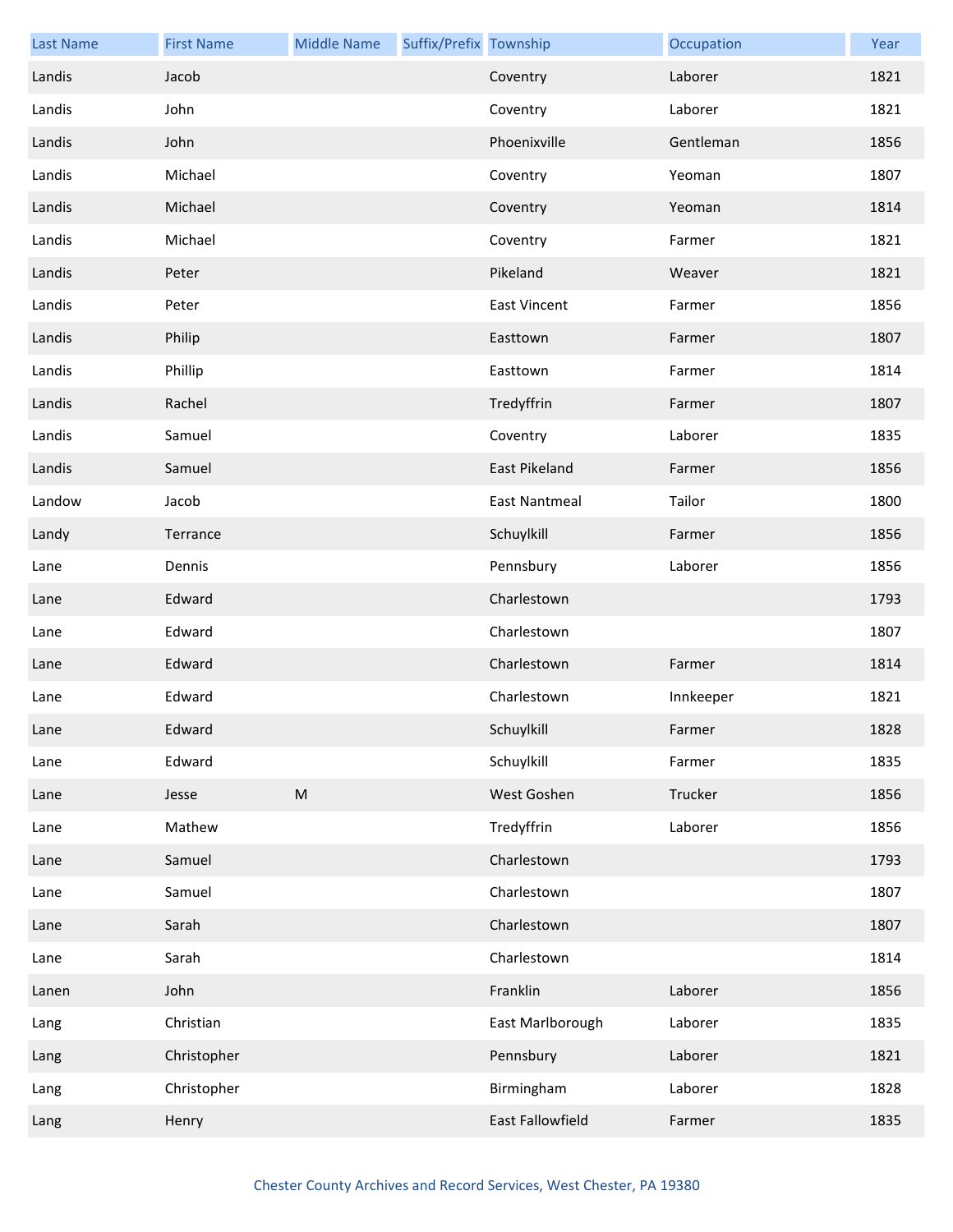| Last Name | First Name | Middle Name | Suffix/Prefix | Township | Occupation | Year |
|---|---|---|---|---|---|---|
| Landis | Jacob | | | Coventry | Laborer | 1821 |
| Landis | John | | | Coventry | Laborer | 1821 |
| Landis | John | | | Phoenixville | Gentleman | 1856 |
| Landis | Michael | | | Coventry | Yeoman | 1807 |
| Landis | Michael | | | Coventry | Yeoman | 1814 |
| Landis | Michael | | | Coventry | Farmer | 1821 |
| Landis | Peter | | | Pikeland | Weaver | 1821 |
| Landis | Peter | | | East Vincent | Farmer | 1856 |
| Landis | Philip | | | Easttown | Farmer | 1807 |
| Landis | Phillip | | | Easttown | Farmer | 1814 |
| Landis | Rachel | | | Tredyffrin | Farmer | 1807 |
| Landis | Samuel | | | Coventry | Laborer | 1835 |
| Landis | Samuel | | | East Pikeland | Farmer | 1856 |
| Landow | Jacob | | | East Nantmeal | Tailor | 1800 |
| Landy | Terrance | | | Schuylkill | Farmer | 1856 |
| Lane | Dennis | | | Pennsbury | Laborer | 1856 |
| Lane | Edward | | | Charlestown | | 1793 |
| Lane | Edward | | | Charlestown | | 1807 |
| Lane | Edward | | | Charlestown | Farmer | 1814 |
| Lane | Edward | | | Charlestown | Innkeeper | 1821 |
| Lane | Edward | | | Schuylkill | Farmer | 1828 |
| Lane | Edward | | | Schuylkill | Farmer | 1835 |
| Lane | Jesse | M | | West Goshen | Trucker | 1856 |
| Lane | Mathew | | | Tredyffrin | Laborer | 1856 |
| Lane | Samuel | | | Charlestown | | 1793 |
| Lane | Samuel | | | Charlestown | | 1807 |
| Lane | Sarah | | | Charlestown | | 1807 |
| Lane | Sarah | | | Charlestown | | 1814 |
| Lanen | John | | | Franklin | Laborer | 1856 |
| Lang | Christian | | | East Marlborough | Laborer | 1835 |
| Lang | Christopher | | | Pennsbury | Laborer | 1821 |
| Lang | Christopher | | | Birmingham | Laborer | 1828 |
| Lang | Henry | | | East Fallowfield | Farmer | 1835 |

Chester County Archives and Record Services, West Chester, PA 19380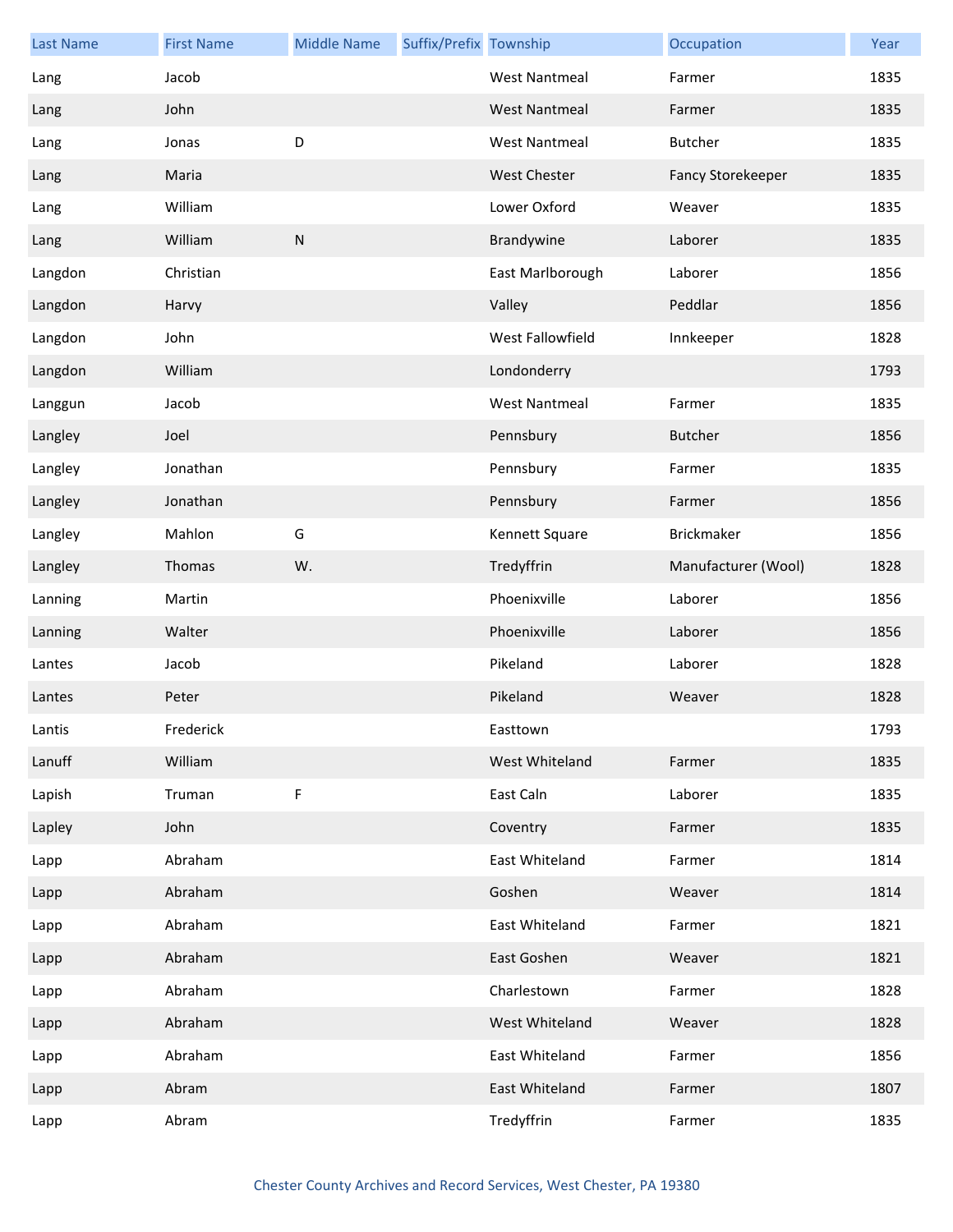| Last Name | First Name | Middle Name | Suffix/Prefix | Township | Occupation | Year |
|---|---|---|---|---|---|---|
| Lang | Jacob | | | West Nantmeal | Farmer | 1835 |
| Lang | John | | | West Nantmeal | Farmer | 1835 |
| Lang | Jonas | D | | West Nantmeal | Butcher | 1835 |
| Lang | Maria | | | West Chester | Fancy Storekeeper | 1835 |
| Lang | William | | | Lower Oxford | Weaver | 1835 |
| Lang | William | N | | Brandywine | Laborer | 1835 |
| Langdon | Christian | | | East Marlborough | Laborer | 1856 |
| Langdon | Harvy | | | Valley | Peddlar | 1856 |
| Langdon | John | | | West Fallowfield | Innkeeper | 1828 |
| Langdon | William | | | Londonderry | | 1793 |
| Langgun | Jacob | | | West Nantmeal | Farmer | 1835 |
| Langley | Joel | | | Pennsbury | Butcher | 1856 |
| Langley | Jonathan | | | Pennsbury | Farmer | 1835 |
| Langley | Jonathan | | | Pennsbury | Farmer | 1856 |
| Langley | Mahlon | G | | Kennett Square | Brickmaker | 1856 |
| Langley | Thomas | W. | | Tredyffrin | Manufacturer (Wool) | 1828 |
| Lanning | Martin | | | Phoenixville | Laborer | 1856 |
| Lanning | Walter | | | Phoenixville | Laborer | 1856 |
| Lantes | Jacob | | | Pikeland | Laborer | 1828 |
| Lantes | Peter | | | Pikeland | Weaver | 1828 |
| Lantis | Frederick | | | Easttown | | 1793 |
| Lanuff | William | | | West Whiteland | Farmer | 1835 |
| Lapish | Truman | F | | East Caln | Laborer | 1835 |
| Lapley | John | | | Coventry | Farmer | 1835 |
| Lapp | Abraham | | | East Whiteland | Farmer | 1814 |
| Lapp | Abraham | | | Goshen | Weaver | 1814 |
| Lapp | Abraham | | | East Whiteland | Farmer | 1821 |
| Lapp | Abraham | | | East Goshen | Weaver | 1821 |
| Lapp | Abraham | | | Charlestown | Farmer | 1828 |
| Lapp | Abraham | | | West Whiteland | Weaver | 1828 |
| Lapp | Abraham | | | East Whiteland | Farmer | 1856 |
| Lapp | Abram | | | East Whiteland | Farmer | 1807 |
| Lapp | Abram | | | Tredyffrin | Farmer | 1835 |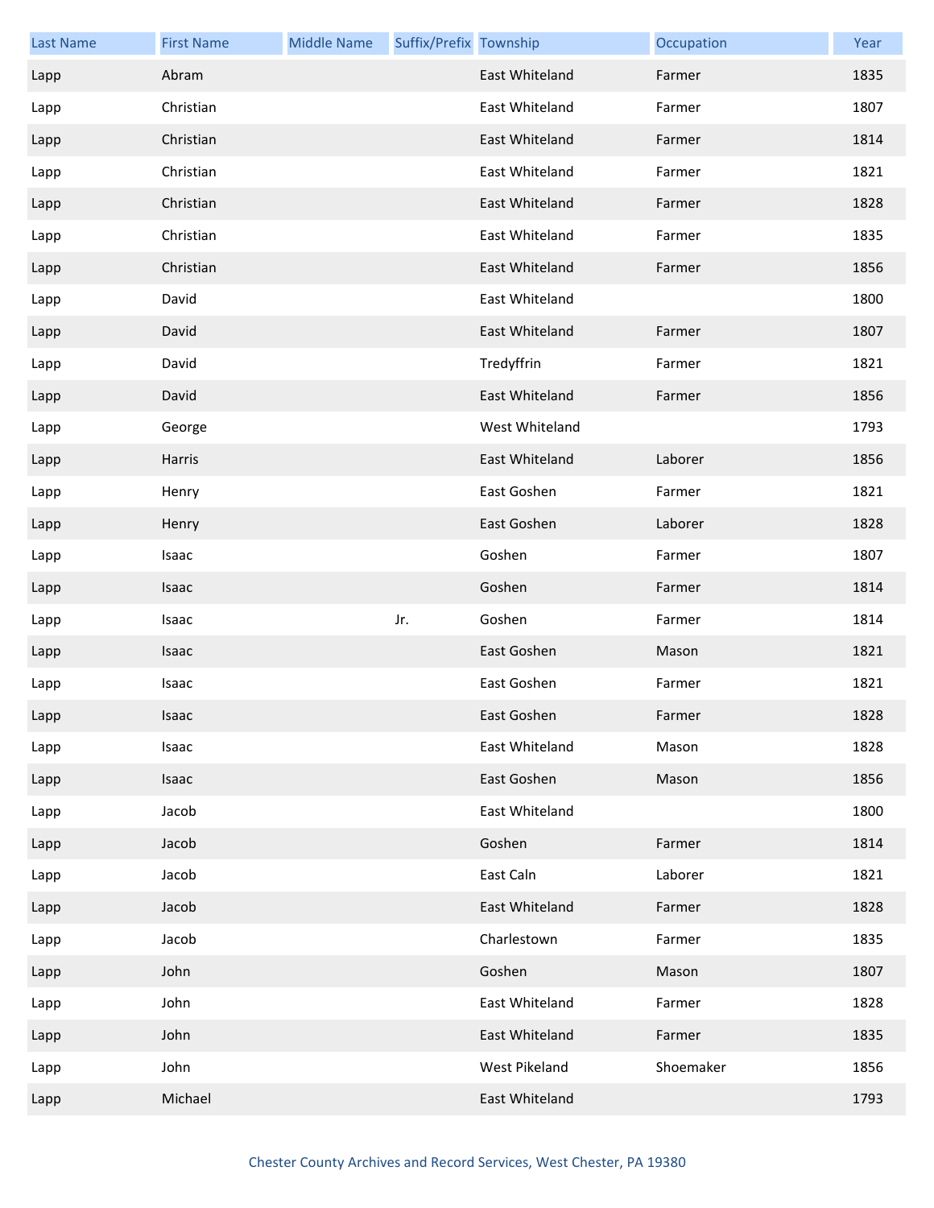| Last Name | First Name | Middle Name | Suffix/Prefix | Township | Occupation | Year |
|---|---|---|---|---|---|---|
| Lapp | Abram | | | East Whiteland | Farmer | 1835 |
| Lapp | Christian | | | East Whiteland | Farmer | 1807 |
| Lapp | Christian | | | East Whiteland | Farmer | 1814 |
| Lapp | Christian | | | East Whiteland | Farmer | 1821 |
| Lapp | Christian | | | East Whiteland | Farmer | 1828 |
| Lapp | Christian | | | East Whiteland | Farmer | 1835 |
| Lapp | Christian | | | East Whiteland | Farmer | 1856 |
| Lapp | David | | | East Whiteland | | 1800 |
| Lapp | David | | | East Whiteland | Farmer | 1807 |
| Lapp | David | | | Tredyffrin | Farmer | 1821 |
| Lapp | David | | | East Whiteland | Farmer | 1856 |
| Lapp | George | | | West Whiteland | | 1793 |
| Lapp | Harris | | | East Whiteland | Laborer | 1856 |
| Lapp | Henry | | | East Goshen | Farmer | 1821 |
| Lapp | Henry | | | East Goshen | Laborer | 1828 |
| Lapp | Isaac | | | Goshen | Farmer | 1807 |
| Lapp | Isaac | | | Goshen | Farmer | 1814 |
| Lapp | Isaac | | Jr. | Goshen | Farmer | 1814 |
| Lapp | Isaac | | | East Goshen | Mason | 1821 |
| Lapp | Isaac | | | East Goshen | Farmer | 1821 |
| Lapp | Isaac | | | East Goshen | Farmer | 1828 |
| Lapp | Isaac | | | East Whiteland | Mason | 1828 |
| Lapp | Isaac | | | East Goshen | Mason | 1856 |
| Lapp | Jacob | | | East Whiteland | | 1800 |
| Lapp | Jacob | | | Goshen | Farmer | 1814 |
| Lapp | Jacob | | | East Caln | Laborer | 1821 |
| Lapp | Jacob | | | East Whiteland | Farmer | 1828 |
| Lapp | Jacob | | | Charlestown | Farmer | 1835 |
| Lapp | John | | | Goshen | Mason | 1807 |
| Lapp | John | | | East Whiteland | Farmer | 1828 |
| Lapp | John | | | East Whiteland | Farmer | 1835 |
| Lapp | John | | | West Pikeland | Shoemaker | 1856 |
| Lapp | Michael | | | East Whiteland | | 1793 |

Chester County Archives and Record Services, West Chester, PA 19380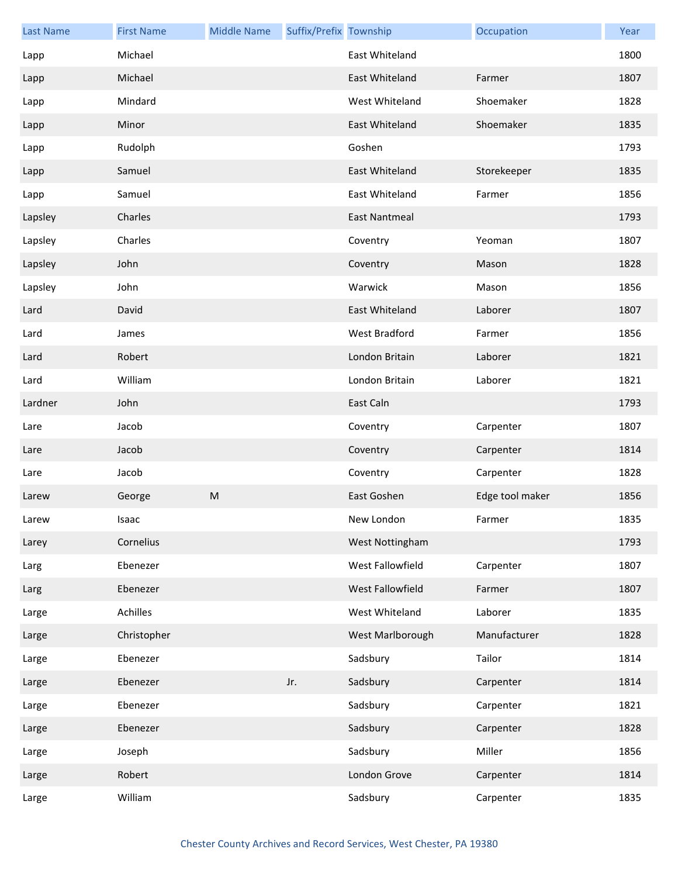| Last Name | First Name | Middle Name | Suffix/Prefix | Township | Occupation | Year |
|---|---|---|---|---|---|---|
| Lapp | Michael | | | East Whiteland | | 1800 |
| Lapp | Michael | | | East Whiteland | Farmer | 1807 |
| Lapp | Mindard | | | West Whiteland | Shoemaker | 1828 |
| Lapp | Minor | | | East Whiteland | Shoemaker | 1835 |
| Lapp | Rudolph | | | Goshen | | 1793 |
| Lapp | Samuel | | | East Whiteland | Storekeeper | 1835 |
| Lapp | Samuel | | | East Whiteland | Farmer | 1856 |
| Lapsley | Charles | | | East Nantmeal | | 1793 |
| Lapsley | Charles | | | Coventry | Yeoman | 1807 |
| Lapsley | John | | | Coventry | Mason | 1828 |
| Lapsley | John | | | Warwick | Mason | 1856 |
| Lard | David | | | East Whiteland | Laborer | 1807 |
| Lard | James | | | West Bradford | Farmer | 1856 |
| Lard | Robert | | | London Britain | Laborer | 1821 |
| Lard | William | | | London Britain | Laborer | 1821 |
| Lardner | John | | | East Caln | | 1793 |
| Lare | Jacob | | | Coventry | Carpenter | 1807 |
| Lare | Jacob | | | Coventry | Carpenter | 1814 |
| Lare | Jacob | | | Coventry | Carpenter | 1828 |
| Larew | George | M | | East Goshen | Edge tool maker | 1856 |
| Larew | Isaac | | | New London | Farmer | 1835 |
| Larey | Cornelius | | | West Nottingham | | 1793 |
| Larg | Ebenezer | | | West Fallowfield | Carpenter | 1807 |
| Larg | Ebenezer | | | West Fallowfield | Farmer | 1807 |
| Large | Achilles | | | West Whiteland | Laborer | 1835 |
| Large | Christopher | | | West Marlborough | Manufacturer | 1828 |
| Large | Ebenezer | | | Sadsbury | Tailor | 1814 |
| Large | Ebenezer | | Jr. | Sadsbury | Carpenter | 1814 |
| Large | Ebenezer | | | Sadsbury | Carpenter | 1821 |
| Large | Ebenezer | | | Sadsbury | Carpenter | 1828 |
| Large | Joseph | | | Sadsbury | Miller | 1856 |
| Large | Robert | | | London Grove | Carpenter | 1814 |
| Large | William | | | Sadsbury | Carpenter | 1835 |

Chester County Archives and Record Services, West Chester, PA 19380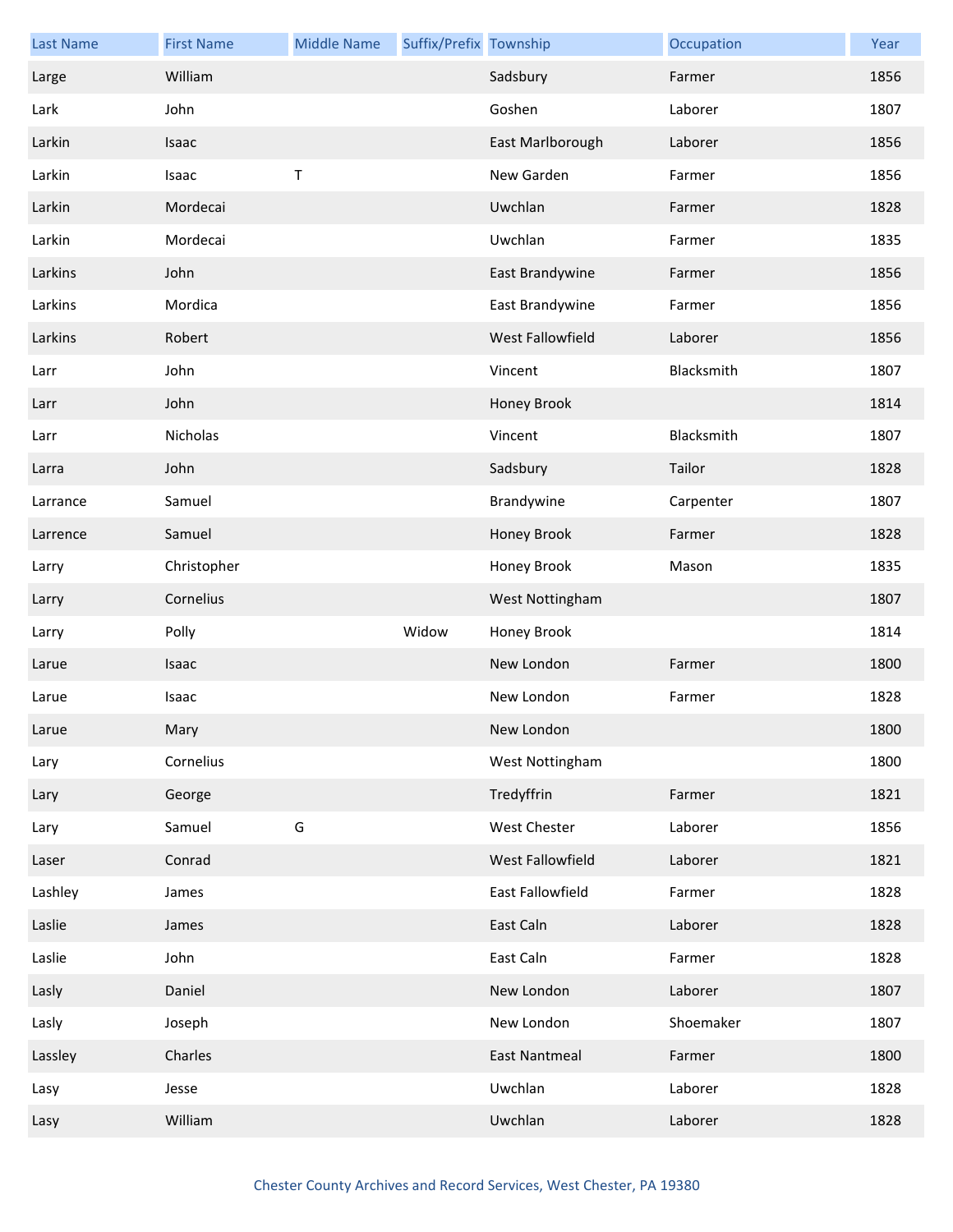| Last Name | First Name | Middle Name | Suffix/Prefix | Township | Occupation | Year |
|---|---|---|---|---|---|---|
| Large | William | | | Sadsbury | Farmer | 1856 |
| Lark | John | | | Goshen | Laborer | 1807 |
| Larkin | Isaac | | | East Marlborough | Laborer | 1856 |
| Larkin | Isaac | T | | New Garden | Farmer | 1856 |
| Larkin | Mordecai | | | Uwchlan | Farmer | 1828 |
| Larkin | Mordecai | | | Uwchlan | Farmer | 1835 |
| Larkins | John | | | East Brandywine | Farmer | 1856 |
| Larkins | Mordica | | | East Brandywine | Farmer | 1856 |
| Larkins | Robert | | | West Fallowfield | Laborer | 1856 |
| Larr | John | | | Vincent | Blacksmith | 1807 |
| Larr | John | | | Honey Brook | | 1814 |
| Larr | Nicholas | | | Vincent | Blacksmith | 1807 |
| Larra | John | | | Sadsbury | Tailor | 1828 |
| Larrance | Samuel | | | Brandywine | Carpenter | 1807 |
| Larrence | Samuel | | | Honey Brook | Farmer | 1828 |
| Larry | Christopher | | | Honey Brook | Mason | 1835 |
| Larry | Cornelius | | | West Nottingham | | 1807 |
| Larry | Polly | | Widow | Honey Brook | | 1814 |
| Larue | Isaac | | | New London | Farmer | 1800 |
| Larue | Isaac | | | New London | Farmer | 1828 |
| Larue | Mary | | | New London | | 1800 |
| Lary | Cornelius | | | West Nottingham | | 1800 |
| Lary | George | | | Tredyffrin | Farmer | 1821 |
| Lary | Samuel | G | | West Chester | Laborer | 1856 |
| Laser | Conrad | | | West Fallowfield | Laborer | 1821 |
| Lashley | James | | | East Fallowfield | Farmer | 1828 |
| Laslie | James | | | East Caln | Laborer | 1828 |
| Laslie | John | | | East Caln | Farmer | 1828 |
| Lasly | Daniel | | | New London | Laborer | 1807 |
| Lasly | Joseph | | | New London | Shoemaker | 1807 |
| Lassley | Charles | | | East Nantmeal | Farmer | 1800 |
| Lasy | Jesse | | | Uwchlan | Laborer | 1828 |
| Lasy | William | | | Uwchlan | Laborer | 1828 |

Chester County Archives and Record Services, West Chester, PA 19380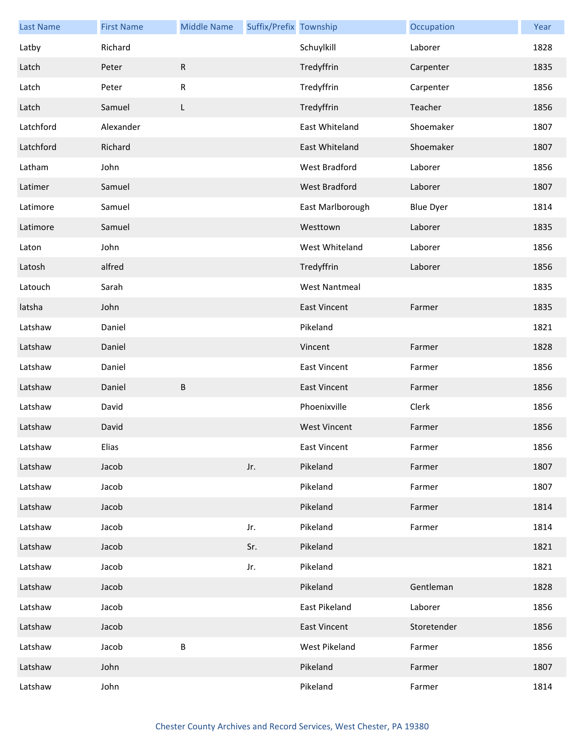| Last Name | First Name | Middle Name | Suffix/Prefix | Township | Occupation | Year |
| --- | --- | --- | --- | --- | --- | --- |
| Latby | Richard | | | Schuylkill | Laborer | 1828 |
| Latch | Peter | R | | Tredyffrin | Carpenter | 1835 |
| Latch | Peter | R | | Tredyffrin | Carpenter | 1856 |
| Latch | Samuel | L | | Tredyffrin | Teacher | 1856 |
| Latchford | Alexander | | | East Whiteland | Shoemaker | 1807 |
| Latchford | Richard | | | East Whiteland | Shoemaker | 1807 |
| Latham | John | | | West Bradford | Laborer | 1856 |
| Latimer | Samuel | | | West Bradford | Laborer | 1807 |
| Latimore | Samuel | | | East Marlborough | Blue Dyer | 1814 |
| Latimore | Samuel | | | Westtown | Laborer | 1835 |
| Laton | John | | | West Whiteland | Laborer | 1856 |
| Latosh | alfred | | | Tredyffrin | Laborer | 1856 |
| Latouch | Sarah | | | West Nantmeal | | 1835 |
| latsha | John | | | East Vincent | Farmer | 1835 |
| Latshaw | Daniel | | | Pikeland | | 1821 |
| Latshaw | Daniel | | | Vincent | Farmer | 1828 |
| Latshaw | Daniel | | | East Vincent | Farmer | 1856 |
| Latshaw | Daniel | B | | East Vincent | Farmer | 1856 |
| Latshaw | David | | | Phoenixville | Clerk | 1856 |
| Latshaw | David | | | West Vincent | Farmer | 1856 |
| Latshaw | Elias | | | East Vincent | Farmer | 1856 |
| Latshaw | Jacob | | Jr. | Pikeland | Farmer | 1807 |
| Latshaw | Jacob | | | Pikeland | Farmer | 1807 |
| Latshaw | Jacob | | | Pikeland | Farmer | 1814 |
| Latshaw | Jacob | | Jr. | Pikeland | Farmer | 1814 |
| Latshaw | Jacob | | Sr. | Pikeland | | 1821 |
| Latshaw | Jacob | | Jr. | Pikeland | | 1821 |
| Latshaw | Jacob | | | Pikeland | Gentleman | 1828 |
| Latshaw | Jacob | | | East Pikeland | Laborer | 1856 |
| Latshaw | Jacob | | | East Vincent | Storetender | 1856 |
| Latshaw | Jacob | B | | West Pikeland | Farmer | 1856 |
| Latshaw | John | | | Pikeland | Farmer | 1807 |
| Latshaw | John | | | Pikeland | Farmer | 1814 |

Chester County Archives and Record Services, West Chester, PA 19380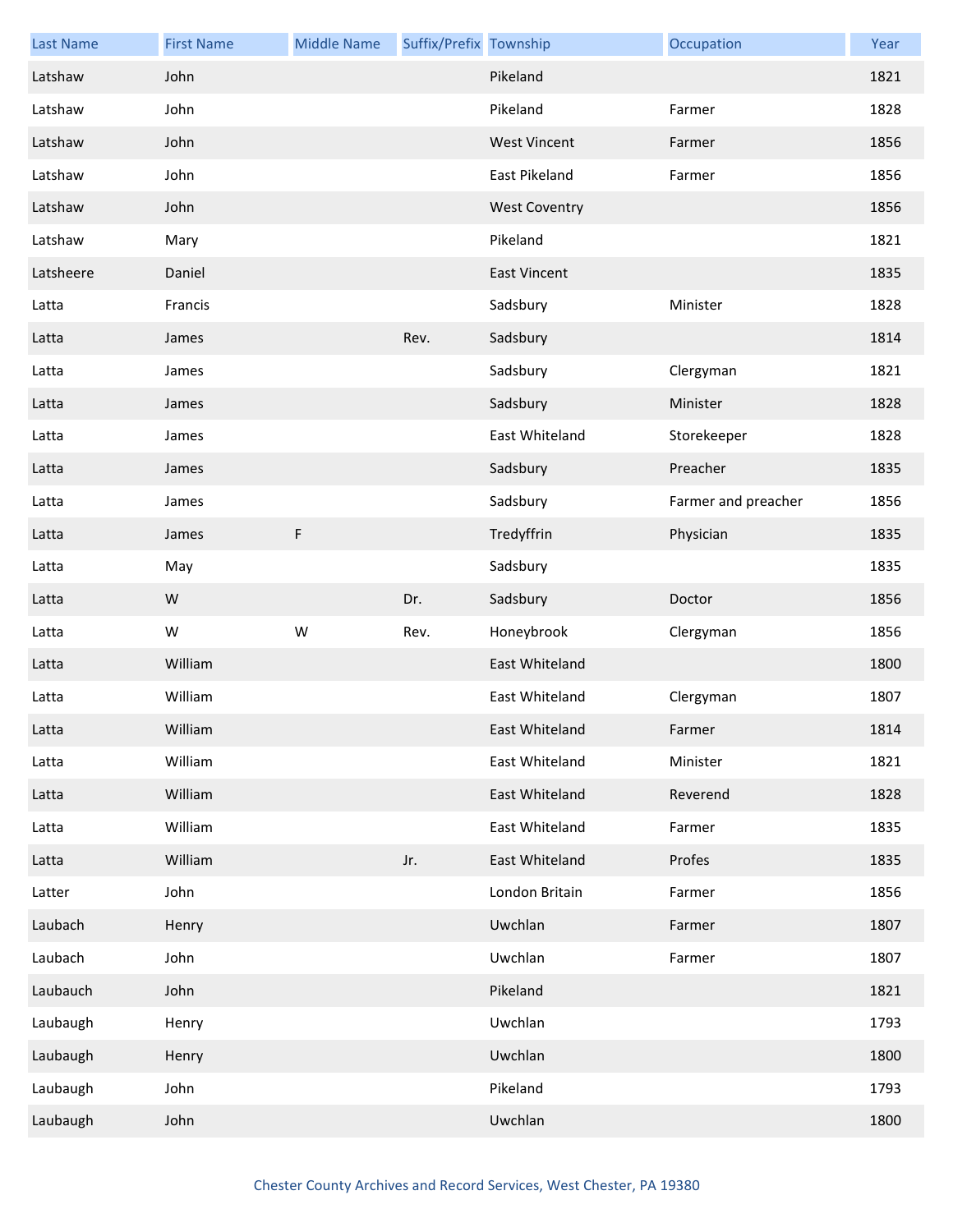| Last Name | First Name | Middle Name | Suffix/Prefix | Township | Occupation | Year |
|---|---|---|---|---|---|---|
| Latshaw | John | | | Pikeland | | 1821 |
| Latshaw | John | | | Pikeland | Farmer | 1828 |
| Latshaw | John | | | West Vincent | Farmer | 1856 |
| Latshaw | John | | | East Pikeland | Farmer | 1856 |
| Latshaw | John | | | West Coventry | | 1856 |
| Latshaw | Mary | | | Pikeland | | 1821 |
| Latsheere | Daniel | | | East Vincent | | 1835 |
| Latta | Francis | | | Sadsbury | Minister | 1828 |
| Latta | James | | Rev. | Sadsbury | | 1814 |
| Latta | James | | | Sadsbury | Clergyman | 1821 |
| Latta | James | | | Sadsbury | Minister | 1828 |
| Latta | James | | | East Whiteland | Storekeeper | 1828 |
| Latta | James | | | Sadsbury | Preacher | 1835 |
| Latta | James | | | Sadsbury | Farmer and preacher | 1856 |
| Latta | James | F | | Tredyffrin | Physician | 1835 |
| Latta | May | | | Sadsbury | | 1835 |
| Latta | W | | Dr. | Sadsbury | Doctor | 1856 |
| Latta | W | W | Rev. | Honeybrook | Clergyman | 1856 |
| Latta | William | | | East Whiteland | | 1800 |
| Latta | William | | | East Whiteland | Clergyman | 1807 |
| Latta | William | | | East Whiteland | Farmer | 1814 |
| Latta | William | | | East Whiteland | Minister | 1821 |
| Latta | William | | | East Whiteland | Reverend | 1828 |
| Latta | William | | | East Whiteland | Farmer | 1835 |
| Latta | William | | Jr. | East Whiteland | Profes | 1835 |
| Latter | John | | | London Britain | Farmer | 1856 |
| Laubach | Henry | | | Uwchlan | Farmer | 1807 |
| Laubach | John | | | Uwchlan | Farmer | 1807 |
| Laubauch | John | | | Pikeland | | 1821 |
| Laubaugh | Henry | | | Uwchlan | | 1793 |
| Laubaugh | Henry | | | Uwchlan | | 1800 |
| Laubaugh | John | | | Pikeland | | 1793 |
| Laubaugh | John | | | Uwchlan | | 1800 |

Chester County Archives and Record Services, West Chester, PA 19380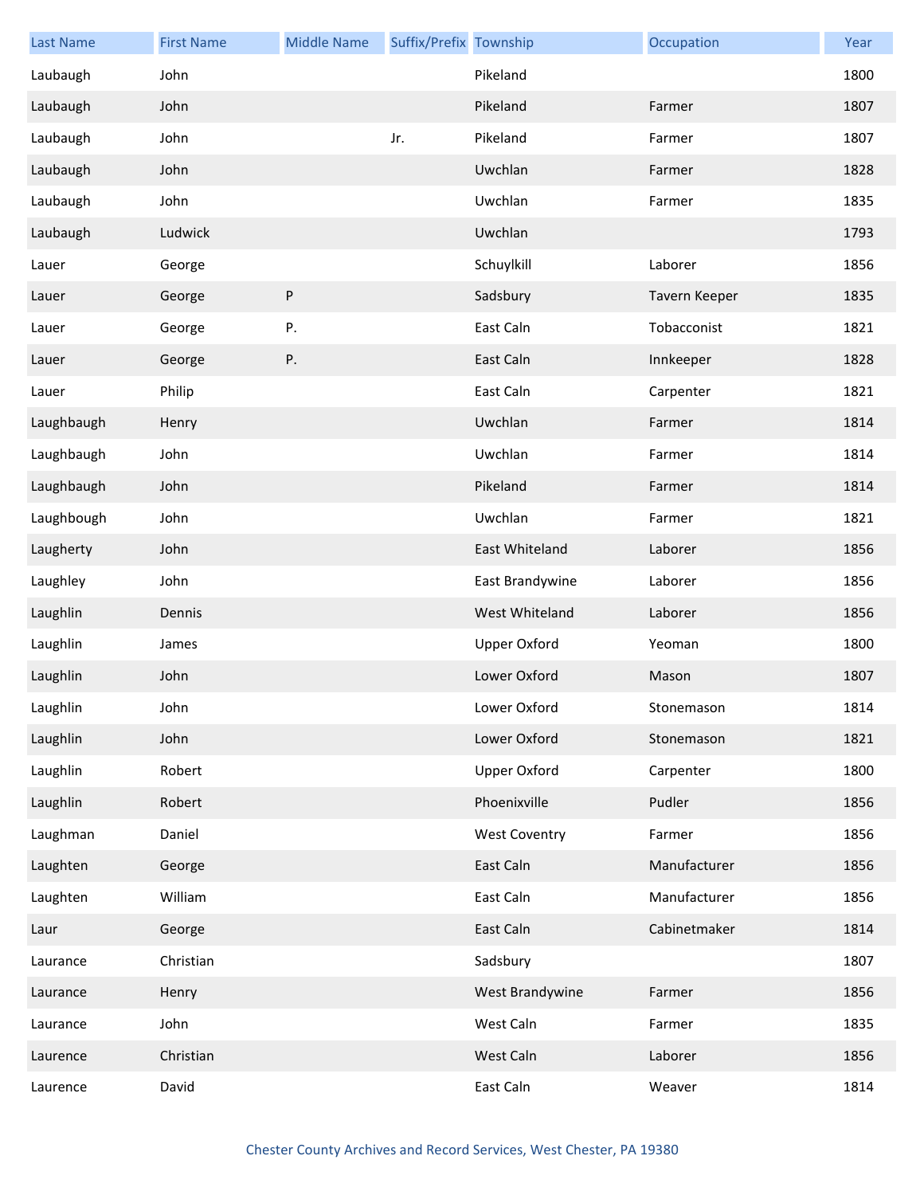| Last Name | First Name | Middle Name | Suffix/Prefix | Township | Occupation | Year |
| --- | --- | --- | --- | --- | --- | --- |
| Laubaugh | John | | | Pikeland | | 1800 |
| Laubaugh | John | | | Pikeland | Farmer | 1807 |
| Laubaugh | John | | Jr. | Pikeland | Farmer | 1807 |
| Laubaugh | John | | | Uwchlan | Farmer | 1828 |
| Laubaugh | John | | | Uwchlan | Farmer | 1835 |
| Laubaugh | Ludwick | | | Uwchlan | | 1793 |
| Lauer | George | | | Schuylkill | Laborer | 1856 |
| Lauer | George | P | | Sadsbury | Tavern Keeper | 1835 |
| Lauer | George | P. | | East Caln | Tobacconist | 1821 |
| Lauer | George | P. | | East Caln | Innkeeper | 1828 |
| Lauer | Philip | | | East Caln | Carpenter | 1821 |
| Laughbaugh | Henry | | | Uwchlan | Farmer | 1814 |
| Laughbaugh | John | | | Uwchlan | Farmer | 1814 |
| Laughbaugh | John | | | Pikeland | Farmer | 1814 |
| Laughbough | John | | | Uwchlan | Farmer | 1821 |
| Laugherty | John | | | East Whiteland | Laborer | 1856 |
| Laughley | John | | | East Brandywine | Laborer | 1856 |
| Laughlin | Dennis | | | West Whiteland | Laborer | 1856 |
| Laughlin | James | | | Upper Oxford | Yeoman | 1800 |
| Laughlin | John | | | Lower Oxford | Mason | 1807 |
| Laughlin | John | | | Lower Oxford | Stonemason | 1814 |
| Laughlin | John | | | Lower Oxford | Stonemason | 1821 |
| Laughlin | Robert | | | Upper Oxford | Carpenter | 1800 |
| Laughlin | Robert | | | Phoenixville | Pudler | 1856 |
| Laughman | Daniel | | | West Coventry | Farmer | 1856 |
| Laughten | George | | | East Caln | Manufacturer | 1856 |
| Laughten | William | | | East Caln | Manufacturer | 1856 |
| Laur | George | | | East Caln | Cabinetmaker | 1814 |
| Laurance | Christian | | | Sadsbury | | 1807 |
| Laurance | Henry | | | West Brandywine | Farmer | 1856 |
| Laurance | John | | | West Caln | Farmer | 1835 |
| Laurence | Christian | | | West Caln | Laborer | 1856 |
| Laurence | David | | | East Caln | Weaver | 1814 |

Chester County Archives and Record Services, West Chester, PA 19380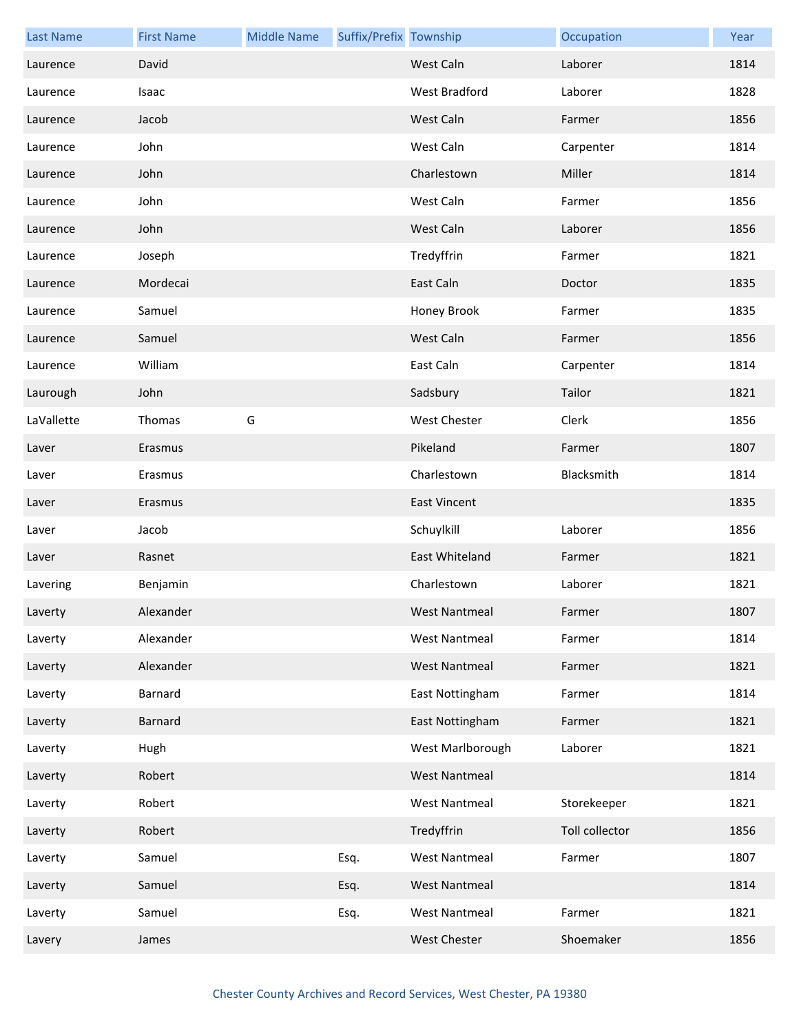| Last Name | First Name | Middle Name | Suffix/Prefix | Township | Occupation | Year |
|---|---|---|---|---|---|---|
| Laurence | David | | | West Caln | Laborer | 1814 |
| Laurence | Isaac | | | West Bradford | Laborer | 1828 |
| Laurence | Jacob | | | West Caln | Farmer | 1856 |
| Laurence | John | | | West Caln | Carpenter | 1814 |
| Laurence | John | | | Charlestown | Miller | 1814 |
| Laurence | John | | | West Caln | Farmer | 1856 |
| Laurence | John | | | West Caln | Laborer | 1856 |
| Laurence | Joseph | | | Tredyffrin | Farmer | 1821 |
| Laurence | Mordecai | | | East Caln | Doctor | 1835 |
| Laurence | Samuel | | | Honey Brook | Farmer | 1835 |
| Laurence | Samuel | | | West Caln | Farmer | 1856 |
| Laurence | William | | | East Caln | Carpenter | 1814 |
| Laurough | John | | | Sadsbury | Tailor | 1821 |
| LaVallette | Thomas | G | | West Chester | Clerk | 1856 |
| Laver | Erasmus | | | Pikeland | Farmer | 1807 |
| Laver | Erasmus | | | Charlestown | Blacksmith | 1814 |
| Laver | Erasmus | | | East Vincent | | 1835 |
| Laver | Jacob | | | Schuylkill | Laborer | 1856 |
| Laver | Rasnet | | | East Whiteland | Farmer | 1821 |
| Lavering | Benjamin | | | Charlestown | Laborer | 1821 |
| Laverty | Alexander | | | West Nantmeal | Farmer | 1807 |
| Laverty | Alexander | | | West Nantmeal | Farmer | 1814 |
| Laverty | Alexander | | | West Nantmeal | Farmer | 1821 |
| Laverty | Barnard | | | East Nottingham | Farmer | 1814 |
| Laverty | Barnard | | | East Nottingham | Farmer | 1821 |
| Laverty | Hugh | | | West Marlborough | Laborer | 1821 |
| Laverty | Robert | | | West Nantmeal | | 1814 |
| Laverty | Robert | | | West Nantmeal | Storekeeper | 1821 |
| Laverty | Robert | | | Tredyffrin | Toll collector | 1856 |
| Laverty | Samuel | | Esq. | West Nantmeal | Farmer | 1807 |
| Laverty | Samuel | | Esq. | West Nantmeal | | 1814 |
| Laverty | Samuel | | Esq. | West Nantmeal | Farmer | 1821 |
| Lavery | James | | | West Chester | Shoemaker | 1856 |

Chester County Archives and Record Services, West Chester, PA 19380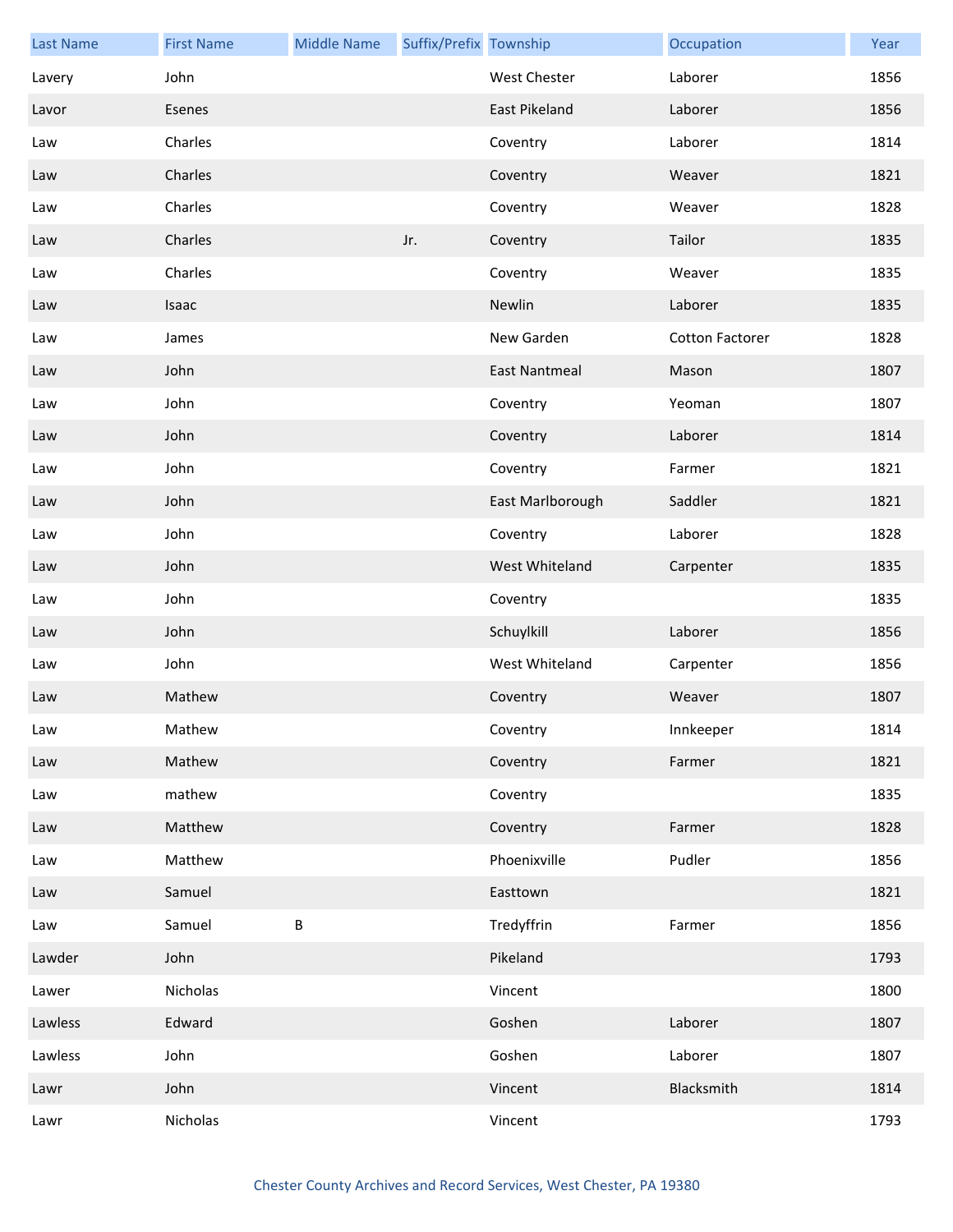| Last Name | First Name | Middle Name | Suffix/Prefix | Township | Occupation | Year |
|---|---|---|---|---|---|---|
| Lavery | John | | | West Chester | Laborer | 1856 |
| Lavor | Esenes | | | East Pikeland | Laborer | 1856 |
| Law | Charles | | | Coventry | Laborer | 1814 |
| Law | Charles | | | Coventry | Weaver | 1821 |
| Law | Charles | | | Coventry | Weaver | 1828 |
| Law | Charles | | Jr. | Coventry | Tailor | 1835 |
| Law | Charles | | | Coventry | Weaver | 1835 |
| Law | Isaac | | | Newlin | Laborer | 1835 |
| Law | James | | | New Garden | Cotton Factorer | 1828 |
| Law | John | | | East Nantmeal | Mason | 1807 |
| Law | John | | | Coventry | Yeoman | 1807 |
| Law | John | | | Coventry | Laborer | 1814 |
| Law | John | | | Coventry | Farmer | 1821 |
| Law | John | | | East Marlborough | Saddler | 1821 |
| Law | John | | | Coventry | Laborer | 1828 |
| Law | John | | | West Whiteland | Carpenter | 1835 |
| Law | John | | | Coventry | | 1835 |
| Law | John | | | Schuylkill | Laborer | 1856 |
| Law | John | | | West Whiteland | Carpenter | 1856 |
| Law | Mathew | | | Coventry | Weaver | 1807 |
| Law | Mathew | | | Coventry | Innkeeper | 1814 |
| Law | Mathew | | | Coventry | Farmer | 1821 |
| Law | mathew | | | Coventry | | 1835 |
| Law | Matthew | | | Coventry | Farmer | 1828 |
| Law | Matthew | | | Phoenixville | Pudler | 1856 |
| Law | Samuel | | | Easttown | | 1821 |
| Law | Samuel | B | | Tredyffrin | Farmer | 1856 |
| Lawder | John | | | Pikeland | | 1793 |
| Lawer | Nicholas | | | Vincent | | 1800 |
| Lawless | Edward | | | Goshen | Laborer | 1807 |
| Lawless | John | | | Goshen | Laborer | 1807 |
| Lawr | John | | | Vincent | Blacksmith | 1814 |
| Lawr | Nicholas | | | Vincent | | 1793 |

Chester County Archives and Record Services, West Chester, PA 19380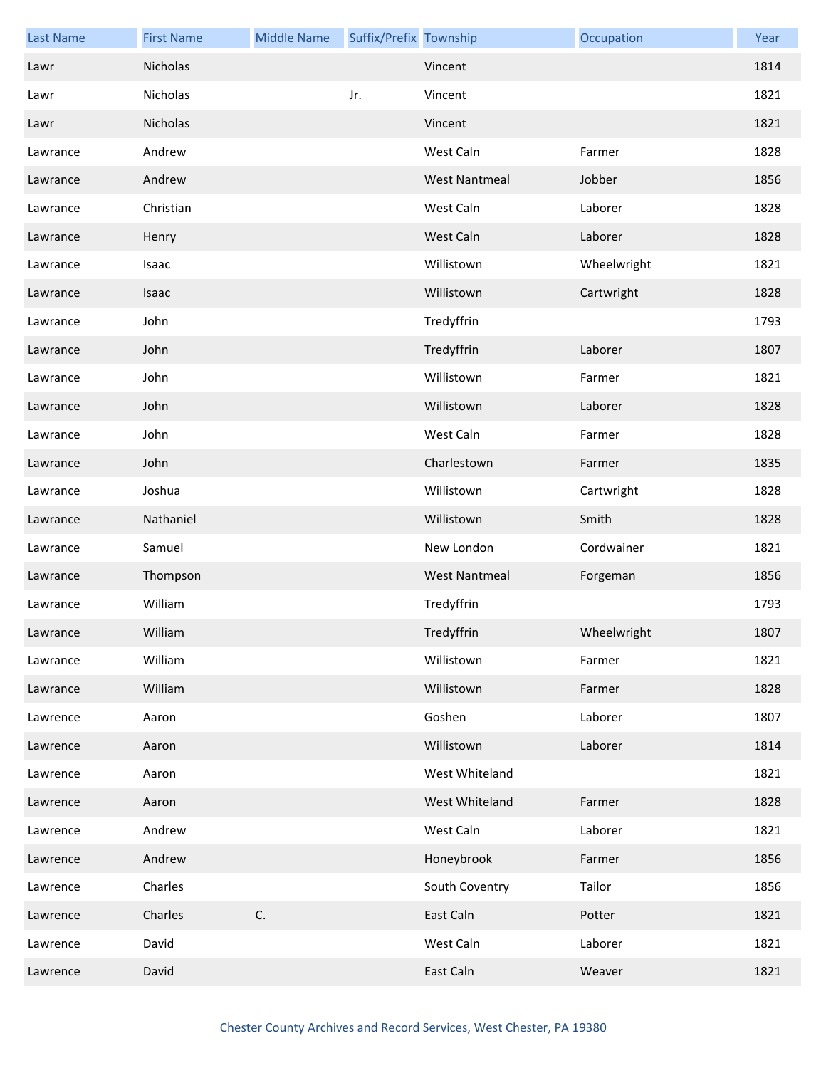| Last Name | First Name | Middle Name | Suffix/Prefix | Township | Occupation | Year |
|---|---|---|---|---|---|---|
| Lawr | Nicholas | | | Vincent | | 1814 |
| Lawr | Nicholas | | Jr. | Vincent | | 1821 |
| Lawr | Nicholas | | | Vincent | | 1821 |
| Lawrance | Andrew | | | West Caln | Farmer | 1828 |
| Lawrance | Andrew | | | West Nantmeal | Jobber | 1856 |
| Lawrance | Christian | | | West Caln | Laborer | 1828 |
| Lawrance | Henry | | | West Caln | Laborer | 1828 |
| Lawrance | Isaac | | | Willistown | Wheelwright | 1821 |
| Lawrance | Isaac | | | Willistown | Cartwright | 1828 |
| Lawrance | John | | | Tredyffrin | | 1793 |
| Lawrance | John | | | Tredyffrin | Laborer | 1807 |
| Lawrance | John | | | Willistown | Farmer | 1821 |
| Lawrance | John | | | Willistown | Laborer | 1828 |
| Lawrance | John | | | West Caln | Farmer | 1828 |
| Lawrance | John | | | Charlestown | Farmer | 1835 |
| Lawrance | Joshua | | | Willistown | Cartwright | 1828 |
| Lawrance | Nathaniel | | | Willistown | Smith | 1828 |
| Lawrance | Samuel | | | New London | Cordwainer | 1821 |
| Lawrance | Thompson | | | West Nantmeal | Forgeman | 1856 |
| Lawrance | William | | | Tredyffrin | | 1793 |
| Lawrance | William | | | Tredyffrin | Wheelwright | 1807 |
| Lawrance | William | | | Willistown | Farmer | 1821 |
| Lawrance | William | | | Willistown | Farmer | 1828 |
| Lawrence | Aaron | | | Goshen | Laborer | 1807 |
| Lawrence | Aaron | | | Willistown | Laborer | 1814 |
| Lawrence | Aaron | | | West Whiteland | | 1821 |
| Lawrence | Aaron | | | West Whiteland | Farmer | 1828 |
| Lawrence | Andrew | | | West Caln | Laborer | 1821 |
| Lawrence | Andrew | | | Honeybrook | Farmer | 1856 |
| Lawrence | Charles | | | South Coventry | Tailor | 1856 |
| Lawrence | Charles | C. | | East Caln | Potter | 1821 |
| Lawrence | David | | | West Caln | Laborer | 1821 |
| Lawrence | David | | | East Caln | Weaver | 1821 |

Chester County Archives and Record Services, West Chester, PA 19380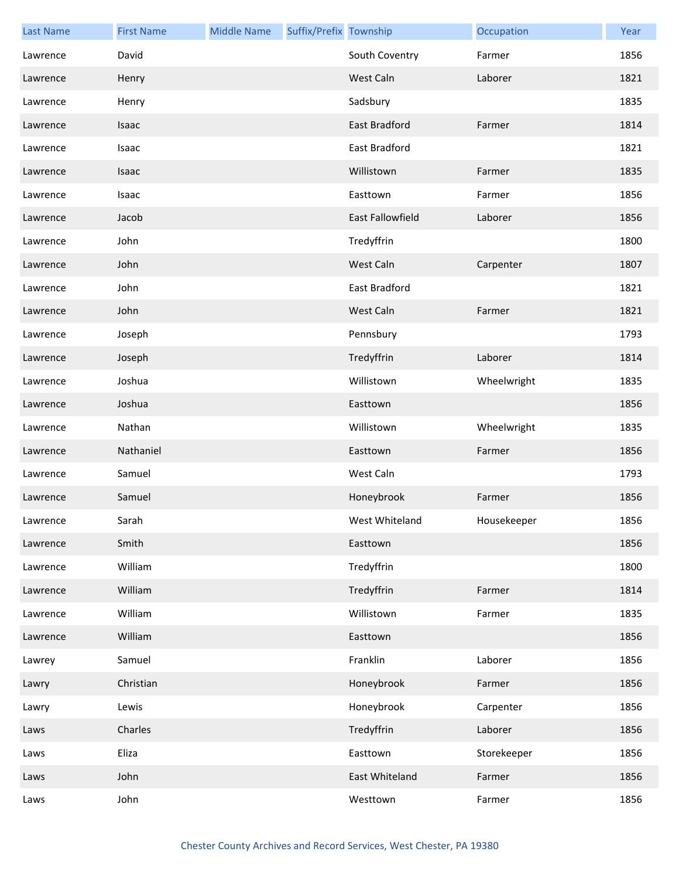| Last Name | First Name | Middle Name | Suffix/Prefix | Township | Occupation | Year |
|---|---|---|---|---|---|---|
| Lawrence | David | | | South Coventry | Farmer | 1856 |
| Lawrence | Henry | | | West Caln | Laborer | 1821 |
| Lawrence | Henry | | | Sadsbury | | 1835 |
| Lawrence | Isaac | | | East Bradford | Farmer | 1814 |
| Lawrence | Isaac | | | East Bradford | | 1821 |
| Lawrence | Isaac | | | Willistown | Farmer | 1835 |
| Lawrence | Isaac | | | Easttown | Farmer | 1856 |
| Lawrence | Jacob | | | East Fallowfield | Laborer | 1856 |
| Lawrence | John | | | Tredyffrin | | 1800 |
| Lawrence | John | | | West Caln | Carpenter | 1807 |
| Lawrence | John | | | East Bradford | | 1821 |
| Lawrence | John | | | West Caln | Farmer | 1821 |
| Lawrence | Joseph | | | Pennsbury | | 1793 |
| Lawrence | Joseph | | | Tredyffrin | Laborer | 1814 |
| Lawrence | Joshua | | | Willistown | Wheelwright | 1835 |
| Lawrence | Joshua | | | Easttown | | 1856 |
| Lawrence | Nathan | | | Willistown | Wheelwright | 1835 |
| Lawrence | Nathaniel | | | Easttown | Farmer | 1856 |
| Lawrence | Samuel | | | West Caln | | 1793 |
| Lawrence | Samuel | | | Honeybrook | Farmer | 1856 |
| Lawrence | Sarah | | | West Whiteland | Housekeeper | 1856 |
| Lawrence | Smith | | | Easttown | | 1856 |
| Lawrence | William | | | Tredyffrin | | 1800 |
| Lawrence | William | | | Tredyffrin | Farmer | 1814 |
| Lawrence | William | | | Willistown | Farmer | 1835 |
| Lawrence | William | | | Easttown | | 1856 |
| Lawrey | Samuel | | | Franklin | Laborer | 1856 |
| Lawry | Christian | | | Honeybrook | Farmer | 1856 |
| Lawry | Lewis | | | Honeybrook | Carpenter | 1856 |
| Laws | Charles | | | Tredyffrin | Laborer | 1856 |
| Laws | Eliza | | | Easttown | Storekeeper | 1856 |
| Laws | John | | | East Whiteland | Farmer | 1856 |
| Laws | John | | | Westtown | Farmer | 1856 |

Chester County Archives and Record Services, West Chester, PA 19380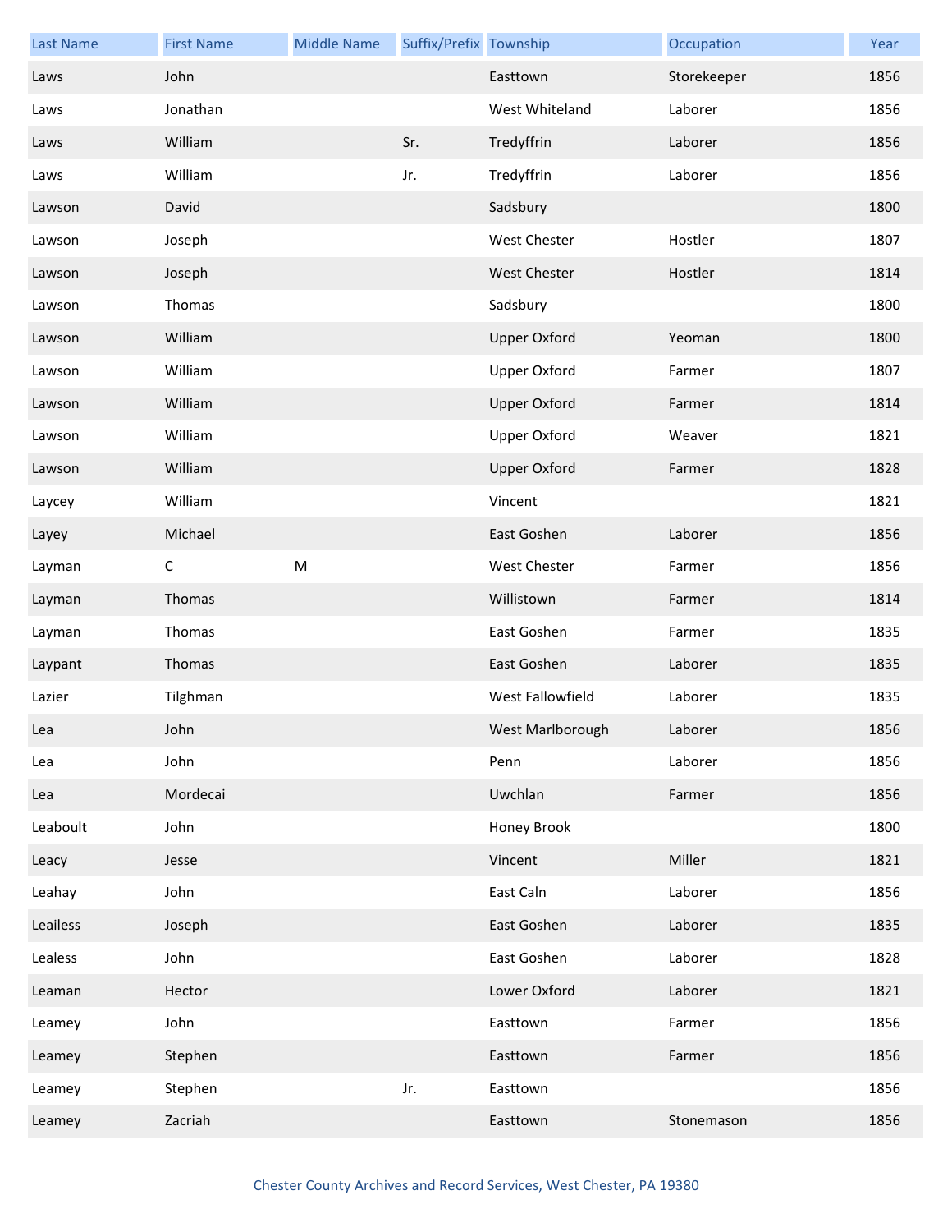| Last Name | First Name | Middle Name | Suffix/Prefix | Township | Occupation | Year |
| --- | --- | --- | --- | --- | --- | --- |
| Laws | John | | | Easttown | Storekeeper | 1856 |
| Laws | Jonathan | | | West Whiteland | Laborer | 1856 |
| Laws | William | | Sr. | Tredyffrin | Laborer | 1856 |
| Laws | William | | Jr. | Tredyffrin | Laborer | 1856 |
| Lawson | David | | | Sadsbury | | 1800 |
| Lawson | Joseph | | | West Chester | Hostler | 1807 |
| Lawson | Joseph | | | West Chester | Hostler | 1814 |
| Lawson | Thomas | | | Sadsbury | | 1800 |
| Lawson | William | | | Upper Oxford | Yeoman | 1800 |
| Lawson | William | | | Upper Oxford | Farmer | 1807 |
| Lawson | William | | | Upper Oxford | Farmer | 1814 |
| Lawson | William | | | Upper Oxford | Weaver | 1821 |
| Lawson | William | | | Upper Oxford | Farmer | 1828 |
| Laycey | William | | | Vincent | | 1821 |
| Layey | Michael | | | East Goshen | Laborer | 1856 |
| Layman | C | M | | West Chester | Farmer | 1856 |
| Layman | Thomas | | | Willistown | Farmer | 1814 |
| Layman | Thomas | | | East Goshen | Farmer | 1835 |
| Laypant | Thomas | | | East Goshen | Laborer | 1835 |
| Lazier | Tilghman | | | West Fallowfield | Laborer | 1835 |
| Lea | John | | | West Marlborough | Laborer | 1856 |
| Lea | John | | | Penn | Laborer | 1856 |
| Lea | Mordecai | | | Uwchlan | Farmer | 1856 |
| Leaboult | John | | | Honey Brook | | 1800 |
| Leacy | Jesse | | | Vincent | Miller | 1821 |
| Leahay | John | | | East Caln | Laborer | 1856 |
| Leailess | Joseph | | | East Goshen | Laborer | 1835 |
| Lealess | John | | | East Goshen | Laborer | 1828 |
| Leaman | Hector | | | Lower Oxford | Laborer | 1821 |
| Leamey | John | | | Easttown | Farmer | 1856 |
| Leamey | Stephen | | | Easttown | Farmer | 1856 |
| Leamey | Stephen | | Jr. | Easttown | | 1856 |
| Leamey | Zacriah | | | Easttown | Stonemason | 1856 |

Chester County Archives and Record Services, West Chester, PA 19380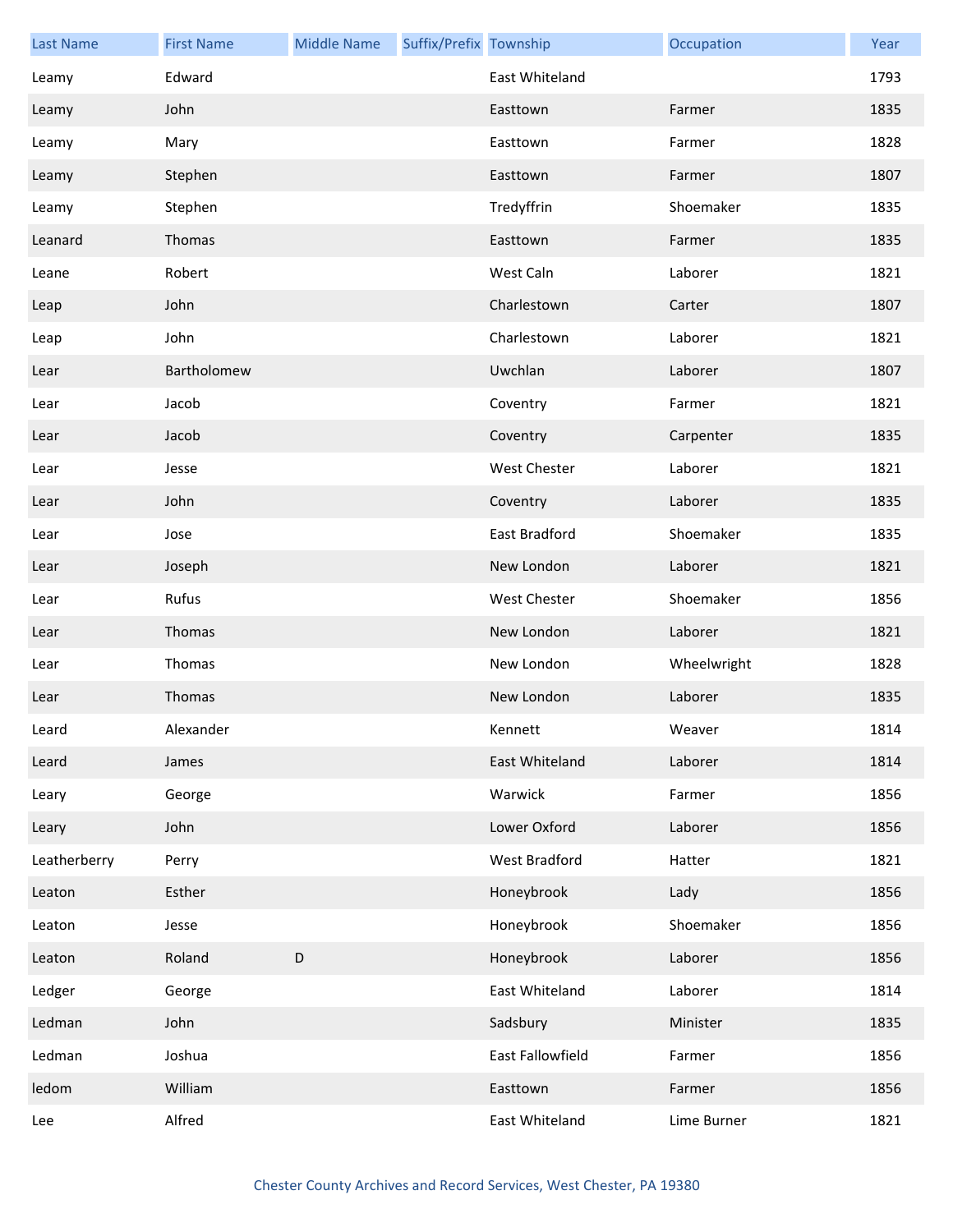| Last Name | First Name | Middle Name | Suffix/Prefix | Township | Occupation | Year |
| --- | --- | --- | --- | --- | --- | --- |
| Leamy | Edward | | | East Whiteland | | 1793 |
| Leamy | John | | | Easttown | Farmer | 1835 |
| Leamy | Mary | | | Easttown | Farmer | 1828 |
| Leamy | Stephen | | | Easttown | Farmer | 1807 |
| Leamy | Stephen | | | Tredyffrin | Shoemaker | 1835 |
| Leanard | Thomas | | | Easttown | Farmer | 1835 |
| Leane | Robert | | | West Caln | Laborer | 1821 |
| Leap | John | | | Charlestown | Carter | 1807 |
| Leap | John | | | Charlestown | Laborer | 1821 |
| Lear | Bartholomew | | | Uwchlan | Laborer | 1807 |
| Lear | Jacob | | | Coventry | Farmer | 1821 |
| Lear | Jacob | | | Coventry | Carpenter | 1835 |
| Lear | Jesse | | | West Chester | Laborer | 1821 |
| Lear | John | | | Coventry | Laborer | 1835 |
| Lear | Jose | | | East Bradford | Shoemaker | 1835 |
| Lear | Joseph | | | New London | Laborer | 1821 |
| Lear | Rufus | | | West Chester | Shoemaker | 1856 |
| Lear | Thomas | | | New London | Laborer | 1821 |
| Lear | Thomas | | | New London | Wheelwright | 1828 |
| Lear | Thomas | | | New London | Laborer | 1835 |
| Leard | Alexander | | | Kennett | Weaver | 1814 |
| Leard | James | | | East Whiteland | Laborer | 1814 |
| Leary | George | | | Warwick | Farmer | 1856 |
| Leary | John | | | Lower Oxford | Laborer | 1856 |
| Leatherberry | Perry | | | West Bradford | Hatter | 1821 |
| Leaton | Esther | | | Honeybrook | Lady | 1856 |
| Leaton | Jesse | | | Honeybrook | Shoemaker | 1856 |
| Leaton | Roland | D | | Honeybrook | Laborer | 1856 |
| Ledger | George | | | East Whiteland | Laborer | 1814 |
| Ledman | John | | | Sadsbury | Minister | 1835 |
| Ledman | Joshua | | | East Fallowfield | Farmer | 1856 |
| ledom | William | | | Easttown | Farmer | 1856 |
| Lee | Alfred | | | East Whiteland | Lime Burner | 1821 |

Chester County Archives and Record Services, West Chester, PA 19380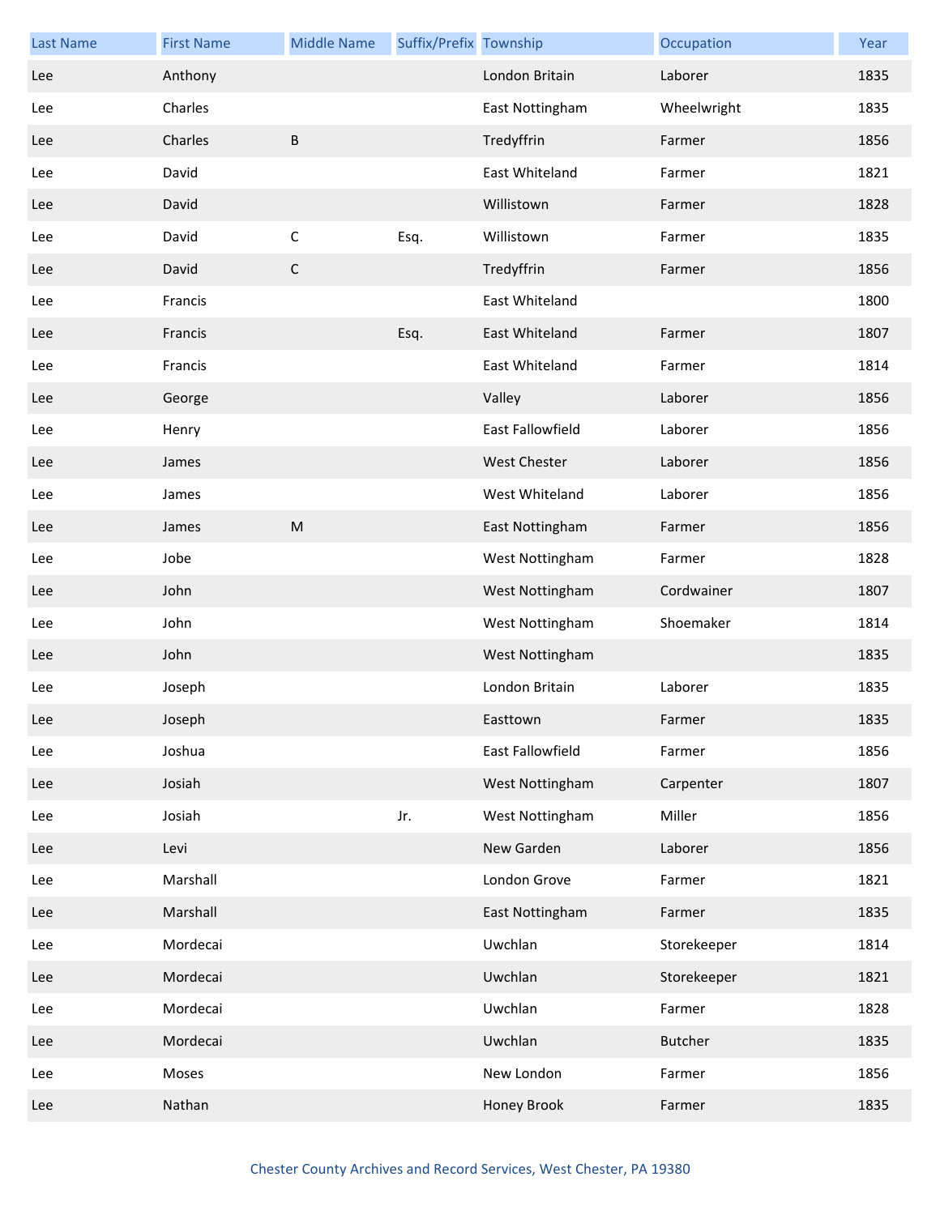| Last Name | First Name | Middle Name | Suffix/Prefix | Township | Occupation | Year |
|---|---|---|---|---|---|---|
| Lee | Anthony | | | London Britain | Laborer | 1835 |
| Lee | Charles | | | East Nottingham | Wheelwright | 1835 |
| Lee | Charles | B | | Tredyffrin | Farmer | 1856 |
| Lee | David | | | East Whiteland | Farmer | 1821 |
| Lee | David | | | Willistown | Farmer | 1828 |
| Lee | David | C | Esq. | Willistown | Farmer | 1835 |
| Lee | David | C | | Tredyffrin | Farmer | 1856 |
| Lee | Francis | | | East Whiteland | | 1800 |
| Lee | Francis | | Esq. | East Whiteland | Farmer | 1807 |
| Lee | Francis | | | East Whiteland | Farmer | 1814 |
| Lee | George | | | Valley | Laborer | 1856 |
| Lee | Henry | | | East Fallowfield | Laborer | 1856 |
| Lee | James | | | West Chester | Laborer | 1856 |
| Lee | James | | | West Whiteland | Laborer | 1856 |
| Lee | James | M | | East Nottingham | Farmer | 1856 |
| Lee | Jobe | | | West Nottingham | Farmer | 1828 |
| Lee | John | | | West Nottingham | Cordwainer | 1807 |
| Lee | John | | | West Nottingham | Shoemaker | 1814 |
| Lee | John | | | West Nottingham | | 1835 |
| Lee | Joseph | | | London Britain | Laborer | 1835 |
| Lee | Joseph | | | Easttown | Farmer | 1835 |
| Lee | Joshua | | | East Fallowfield | Farmer | 1856 |
| Lee | Josiah | | | West Nottingham | Carpenter | 1807 |
| Lee | Josiah | | Jr. | West Nottingham | Miller | 1856 |
| Lee | Levi | | | New Garden | Laborer | 1856 |
| Lee | Marshall | | | London Grove | Farmer | 1821 |
| Lee | Marshall | | | East Nottingham | Farmer | 1835 |
| Lee | Mordecai | | | Uwchlan | Storekeeper | 1814 |
| Lee | Mordecai | | | Uwchlan | Storekeeper | 1821 |
| Lee | Mordecai | | | Uwchlan | Farmer | 1828 |
| Lee | Mordecai | | | Uwchlan | Butcher | 1835 |
| Lee | Moses | | | New London | Farmer | 1856 |
| Lee | Nathan | | | Honey Brook | Farmer | 1835 |

Chester County Archives and Record Services, West Chester, PA 19380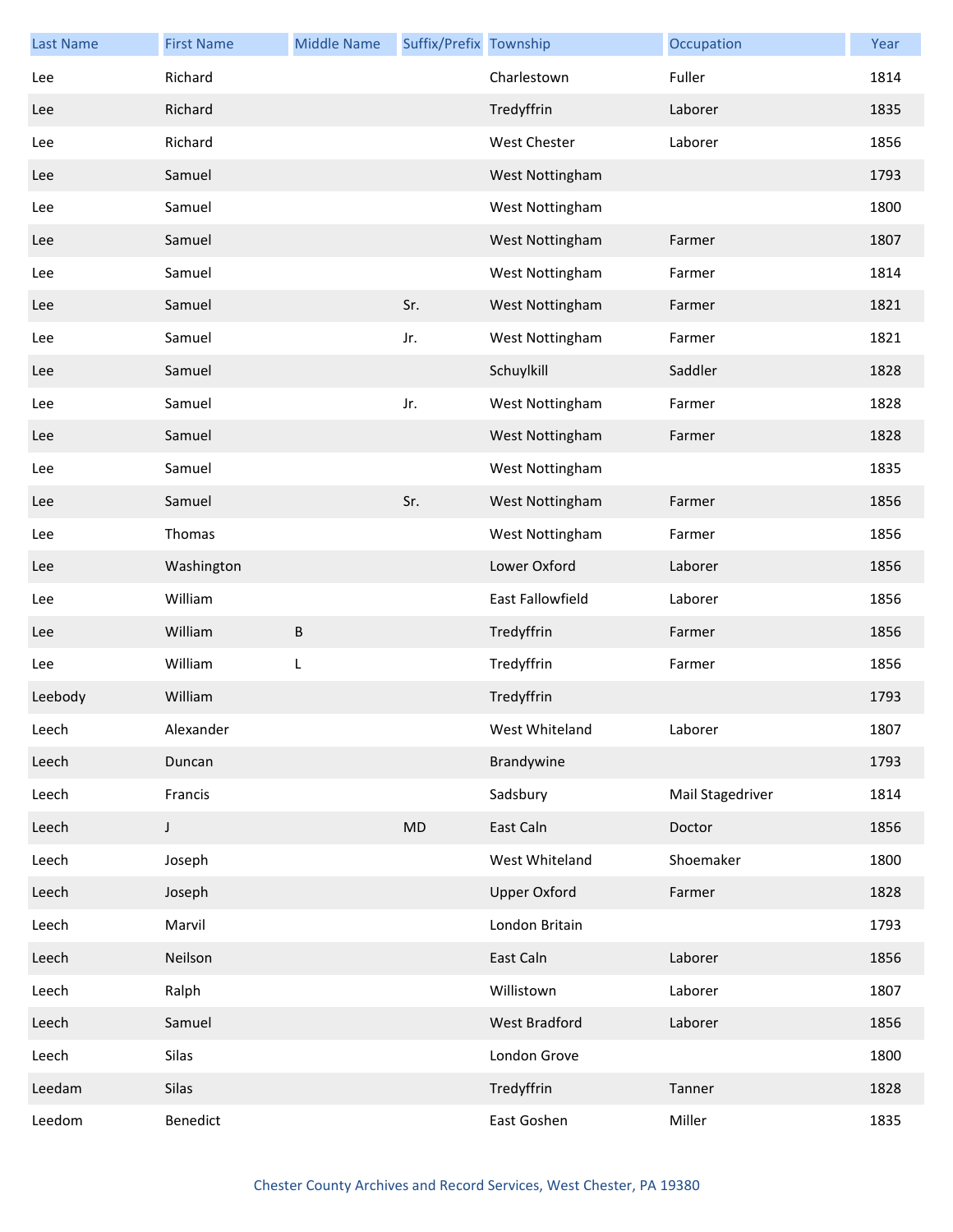| Last Name | First Name | Middle Name | Suffix/Prefix | Township | Occupation | Year |
|---|---|---|---|---|---|---|
| Lee | Richard | | | Charlestown | Fuller | 1814 |
| Lee | Richard | | | Tredyffrin | Laborer | 1835 |
| Lee | Richard | | | West Chester | Laborer | 1856 |
| Lee | Samuel | | | West Nottingham | | 1793 |
| Lee | Samuel | | | West Nottingham | | 1800 |
| Lee | Samuel | | | West Nottingham | Farmer | 1807 |
| Lee | Samuel | | | West Nottingham | Farmer | 1814 |
| Lee | Samuel | | Sr. | West Nottingham | Farmer | 1821 |
| Lee | Samuel | | Jr. | West Nottingham | Farmer | 1821 |
| Lee | Samuel | | | Schuylkill | Saddler | 1828 |
| Lee | Samuel | | Jr. | West Nottingham | Farmer | 1828 |
| Lee | Samuel | | | West Nottingham | Farmer | 1828 |
| Lee | Samuel | | | West Nottingham | | 1835 |
| Lee | Samuel | | Sr. | West Nottingham | Farmer | 1856 |
| Lee | Thomas | | | West Nottingham | Farmer | 1856 |
| Lee | Washington | | | Lower Oxford | Laborer | 1856 |
| Lee | William | | | East Fallowfield | Laborer | 1856 |
| Lee | William | B | | Tredyffrin | Farmer | 1856 |
| Lee | William | L | | Tredyffrin | Farmer | 1856 |
| Leebody | William | | | Tredyffrin | | 1793 |
| Leech | Alexander | | | West Whiteland | Laborer | 1807 |
| Leech | Duncan | | | Brandywine | | 1793 |
| Leech | Francis | | | Sadsbury | Mail Stagedriver | 1814 |
| Leech | J | | MD | East Caln | Doctor | 1856 |
| Leech | Joseph | | | West Whiteland | Shoemaker | 1800 |
| Leech | Joseph | | | Upper Oxford | Farmer | 1828 |
| Leech | Marvil | | | London Britain | | 1793 |
| Leech | Neilson | | | East Caln | Laborer | 1856 |
| Leech | Ralph | | | Willistown | Laborer | 1807 |
| Leech | Samuel | | | West Bradford | Laborer | 1856 |
| Leech | Silas | | | London Grove | | 1800 |
| Leedam | Silas | | | Tredyffrin | Tanner | 1828 |
| Leedom | Benedict | | | East Goshen | Miller | 1835 |

Chester County Archives and Record Services, West Chester, PA 19380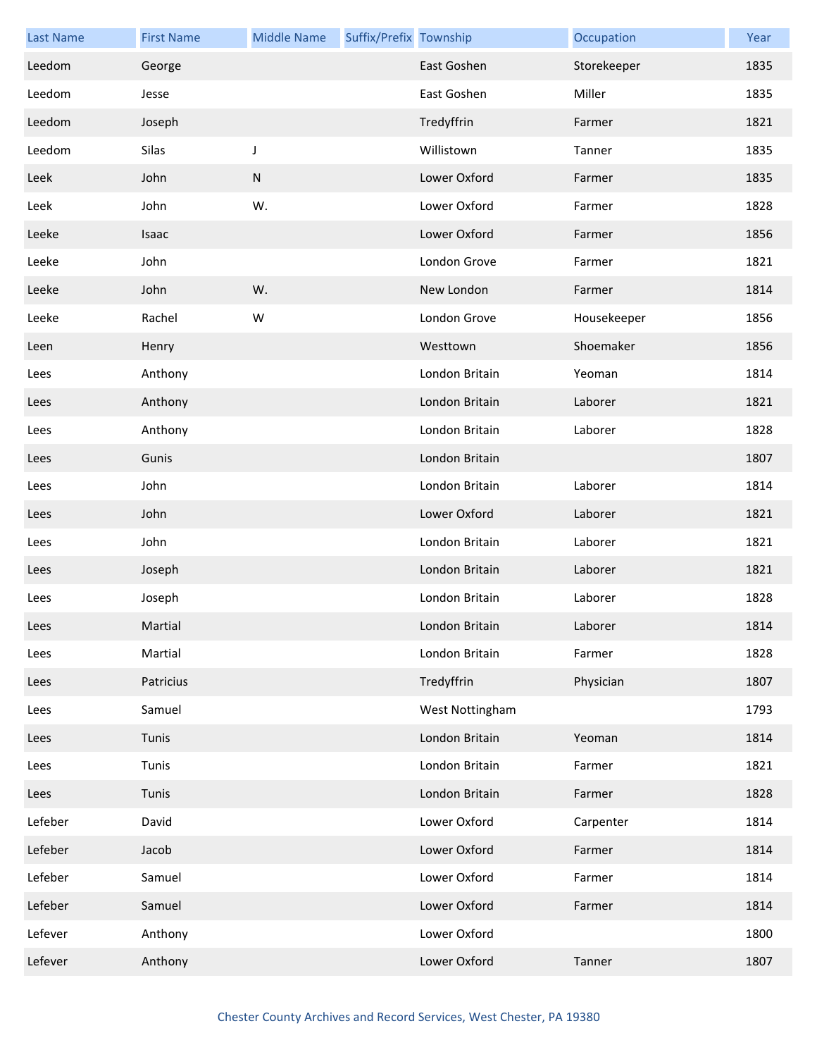| Last Name | First Name | Middle Name | Suffix/Prefix | Township | Occupation | Year |
|---|---|---|---|---|---|---|
| Leedom | George | | | East Goshen | Storekeeper | 1835 |
| Leedom | Jesse | | | East Goshen | Miller | 1835 |
| Leedom | Joseph | | | Tredyffrin | Farmer | 1821 |
| Leedom | Silas | J | | Willistown | Tanner | 1835 |
| Leek | John | N | | Lower Oxford | Farmer | 1835 |
| Leek | John | W. | | Lower Oxford | Farmer | 1828 |
| Leeke | Isaac | | | Lower Oxford | Farmer | 1856 |
| Leeke | John | | | London Grove | Farmer | 1821 |
| Leeke | John | W. | | New London | Farmer | 1814 |
| Leeke | Rachel | W | | London Grove | Housekeeper | 1856 |
| Leen | Henry | | | Westtown | Shoemaker | 1856 |
| Lees | Anthony | | | London Britain | Yeoman | 1814 |
| Lees | Anthony | | | London Britain | Laborer | 1821 |
| Lees | Anthony | | | London Britain | Laborer | 1828 |
| Lees | Gunis | | | London Britain | | 1807 |
| Lees | John | | | London Britain | Laborer | 1814 |
| Lees | John | | | Lower Oxford | Laborer | 1821 |
| Lees | John | | | London Britain | Laborer | 1821 |
| Lees | Joseph | | | London Britain | Laborer | 1821 |
| Lees | Joseph | | | London Britain | Laborer | 1828 |
| Lees | Martial | | | London Britain | Laborer | 1814 |
| Lees | Martial | | | London Britain | Farmer | 1828 |
| Lees | Patricius | | | Tredyffrin | Physician | 1807 |
| Lees | Samuel | | | West Nottingham | | 1793 |
| Lees | Tunis | | | London Britain | Yeoman | 1814 |
| Lees | Tunis | | | London Britain | Farmer | 1821 |
| Lees | Tunis | | | London Britain | Farmer | 1828 |
| Lefeber | David | | | Lower Oxford | Carpenter | 1814 |
| Lefeber | Jacob | | | Lower Oxford | Farmer | 1814 |
| Lefeber | Samuel | | | Lower Oxford | Farmer | 1814 |
| Lefeber | Samuel | | | Lower Oxford | Farmer | 1814 |
| Lefever | Anthony | | | Lower Oxford | | 1800 |
| Lefever | Anthony | | | Lower Oxford | Tanner | 1807 |

Chester County Archives and Record Services, West Chester, PA 19380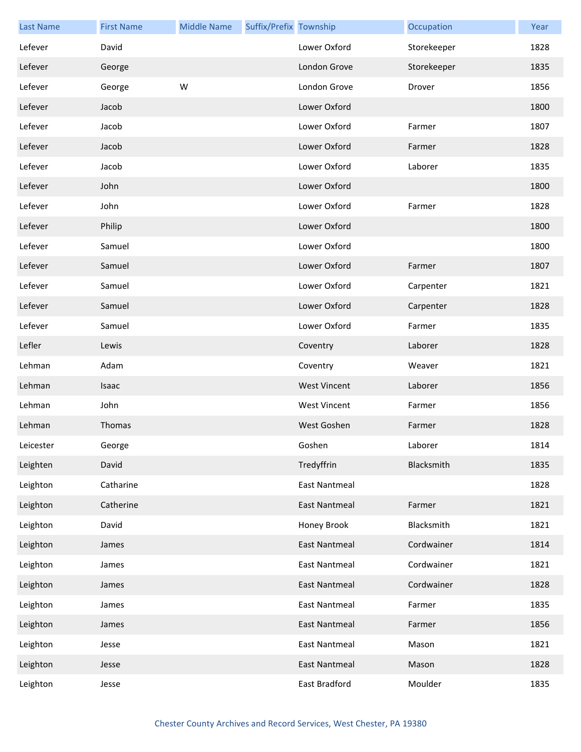| Last Name | First Name | Middle Name | Suffix/Prefix | Township | Occupation | Year |
| --- | --- | --- | --- | --- | --- | --- |
| Lefever | David | | | Lower Oxford | Storekeeper | 1828 |
| Lefever | George | | | London Grove | Storekeeper | 1835 |
| Lefever | George | W | | London Grove | Drover | 1856 |
| Lefever | Jacob | | | Lower Oxford | | 1800 |
| Lefever | Jacob | | | Lower Oxford | Farmer | 1807 |
| Lefever | Jacob | | | Lower Oxford | Farmer | 1828 |
| Lefever | Jacob | | | Lower Oxford | Laborer | 1835 |
| Lefever | John | | | Lower Oxford | | 1800 |
| Lefever | John | | | Lower Oxford | Farmer | 1828 |
| Lefever | Philip | | | Lower Oxford | | 1800 |
| Lefever | Samuel | | | Lower Oxford | | 1800 |
| Lefever | Samuel | | | Lower Oxford | Farmer | 1807 |
| Lefever | Samuel | | | Lower Oxford | Carpenter | 1821 |
| Lefever | Samuel | | | Lower Oxford | Carpenter | 1828 |
| Lefever | Samuel | | | Lower Oxford | Farmer | 1835 |
| Lefler | Lewis | | | Coventry | Laborer | 1828 |
| Lehman | Adam | | | Coventry | Weaver | 1821 |
| Lehman | Isaac | | | West Vincent | Laborer | 1856 |
| Lehman | John | | | West Vincent | Farmer | 1856 |
| Lehman | Thomas | | | West Goshen | Farmer | 1828 |
| Leicester | George | | | Goshen | Laborer | 1814 |
| Leighten | David | | | Tredyffrin | Blacksmith | 1835 |
| Leighton | Catharine | | | East Nantmeal | | 1828 |
| Leighton | Catherine | | | East Nantmeal | Farmer | 1821 |
| Leighton | David | | | Honey Brook | Blacksmith | 1821 |
| Leighton | James | | | East Nantmeal | Cordwainer | 1814 |
| Leighton | James | | | East Nantmeal | Cordwainer | 1821 |
| Leighton | James | | | East Nantmeal | Cordwainer | 1828 |
| Leighton | James | | | East Nantmeal | Farmer | 1835 |
| Leighton | James | | | East Nantmeal | Farmer | 1856 |
| Leighton | Jesse | | | East Nantmeal | Mason | 1821 |
| Leighton | Jesse | | | East Nantmeal | Mason | 1828 |
| Leighton | Jesse | | | East Bradford | Moulder | 1835 |

Chester County Archives and Record Services, West Chester, PA 19380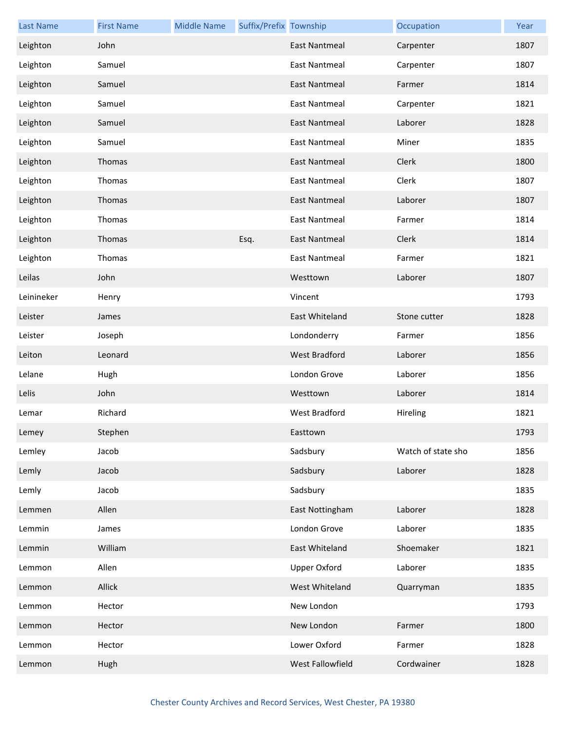| Last Name | First Name | Middle Name | Suffix/Prefix | Township | Occupation | Year |
|---|---|---|---|---|---|---|
| Leighton | John | | | East Nantmeal | Carpenter | 1807 |
| Leighton | Samuel | | | East Nantmeal | Carpenter | 1807 |
| Leighton | Samuel | | | East Nantmeal | Farmer | 1814 |
| Leighton | Samuel | | | East Nantmeal | Carpenter | 1821 |
| Leighton | Samuel | | | East Nantmeal | Laborer | 1828 |
| Leighton | Samuel | | | East Nantmeal | Miner | 1835 |
| Leighton | Thomas | | | East Nantmeal | Clerk | 1800 |
| Leighton | Thomas | | | East Nantmeal | Clerk | 1807 |
| Leighton | Thomas | | | East Nantmeal | Laborer | 1807 |
| Leighton | Thomas | | | East Nantmeal | Farmer | 1814 |
| Leighton | Thomas | | Esq. | East Nantmeal | Clerk | 1814 |
| Leighton | Thomas | | | East Nantmeal | Farmer | 1821 |
| Leilas | John | | | Westtown | Laborer | 1807 |
| Leinineker | Henry | | | Vincent | | 1793 |
| Leister | James | | | East Whiteland | Stone cutter | 1828 |
| Leister | Joseph | | | Londonderry | Farmer | 1856 |
| Leiton | Leonard | | | West Bradford | Laborer | 1856 |
| Lelane | Hugh | | | London Grove | Laborer | 1856 |
| Lelis | John | | | Westtown | Laborer | 1814 |
| Lemar | Richard | | | West Bradford | Hireling | 1821 |
| Lemey | Stephen | | | Easttown | | 1793 |
| Lemley | Jacob | | | Sadsbury | Watch of state sho | 1856 |
| Lemly | Jacob | | | Sadsbury | Laborer | 1828 |
| Lemly | Jacob | | | Sadsbury | | 1835 |
| Lemmen | Allen | | | East Nottingham | Laborer | 1828 |
| Lemmin | James | | | London Grove | Laborer | 1835 |
| Lemmin | William | | | East Whiteland | Shoemaker | 1821 |
| Lemmon | Allen | | | Upper Oxford | Laborer | 1835 |
| Lemmon | Allick | | | West Whiteland | Quarryman | 1835 |
| Lemmon | Hector | | | New London | | 1793 |
| Lemmon | Hector | | | New London | Farmer | 1800 |
| Lemmon | Hector | | | Lower Oxford | Farmer | 1828 |
| Lemmon | Hugh | | | West Fallowfield | Cordwainer | 1828 |

Chester County Archives and Record Services, West Chester, PA 19380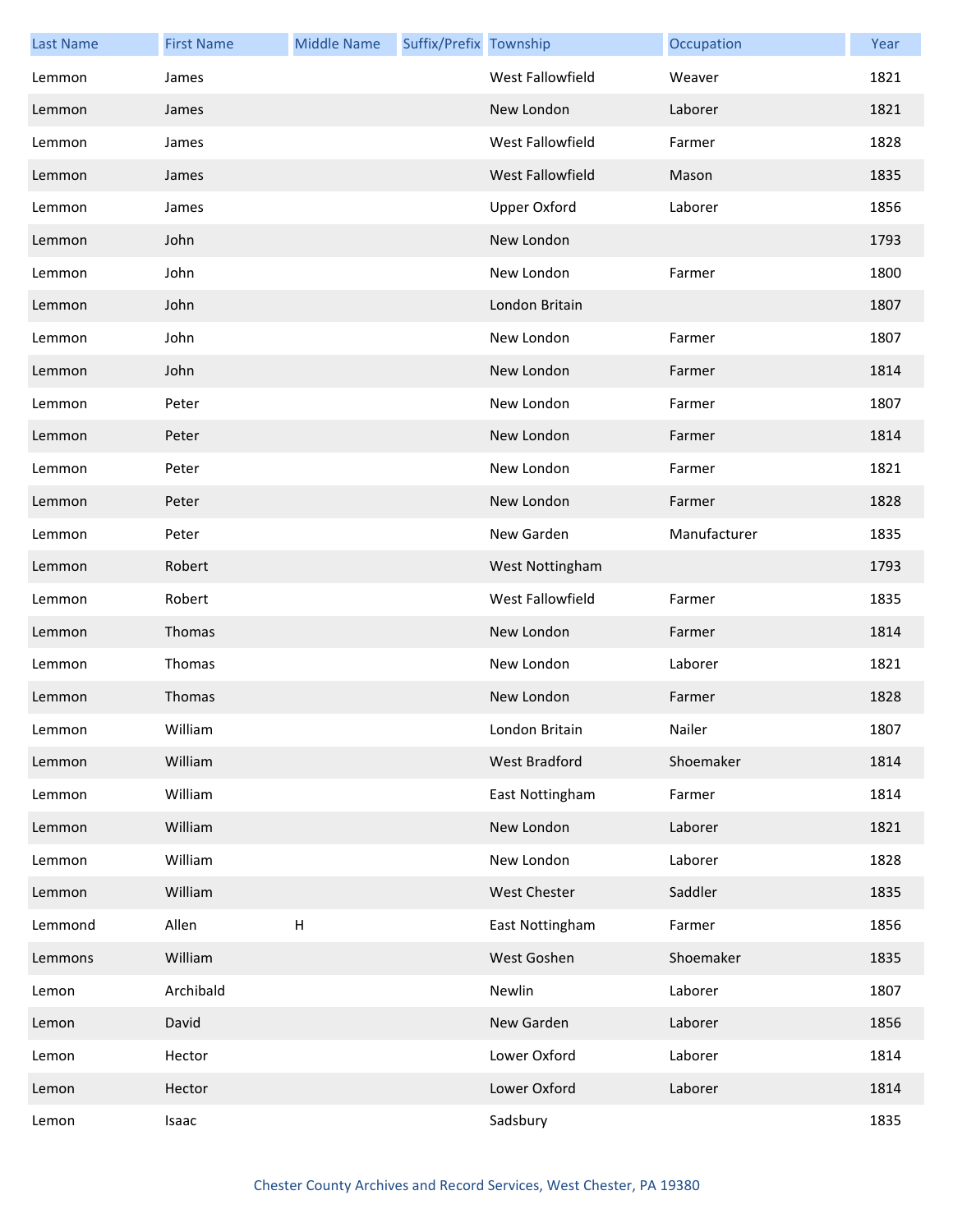| Last Name | First Name | Middle Name | Suffix/Prefix | Township | Occupation | Year |
|---|---|---|---|---|---|---|
| Lemmon | James | | | West Fallowfield | Weaver | 1821 |
| Lemmon | James | | | New London | Laborer | 1821 |
| Lemmon | James | | | West Fallowfield | Farmer | 1828 |
| Lemmon | James | | | West Fallowfield | Mason | 1835 |
| Lemmon | James | | | Upper Oxford | Laborer | 1856 |
| Lemmon | John | | | New London | | 1793 |
| Lemmon | John | | | New London | Farmer | 1800 |
| Lemmon | John | | | London Britain | | 1807 |
| Lemmon | John | | | New London | Farmer | 1807 |
| Lemmon | John | | | New London | Farmer | 1814 |
| Lemmon | Peter | | | New London | Farmer | 1807 |
| Lemmon | Peter | | | New London | Farmer | 1814 |
| Lemmon | Peter | | | New London | Farmer | 1821 |
| Lemmon | Peter | | | New London | Farmer | 1828 |
| Lemmon | Peter | | | New Garden | Manufacturer | 1835 |
| Lemmon | Robert | | | West Nottingham | | 1793 |
| Lemmon | Robert | | | West Fallowfield | Farmer | 1835 |
| Lemmon | Thomas | | | New London | Farmer | 1814 |
| Lemmon | Thomas | | | New London | Laborer | 1821 |
| Lemmon | Thomas | | | New London | Farmer | 1828 |
| Lemmon | William | | | London Britain | Nailer | 1807 |
| Lemmon | William | | | West Bradford | Shoemaker | 1814 |
| Lemmon | William | | | East Nottingham | Farmer | 1814 |
| Lemmon | William | | | New London | Laborer | 1821 |
| Lemmon | William | | | New London | Laborer | 1828 |
| Lemmon | William | | | West Chester | Saddler | 1835 |
| Lemmond | Allen | H | | East Nottingham | Farmer | 1856 |
| Lemmons | William | | | West Goshen | Shoemaker | 1835 |
| Lemon | Archibald | | | Newlin | Laborer | 1807 |
| Lemon | David | | | New Garden | Laborer | 1856 |
| Lemon | Hector | | | Lower Oxford | Laborer | 1814 |
| Lemon | Hector | | | Lower Oxford | Laborer | 1814 |
| Lemon | Isaac | | | Sadsbury | | 1835 |

Chester County Archives and Record Services, West Chester, PA 19380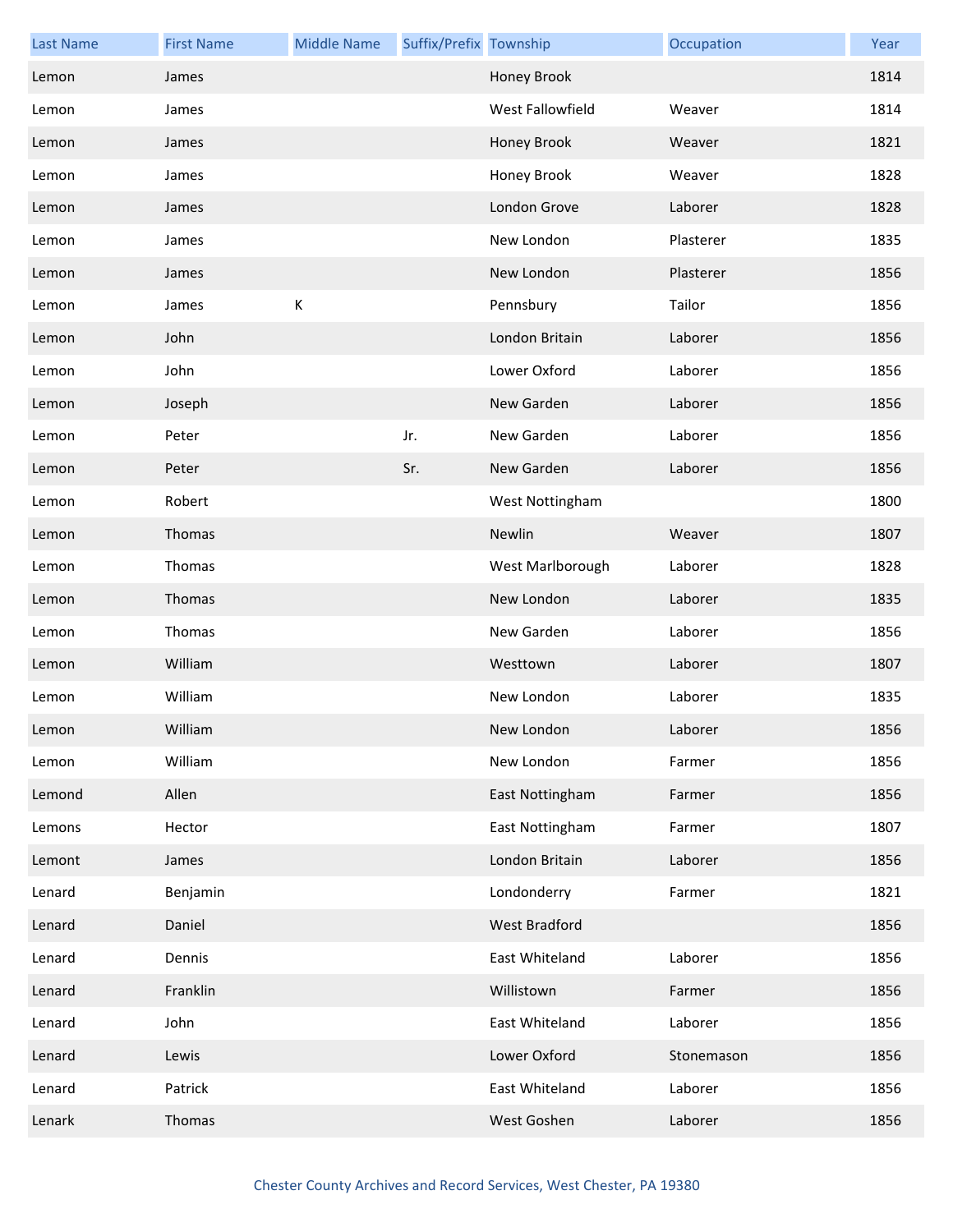| Last Name | First Name | Middle Name | Suffix/Prefix | Township | Occupation | Year |
| --- | --- | --- | --- | --- | --- | --- |
| Lemon | James | | | Honey Brook | | 1814 |
| Lemon | James | | | West Fallowfield | Weaver | 1814 |
| Lemon | James | | | Honey Brook | Weaver | 1821 |
| Lemon | James | | | Honey Brook | Weaver | 1828 |
| Lemon | James | | | London Grove | Laborer | 1828 |
| Lemon | James | | | New London | Plasterer | 1835 |
| Lemon | James | | | New London | Plasterer | 1856 |
| Lemon | James | K | | Pennsbury | Tailor | 1856 |
| Lemon | John | | | London Britain | Laborer | 1856 |
| Lemon | John | | | Lower Oxford | Laborer | 1856 |
| Lemon | Joseph | | | New Garden | Laborer | 1856 |
| Lemon | Peter | | Jr. | New Garden | Laborer | 1856 |
| Lemon | Peter | | Sr. | New Garden | Laborer | 1856 |
| Lemon | Robert | | | West Nottingham | | 1800 |
| Lemon | Thomas | | | Newlin | Weaver | 1807 |
| Lemon | Thomas | | | West Marlborough | Laborer | 1828 |
| Lemon | Thomas | | | New London | Laborer | 1835 |
| Lemon | Thomas | | | New Garden | Laborer | 1856 |
| Lemon | William | | | Westtown | Laborer | 1807 |
| Lemon | William | | | New London | Laborer | 1835 |
| Lemon | William | | | New London | Laborer | 1856 |
| Lemon | William | | | New London | Farmer | 1856 |
| Lemond | Allen | | | East Nottingham | Farmer | 1856 |
| Lemons | Hector | | | East Nottingham | Farmer | 1807 |
| Lemont | James | | | London Britain | Laborer | 1856 |
| Lenard | Benjamin | | | Londonderry | Farmer | 1821 |
| Lenard | Daniel | | | West Bradford | | 1856 |
| Lenard | Dennis | | | East Whiteland | Laborer | 1856 |
| Lenard | Franklin | | | Willistown | Farmer | 1856 |
| Lenard | John | | | East Whiteland | Laborer | 1856 |
| Lenard | Lewis | | | Lower Oxford | Stonemason | 1856 |
| Lenard | Patrick | | | East Whiteland | Laborer | 1856 |
| Lenark | Thomas | | | West Goshen | Laborer | 1856 |

Chester County Archives and Record Services, West Chester, PA 19380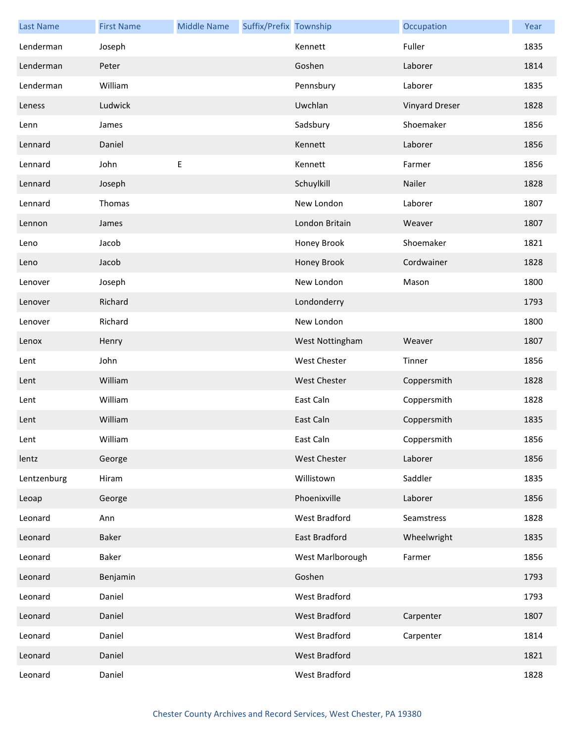| Last Name | First Name | Middle Name | Suffix/Prefix | Township | Occupation | Year |
|---|---|---|---|---|---|---|
| Lenderman | Joseph | | | Kennett | Fuller | 1835 |
| Lenderman | Peter | | | Goshen | Laborer | 1814 |
| Lenderman | William | | | Pennsbury | Laborer | 1835 |
| Leness | Ludwick | | | Uwchlan | Vinyard Dreser | 1828 |
| Lenn | James | | | Sadsbury | Shoemaker | 1856 |
| Lennard | Daniel | | | Kennett | Laborer | 1856 |
| Lennard | John | E | | Kennett | Farmer | 1856 |
| Lennard | Joseph | | | Schuylkill | Nailer | 1828 |
| Lennard | Thomas | | | New London | Laborer | 1807 |
| Lennon | James | | | London Britain | Weaver | 1807 |
| Leno | Jacob | | | Honey Brook | Shoemaker | 1821 |
| Leno | Jacob | | | Honey Brook | Cordwainer | 1828 |
| Lenover | Joseph | | | New London | Mason | 1800 |
| Lenover | Richard | | | Londonderry | | 1793 |
| Lenover | Richard | | | New London | | 1800 |
| Lenox | Henry | | | West Nottingham | Weaver | 1807 |
| Lent | John | | | West Chester | Tinner | 1856 |
| Lent | William | | | West Chester | Coppersmith | 1828 |
| Lent | William | | | East Caln | Coppersmith | 1828 |
| Lent | William | | | East Caln | Coppersmith | 1835 |
| Lent | William | | | East Caln | Coppersmith | 1856 |
| lentz | George | | | West Chester | Laborer | 1856 |
| Lentzenburg | Hiram | | | Willistown | Saddler | 1835 |
| Leoap | George | | | Phoenixville | Laborer | 1856 |
| Leonard | Ann | | | West Bradford | Seamstress | 1828 |
| Leonard | Baker | | | East Bradford | Wheelwright | 1835 |
| Leonard | Baker | | | West Marlborough | Farmer | 1856 |
| Leonard | Benjamin | | | Goshen | | 1793 |
| Leonard | Daniel | | | West Bradford | | 1793 |
| Leonard | Daniel | | | West Bradford | Carpenter | 1807 |
| Leonard | Daniel | | | West Bradford | Carpenter | 1814 |
| Leonard | Daniel | | | West Bradford | | 1821 |
| Leonard | Daniel | | | West Bradford | | 1828 |

Chester County Archives and Record Services, West Chester, PA 19380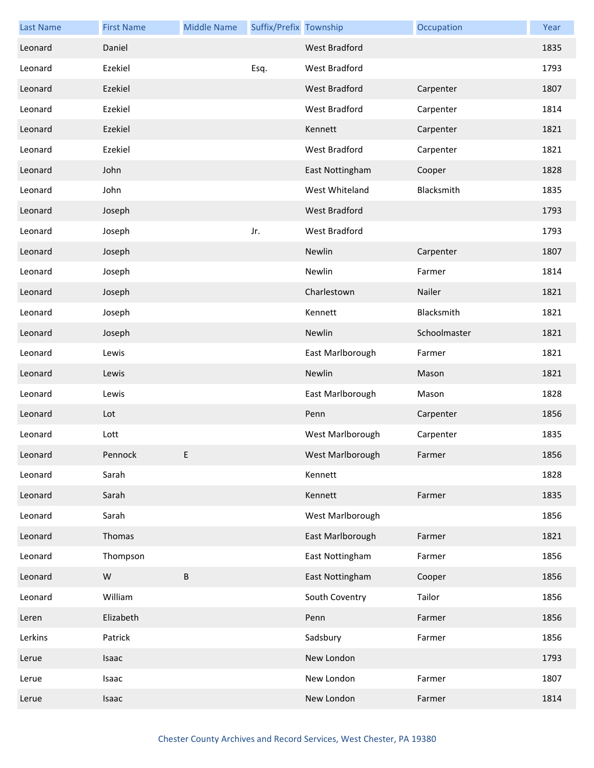| Last Name | First Name | Middle Name | Suffix/Prefix | Township | Occupation | Year |
| --- | --- | --- | --- | --- | --- | --- |
| Leonard | Daniel | | | West Bradford | | 1835 |
| Leonard | Ezekiel | | Esq. | West Bradford | | 1793 |
| Leonard | Ezekiel | | | West Bradford | Carpenter | 1807 |
| Leonard | Ezekiel | | | West Bradford | Carpenter | 1814 |
| Leonard | Ezekiel | | | Kennett | Carpenter | 1821 |
| Leonard | Ezekiel | | | West Bradford | Carpenter | 1821 |
| Leonard | John | | | East Nottingham | Cooper | 1828 |
| Leonard | John | | | West Whiteland | Blacksmith | 1835 |
| Leonard | Joseph | | | West Bradford | | 1793 |
| Leonard | Joseph | | Jr. | West Bradford | | 1793 |
| Leonard | Joseph | | | Newlin | Carpenter | 1807 |
| Leonard | Joseph | | | Newlin | Farmer | 1814 |
| Leonard | Joseph | | | Charlestown | Nailer | 1821 |
| Leonard | Joseph | | | Kennett | Blacksmith | 1821 |
| Leonard | Joseph | | | Newlin | Schoolmaster | 1821 |
| Leonard | Lewis | | | East Marlborough | Farmer | 1821 |
| Leonard | Lewis | | | Newlin | Mason | 1821 |
| Leonard | Lewis | | | East Marlborough | Mason | 1828 |
| Leonard | Lot | | | Penn | Carpenter | 1856 |
| Leonard | Lott | | | West Marlborough | Carpenter | 1835 |
| Leonard | Pennock | E | | West Marlborough | Farmer | 1856 |
| Leonard | Sarah | | | Kennett | | 1828 |
| Leonard | Sarah | | | Kennett | Farmer | 1835 |
| Leonard | Sarah | | | West Marlborough | | 1856 |
| Leonard | Thomas | | | East Marlborough | Farmer | 1821 |
| Leonard | Thompson | | | East Nottingham | Farmer | 1856 |
| Leonard | W | B | | East Nottingham | Cooper | 1856 |
| Leonard | William | | | South Coventry | Tailor | 1856 |
| Leren | Elizabeth | | | Penn | Farmer | 1856 |
| Lerkins | Patrick | | | Sadsbury | Farmer | 1856 |
| Lerue | Isaac | | | New London | | 1793 |
| Lerue | Isaac | | | New London | Farmer | 1807 |
| Lerue | Isaac | | | New London | Farmer | 1814 |

Chester County Archives and Record Services, West Chester, PA 19380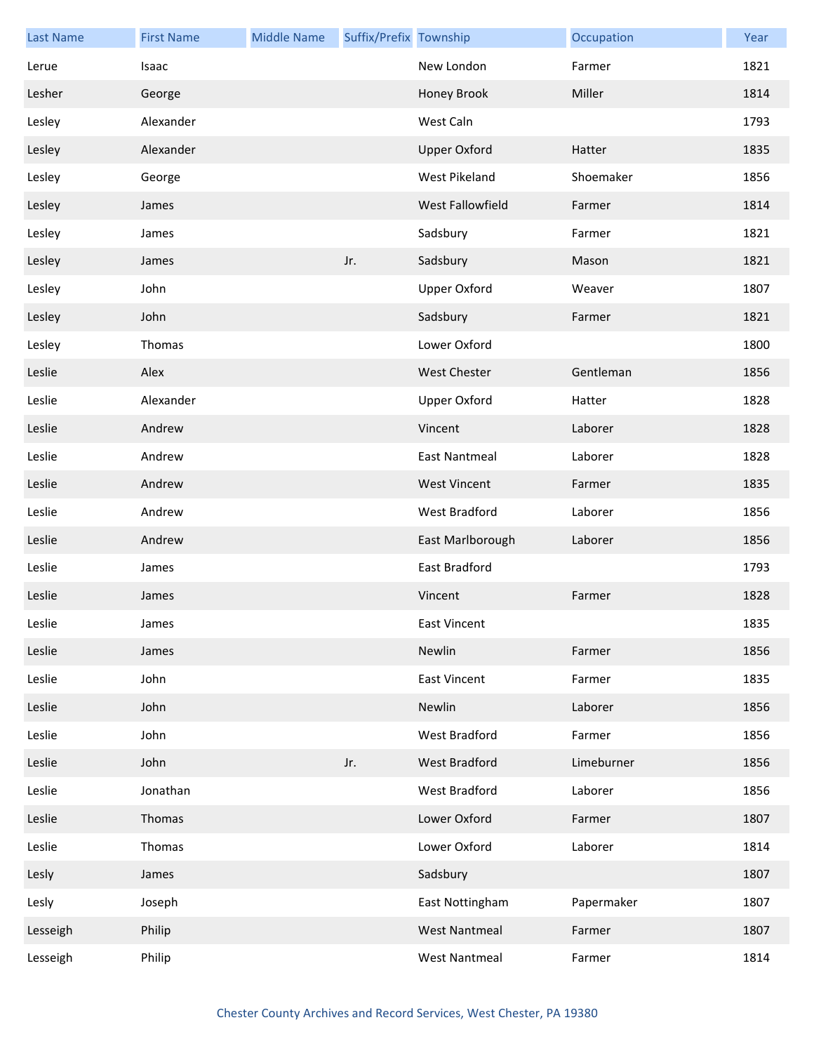| Last Name | First Name | Middle Name | Suffix/Prefix | Township | Occupation | Year |
|---|---|---|---|---|---|---|
| Lerue | Isaac | | | New London | Farmer | 1821 |
| Lesher | George | | | Honey Brook | Miller | 1814 |
| Lesley | Alexander | | | West Caln | | 1793 |
| Lesley | Alexander | | | Upper Oxford | Hatter | 1835 |
| Lesley | George | | | West Pikeland | Shoemaker | 1856 |
| Lesley | James | | | West Fallowfield | Farmer | 1814 |
| Lesley | James | | | Sadsbury | Farmer | 1821 |
| Lesley | James | | Jr. | Sadsbury | Mason | 1821 |
| Lesley | John | | | Upper Oxford | Weaver | 1807 |
| Lesley | John | | | Sadsbury | Farmer | 1821 |
| Lesley | Thomas | | | Lower Oxford | | 1800 |
| Leslie | Alex | | | West Chester | Gentleman | 1856 |
| Leslie | Alexander | | | Upper Oxford | Hatter | 1828 |
| Leslie | Andrew | | | Vincent | Laborer | 1828 |
| Leslie | Andrew | | | East Nantmeal | Laborer | 1828 |
| Leslie | Andrew | | | West Vincent | Farmer | 1835 |
| Leslie | Andrew | | | West Bradford | Laborer | 1856 |
| Leslie | Andrew | | | East Marlborough | Laborer | 1856 |
| Leslie | James | | | East Bradford | | 1793 |
| Leslie | James | | | Vincent | Farmer | 1828 |
| Leslie | James | | | East Vincent | | 1835 |
| Leslie | James | | | Newlin | Farmer | 1856 |
| Leslie | John | | | East Vincent | Farmer | 1835 |
| Leslie | John | | | Newlin | Laborer | 1856 |
| Leslie | John | | | West Bradford | Farmer | 1856 |
| Leslie | John | | Jr. | West Bradford | Limeburner | 1856 |
| Leslie | Jonathan | | | West Bradford | Laborer | 1856 |
| Leslie | Thomas | | | Lower Oxford | Farmer | 1807 |
| Leslie | Thomas | | | Lower Oxford | Laborer | 1814 |
| Lesly | James | | | Sadsbury | | 1807 |
| Lesly | Joseph | | | East Nottingham | Papermaker | 1807 |
| Lesseigh | Philip | | | West Nantmeal | Farmer | 1807 |
| Lesseigh | Philip | | | West Nantmeal | Farmer | 1814 |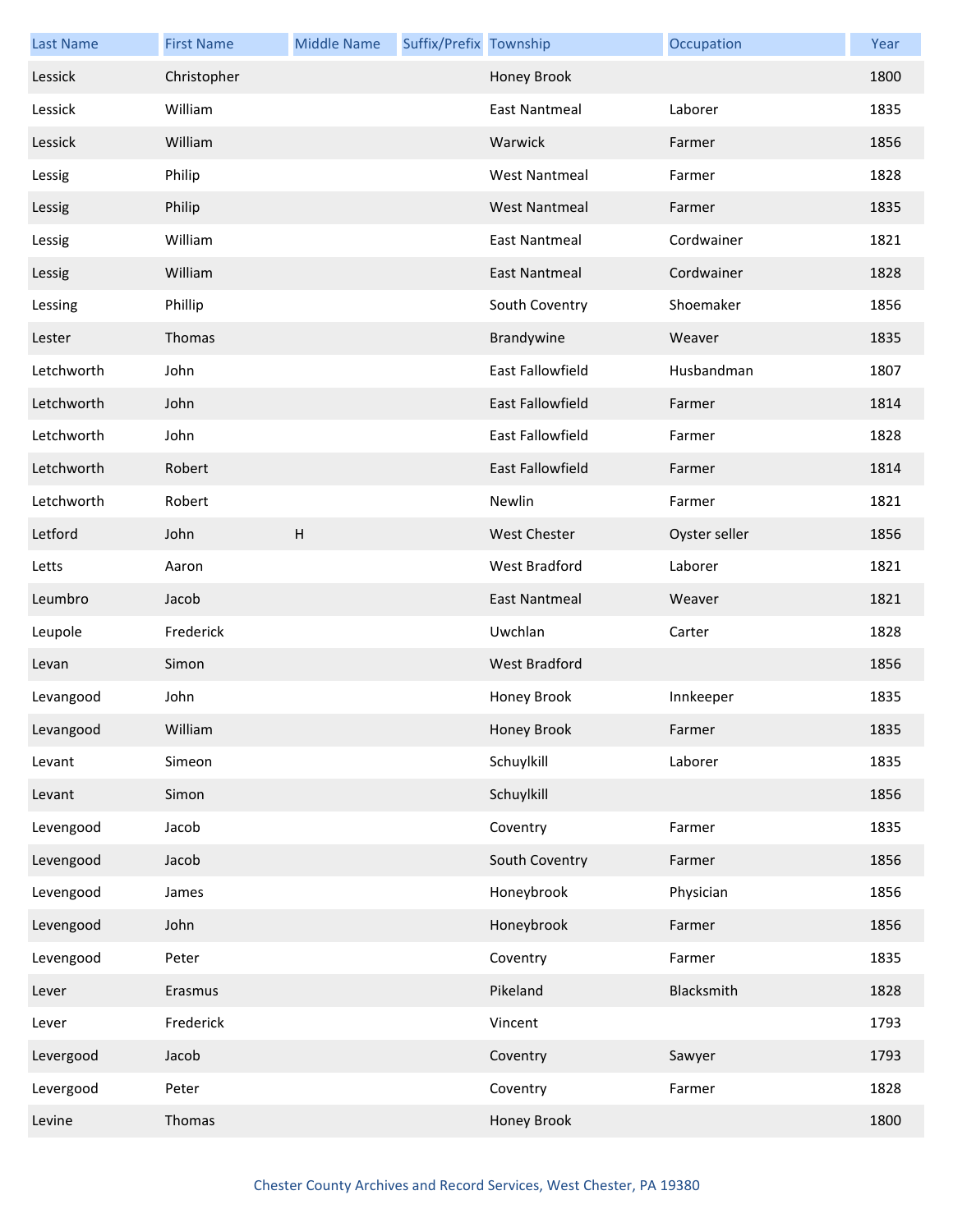| Last Name | First Name | Middle Name | Suffix/Prefix | Township | Occupation | Year |
|---|---|---|---|---|---|---|
| Lessick | Christopher | | | Honey Brook | | 1800 |
| Lessick | William | | | East Nantmeal | Laborer | 1835 |
| Lessick | William | | | Warwick | Farmer | 1856 |
| Lessig | Philip | | | West Nantmeal | Farmer | 1828 |
| Lessig | Philip | | | West Nantmeal | Farmer | 1835 |
| Lessig | William | | | East Nantmeal | Cordwainer | 1821 |
| Lessig | William | | | East Nantmeal | Cordwainer | 1828 |
| Lessing | Phillip | | | South Coventry | Shoemaker | 1856 |
| Lester | Thomas | | | Brandywine | Weaver | 1835 |
| Letchworth | John | | | East Fallowfield | Husbandman | 1807 |
| Letchworth | John | | | East Fallowfield | Farmer | 1814 |
| Letchworth | John | | | East Fallowfield | Farmer | 1828 |
| Letchworth | Robert | | | East Fallowfield | Farmer | 1814 |
| Letchworth | Robert | | | Newlin | Farmer | 1821 |
| Letford | John | H | | West Chester | Oyster seller | 1856 |
| Letts | Aaron | | | West Bradford | Laborer | 1821 |
| Leumbro | Jacob | | | East Nantmeal | Weaver | 1821 |
| Leupole | Frederick | | | Uwchlan | Carter | 1828 |
| Levan | Simon | | | West Bradford | | 1856 |
| Levangood | John | | | Honey Brook | Innkeeper | 1835 |
| Levangood | William | | | Honey Brook | Farmer | 1835 |
| Levant | Simeon | | | Schuylkill | Laborer | 1835 |
| Levant | Simon | | | Schuylkill | | 1856 |
| Levengood | Jacob | | | Coventry | Farmer | 1835 |
| Levengood | Jacob | | | South Coventry | Farmer | 1856 |
| Levengood | James | | | Honeybrook | Physician | 1856 |
| Levengood | John | | | Honeybrook | Farmer | 1856 |
| Levengood | Peter | | | Coventry | Farmer | 1835 |
| Lever | Erasmus | | | Pikeland | Blacksmith | 1828 |
| Lever | Frederick | | | Vincent | | 1793 |
| Levergood | Jacob | | | Coventry | Sawyer | 1793 |
| Levergood | Peter | | | Coventry | Farmer | 1828 |
| Levine | Thomas | | | Honey Brook | | 1800 |

Chester County Archives and Record Services, West Chester, PA 19380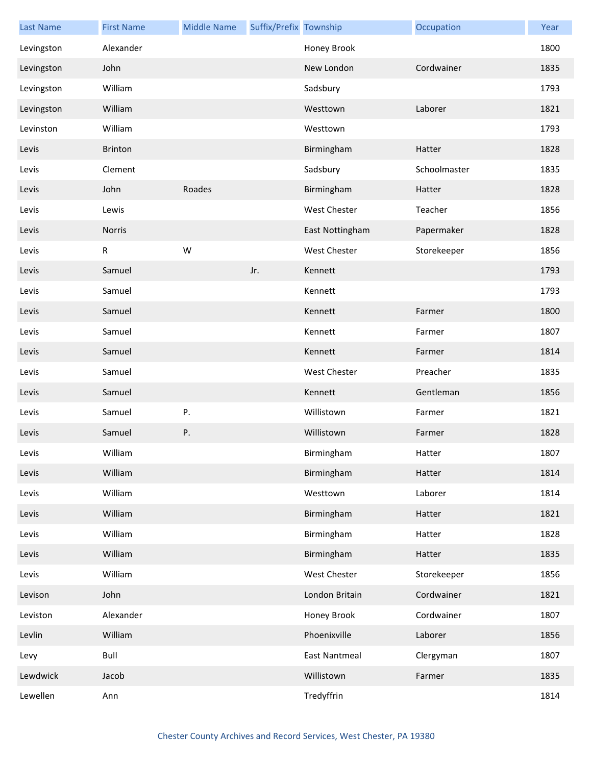| Last Name | First Name | Middle Name | Suffix/Prefix | Township | Occupation | Year |
| --- | --- | --- | --- | --- | --- | --- |
| Levingston | Alexander | | | Honey Brook | | 1800 |
| Levingston | John | | | New London | Cordwainer | 1835 |
| Levingston | William | | | Sadsbury | | 1793 |
| Levingston | William | | | Westtown | Laborer | 1821 |
| Levinston | William | | | Westtown | | 1793 |
| Levis | Brinton | | | Birmingham | Hatter | 1828 |
| Levis | Clement | | | Sadsbury | Schoolmaster | 1835 |
| Levis | John | Roades | | Birmingham | Hatter | 1828 |
| Levis | Lewis | | | West Chester | Teacher | 1856 |
| Levis | Norris | | | East Nottingham | Papermaker | 1828 |
| Levis | R | W | | West Chester | Storekeeper | 1856 |
| Levis | Samuel | | Jr. | Kennett | | 1793 |
| Levis | Samuel | | | Kennett | | 1793 |
| Levis | Samuel | | | Kennett | Farmer | 1800 |
| Levis | Samuel | | | Kennett | Farmer | 1807 |
| Levis | Samuel | | | Kennett | Farmer | 1814 |
| Levis | Samuel | | | West Chester | Preacher | 1835 |
| Levis | Samuel | | | Kennett | Gentleman | 1856 |
| Levis | Samuel | P. | | Willistown | Farmer | 1821 |
| Levis | Samuel | P. | | Willistown | Farmer | 1828 |
| Levis | William | | | Birmingham | Hatter | 1807 |
| Levis | William | | | Birmingham | Hatter | 1814 |
| Levis | William | | | Westtown | Laborer | 1814 |
| Levis | William | | | Birmingham | Hatter | 1821 |
| Levis | William | | | Birmingham | Hatter | 1828 |
| Levis | William | | | Birmingham | Hatter | 1835 |
| Levis | William | | | West Chester | Storekeeper | 1856 |
| Levison | John | | | London Britain | Cordwainer | 1821 |
| Leviston | Alexander | | | Honey Brook | Cordwainer | 1807 |
| Levlin | William | | | Phoenixville | Laborer | 1856 |
| Levy | Bull | | | East Nantmeal | Clergyman | 1807 |
| Lewdwick | Jacob | | | Willistown | Farmer | 1835 |
| Lewellen | Ann | | | Tredyffrin | | 1814 |

Chester County Archives and Record Services, West Chester, PA 19380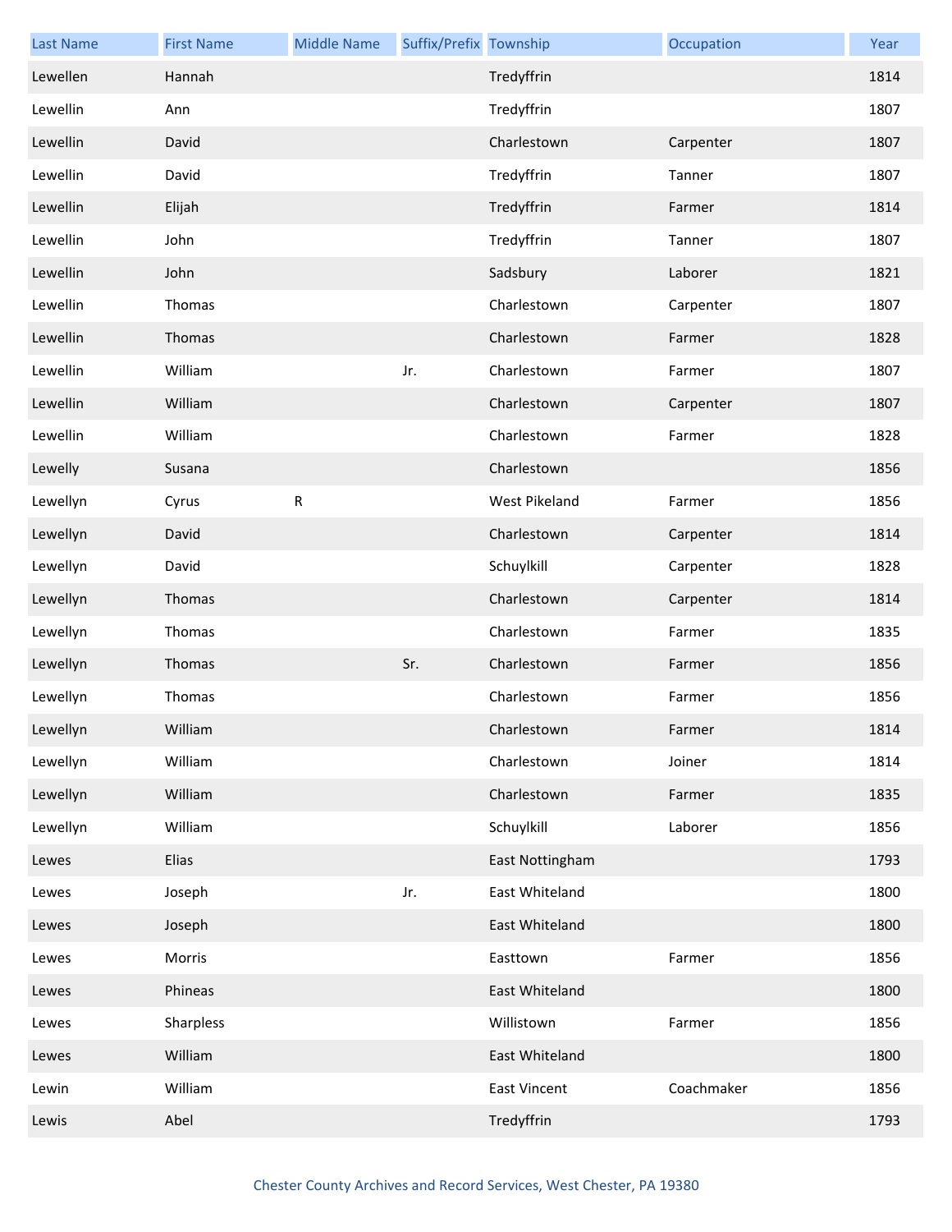| Last Name | First Name | Middle Name | Suffix/Prefix | Township | Occupation | Year |
| --- | --- | --- | --- | --- | --- | --- |
| Lewellen | Hannah | | | Tredyffrin | | 1814 |
| Lewellin | Ann | | | Tredyffrin | | 1807 |
| Lewellin | David | | | Charlestown | Carpenter | 1807 |
| Lewellin | David | | | Tredyffrin | Tanner | 1807 |
| Lewellin | Elijah | | | Tredyffrin | Farmer | 1814 |
| Lewellin | John | | | Tredyffrin | Tanner | 1807 |
| Lewellin | John | | | Sadsbury | Laborer | 1821 |
| Lewellin | Thomas | | | Charlestown | Carpenter | 1807 |
| Lewellin | Thomas | | | Charlestown | Farmer | 1828 |
| Lewellin | William | | Jr. | Charlestown | Farmer | 1807 |
| Lewellin | William | | | Charlestown | Carpenter | 1807 |
| Lewellin | William | | | Charlestown | Farmer | 1828 |
| Lewelly | Susana | | | Charlestown | | 1856 |
| Lewellyn | Cyrus | R | | West Pikeland | Farmer | 1856 |
| Lewellyn | David | | | Charlestown | Carpenter | 1814 |
| Lewellyn | David | | | Schuylkill | Carpenter | 1828 |
| Lewellyn | Thomas | | | Charlestown | Carpenter | 1814 |
| Lewellyn | Thomas | | | Charlestown | Farmer | 1835 |
| Lewellyn | Thomas | | Sr. | Charlestown | Farmer | 1856 |
| Lewellyn | Thomas | | | Charlestown | Farmer | 1856 |
| Lewellyn | William | | | Charlestown | Farmer | 1814 |
| Lewellyn | William | | | Charlestown | Joiner | 1814 |
| Lewellyn | William | | | Charlestown | Farmer | 1835 |
| Lewellyn | William | | | Schuylkill | Laborer | 1856 |
| Lewes | Elias | | | East Nottingham | | 1793 |
| Lewes | Joseph | | Jr. | East Whiteland | | 1800 |
| Lewes | Joseph | | | East Whiteland | | 1800 |
| Lewes | Morris | | | Easttown | Farmer | 1856 |
| Lewes | Phineas | | | East Whiteland | | 1800 |
| Lewes | Sharpless | | | Willistown | Farmer | 1856 |
| Lewes | William | | | East Whiteland | | 1800 |
| Lewin | William | | | East Vincent | Coachmaker | 1856 |
| Lewis | Abel | | | Tredyffrin | | 1793 |

Chester County Archives and Record Services, West Chester, PA 19380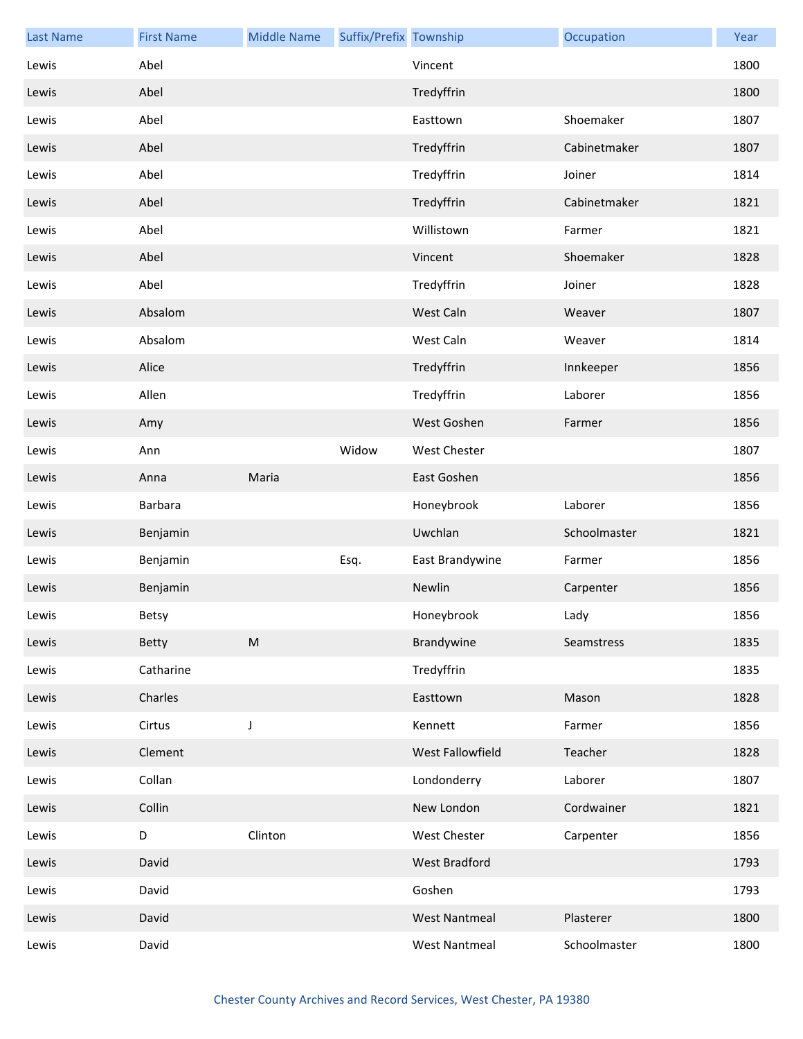| Last Name | First Name | Middle Name | Suffix/Prefix | Township | Occupation | Year |
|---|---|---|---|---|---|---|
| Lewis | Abel | | | Vincent | | 1800 |
| Lewis | Abel | | | Tredyffrin | | 1800 |
| Lewis | Abel | | | Easttown | Shoemaker | 1807 |
| Lewis | Abel | | | Tredyffrin | Cabinetmaker | 1807 |
| Lewis | Abel | | | Tredyffrin | Joiner | 1814 |
| Lewis | Abel | | | Tredyffrin | Cabinetmaker | 1821 |
| Lewis | Abel | | | Willistown | Farmer | 1821 |
| Lewis | Abel | | | Vincent | Shoemaker | 1828 |
| Lewis | Abel | | | Tredyffrin | Joiner | 1828 |
| Lewis | Absalom | | | West Caln | Weaver | 1807 |
| Lewis | Absalom | | | West Caln | Weaver | 1814 |
| Lewis | Alice | | | Tredyffrin | Innkeeper | 1856 |
| Lewis | Allen | | | Tredyffrin | Laborer | 1856 |
| Lewis | Amy | | | West Goshen | Farmer | 1856 |
| Lewis | Ann | | Widow | West Chester | | 1807 |
| Lewis | Anna | Maria | | East Goshen | | 1856 |
| Lewis | Barbara | | | Honeybrook | Laborer | 1856 |
| Lewis | Benjamin | | | Uwchlan | Schoolmaster | 1821 |
| Lewis | Benjamin | | Esq. | East Brandywine | Farmer | 1856 |
| Lewis | Benjamin | | | Newlin | Carpenter | 1856 |
| Lewis | Betsy | | | Honeybrook | Lady | 1856 |
| Lewis | Betty | M | | Brandywine | Seamstress | 1835 |
| Lewis | Catharine | | | Tredyffrin | | 1835 |
| Lewis | Charles | | | Easttown | Mason | 1828 |
| Lewis | Cirtus | J | | Kennett | Farmer | 1856 |
| Lewis | Clement | | | West Fallowfield | Teacher | 1828 |
| Lewis | Collan | | | Londonderry | Laborer | 1807 |
| Lewis | Collin | | | New London | Cordwainer | 1821 |
| Lewis | D | Clinton | | West Chester | Carpenter | 1856 |
| Lewis | David | | | West Bradford | | 1793 |
| Lewis | David | | | Goshen | | 1793 |
| Lewis | David | | | West Nantmeal | Plasterer | 1800 |
| Lewis | David | | | West Nantmeal | Schoolmaster | 1800 |

Chester County Archives and Record Services, West Chester, PA 19380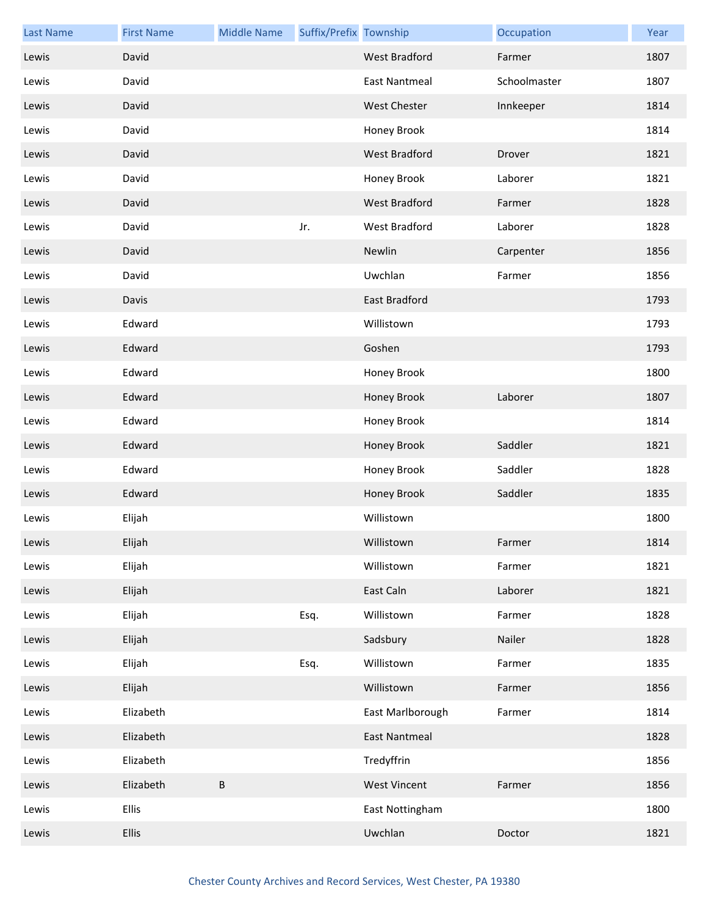| Last Name | First Name | Middle Name | Suffix/Prefix | Township | Occupation | Year |
| --- | --- | --- | --- | --- | --- | --- |
| Lewis | David | | | West Bradford | Farmer | 1807 |
| Lewis | David | | | East Nantmeal | Schoolmaster | 1807 |
| Lewis | David | | | West Chester | Innkeeper | 1814 |
| Lewis | David | | | Honey Brook | | 1814 |
| Lewis | David | | | West Bradford | Drover | 1821 |
| Lewis | David | | | Honey Brook | Laborer | 1821 |
| Lewis | David | | | West Bradford | Farmer | 1828 |
| Lewis | David | | Jr. | West Bradford | Laborer | 1828 |
| Lewis | David | | | Newlin | Carpenter | 1856 |
| Lewis | David | | | Uwchlan | Farmer | 1856 |
| Lewis | Davis | | | East Bradford | | 1793 |
| Lewis | Edward | | | Willistown | | 1793 |
| Lewis | Edward | | | Goshen | | 1793 |
| Lewis | Edward | | | Honey Brook | | 1800 |
| Lewis | Edward | | | Honey Brook | Laborer | 1807 |
| Lewis | Edward | | | Honey Brook | | 1814 |
| Lewis | Edward | | | Honey Brook | Saddler | 1821 |
| Lewis | Edward | | | Honey Brook | Saddler | 1828 |
| Lewis | Edward | | | Honey Brook | Saddler | 1835 |
| Lewis | Elijah | | | Willistown | | 1800 |
| Lewis | Elijah | | | Willistown | Farmer | 1814 |
| Lewis | Elijah | | | Willistown | Farmer | 1821 |
| Lewis | Elijah | | | East Caln | Laborer | 1821 |
| Lewis | Elijah | | Esq. | Willistown | Farmer | 1828 |
| Lewis | Elijah | | | Sadsbury | Nailer | 1828 |
| Lewis | Elijah | | Esq. | Willistown | Farmer | 1835 |
| Lewis | Elijah | | | Willistown | Farmer | 1856 |
| Lewis | Elizabeth | | | East Marlborough | Farmer | 1814 |
| Lewis | Elizabeth | | | East Nantmeal | | 1828 |
| Lewis | Elizabeth | | | Tredyffrin | | 1856 |
| Lewis | Elizabeth | B | | West Vincent | Farmer | 1856 |
| Lewis | Ellis | | | East Nottingham | | 1800 |
| Lewis | Ellis | | | Uwchlan | Doctor | 1821 |

Chester County Archives and Record Services, West Chester, PA 19380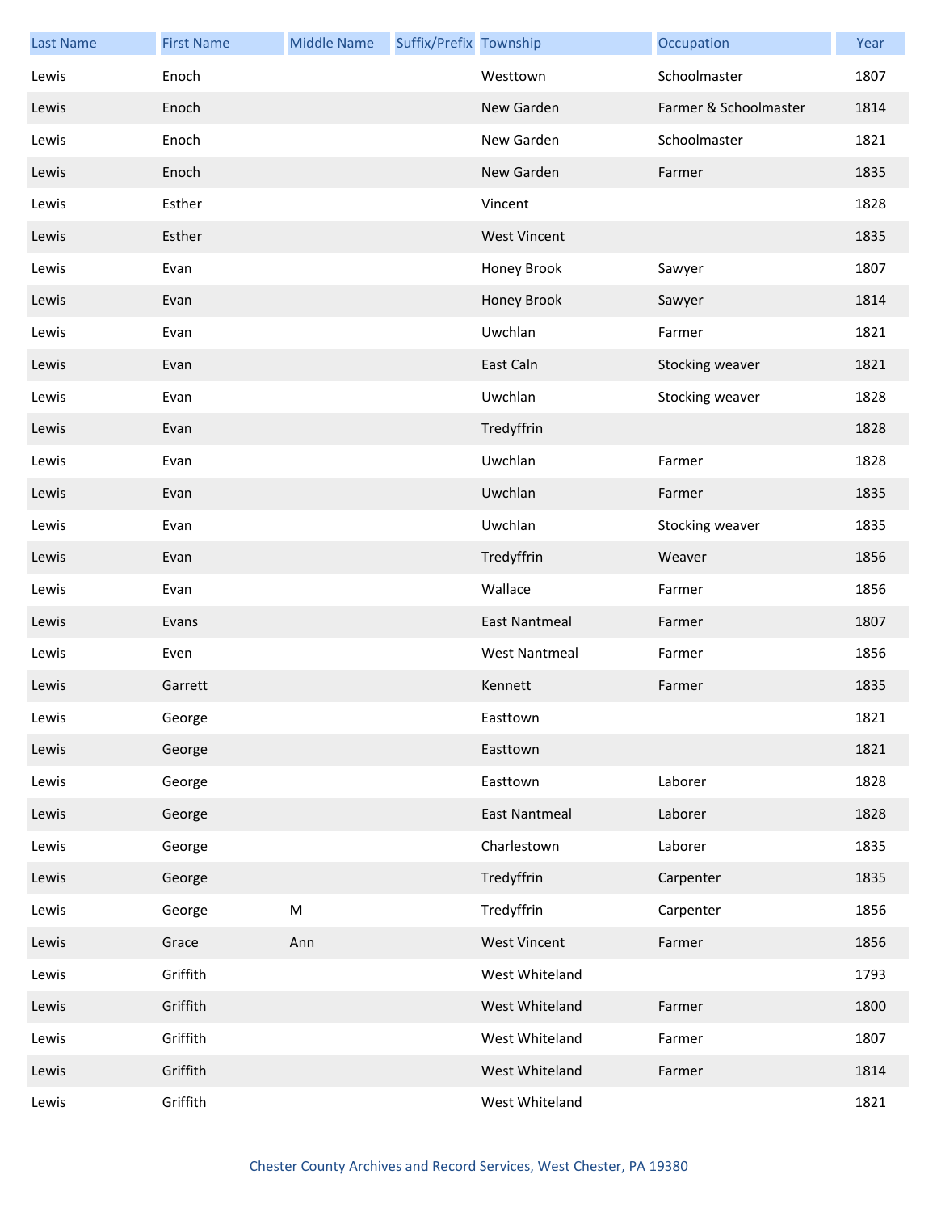| Last Name | First Name | Middle Name | Suffix/Prefix | Township | Occupation | Year |
| --- | --- | --- | --- | --- | --- | --- |
| Lewis | Enoch | | | Westtown | Schoolmaster | 1807 |
| Lewis | Enoch | | | New Garden | Farmer & Schoolmaster | 1814 |
| Lewis | Enoch | | | New Garden | Schoolmaster | 1821 |
| Lewis | Enoch | | | New Garden | Farmer | 1835 |
| Lewis | Esther | | | Vincent | | 1828 |
| Lewis | Esther | | | West Vincent | | 1835 |
| Lewis | Evan | | | Honey Brook | Sawyer | 1807 |
| Lewis | Evan | | | Honey Brook | Sawyer | 1814 |
| Lewis | Evan | | | Uwchlan | Farmer | 1821 |
| Lewis | Evan | | | East Caln | Stocking weaver | 1821 |
| Lewis | Evan | | | Uwchlan | Stocking weaver | 1828 |
| Lewis | Evan | | | Tredyffrin | | 1828 |
| Lewis | Evan | | | Uwchlan | Farmer | 1828 |
| Lewis | Evan | | | Uwchlan | Farmer | 1835 |
| Lewis | Evan | | | Uwchlan | Stocking weaver | 1835 |
| Lewis | Evan | | | Tredyffrin | Weaver | 1856 |
| Lewis | Evan | | | Wallace | Farmer | 1856 |
| Lewis | Evans | | | East Nantmeal | Farmer | 1807 |
| Lewis | Even | | | West Nantmeal | Farmer | 1856 |
| Lewis | Garrett | | | Kennett | Farmer | 1835 |
| Lewis | George | | | Easttown | | 1821 |
| Lewis | George | | | Easttown | | 1821 |
| Lewis | George | | | Easttown | Laborer | 1828 |
| Lewis | George | | | East Nantmeal | Laborer | 1828 |
| Lewis | George | | | Charlestown | Laborer | 1835 |
| Lewis | George | | | Tredyffrin | Carpenter | 1835 |
| Lewis | George | M | | Tredyffrin | Carpenter | 1856 |
| Lewis | Grace | Ann | | West Vincent | Farmer | 1856 |
| Lewis | Griffith | | | West Whiteland | | 1793 |
| Lewis | Griffith | | | West Whiteland | Farmer | 1800 |
| Lewis | Griffith | | | West Whiteland | Farmer | 1807 |
| Lewis | Griffith | | | West Whiteland | Farmer | 1814 |
| Lewis | Griffith | | | West Whiteland | | 1821 |

Chester County Archives and Record Services, West Chester, PA 19380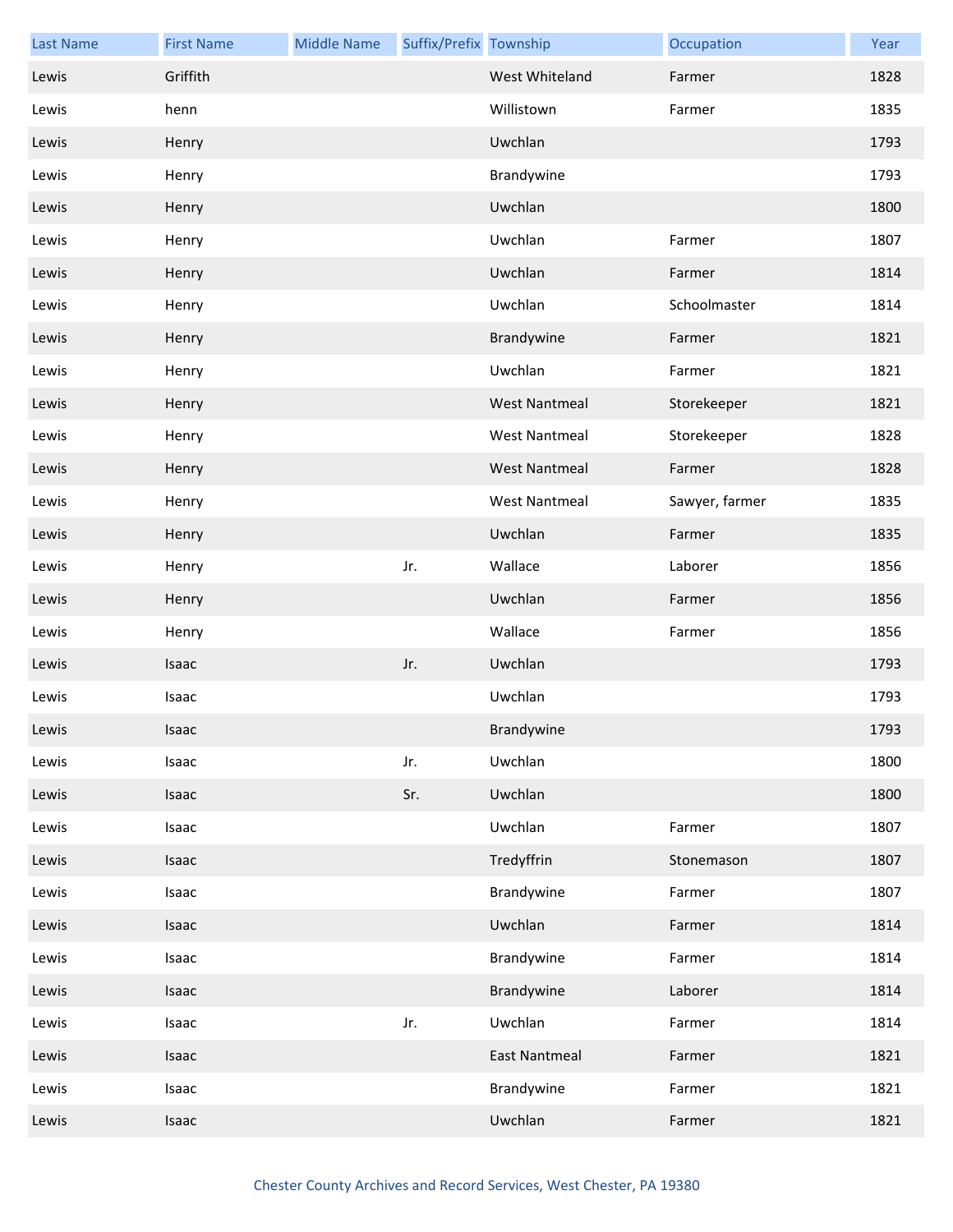| Last Name | First Name | Middle Name | Suffix/Prefix | Township | Occupation | Year |
|---|---|---|---|---|---|---|
| Lewis | Griffith | | | West Whiteland | Farmer | 1828 |
| Lewis | henn | | | Willistown | Farmer | 1835 |
| Lewis | Henry | | | Uwchlan | | 1793 |
| Lewis | Henry | | | Brandywine | | 1793 |
| Lewis | Henry | | | Uwchlan | | 1800 |
| Lewis | Henry | | | Uwchlan | Farmer | 1807 |
| Lewis | Henry | | | Uwchlan | Farmer | 1814 |
| Lewis | Henry | | | Uwchlan | Schoolmaster | 1814 |
| Lewis | Henry | | | Brandywine | Farmer | 1821 |
| Lewis | Henry | | | Uwchlan | Farmer | 1821 |
| Lewis | Henry | | | West Nantmeal | Storekeeper | 1821 |
| Lewis | Henry | | | West Nantmeal | Storekeeper | 1828 |
| Lewis | Henry | | | West Nantmeal | Farmer | 1828 |
| Lewis | Henry | | | West Nantmeal | Sawyer, farmer | 1835 |
| Lewis | Henry | | | Uwchlan | Farmer | 1835 |
| Lewis | Henry | | Jr. | Wallace | Laborer | 1856 |
| Lewis | Henry | | | Uwchlan | Farmer | 1856 |
| Lewis | Henry | | | Wallace | Farmer | 1856 |
| Lewis | Isaac | | Jr. | Uwchlan | | 1793 |
| Lewis | Isaac | | | Uwchlan | | 1793 |
| Lewis | Isaac | | | Brandywine | | 1793 |
| Lewis | Isaac | | Jr. | Uwchlan | | 1800 |
| Lewis | Isaac | | Sr. | Uwchlan | | 1800 |
| Lewis | Isaac | | | Uwchlan | Farmer | 1807 |
| Lewis | Isaac | | | Tredyffrin | Stonemason | 1807 |
| Lewis | Isaac | | | Brandywine | Farmer | 1807 |
| Lewis | Isaac | | | Uwchlan | Farmer | 1814 |
| Lewis | Isaac | | | Brandywine | Farmer | 1814 |
| Lewis | Isaac | | | Brandywine | Laborer | 1814 |
| Lewis | Isaac | | Jr. | Uwchlan | Farmer | 1814 |
| Lewis | Isaac | | | East Nantmeal | Farmer | 1821 |
| Lewis | Isaac | | | Brandywine | Farmer | 1821 |
| Lewis | Isaac | | | Uwchlan | Farmer | 1821 |

Chester County Archives and Record Services, West Chester, PA 19380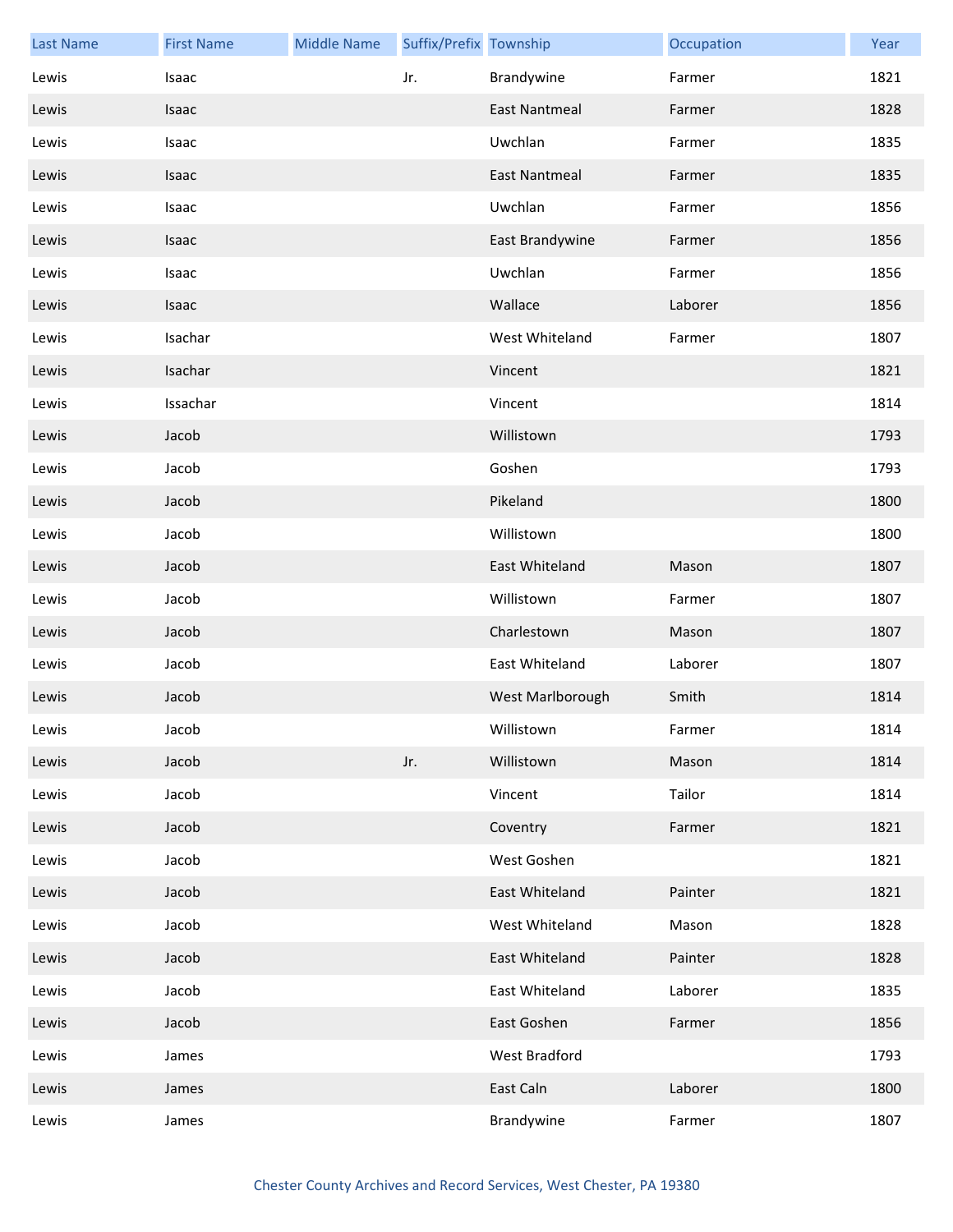| Last Name | First Name | Middle Name | Suffix/Prefix | Township | Occupation | Year |
|---|---|---|---|---|---|---|
| Lewis | Isaac | | Jr. | Brandywine | Farmer | 1821 |
| Lewis | Isaac | | | East Nantmeal | Farmer | 1828 |
| Lewis | Isaac | | | Uwchlan | Farmer | 1835 |
| Lewis | Isaac | | | East Nantmeal | Farmer | 1835 |
| Lewis | Isaac | | | Uwchlan | Farmer | 1856 |
| Lewis | Isaac | | | East Brandywine | Farmer | 1856 |
| Lewis | Isaac | | | Uwchlan | Farmer | 1856 |
| Lewis | Isaac | | | Wallace | Laborer | 1856 |
| Lewis | Isachar | | | West Whiteland | Farmer | 1807 |
| Lewis | Isachar | | | Vincent | | 1821 |
| Lewis | Issachar | | | Vincent | | 1814 |
| Lewis | Jacob | | | Willistown | | 1793 |
| Lewis | Jacob | | | Goshen | | 1793 |
| Lewis | Jacob | | | Pikeland | | 1800 |
| Lewis | Jacob | | | Willistown | | 1800 |
| Lewis | Jacob | | | East Whiteland | Mason | 1807 |
| Lewis | Jacob | | | Willistown | Farmer | 1807 |
| Lewis | Jacob | | | Charlestown | Mason | 1807 |
| Lewis | Jacob | | | East Whiteland | Laborer | 1807 |
| Lewis | Jacob | | | West Marlborough | Smith | 1814 |
| Lewis | Jacob | | | Willistown | Farmer | 1814 |
| Lewis | Jacob | | Jr. | Willistown | Mason | 1814 |
| Lewis | Jacob | | | Vincent | Tailor | 1814 |
| Lewis | Jacob | | | Coventry | Farmer | 1821 |
| Lewis | Jacob | | | West Goshen | | 1821 |
| Lewis | Jacob | | | East Whiteland | Painter | 1821 |
| Lewis | Jacob | | | West Whiteland | Mason | 1828 |
| Lewis | Jacob | | | East Whiteland | Painter | 1828 |
| Lewis | Jacob | | | East Whiteland | Laborer | 1835 |
| Lewis | Jacob | | | East Goshen | Farmer | 1856 |
| Lewis | James | | | West Bradford | | 1793 |
| Lewis | James | | | East Caln | Laborer | 1800 |
| Lewis | James | | | Brandywine | Farmer | 1807 |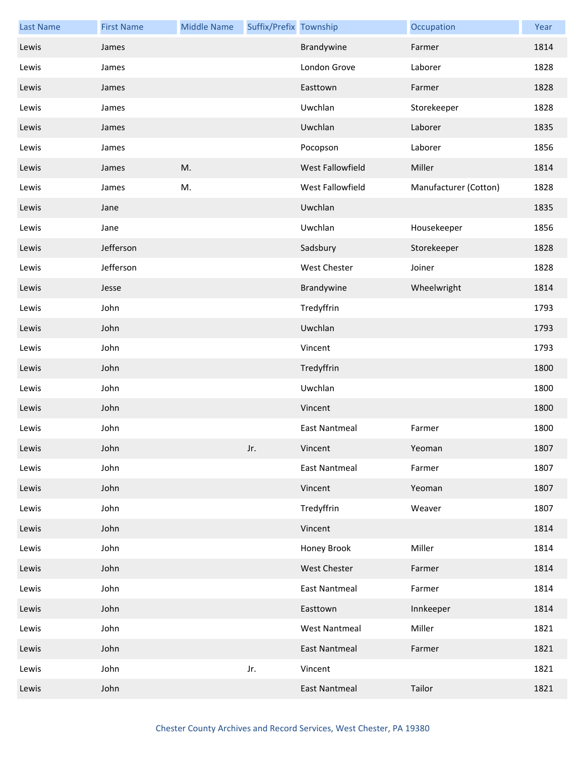| Last Name | First Name | Middle Name | Suffix/Prefix | Township | Occupation | Year |
|---|---|---|---|---|---|---|
| Lewis | James | | | Brandywine | Farmer | 1814 |
| Lewis | James | | | London Grove | Laborer | 1828 |
| Lewis | James | | | Easttown | Farmer | 1828 |
| Lewis | James | | | Uwchlan | Storekeeper | 1828 |
| Lewis | James | | | Uwchlan | Laborer | 1835 |
| Lewis | James | | | Pocopson | Laborer | 1856 |
| Lewis | James | M. | | West Fallowfield | Miller | 1814 |
| Lewis | James | M. | | West Fallowfield | Manufacturer (Cotton) | 1828 |
| Lewis | Jane | | | Uwchlan | | 1835 |
| Lewis | Jane | | | Uwchlan | Housekeeper | 1856 |
| Lewis | Jefferson | | | Sadsbury | Storekeeper | 1828 |
| Lewis | Jefferson | | | West Chester | Joiner | 1828 |
| Lewis | Jesse | | | Brandywine | Wheelwright | 1814 |
| Lewis | John | | | Tredyffrin | | 1793 |
| Lewis | John | | | Uwchlan | | 1793 |
| Lewis | John | | | Vincent | | 1793 |
| Lewis | John | | | Tredyffrin | | 1800 |
| Lewis | John | | | Uwchlan | | 1800 |
| Lewis | John | | | Vincent | | 1800 |
| Lewis | John | | | East Nantmeal | Farmer | 1800 |
| Lewis | John | | Jr. | Vincent | Yeoman | 1807 |
| Lewis | John | | | East Nantmeal | Farmer | 1807 |
| Lewis | John | | | Vincent | Yeoman | 1807 |
| Lewis | John | | | Tredyffrin | Weaver | 1807 |
| Lewis | John | | | Vincent | | 1814 |
| Lewis | John | | | Honey Brook | Miller | 1814 |
| Lewis | John | | | West Chester | Farmer | 1814 |
| Lewis | John | | | East Nantmeal | Farmer | 1814 |
| Lewis | John | | | Easttown | Innkeeper | 1814 |
| Lewis | John | | | West Nantmeal | Miller | 1821 |
| Lewis | John | | | East Nantmeal | Farmer | 1821 |
| Lewis | John | | Jr. | Vincent | | 1821 |
| Lewis | John | | | East Nantmeal | Tailor | 1821 |

Chester County Archives and Record Services, West Chester, PA 19380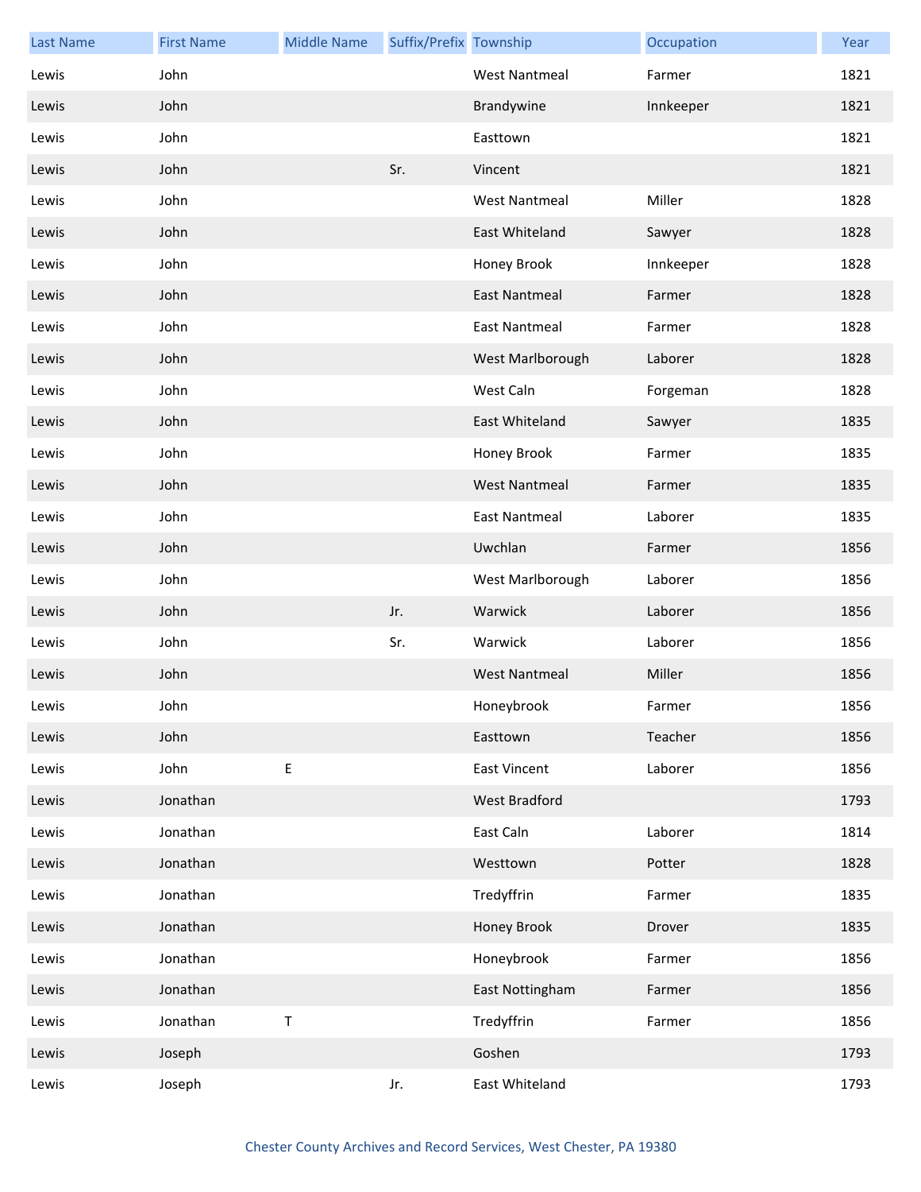| Last Name | First Name | Middle Name | Suffix/Prefix | Township | Occupation | Year |
|---|---|---|---|---|---|---|
| Lewis | John | | | West Nantmeal | Farmer | 1821 |
| Lewis | John | | | Brandywine | Innkeeper | 1821 |
| Lewis | John | | | Easttown | | 1821 |
| Lewis | John | | Sr. | Vincent | | 1821 |
| Lewis | John | | | West Nantmeal | Miller | 1828 |
| Lewis | John | | | East Whiteland | Sawyer | 1828 |
| Lewis | John | | | Honey Brook | Innkeeper | 1828 |
| Lewis | John | | | East Nantmeal | Farmer | 1828 |
| Lewis | John | | | East Nantmeal | Farmer | 1828 |
| Lewis | John | | | West Marlborough | Laborer | 1828 |
| Lewis | John | | | West Caln | Forgeman | 1828 |
| Lewis | John | | | East Whiteland | Sawyer | 1835 |
| Lewis | John | | | Honey Brook | Farmer | 1835 |
| Lewis | John | | | West Nantmeal | Farmer | 1835 |
| Lewis | John | | | East Nantmeal | Laborer | 1835 |
| Lewis | John | | | Uwchlan | Farmer | 1856 |
| Lewis | John | | | West Marlborough | Laborer | 1856 |
| Lewis | John | | Jr. | Warwick | Laborer | 1856 |
| Lewis | John | | Sr. | Warwick | Laborer | 1856 |
| Lewis | John | | | West Nantmeal | Miller | 1856 |
| Lewis | John | | | Honeybrook | Farmer | 1856 |
| Lewis | John | | | Easttown | Teacher | 1856 |
| Lewis | John | E | | East Vincent | Laborer | 1856 |
| Lewis | Jonathan | | | West Bradford | | 1793 |
| Lewis | Jonathan | | | East Caln | Laborer | 1814 |
| Lewis | Jonathan | | | Westtown | Potter | 1828 |
| Lewis | Jonathan | | | Tredyffrin | Farmer | 1835 |
| Lewis | Jonathan | | | Honey Brook | Drover | 1835 |
| Lewis | Jonathan | | | Honeybrook | Farmer | 1856 |
| Lewis | Jonathan | | | East Nottingham | Farmer | 1856 |
| Lewis | Jonathan | T | | Tredyffrin | Farmer | 1856 |
| Lewis | Joseph | | | Goshen | | 1793 |
| Lewis | Joseph | | Jr. | East Whiteland | | 1793 |

Chester County Archives and Record Services, West Chester, PA 19380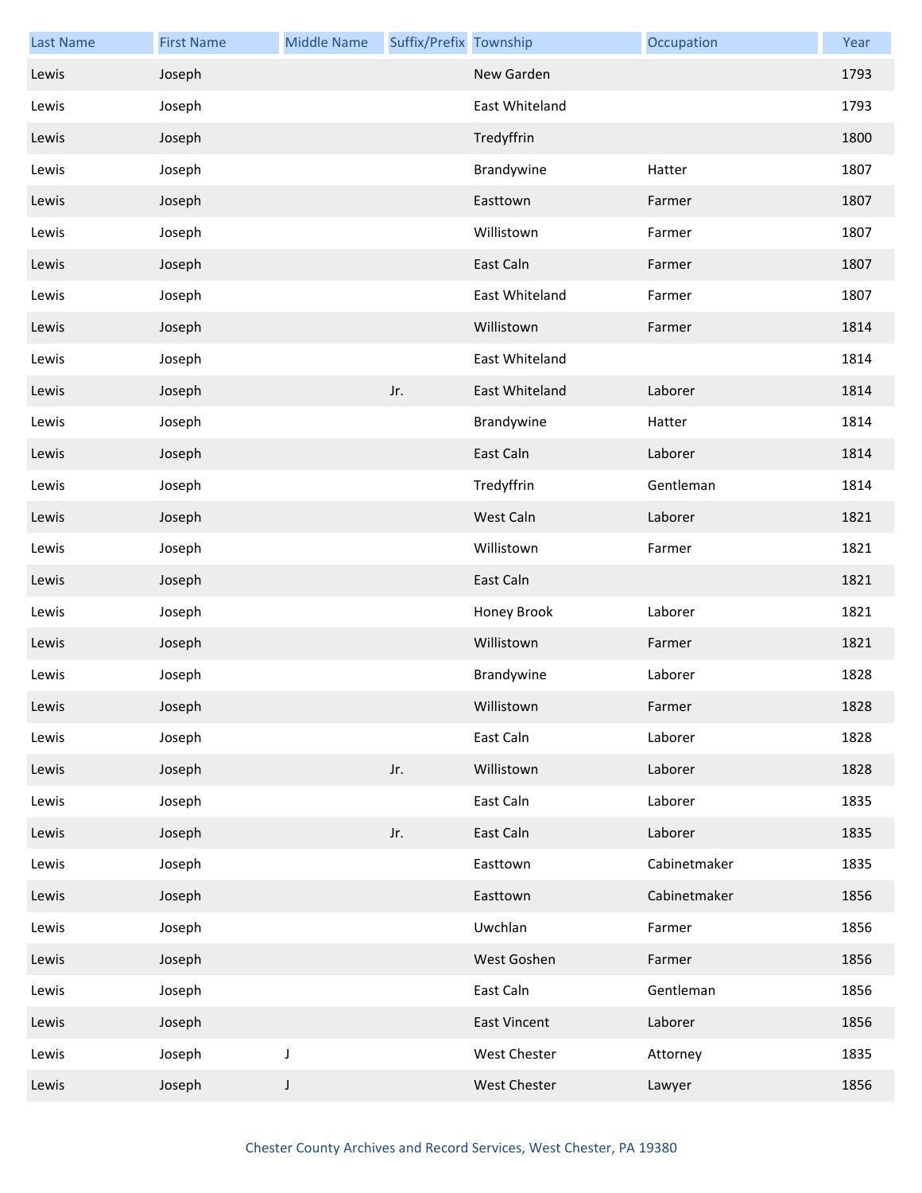| Last Name | First Name | Middle Name | Suffix/Prefix | Township | Occupation | Year |
|---|---|---|---|---|---|---|
| Lewis | Joseph | | | New Garden | | 1793 |
| Lewis | Joseph | | | East Whiteland | | 1793 |
| Lewis | Joseph | | | Tredyffrin | | 1800 |
| Lewis | Joseph | | | Brandywine | Hatter | 1807 |
| Lewis | Joseph | | | Easttown | Farmer | 1807 |
| Lewis | Joseph | | | Willistown | Farmer | 1807 |
| Lewis | Joseph | | | East Caln | Farmer | 1807 |
| Lewis | Joseph | | | East Whiteland | Farmer | 1807 |
| Lewis | Joseph | | | Willistown | Farmer | 1814 |
| Lewis | Joseph | | | East Whiteland | | 1814 |
| Lewis | Joseph | | Jr. | East Whiteland | Laborer | 1814 |
| Lewis | Joseph | | | Brandywine | Hatter | 1814 |
| Lewis | Joseph | | | East Caln | Laborer | 1814 |
| Lewis | Joseph | | | Tredyffrin | Gentleman | 1814 |
| Lewis | Joseph | | | West Caln | Laborer | 1821 |
| Lewis | Joseph | | | Willistown | Farmer | 1821 |
| Lewis | Joseph | | | East Caln | | 1821 |
| Lewis | Joseph | | | Honey Brook | Laborer | 1821 |
| Lewis | Joseph | | | Willistown | Farmer | 1821 |
| Lewis | Joseph | | | Brandywine | Laborer | 1828 |
| Lewis | Joseph | | | Willistown | Farmer | 1828 |
| Lewis | Joseph | | | East Caln | Laborer | 1828 |
| Lewis | Joseph | | Jr. | Willistown | Laborer | 1828 |
| Lewis | Joseph | | | East Caln | Laborer | 1835 |
| Lewis | Joseph | | Jr. | East Caln | Laborer | 1835 |
| Lewis | Joseph | | | Easttown | Cabinetmaker | 1835 |
| Lewis | Joseph | | | Easttown | Cabinetmaker | 1856 |
| Lewis | Joseph | | | Uwchlan | Farmer | 1856 |
| Lewis | Joseph | | | West Goshen | Farmer | 1856 |
| Lewis | Joseph | | | East Caln | Gentleman | 1856 |
| Lewis | Joseph | | | East Vincent | Laborer | 1856 |
| Lewis | Joseph | J | | West Chester | Attorney | 1835 |
| Lewis | Joseph | J | | West Chester | Lawyer | 1856 |

Chester County Archives and Record Services, West Chester, PA 19380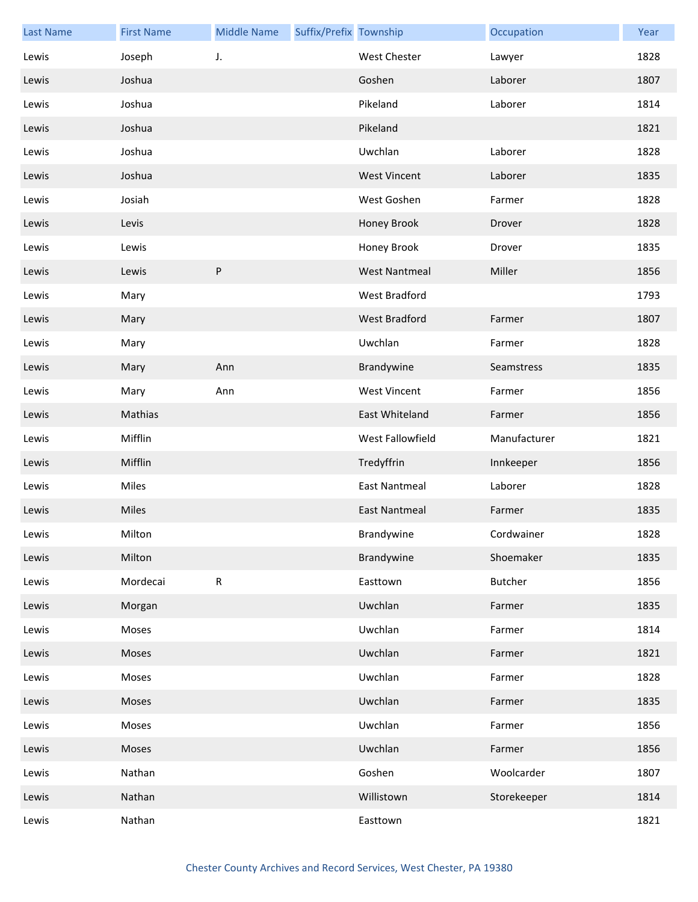| Last Name | First Name | Middle Name | Suffix/Prefix | Township | Occupation | Year |
|---|---|---|---|---|---|---|
| Lewis | Joseph | J. | | West Chester | Lawyer | 1828 |
| Lewis | Joshua | | | Goshen | Laborer | 1807 |
| Lewis | Joshua | | | Pikeland | Laborer | 1814 |
| Lewis | Joshua | | | Pikeland | | 1821 |
| Lewis | Joshua | | | Uwchlan | Laborer | 1828 |
| Lewis | Joshua | | | West Vincent | Laborer | 1835 |
| Lewis | Josiah | | | West Goshen | Farmer | 1828 |
| Lewis | Levis | | | Honey Brook | Drover | 1828 |
| Lewis | Lewis | | | Honey Brook | Drover | 1835 |
| Lewis | Lewis | P | | West Nantmeal | Miller | 1856 |
| Lewis | Mary | | | West Bradford | | 1793 |
| Lewis | Mary | | | West Bradford | Farmer | 1807 |
| Lewis | Mary | | | Uwchlan | Farmer | 1828 |
| Lewis | Mary | Ann | | Brandywine | Seamstress | 1835 |
| Lewis | Mary | Ann | | West Vincent | Farmer | 1856 |
| Lewis | Mathias | | | East Whiteland | Farmer | 1856 |
| Lewis | Mifflin | | | West Fallowfield | Manufacturer | 1821 |
| Lewis | Mifflin | | | Tredyffrin | Innkeeper | 1856 |
| Lewis | Miles | | | East Nantmeal | Laborer | 1828 |
| Lewis | Miles | | | East Nantmeal | Farmer | 1835 |
| Lewis | Milton | | | Brandywine | Cordwainer | 1828 |
| Lewis | Milton | | | Brandywine | Shoemaker | 1835 |
| Lewis | Mordecai | R | | Easttown | Butcher | 1856 |
| Lewis | Morgan | | | Uwchlan | Farmer | 1835 |
| Lewis | Moses | | | Uwchlan | Farmer | 1814 |
| Lewis | Moses | | | Uwchlan | Farmer | 1821 |
| Lewis | Moses | | | Uwchlan | Farmer | 1828 |
| Lewis | Moses | | | Uwchlan | Farmer | 1835 |
| Lewis | Moses | | | Uwchlan | Farmer | 1856 |
| Lewis | Moses | | | Uwchlan | Farmer | 1856 |
| Lewis | Nathan | | | Goshen | Woolcarder | 1807 |
| Lewis | Nathan | | | Willistown | Storekeeper | 1814 |
| Lewis | Nathan | | | Easttown | | 1821 |

Chester County Archives and Record Services, West Chester, PA 19380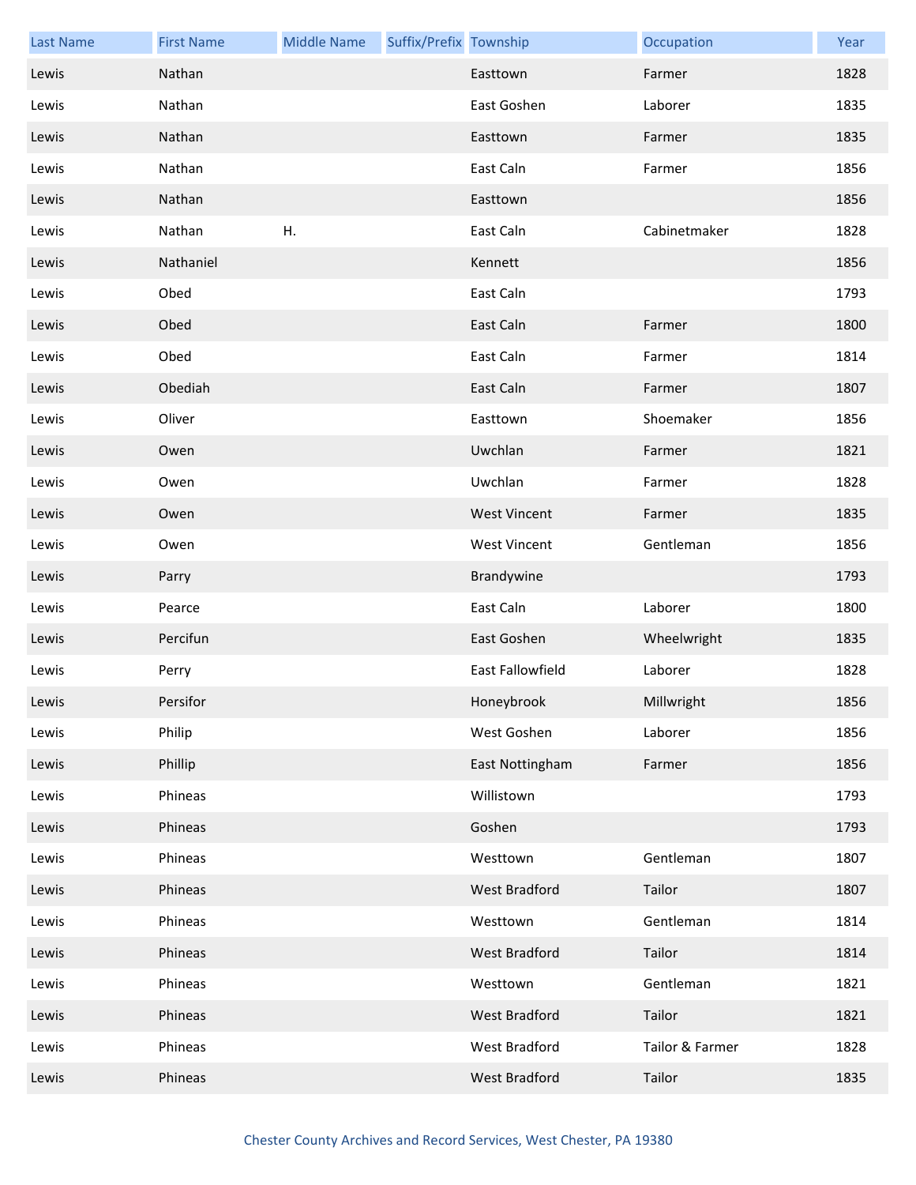| Last Name | First Name | Middle Name | Suffix/Prefix | Township | Occupation | Year |
| --- | --- | --- | --- | --- | --- | --- |
| Lewis | Nathan | | | Easttown | Farmer | 1828 |
| Lewis | Nathan | | | East Goshen | Laborer | 1835 |
| Lewis | Nathan | | | Easttown | Farmer | 1835 |
| Lewis | Nathan | | | East Caln | Farmer | 1856 |
| Lewis | Nathan | | | Easttown | | 1856 |
| Lewis | Nathan | H. | | East Caln | Cabinetmaker | 1828 |
| Lewis | Nathaniel | | | Kennett | | 1856 |
| Lewis | Obed | | | East Caln | | 1793 |
| Lewis | Obed | | | East Caln | Farmer | 1800 |
| Lewis | Obed | | | East Caln | Farmer | 1814 |
| Lewis | Obediah | | | East Caln | Farmer | 1807 |
| Lewis | Oliver | | | Easttown | Shoemaker | 1856 |
| Lewis | Owen | | | Uwchlan | Farmer | 1821 |
| Lewis | Owen | | | Uwchlan | Farmer | 1828 |
| Lewis | Owen | | | West Vincent | Farmer | 1835 |
| Lewis | Owen | | | West Vincent | Gentleman | 1856 |
| Lewis | Parry | | | Brandywine | | 1793 |
| Lewis | Pearce | | | East Caln | Laborer | 1800 |
| Lewis | Percifun | | | East Goshen | Wheelwright | 1835 |
| Lewis | Perry | | | East Fallowfield | Laborer | 1828 |
| Lewis | Persifor | | | Honeybrook | Millwright | 1856 |
| Lewis | Philip | | | West Goshen | Laborer | 1856 |
| Lewis | Phillip | | | East Nottingham | Farmer | 1856 |
| Lewis | Phineas | | | Willistown | | 1793 |
| Lewis | Phineas | | | Goshen | | 1793 |
| Lewis | Phineas | | | Westtown | Gentleman | 1807 |
| Lewis | Phineas | | | West Bradford | Tailor | 1807 |
| Lewis | Phineas | | | Westtown | Gentleman | 1814 |
| Lewis | Phineas | | | West Bradford | Tailor | 1814 |
| Lewis | Phineas | | | Westtown | Gentleman | 1821 |
| Lewis | Phineas | | | West Bradford | Tailor | 1821 |
| Lewis | Phineas | | | West Bradford | Tailor & Farmer | 1828 |
| Lewis | Phineas | | | West Bradford | Tailor | 1835 |

Chester County Archives and Record Services, West Chester, PA 19380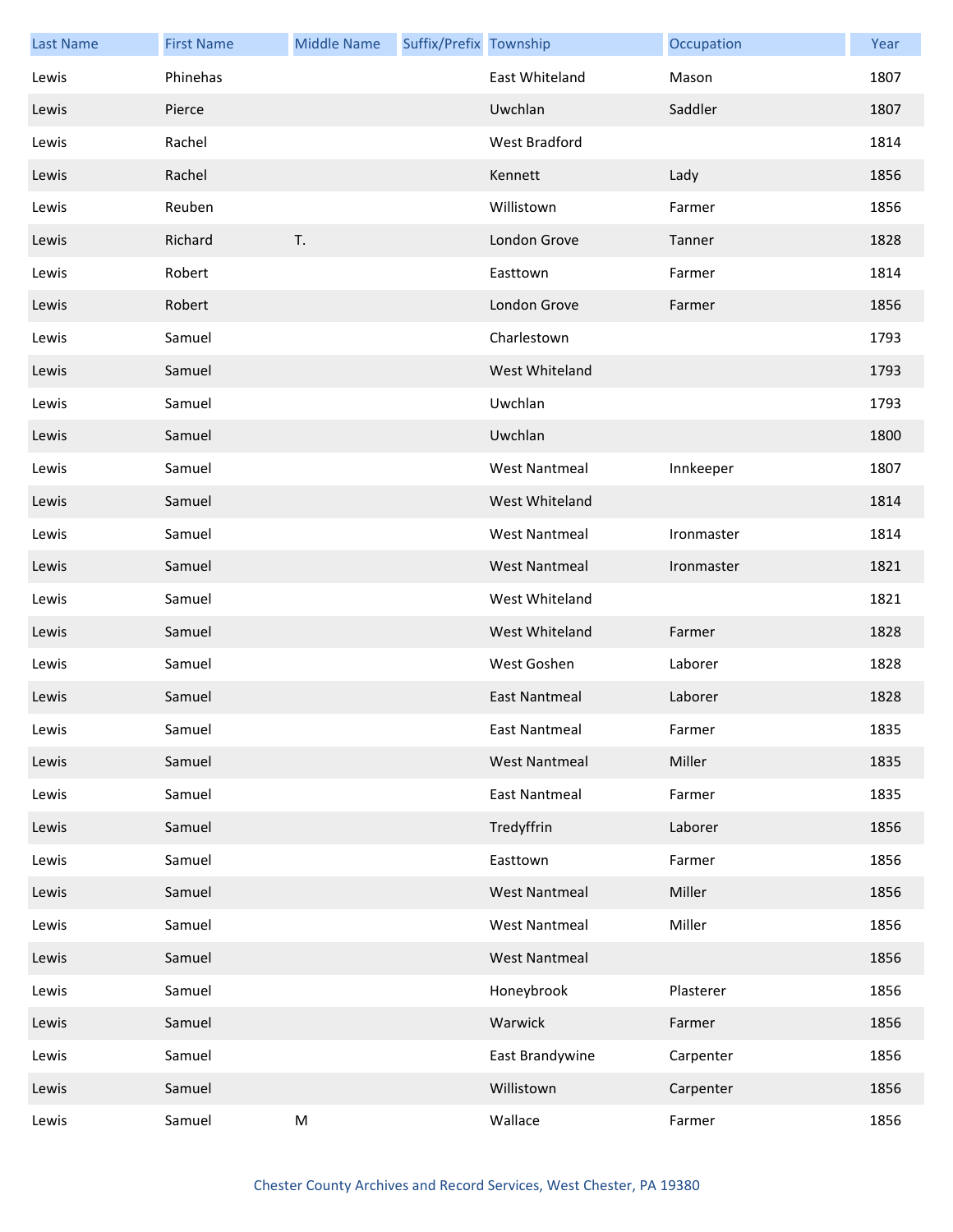| Last Name | First Name | Middle Name | Suffix/Prefix | Township | Occupation | Year |
|---|---|---|---|---|---|---|
| Lewis | Phinehas | | | East Whiteland | Mason | 1807 |
| Lewis | Pierce | | | Uwchlan | Saddler | 1807 |
| Lewis | Rachel | | | West Bradford | | 1814 |
| Lewis | Rachel | | | Kennett | Lady | 1856 |
| Lewis | Reuben | | | Willistown | Farmer | 1856 |
| Lewis | Richard | T. | | London Grove | Tanner | 1828 |
| Lewis | Robert | | | Easttown | Farmer | 1814 |
| Lewis | Robert | | | London Grove | Farmer | 1856 |
| Lewis | Samuel | | | Charlestown | | 1793 |
| Lewis | Samuel | | | West Whiteland | | 1793 |
| Lewis | Samuel | | | Uwchlan | | 1793 |
| Lewis | Samuel | | | Uwchlan | | 1800 |
| Lewis | Samuel | | | West Nantmeal | Innkeeper | 1807 |
| Lewis | Samuel | | | West Whiteland | | 1814 |
| Lewis | Samuel | | | West Nantmeal | Ironmaster | 1814 |
| Lewis | Samuel | | | West Nantmeal | Ironmaster | 1821 |
| Lewis | Samuel | | | West Whiteland | | 1821 |
| Lewis | Samuel | | | West Whiteland | Farmer | 1828 |
| Lewis | Samuel | | | West Goshen | Laborer | 1828 |
| Lewis | Samuel | | | East Nantmeal | Laborer | 1828 |
| Lewis | Samuel | | | East Nantmeal | Farmer | 1835 |
| Lewis | Samuel | | | West Nantmeal | Miller | 1835 |
| Lewis | Samuel | | | East Nantmeal | Farmer | 1835 |
| Lewis | Samuel | | | Tredyffrin | Laborer | 1856 |
| Lewis | Samuel | | | Easttown | Farmer | 1856 |
| Lewis | Samuel | | | West Nantmeal | Miller | 1856 |
| Lewis | Samuel | | | West Nantmeal | Miller | 1856 |
| Lewis | Samuel | | | West Nantmeal | | 1856 |
| Lewis | Samuel | | | Honeybrook | Plasterer | 1856 |
| Lewis | Samuel | | | Warwick | Farmer | 1856 |
| Lewis | Samuel | | | East Brandywine | Carpenter | 1856 |
| Lewis | Samuel | | | Willistown | Carpenter | 1856 |
| Lewis | Samuel | M | | Wallace | Farmer | 1856 |

Chester County Archives and Record Services, West Chester, PA 19380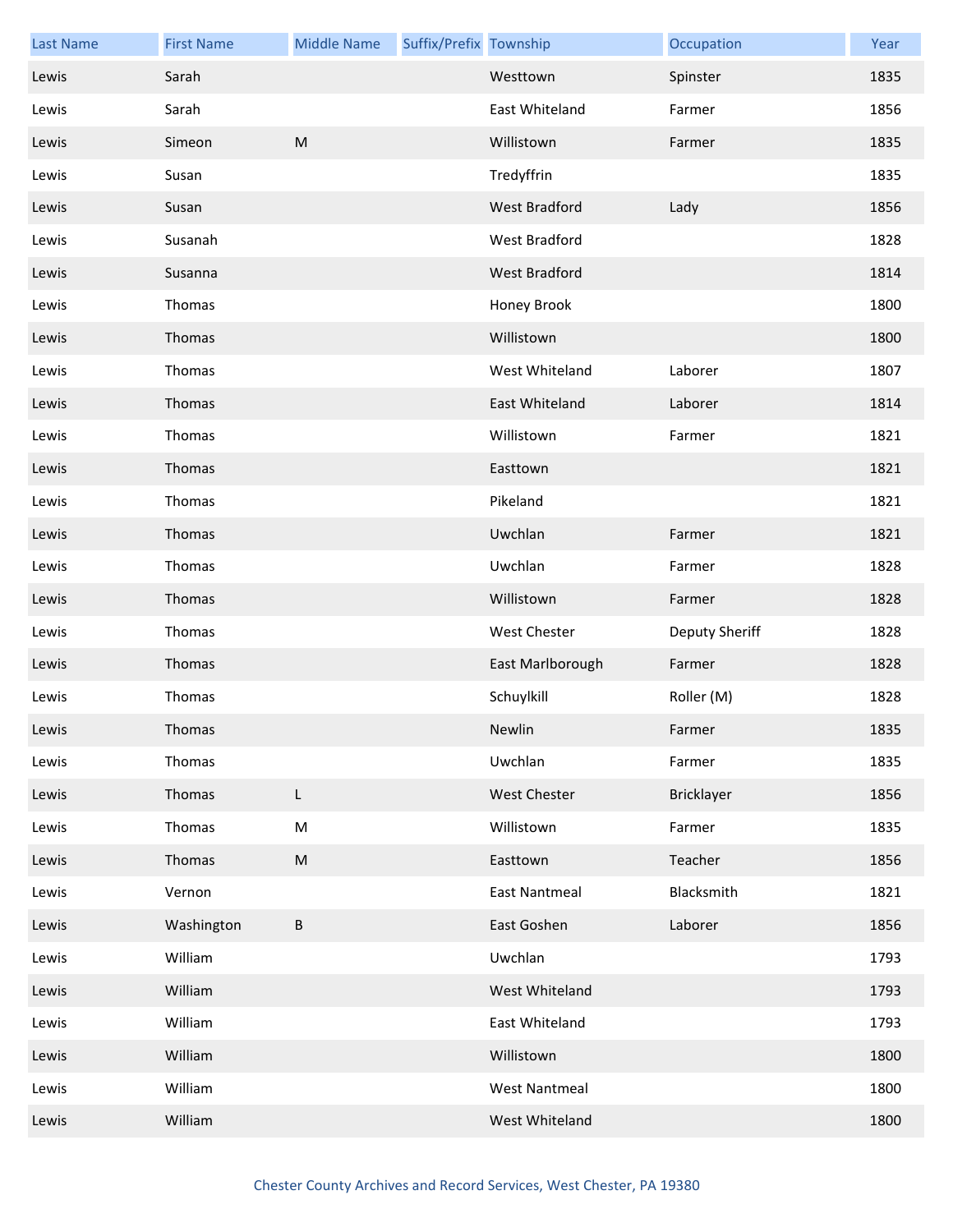| Last Name | First Name | Middle Name | Suffix/Prefix | Township | Occupation | Year |
|---|---|---|---|---|---|---|
| Lewis | Sarah | | | Westtown | Spinster | 1835 |
| Lewis | Sarah | | | East Whiteland | Farmer | 1856 |
| Lewis | Simeon | M | | Willistown | Farmer | 1835 |
| Lewis | Susan | | | Tredyffrin | | 1835 |
| Lewis | Susan | | | West Bradford | Lady | 1856 |
| Lewis | Susanah | | | West Bradford | | 1828 |
| Lewis | Susanna | | | West Bradford | | 1814 |
| Lewis | Thomas | | | Honey Brook | | 1800 |
| Lewis | Thomas | | | Willistown | | 1800 |
| Lewis | Thomas | | | West Whiteland | Laborer | 1807 |
| Lewis | Thomas | | | East Whiteland | Laborer | 1814 |
| Lewis | Thomas | | | Willistown | Farmer | 1821 |
| Lewis | Thomas | | | Easttown | | 1821 |
| Lewis | Thomas | | | Pikeland | | 1821 |
| Lewis | Thomas | | | Uwchlan | Farmer | 1821 |
| Lewis | Thomas | | | Uwchlan | Farmer | 1828 |
| Lewis | Thomas | | | Willistown | Farmer | 1828 |
| Lewis | Thomas | | | West Chester | Deputy Sheriff | 1828 |
| Lewis | Thomas | | | East Marlborough | Farmer | 1828 |
| Lewis | Thomas | | | Schuylkill | Roller (M) | 1828 |
| Lewis | Thomas | | | Newlin | Farmer | 1835 |
| Lewis | Thomas | | | Uwchlan | Farmer | 1835 |
| Lewis | Thomas | L | | West Chester | Bricklayer | 1856 |
| Lewis | Thomas | M | | Willistown | Farmer | 1835 |
| Lewis | Thomas | M | | Easttown | Teacher | 1856 |
| Lewis | Vernon | | | East Nantmeal | Blacksmith | 1821 |
| Lewis | Washington | B | | East Goshen | Laborer | 1856 |
| Lewis | William | | | Uwchlan | | 1793 |
| Lewis | William | | | West Whiteland | | 1793 |
| Lewis | William | | | East Whiteland | | 1793 |
| Lewis | William | | | Willistown | | 1800 |
| Lewis | William | | | West Nantmeal | | 1800 |
| Lewis | William | | | West Whiteland | | 1800 |

Chester County Archives and Record Services, West Chester, PA 19380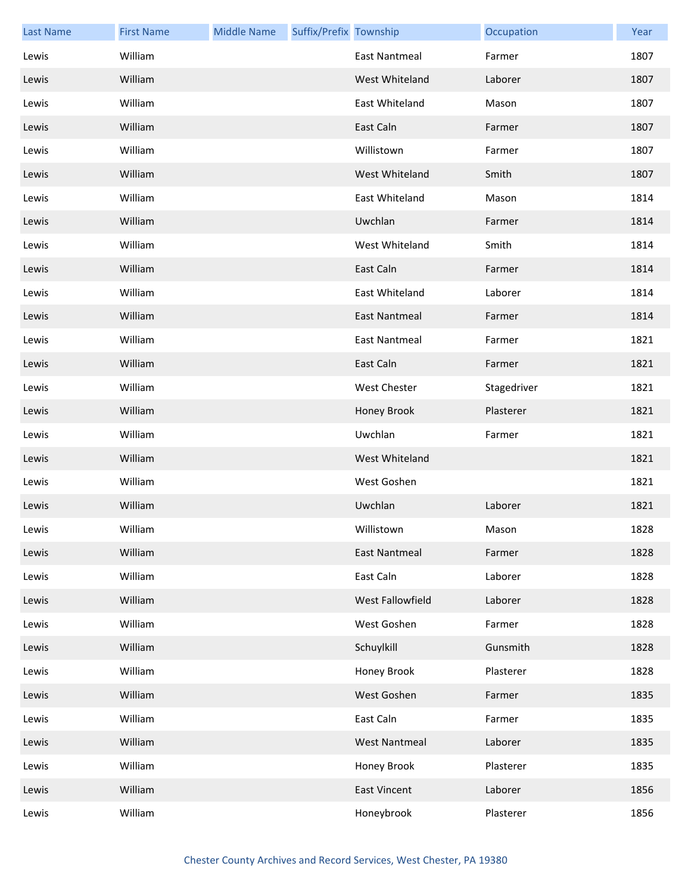| Last Name | First Name | Middle Name | Suffix/Prefix | Township | Occupation | Year |
|---|---|---|---|---|---|---|
| Lewis | William | | | East Nantmeal | Farmer | 1807 |
| Lewis | William | | | West Whiteland | Laborer | 1807 |
| Lewis | William | | | East Whiteland | Mason | 1807 |
| Lewis | William | | | East Caln | Farmer | 1807 |
| Lewis | William | | | Willistown | Farmer | 1807 |
| Lewis | William | | | West Whiteland | Smith | 1807 |
| Lewis | William | | | East Whiteland | Mason | 1814 |
| Lewis | William | | | Uwchlan | Farmer | 1814 |
| Lewis | William | | | West Whiteland | Smith | 1814 |
| Lewis | William | | | East Caln | Farmer | 1814 |
| Lewis | William | | | East Whiteland | Laborer | 1814 |
| Lewis | William | | | East Nantmeal | Farmer | 1814 |
| Lewis | William | | | East Nantmeal | Farmer | 1821 |
| Lewis | William | | | East Caln | Farmer | 1821 |
| Lewis | William | | | West Chester | Stagedriver | 1821 |
| Lewis | William | | | Honey Brook | Plasterer | 1821 |
| Lewis | William | | | Uwchlan | Farmer | 1821 |
| Lewis | William | | | West Whiteland | | 1821 |
| Lewis | William | | | West Goshen | | 1821 |
| Lewis | William | | | Uwchlan | Laborer | 1821 |
| Lewis | William | | | Willistown | Mason | 1828 |
| Lewis | William | | | East Nantmeal | Farmer | 1828 |
| Lewis | William | | | East Caln | Laborer | 1828 |
| Lewis | William | | | West Fallowfield | Laborer | 1828 |
| Lewis | William | | | West Goshen | Farmer | 1828 |
| Lewis | William | | | Schuylkill | Gunsmith | 1828 |
| Lewis | William | | | Honey Brook | Plasterer | 1828 |
| Lewis | William | | | West Goshen | Farmer | 1835 |
| Lewis | William | | | East Caln | Farmer | 1835 |
| Lewis | William | | | West Nantmeal | Laborer | 1835 |
| Lewis | William | | | Honey Brook | Plasterer | 1835 |
| Lewis | William | | | East Vincent | Laborer | 1856 |
| Lewis | William | | | Honeybrook | Plasterer | 1856 |

Chester County Archives and Record Services, West Chester, PA 19380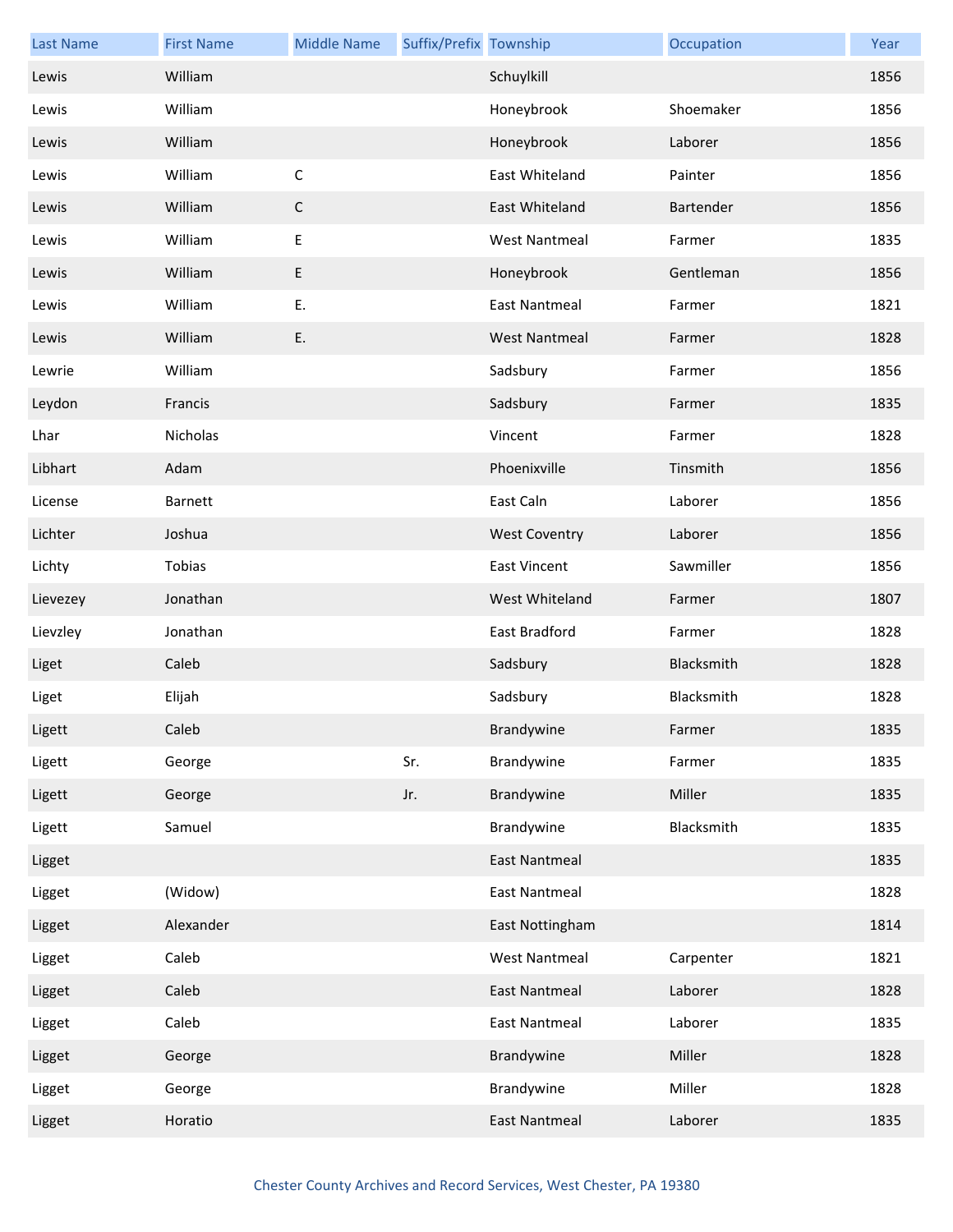| Last Name | First Name | Middle Name | Suffix/Prefix | Township | Occupation | Year |
|---|---|---|---|---|---|---|
| Lewis | William | | | Schuylkill | | 1856 |
| Lewis | William | | | Honeybrook | Shoemaker | 1856 |
| Lewis | William | | | Honeybrook | Laborer | 1856 |
| Lewis | William | C | | East Whiteland | Painter | 1856 |
| Lewis | William | C | | East Whiteland | Bartender | 1856 |
| Lewis | William | E | | West Nantmeal | Farmer | 1835 |
| Lewis | William | E | | Honeybrook | Gentleman | 1856 |
| Lewis | William | E. | | East Nantmeal | Farmer | 1821 |
| Lewis | William | E. | | West Nantmeal | Farmer | 1828 |
| Lewrie | William | | | Sadsbury | Farmer | 1856 |
| Leydon | Francis | | | Sadsbury | Farmer | 1835 |
| Lhar | Nicholas | | | Vincent | Farmer | 1828 |
| Libhart | Adam | | | Phoenixville | Tinsmith | 1856 |
| License | Barnett | | | East Caln | Laborer | 1856 |
| Lichter | Joshua | | | West Coventry | Laborer | 1856 |
| Lichty | Tobias | | | East Vincent | Sawmiller | 1856 |
| Lievezey | Jonathan | | | West Whiteland | Farmer | 1807 |
| Lievzley | Jonathan | | | East Bradford | Farmer | 1828 |
| Liget | Caleb | | | Sadsbury | Blacksmith | 1828 |
| Liget | Elijah | | | Sadsbury | Blacksmith | 1828 |
| Ligett | Caleb | | | Brandywine | Farmer | 1835 |
| Ligett | George | | Sr. | Brandywine | Farmer | 1835 |
| Ligett | George | | Jr. | Brandywine | Miller | 1835 |
| Ligett | Samuel | | | Brandywine | Blacksmith | 1835 |
| Ligget | | | | East Nantmeal | | 1835 |
| Ligget | (Widow) | | | East Nantmeal | | 1828 |
| Ligget | Alexander | | | East Nottingham | | 1814 |
| Ligget | Caleb | | | West Nantmeal | Carpenter | 1821 |
| Ligget | Caleb | | | East Nantmeal | Laborer | 1828 |
| Ligget | Caleb | | | East Nantmeal | Laborer | 1835 |
| Ligget | George | | | Brandywine | Miller | 1828 |
| Ligget | George | | | Brandywine | Miller | 1828 |
| Ligget | Horatio | | | East Nantmeal | Laborer | 1835 |

Chester County Archives and Record Services, West Chester, PA 19380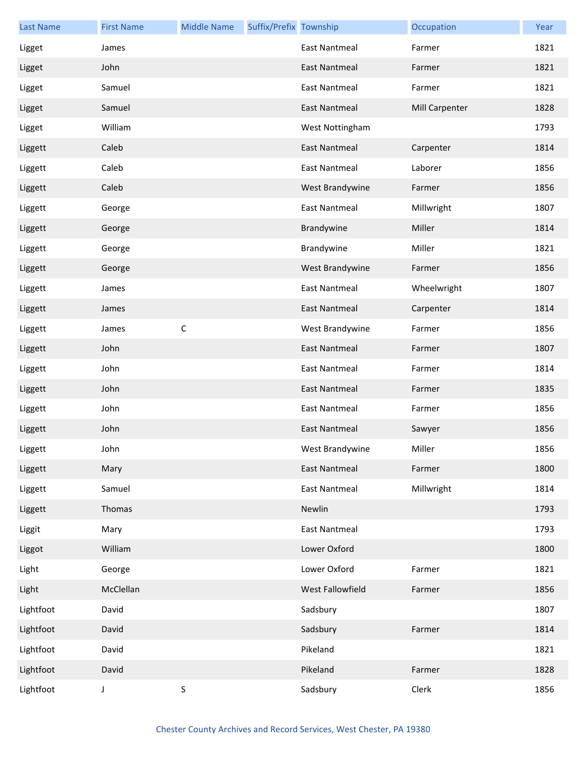| Last Name | First Name | Middle Name | Suffix/Prefix | Township | Occupation | Year |
|---|---|---|---|---|---|---|
| Ligget | James | | | East Nantmeal | Farmer | 1821 |
| Ligget | John | | | East Nantmeal | Farmer | 1821 |
| Ligget | Samuel | | | East Nantmeal | Farmer | 1821 |
| Ligget | Samuel | | | East Nantmeal | Mill Carpenter | 1828 |
| Ligget | William | | | West Nottingham | | 1793 |
| Liggett | Caleb | | | East Nantmeal | Carpenter | 1814 |
| Liggett | Caleb | | | East Nantmeal | Laborer | 1856 |
| Liggett | Caleb | | | West Brandywine | Farmer | 1856 |
| Liggett | George | | | East Nantmeal | Millwright | 1807 |
| Liggett | George | | | Brandywine | Miller | 1814 |
| Liggett | George | | | Brandywine | Miller | 1821 |
| Liggett | George | | | West Brandywine | Farmer | 1856 |
| Liggett | James | | | East Nantmeal | Wheelwright | 1807 |
| Liggett | James | | | East Nantmeal | Carpenter | 1814 |
| Liggett | James | C | | West Brandywine | Farmer | 1856 |
| Liggett | John | | | East Nantmeal | Farmer | 1807 |
| Liggett | John | | | East Nantmeal | Farmer | 1814 |
| Liggett | John | | | East Nantmeal | Farmer | 1835 |
| Liggett | John | | | East Nantmeal | Farmer | 1856 |
| Liggett | John | | | East Nantmeal | Sawyer | 1856 |
| Liggett | John | | | West Brandywine | Miller | 1856 |
| Liggett | Mary | | | East Nantmeal | Farmer | 1800 |
| Liggett | Samuel | | | East Nantmeal | Millwright | 1814 |
| Liggett | Thomas | | | Newlin | | 1793 |
| Liggit | Mary | | | East Nantmeal | | 1793 |
| Liggot | William | | | Lower Oxford | | 1800 |
| Light | George | | | Lower Oxford | Farmer | 1821 |
| Light | McClellan | | | West Fallowfield | Farmer | 1856 |
| Lightfoot | David | | | Sadsbury | | 1807 |
| Lightfoot | David | | | Sadsbury | Farmer | 1814 |
| Lightfoot | David | | | Pikeland | | 1821 |
| Lightfoot | David | | | Pikeland | Farmer | 1828 |
| Lightfoot | J | S | | Sadsbury | Clerk | 1856 |

Chester County Archives and Record Services, West Chester, PA 19380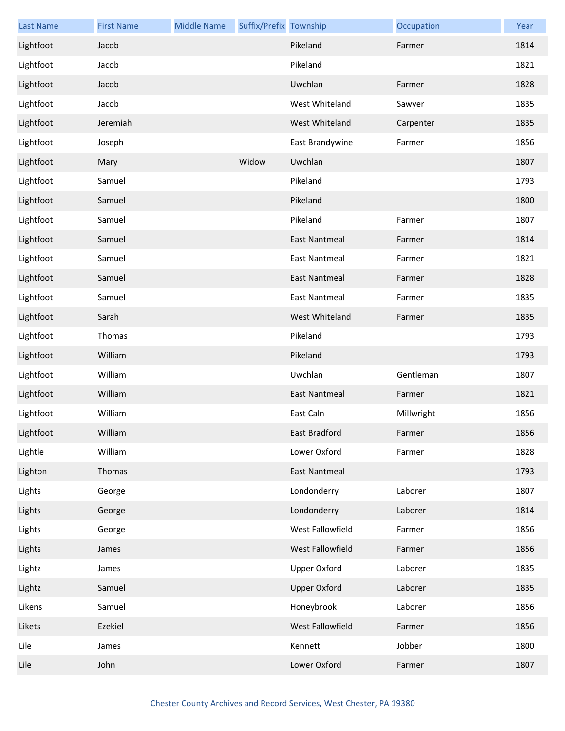| Last Name | First Name | Middle Name | Suffix/Prefix | Township | Occupation | Year |
|---|---|---|---|---|---|---|
| Lightfoot | Jacob | | | Pikeland | Farmer | 1814 |
| Lightfoot | Jacob | | | Pikeland | | 1821 |
| Lightfoot | Jacob | | | Uwchlan | Farmer | 1828 |
| Lightfoot | Jacob | | | West Whiteland | Sawyer | 1835 |
| Lightfoot | Jeremiah | | | West Whiteland | Carpenter | 1835 |
| Lightfoot | Joseph | | | East Brandywine | Farmer | 1856 |
| Lightfoot | Mary | | Widow | Uwchlan | | 1807 |
| Lightfoot | Samuel | | | Pikeland | | 1793 |
| Lightfoot | Samuel | | | Pikeland | | 1800 |
| Lightfoot | Samuel | | | Pikeland | Farmer | 1807 |
| Lightfoot | Samuel | | | East Nantmeal | Farmer | 1814 |
| Lightfoot | Samuel | | | East Nantmeal | Farmer | 1821 |
| Lightfoot | Samuel | | | East Nantmeal | Farmer | 1828 |
| Lightfoot | Samuel | | | East Nantmeal | Farmer | 1835 |
| Lightfoot | Sarah | | | West Whiteland | Farmer | 1835 |
| Lightfoot | Thomas | | | Pikeland | | 1793 |
| Lightfoot | William | | | Pikeland | | 1793 |
| Lightfoot | William | | | Uwchlan | Gentleman | 1807 |
| Lightfoot | William | | | East Nantmeal | Farmer | 1821 |
| Lightfoot | William | | | East Caln | Millwright | 1856 |
| Lightfoot | William | | | East Bradford | Farmer | 1856 |
| Lightle | William | | | Lower Oxford | Farmer | 1828 |
| Lighton | Thomas | | | East Nantmeal | | 1793 |
| Lights | George | | | Londonderry | Laborer | 1807 |
| Lights | George | | | Londonderry | Laborer | 1814 |
| Lights | George | | | West Fallowfield | Farmer | 1856 |
| Lights | James | | | West Fallowfield | Farmer | 1856 |
| Lightz | James | | | Upper Oxford | Laborer | 1835 |
| Lightz | Samuel | | | Upper Oxford | Laborer | 1835 |
| Likens | Samuel | | | Honeybrook | Laborer | 1856 |
| Likets | Ezekiel | | | West Fallowfield | Farmer | 1856 |
| Lile | James | | | Kennett | Jobber | 1800 |
| Lile | John | | | Lower Oxford | Farmer | 1807 |

Chester County Archives and Record Services, West Chester, PA 19380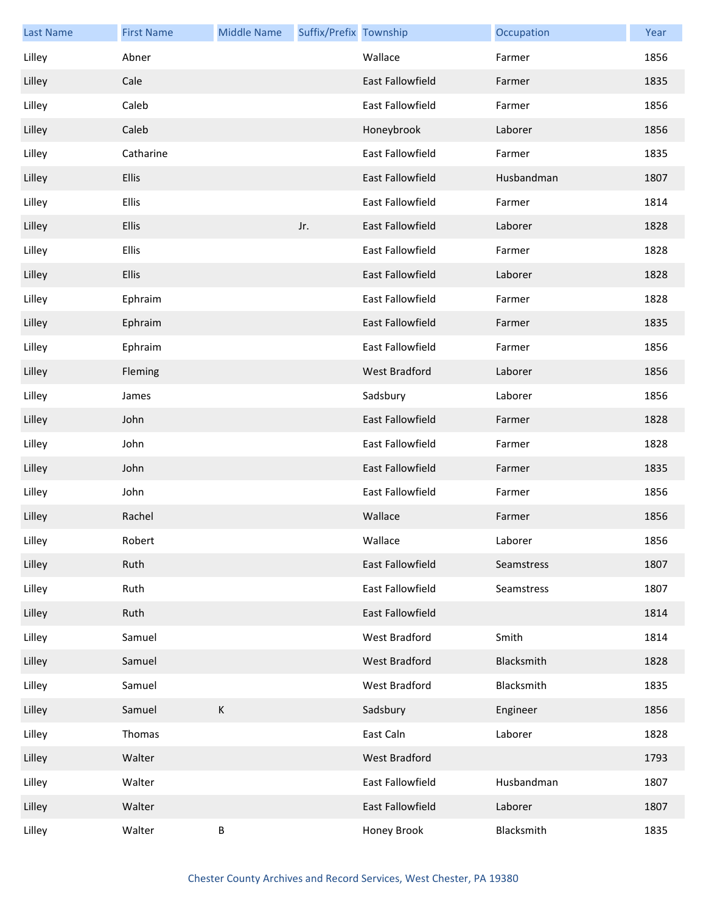| Last Name | First Name | Middle Name | Suffix/Prefix | Township | Occupation | Year |
|---|---|---|---|---|---|---|
| Lilley | Abner | | | Wallace | Farmer | 1856 |
| Lilley | Cale | | | East Fallowfield | Farmer | 1835 |
| Lilley | Caleb | | | East Fallowfield | Farmer | 1856 |
| Lilley | Caleb | | | Honeybrook | Laborer | 1856 |
| Lilley | Catharine | | | East Fallowfield | Farmer | 1835 |
| Lilley | Ellis | | | East Fallowfield | Husbandman | 1807 |
| Lilley | Ellis | | | East Fallowfield | Farmer | 1814 |
| Lilley | Ellis | | Jr. | East Fallowfield | Laborer | 1828 |
| Lilley | Ellis | | | East Fallowfield | Farmer | 1828 |
| Lilley | Ellis | | | East Fallowfield | Laborer | 1828 |
| Lilley | Ephraim | | | East Fallowfield | Farmer | 1828 |
| Lilley | Ephraim | | | East Fallowfield | Farmer | 1835 |
| Lilley | Ephraim | | | East Fallowfield | Farmer | 1856 |
| Lilley | Fleming | | | West Bradford | Laborer | 1856 |
| Lilley | James | | | Sadsbury | Laborer | 1856 |
| Lilley | John | | | East Fallowfield | Farmer | 1828 |
| Lilley | John | | | East Fallowfield | Farmer | 1828 |
| Lilley | John | | | East Fallowfield | Farmer | 1835 |
| Lilley | John | | | East Fallowfield | Farmer | 1856 |
| Lilley | Rachel | | | Wallace | Farmer | 1856 |
| Lilley | Robert | | | Wallace | Laborer | 1856 |
| Lilley | Ruth | | | East Fallowfield | Seamstress | 1807 |
| Lilley | Ruth | | | East Fallowfield | Seamstress | 1807 |
| Lilley | Ruth | | | East Fallowfield | | 1814 |
| Lilley | Samuel | | | West Bradford | Smith | 1814 |
| Lilley | Samuel | | | West Bradford | Blacksmith | 1828 |
| Lilley | Samuel | | | West Bradford | Blacksmith | 1835 |
| Lilley | Samuel | K | | Sadsbury | Engineer | 1856 |
| Lilley | Thomas | | | East Caln | Laborer | 1828 |
| Lilley | Walter | | | West Bradford | | 1793 |
| Lilley | Walter | | | East Fallowfield | Husbandman | 1807 |
| Lilley | Walter | | | East Fallowfield | Laborer | 1807 |
| Lilley | Walter | B | | Honey Brook | Blacksmith | 1835 |

Chester County Archives and Record Services, West Chester, PA 19380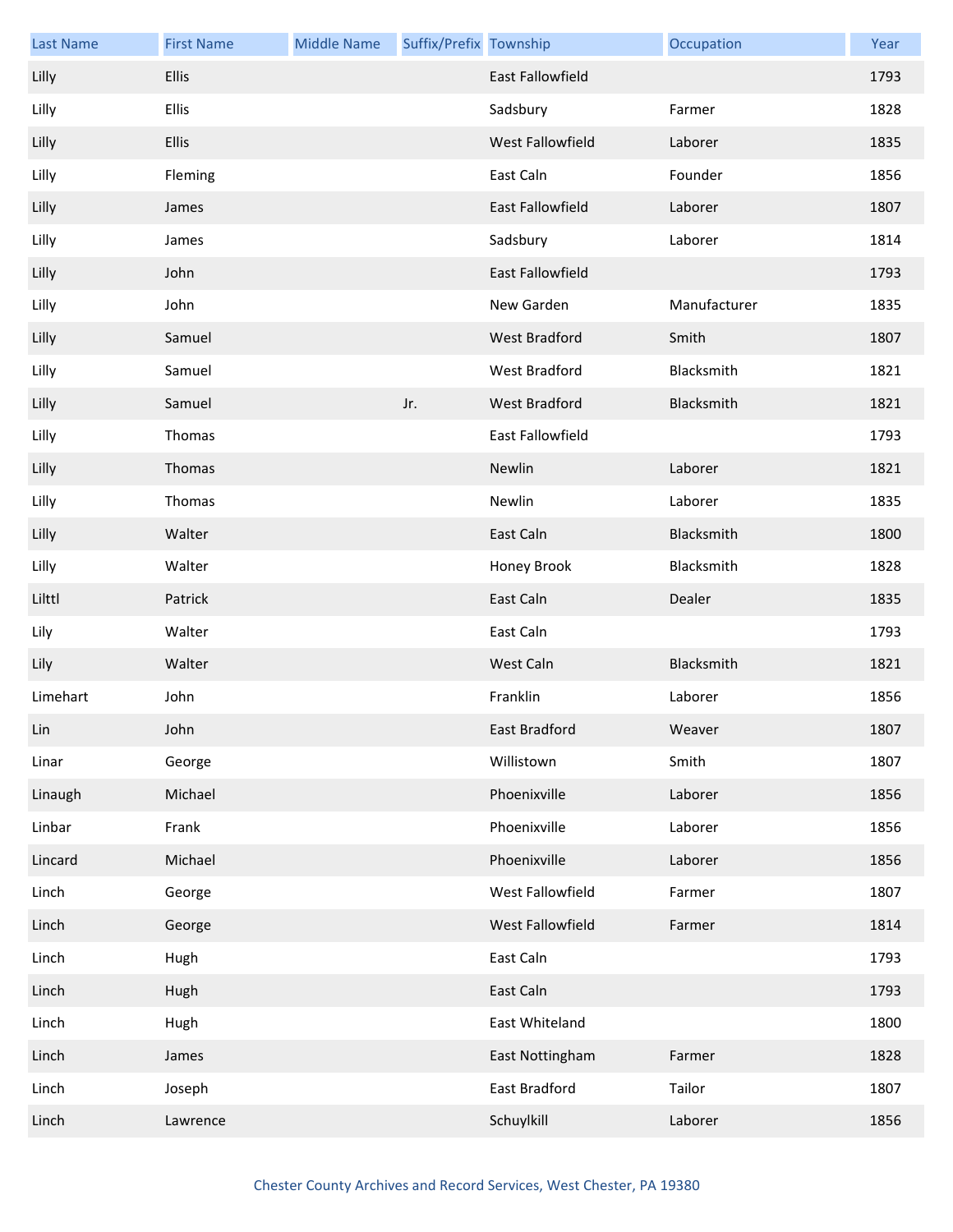| Last Name | First Name | Middle Name | Suffix/Prefix | Township | Occupation | Year |
|---|---|---|---|---|---|---|
| Lilly | Ellis | | | East Fallowfield | | 1793 |
| Lilly | Ellis | | | Sadsbury | Farmer | 1828 |
| Lilly | Ellis | | | West Fallowfield | Laborer | 1835 |
| Lilly | Fleming | | | East Caln | Founder | 1856 |
| Lilly | James | | | East Fallowfield | Laborer | 1807 |
| Lilly | James | | | Sadsbury | Laborer | 1814 |
| Lilly | John | | | East Fallowfield | | 1793 |
| Lilly | John | | | New Garden | Manufacturer | 1835 |
| Lilly | Samuel | | | West Bradford | Smith | 1807 |
| Lilly | Samuel | | | West Bradford | Blacksmith | 1821 |
| Lilly | Samuel | | Jr. | West Bradford | Blacksmith | 1821 |
| Lilly | Thomas | | | East Fallowfield | | 1793 |
| Lilly | Thomas | | | Newlin | Laborer | 1821 |
| Lilly | Thomas | | | Newlin | Laborer | 1835 |
| Lilly | Walter | | | East Caln | Blacksmith | 1800 |
| Lilly | Walter | | | Honey Brook | Blacksmith | 1828 |
| Lilttl | Patrick | | | East Caln | Dealer | 1835 |
| Lily | Walter | | | East Caln | | 1793 |
| Lily | Walter | | | West Caln | Blacksmith | 1821 |
| Limehart | John | | | Franklin | Laborer | 1856 |
| Lin | John | | | East Bradford | Weaver | 1807 |
| Linar | George | | | Willistown | Smith | 1807 |
| Linaugh | Michael | | | Phoenixville | Laborer | 1856 |
| Linbar | Frank | | | Phoenixville | Laborer | 1856 |
| Lincard | Michael | | | Phoenixville | Laborer | 1856 |
| Linch | George | | | West Fallowfield | Farmer | 1807 |
| Linch | George | | | West Fallowfield | Farmer | 1814 |
| Linch | Hugh | | | East Caln | | 1793 |
| Linch | Hugh | | | East Caln | | 1793 |
| Linch | Hugh | | | East Whiteland | | 1800 |
| Linch | James | | | East Nottingham | Farmer | 1828 |
| Linch | Joseph | | | East Bradford | Tailor | 1807 |
| Linch | Lawrence | | | Schuylkill | Laborer | 1856 |

Chester County Archives and Record Services, West Chester, PA 19380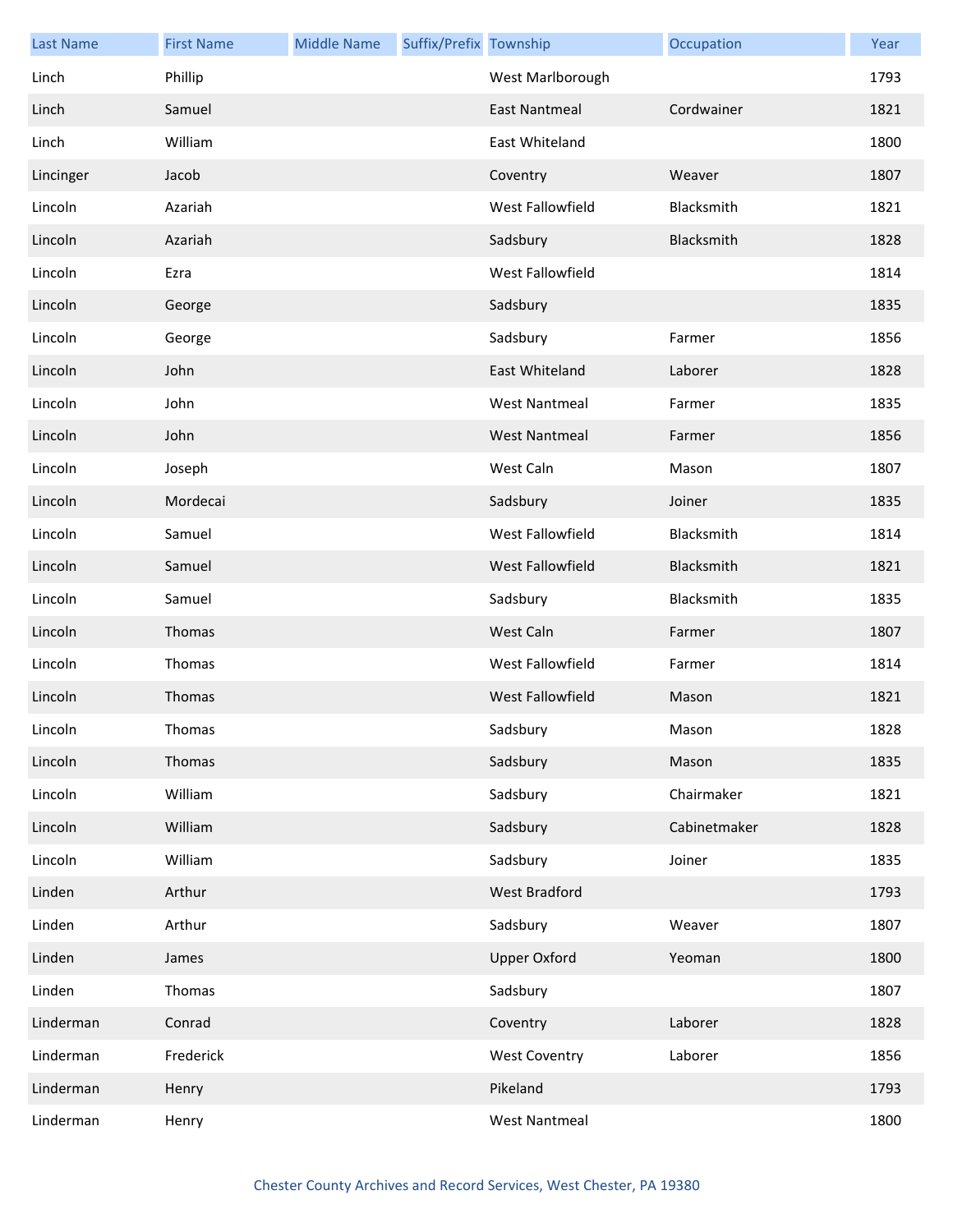| Last Name | First Name | Middle Name | Suffix/Prefix | Township | Occupation | Year |
|---|---|---|---|---|---|---|
| Linch | Phillip | | | West Marlborough | | 1793 |
| Linch | Samuel | | | East Nantmeal | Cordwainer | 1821 |
| Linch | William | | | East Whiteland | | 1800 |
| Lincinger | Jacob | | | Coventry | Weaver | 1807 |
| Lincoln | Azariah | | | West Fallowfield | Blacksmith | 1821 |
| Lincoln | Azariah | | | Sadsbury | Blacksmith | 1828 |
| Lincoln | Ezra | | | West Fallowfield | | 1814 |
| Lincoln | George | | | Sadsbury | | 1835 |
| Lincoln | George | | | Sadsbury | Farmer | 1856 |
| Lincoln | John | | | East Whiteland | Laborer | 1828 |
| Lincoln | John | | | West Nantmeal | Farmer | 1835 |
| Lincoln | John | | | West Nantmeal | Farmer | 1856 |
| Lincoln | Joseph | | | West Caln | Mason | 1807 |
| Lincoln | Mordecai | | | Sadsbury | Joiner | 1835 |
| Lincoln | Samuel | | | West Fallowfield | Blacksmith | 1814 |
| Lincoln | Samuel | | | West Fallowfield | Blacksmith | 1821 |
| Lincoln | Samuel | | | Sadsbury | Blacksmith | 1835 |
| Lincoln | Thomas | | | West Caln | Farmer | 1807 |
| Lincoln | Thomas | | | West Fallowfield | Farmer | 1814 |
| Lincoln | Thomas | | | West Fallowfield | Mason | 1821 |
| Lincoln | Thomas | | | Sadsbury | Mason | 1828 |
| Lincoln | Thomas | | | Sadsbury | Mason | 1835 |
| Lincoln | William | | | Sadsbury | Chairmaker | 1821 |
| Lincoln | William | | | Sadsbury | Cabinetmaker | 1828 |
| Lincoln | William | | | Sadsbury | Joiner | 1835 |
| Linden | Arthur | | | West Bradford | | 1793 |
| Linden | Arthur | | | Sadsbury | Weaver | 1807 |
| Linden | James | | | Upper Oxford | Yeoman | 1800 |
| Linden | Thomas | | | Sadsbury | | 1807 |
| Linderman | Conrad | | | Coventry | Laborer | 1828 |
| Linderman | Frederick | | | West Coventry | Laborer | 1856 |
| Linderman | Henry | | | Pikeland | | 1793 |
| Linderman | Henry | | | West Nantmeal | | 1800 |

Chester County Archives and Record Services, West Chester, PA 19380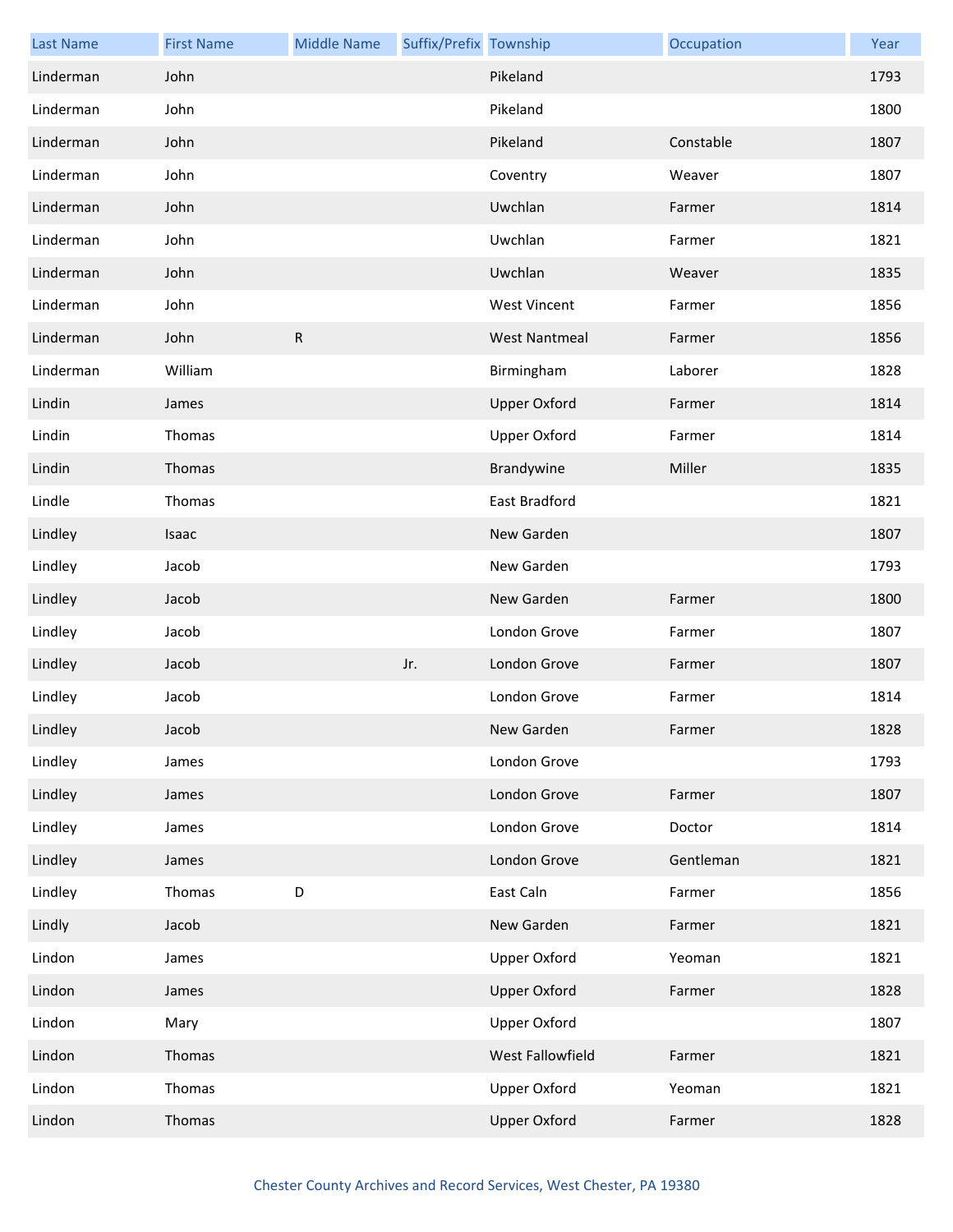| Last Name | First Name | Middle Name | Suffix/Prefix | Township | Occupation | Year |
|---|---|---|---|---|---|---|
| Linderman | John | | | Pikeland | | 1793 |
| Linderman | John | | | Pikeland | | 1800 |
| Linderman | John | | | Pikeland | Constable | 1807 |
| Linderman | John | | | Coventry | Weaver | 1807 |
| Linderman | John | | | Uwchlan | Farmer | 1814 |
| Linderman | John | | | Uwchlan | Farmer | 1821 |
| Linderman | John | | | Uwchlan | Weaver | 1835 |
| Linderman | John | | | West Vincent | Farmer | 1856 |
| Linderman | John | R | | West Nantmeal | Farmer | 1856 |
| Linderman | William | | | Birmingham | Laborer | 1828 |
| Lindin | James | | | Upper Oxford | Farmer | 1814 |
| Lindin | Thomas | | | Upper Oxford | Farmer | 1814 |
| Lindin | Thomas | | | Brandywine | Miller | 1835 |
| Lindle | Thomas | | | East Bradford | | 1821 |
| Lindley | Isaac | | | New Garden | | 1807 |
| Lindley | Jacob | | | New Garden | | 1793 |
| Lindley | Jacob | | | New Garden | Farmer | 1800 |
| Lindley | Jacob | | | London Grove | Farmer | 1807 |
| Lindley | Jacob | | Jr. | London Grove | Farmer | 1807 |
| Lindley | Jacob | | | London Grove | Farmer | 1814 |
| Lindley | Jacob | | | New Garden | Farmer | 1828 |
| Lindley | James | | | London Grove | | 1793 |
| Lindley | James | | | London Grove | Farmer | 1807 |
| Lindley | James | | | London Grove | Doctor | 1814 |
| Lindley | James | | | London Grove | Gentleman | 1821 |
| Lindley | Thomas | D | | East Caln | Farmer | 1856 |
| Lindly | Jacob | | | New Garden | Farmer | 1821 |
| Lindon | James | | | Upper Oxford | Yeoman | 1821 |
| Lindon | James | | | Upper Oxford | Farmer | 1828 |
| Lindon | Mary | | | Upper Oxford | | 1807 |
| Lindon | Thomas | | | West Fallowfield | Farmer | 1821 |
| Lindon | Thomas | | | Upper Oxford | Yeoman | 1821 |
| Lindon | Thomas | | | Upper Oxford | Farmer | 1828 |

Chester County Archives and Record Services, West Chester, PA 19380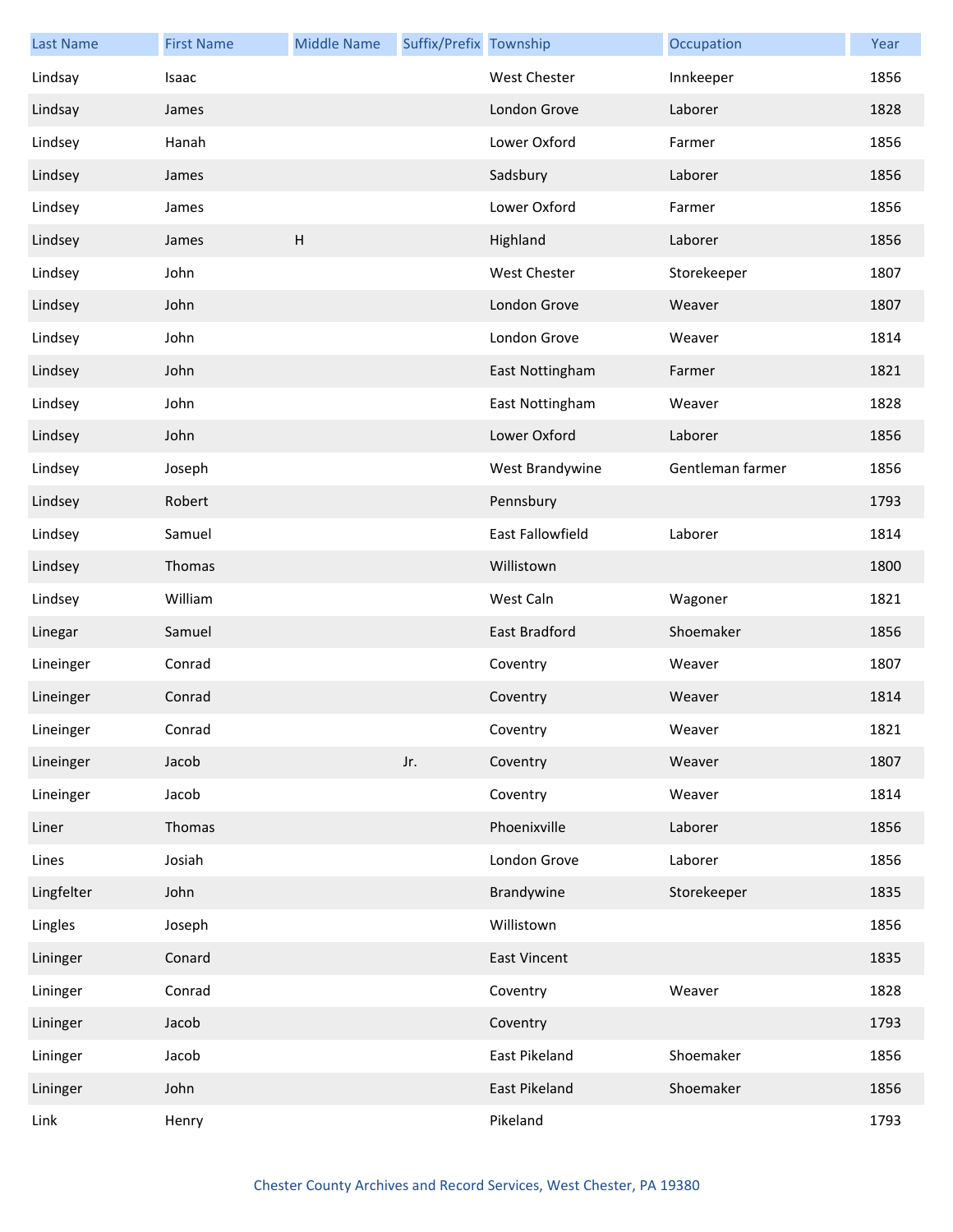| Last Name | First Name | Middle Name | Suffix/Prefix | Township | Occupation | Year |
| --- | --- | --- | --- | --- | --- | --- |
| Lindsay | Isaac | | | West Chester | Innkeeper | 1856 |
| Lindsay | James | | | London Grove | Laborer | 1828 |
| Lindsey | Hanah | | | Lower Oxford | Farmer | 1856 |
| Lindsey | James | | | Sadsbury | Laborer | 1856 |
| Lindsey | James | | | Lower Oxford | Farmer | 1856 |
| Lindsey | James | H | | Highland | Laborer | 1856 |
| Lindsey | John | | | West Chester | Storekeeper | 1807 |
| Lindsey | John | | | London Grove | Weaver | 1807 |
| Lindsey | John | | | London Grove | Weaver | 1814 |
| Lindsey | John | | | East Nottingham | Farmer | 1821 |
| Lindsey | John | | | East Nottingham | Weaver | 1828 |
| Lindsey | John | | | Lower Oxford | Laborer | 1856 |
| Lindsey | Joseph | | | West Brandywine | Gentleman farmer | 1856 |
| Lindsey | Robert | | | Pennsbury | | 1793 |
| Lindsey | Samuel | | | East Fallowfield | Laborer | 1814 |
| Lindsey | Thomas | | | Willistown | | 1800 |
| Lindsey | William | | | West Caln | Wagoner | 1821 |
| Linegar | Samuel | | | East Bradford | Shoemaker | 1856 |
| Lineinger | Conrad | | | Coventry | Weaver | 1807 |
| Lineinger | Conrad | | | Coventry | Weaver | 1814 |
| Lineinger | Conrad | | | Coventry | Weaver | 1821 |
| Lineinger | Jacob | | Jr. | Coventry | Weaver | 1807 |
| Lineinger | Jacob | | | Coventry | Weaver | 1814 |
| Liner | Thomas | | | Phoenixville | Laborer | 1856 |
| Lines | Josiah | | | London Grove | Laborer | 1856 |
| Lingfelter | John | | | Brandywine | Storekeeper | 1835 |
| Lingles | Joseph | | | Willistown | | 1856 |
| Lininger | Conard | | | East Vincent | | 1835 |
| Lininger | Conrad | | | Coventry | Weaver | 1828 |
| Lininger | Jacob | | | Coventry | | 1793 |
| Lininger | Jacob | | | East Pikeland | Shoemaker | 1856 |
| Lininger | John | | | East Pikeland | Shoemaker | 1856 |
| Link | Henry | | | Pikeland | | 1793 |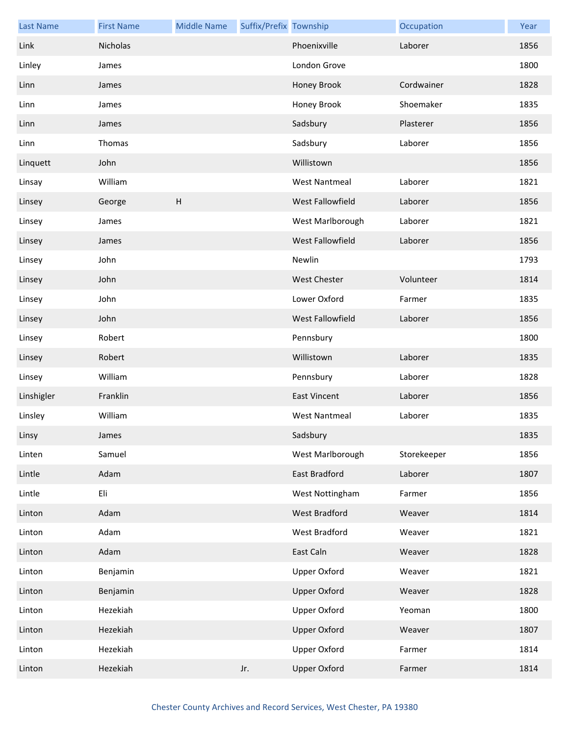| Last Name | First Name | Middle Name | Suffix/Prefix | Township | Occupation | Year |
|---|---|---|---|---|---|---|
| Link | Nicholas | | | Phoenixville | Laborer | 1856 |
| Linley | James | | | London Grove | | 1800 |
| Linn | James | | | Honey Brook | Cordwainer | 1828 |
| Linn | James | | | Honey Brook | Shoemaker | 1835 |
| Linn | James | | | Sadsbury | Plasterer | 1856 |
| Linn | Thomas | | | Sadsbury | Laborer | 1856 |
| Linquett | John | | | Willistown | | 1856 |
| Linsay | William | | | West Nantmeal | Laborer | 1821 |
| Linsey | George | H | | West Fallowfield | Laborer | 1856 |
| Linsey | James | | | West Marlborough | Laborer | 1821 |
| Linsey | James | | | West Fallowfield | Laborer | 1856 |
| Linsey | John | | | Newlin | | 1793 |
| Linsey | John | | | West Chester | Volunteer | 1814 |
| Linsey | John | | | Lower Oxford | Farmer | 1835 |
| Linsey | John | | | West Fallowfield | Laborer | 1856 |
| Linsey | Robert | | | Pennsbury | | 1800 |
| Linsey | Robert | | | Willistown | Laborer | 1835 |
| Linsey | William | | | Pennsbury | Laborer | 1828 |
| Linshigler | Franklin | | | East Vincent | Laborer | 1856 |
| Linsley | William | | | West Nantmeal | Laborer | 1835 |
| Linsy | James | | | Sadsbury | | 1835 |
| Linten | Samuel | | | West Marlborough | Storekeeper | 1856 |
| Lintle | Adam | | | East Bradford | Laborer | 1807 |
| Lintle | Eli | | | West Nottingham | Farmer | 1856 |
| Linton | Adam | | | West Bradford | Weaver | 1814 |
| Linton | Adam | | | West Bradford | Weaver | 1821 |
| Linton | Adam | | | East Caln | Weaver | 1828 |
| Linton | Benjamin | | | Upper Oxford | Weaver | 1821 |
| Linton | Benjamin | | | Upper Oxford | Weaver | 1828 |
| Linton | Hezekiah | | | Upper Oxford | Yeoman | 1800 |
| Linton | Hezekiah | | | Upper Oxford | Weaver | 1807 |
| Linton | Hezekiah | | | Upper Oxford | Farmer | 1814 |
| Linton | Hezekiah | | Jr. | Upper Oxford | Farmer | 1814 |

Chester County Archives and Record Services, West Chester, PA 19380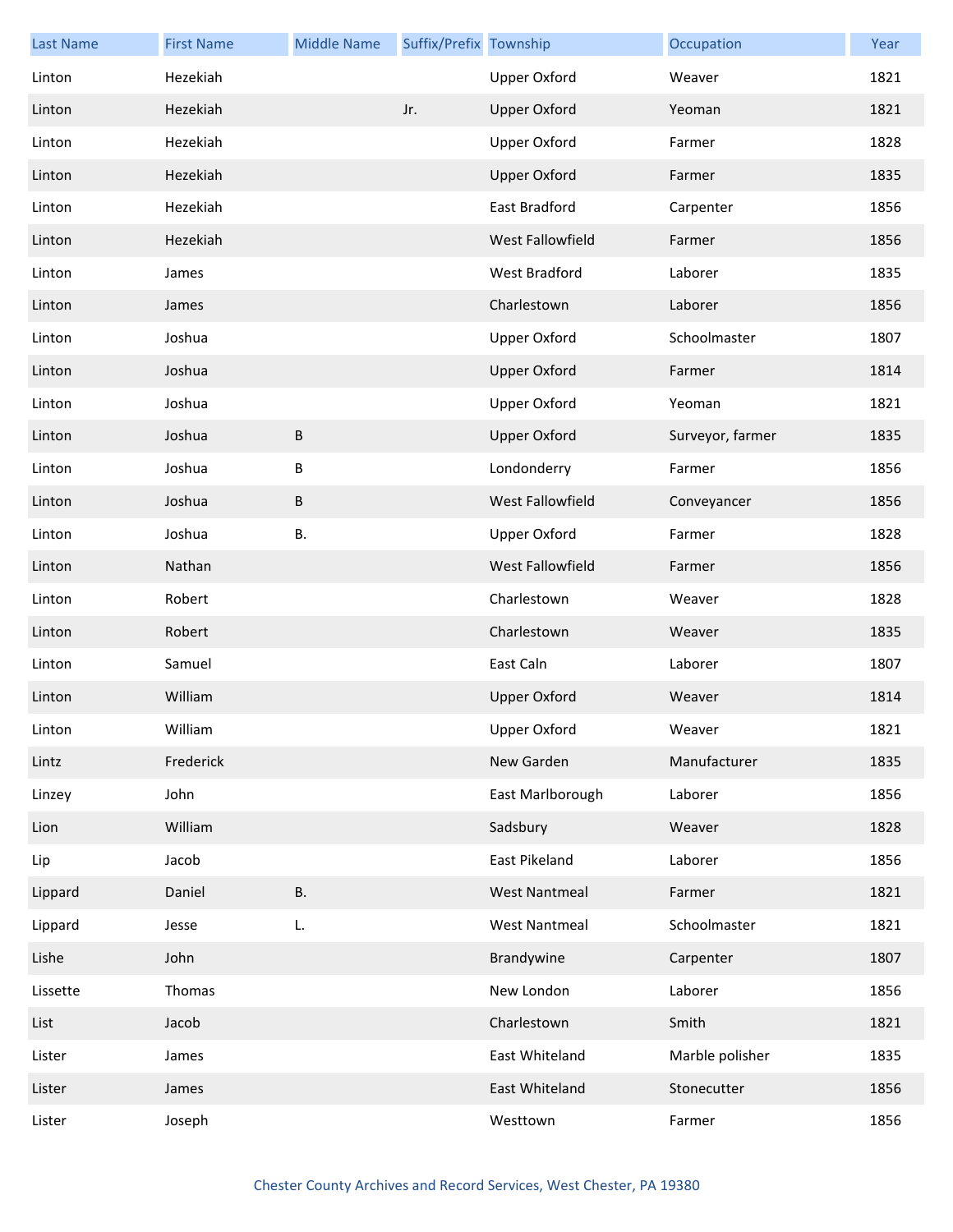| Last Name | First Name | Middle Name | Suffix/Prefix | Township | Occupation | Year |
|---|---|---|---|---|---|---|
| Linton | Hezekiah | | | Upper Oxford | Weaver | 1821 |
| Linton | Hezekiah | | Jr. | Upper Oxford | Yeoman | 1821 |
| Linton | Hezekiah | | | Upper Oxford | Farmer | 1828 |
| Linton | Hezekiah | | | Upper Oxford | Farmer | 1835 |
| Linton | Hezekiah | | | East Bradford | Carpenter | 1856 |
| Linton | Hezekiah | | | West Fallowfield | Farmer | 1856 |
| Linton | James | | | West Bradford | Laborer | 1835 |
| Linton | James | | | Charlestown | Laborer | 1856 |
| Linton | Joshua | | | Upper Oxford | Schoolmaster | 1807 |
| Linton | Joshua | | | Upper Oxford | Farmer | 1814 |
| Linton | Joshua | | | Upper Oxford | Yeoman | 1821 |
| Linton | Joshua | B | | Upper Oxford | Surveyor, farmer | 1835 |
| Linton | Joshua | B | | Londonderry | Farmer | 1856 |
| Linton | Joshua | B | | West Fallowfield | Conveyancer | 1856 |
| Linton | Joshua | B. | | Upper Oxford | Farmer | 1828 |
| Linton | Nathan | | | West Fallowfield | Farmer | 1856 |
| Linton | Robert | | | Charlestown | Weaver | 1828 |
| Linton | Robert | | | Charlestown | Weaver | 1835 |
| Linton | Samuel | | | East Caln | Laborer | 1807 |
| Linton | William | | | Upper Oxford | Weaver | 1814 |
| Linton | William | | | Upper Oxford | Weaver | 1821 |
| Lintz | Frederick | | | New Garden | Manufacturer | 1835 |
| Linzey | John | | | East Marlborough | Laborer | 1856 |
| Lion | William | | | Sadsbury | Weaver | 1828 |
| Lip | Jacob | | | East Pikeland | Laborer | 1856 |
| Lippard | Daniel | B. | | West Nantmeal | Farmer | 1821 |
| Lippard | Jesse | L. | | West Nantmeal | Schoolmaster | 1821 |
| Lishe | John | | | Brandywine | Carpenter | 1807 |
| Lissette | Thomas | | | New London | Laborer | 1856 |
| List | Jacob | | | Charlestown | Smith | 1821 |
| Lister | James | | | East Whiteland | Marble polisher | 1835 |
| Lister | James | | | East Whiteland | Stonecutter | 1856 |
| Lister | Joseph | | | Westtown | Farmer | 1856 |

Chester County Archives and Record Services, West Chester, PA 19380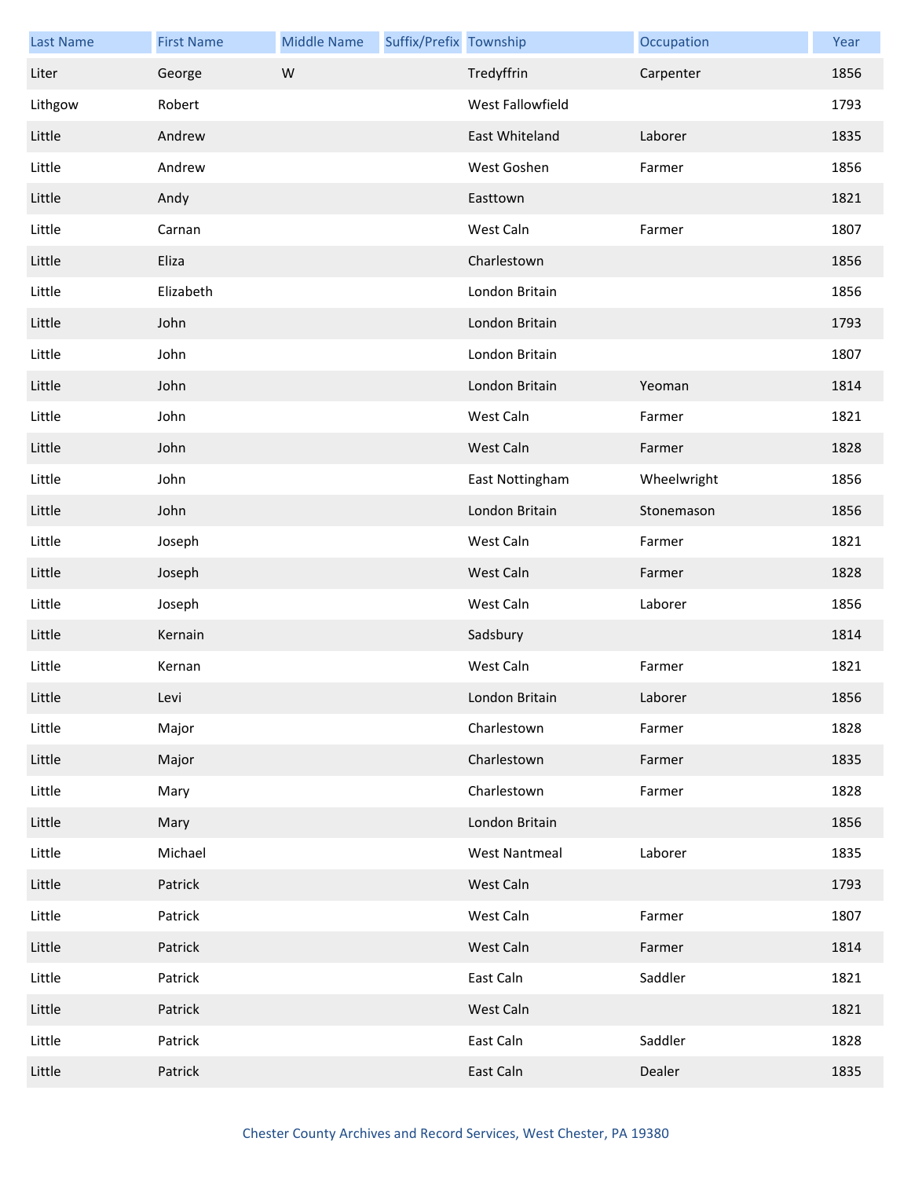| Last Name | First Name | Middle Name | Suffix/Prefix | Township | Occupation | Year |
| --- | --- | --- | --- | --- | --- | --- |
| Liter | George | W | | Tredyffrin | Carpenter | 1856 |
| Lithgow | Robert | | | West Fallowfield | | 1793 |
| Little | Andrew | | | East Whiteland | Laborer | 1835 |
| Little | Andrew | | | West Goshen | Farmer | 1856 |
| Little | Andy | | | Easttown | | 1821 |
| Little | Carnan | | | West Caln | Farmer | 1807 |
| Little | Eliza | | | Charlestown | | 1856 |
| Little | Elizabeth | | | London Britain | | 1856 |
| Little | John | | | London Britain | | 1793 |
| Little | John | | | London Britain | | 1807 |
| Little | John | | | London Britain | Yeoman | 1814 |
| Little | John | | | West Caln | Farmer | 1821 |
| Little | John | | | West Caln | Farmer | 1828 |
| Little | John | | | East Nottingham | Wheelwright | 1856 |
| Little | John | | | London Britain | Stonemason | 1856 |
| Little | Joseph | | | West Caln | Farmer | 1821 |
| Little | Joseph | | | West Caln | Farmer | 1828 |
| Little | Joseph | | | West Caln | Laborer | 1856 |
| Little | Kernain | | | Sadsbury | | 1814 |
| Little | Kernan | | | West Caln | Farmer | 1821 |
| Little | Levi | | | London Britain | Laborer | 1856 |
| Little | Major | | | Charlestown | Farmer | 1828 |
| Little | Major | | | Charlestown | Farmer | 1835 |
| Little | Mary | | | Charlestown | Farmer | 1828 |
| Little | Mary | | | London Britain | | 1856 |
| Little | Michael | | | West Nantmeal | Laborer | 1835 |
| Little | Patrick | | | West Caln | | 1793 |
| Little | Patrick | | | West Caln | Farmer | 1807 |
| Little | Patrick | | | West Caln | Farmer | 1814 |
| Little | Patrick | | | East Caln | Saddler | 1821 |
| Little | Patrick | | | West Caln | | 1821 |
| Little | Patrick | | | East Caln | Saddler | 1828 |
| Little | Patrick | | | East Caln | Dealer | 1835 |

Chester County Archives and Record Services, West Chester, PA 19380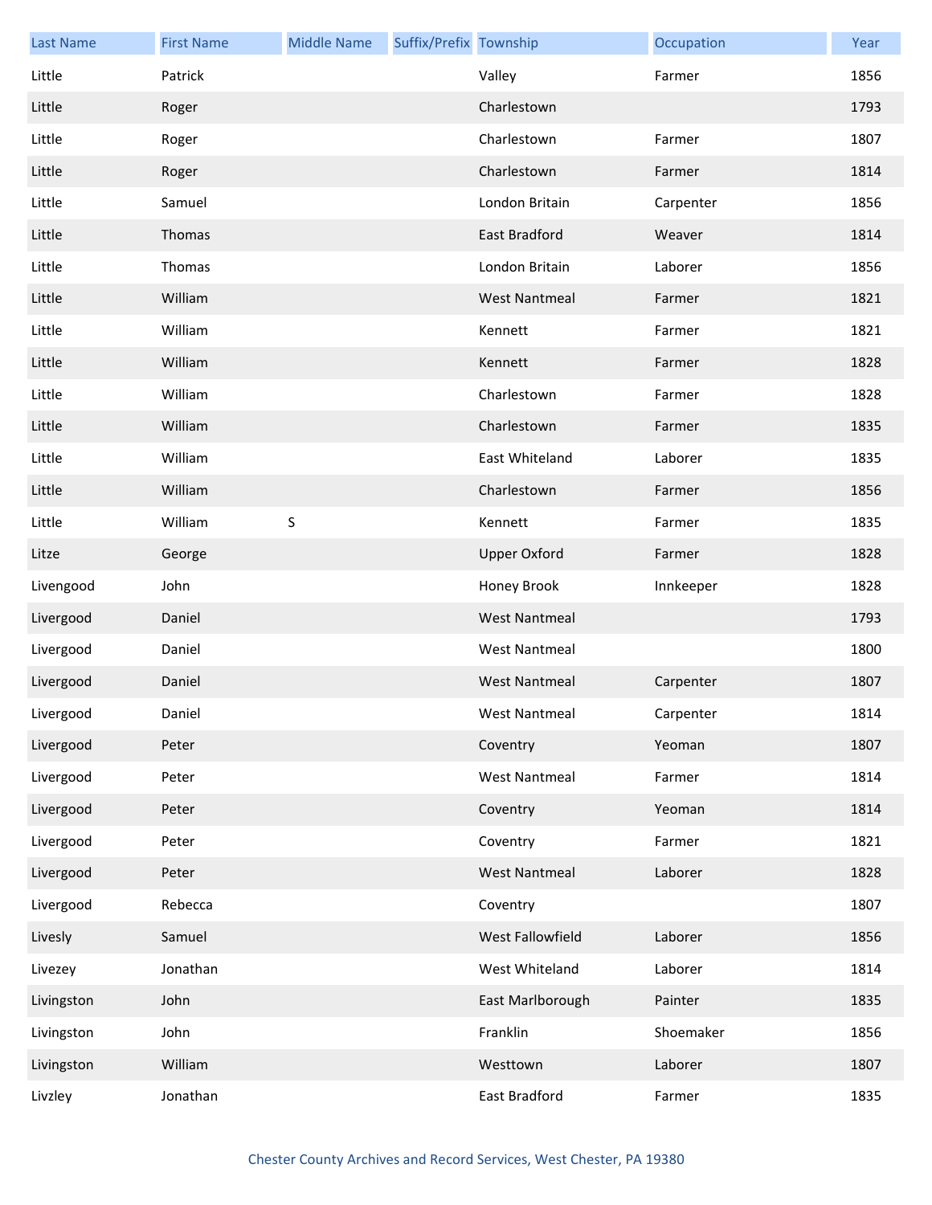| Last Name | First Name | Middle Name | Suffix/Prefix | Township | Occupation | Year |
|---|---|---|---|---|---|---|
| Little | Patrick | | | Valley | Farmer | 1856 |
| Little | Roger | | | Charlestown | | 1793 |
| Little | Roger | | | Charlestown | Farmer | 1807 |
| Little | Roger | | | Charlestown | Farmer | 1814 |
| Little | Samuel | | | London Britain | Carpenter | 1856 |
| Little | Thomas | | | East Bradford | Weaver | 1814 |
| Little | Thomas | | | London Britain | Laborer | 1856 |
| Little | William | | | West Nantmeal | Farmer | 1821 |
| Little | William | | | Kennett | Farmer | 1821 |
| Little | William | | | Kennett | Farmer | 1828 |
| Little | William | | | Charlestown | Farmer | 1828 |
| Little | William | | | Charlestown | Farmer | 1835 |
| Little | William | | | East Whiteland | Laborer | 1835 |
| Little | William | | | Charlestown | Farmer | 1856 |
| Little | William | S | | Kennett | Farmer | 1835 |
| Litze | George | | | Upper Oxford | Farmer | 1828 |
| Livengood | John | | | Honey Brook | Innkeeper | 1828 |
| Livergood | Daniel | | | West Nantmeal | | 1793 |
| Livergood | Daniel | | | West Nantmeal | | 1800 |
| Livergood | Daniel | | | West Nantmeal | Carpenter | 1807 |
| Livergood | Daniel | | | West Nantmeal | Carpenter | 1814 |
| Livergood | Peter | | | Coventry | Yeoman | 1807 |
| Livergood | Peter | | | West Nantmeal | Farmer | 1814 |
| Livergood | Peter | | | Coventry | Yeoman | 1814 |
| Livergood | Peter | | | Coventry | Farmer | 1821 |
| Livergood | Peter | | | West Nantmeal | Laborer | 1828 |
| Livergood | Rebecca | | | Coventry | | 1807 |
| Livesly | Samuel | | | West Fallowfield | Laborer | 1856 |
| Livezey | Jonathan | | | West Whiteland | Laborer | 1814 |
| Livingston | John | | | East Marlborough | Painter | 1835 |
| Livingston | John | | | Franklin | Shoemaker | 1856 |
| Livingston | William | | | Westtown | Laborer | 1807 |
| Livzley | Jonathan | | | East Bradford | Farmer | 1835 |

Chester County Archives and Record Services, West Chester, PA 19380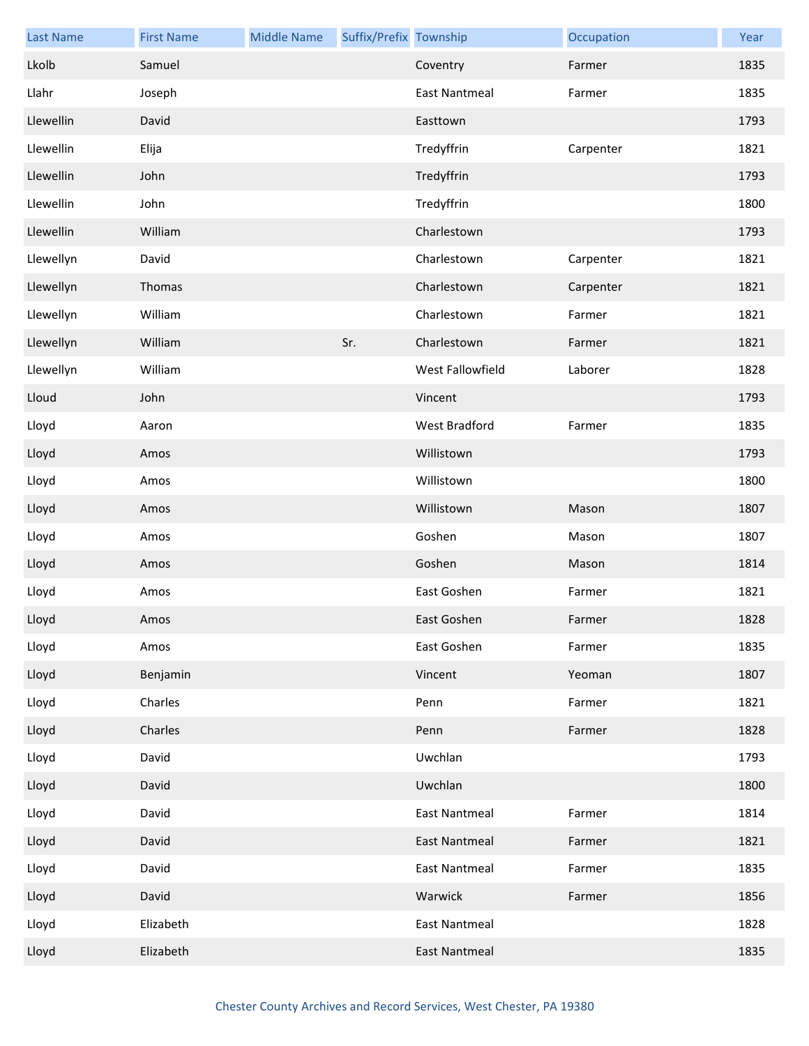| Last Name | First Name | Middle Name | Suffix/Prefix | Township | Occupation | Year |
|---|---|---|---|---|---|---|
| Lkolb | Samuel | | | Coventry | Farmer | 1835 |
| Llahr | Joseph | | | East Nantmeal | Farmer | 1835 |
| Llewellin | David | | | Easttown | | 1793 |
| Llewellin | Elija | | | Tredyffrin | Carpenter | 1821 |
| Llewellin | John | | | Tredyffrin | | 1793 |
| Llewellin | John | | | Tredyffrin | | 1800 |
| Llewellin | William | | | Charlestown | | 1793 |
| Llewellyn | David | | | Charlestown | Carpenter | 1821 |
| Llewellyn | Thomas | | | Charlestown | Carpenter | 1821 |
| Llewellyn | William | | | Charlestown | Farmer | 1821 |
| Llewellyn | William | | Sr. | Charlestown | Farmer | 1821 |
| Llewellyn | William | | | West Fallowfield | Laborer | 1828 |
| Lloud | John | | | Vincent | | 1793 |
| Lloyd | Aaron | | | West Bradford | Farmer | 1835 |
| Lloyd | Amos | | | Willistown | | 1793 |
| Lloyd | Amos | | | Willistown | | 1800 |
| Lloyd | Amos | | | Willistown | Mason | 1807 |
| Lloyd | Amos | | | Goshen | Mason | 1807 |
| Lloyd | Amos | | | Goshen | Mason | 1814 |
| Lloyd | Amos | | | East Goshen | Farmer | 1821 |
| Lloyd | Amos | | | East Goshen | Farmer | 1828 |
| Lloyd | Amos | | | East Goshen | Farmer | 1835 |
| Lloyd | Benjamin | | | Vincent | Yeoman | 1807 |
| Lloyd | Charles | | | Penn | Farmer | 1821 |
| Lloyd | Charles | | | Penn | Farmer | 1828 |
| Lloyd | David | | | Uwchlan | | 1793 |
| Lloyd | David | | | Uwchlan | | 1800 |
| Lloyd | David | | | East Nantmeal | Farmer | 1814 |
| Lloyd | David | | | East Nantmeal | Farmer | 1821 |
| Lloyd | David | | | East Nantmeal | Farmer | 1835 |
| Lloyd | David | | | Warwick | Farmer | 1856 |
| Lloyd | Elizabeth | | | East Nantmeal | | 1828 |
| Lloyd | Elizabeth | | | East Nantmeal | | 1835 |

Chester County Archives and Record Services, West Chester, PA 19380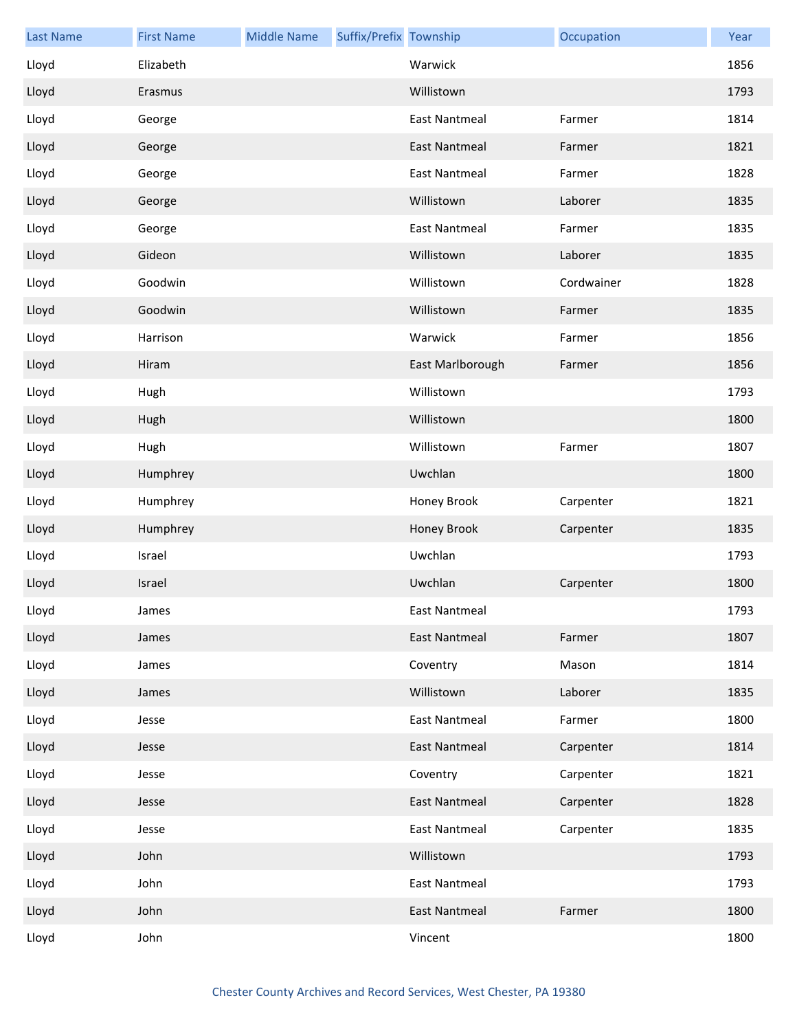| Last Name | First Name | Middle Name | Suffix/Prefix | Township | Occupation | Year |
|---|---|---|---|---|---|---|
| Lloyd | Elizabeth | | | Warwick | | 1856 |
| Lloyd | Erasmus | | | Willistown | | 1793 |
| Lloyd | George | | | East Nantmeal | Farmer | 1814 |
| Lloyd | George | | | East Nantmeal | Farmer | 1821 |
| Lloyd | George | | | East Nantmeal | Farmer | 1828 |
| Lloyd | George | | | Willistown | Laborer | 1835 |
| Lloyd | George | | | East Nantmeal | Farmer | 1835 |
| Lloyd | Gideon | | | Willistown | Laborer | 1835 |
| Lloyd | Goodwin | | | Willistown | Cordwainer | 1828 |
| Lloyd | Goodwin | | | Willistown | Farmer | 1835 |
| Lloyd | Harrison | | | Warwick | Farmer | 1856 |
| Lloyd | Hiram | | | East Marlborough | Farmer | 1856 |
| Lloyd | Hugh | | | Willistown | | 1793 |
| Lloyd | Hugh | | | Willistown | | 1800 |
| Lloyd | Hugh | | | Willistown | Farmer | 1807 |
| Lloyd | Humphrey | | | Uwchlan | | 1800 |
| Lloyd | Humphrey | | | Honey Brook | Carpenter | 1821 |
| Lloyd | Humphrey | | | Honey Brook | Carpenter | 1835 |
| Lloyd | Israel | | | Uwchlan | | 1793 |
| Lloyd | Israel | | | Uwchlan | Carpenter | 1800 |
| Lloyd | James | | | East Nantmeal | | 1793 |
| Lloyd | James | | | East Nantmeal | Farmer | 1807 |
| Lloyd | James | | | Coventry | Mason | 1814 |
| Lloyd | James | | | Willistown | Laborer | 1835 |
| Lloyd | Jesse | | | East Nantmeal | Farmer | 1800 |
| Lloyd | Jesse | | | East Nantmeal | Carpenter | 1814 |
| Lloyd | Jesse | | | Coventry | Carpenter | 1821 |
| Lloyd | Jesse | | | East Nantmeal | Carpenter | 1828 |
| Lloyd | Jesse | | | East Nantmeal | Carpenter | 1835 |
| Lloyd | John | | | Willistown | | 1793 |
| Lloyd | John | | | East Nantmeal | | 1793 |
| Lloyd | John | | | East Nantmeal | Farmer | 1800 |
| Lloyd | John | | | Vincent | | 1800 |

Chester County Archives and Record Services, West Chester, PA 19380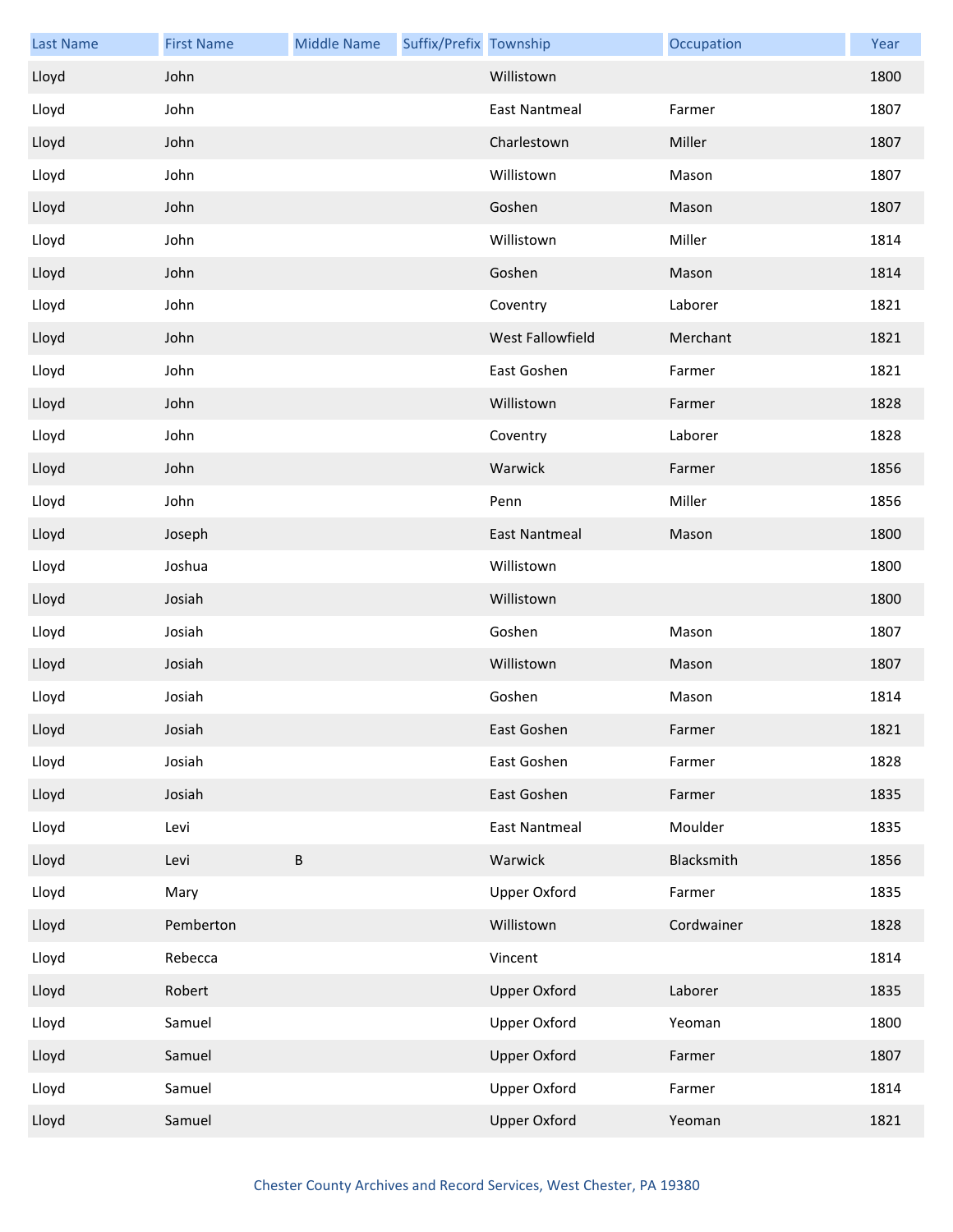| Last Name | First Name | Middle Name | Suffix/Prefix | Township | Occupation | Year |
|---|---|---|---|---|---|---|
| Lloyd | John | | | Willistown | | 1800 |
| Lloyd | John | | | East Nantmeal | Farmer | 1807 |
| Lloyd | John | | | Charlestown | Miller | 1807 |
| Lloyd | John | | | Willistown | Mason | 1807 |
| Lloyd | John | | | Goshen | Mason | 1807 |
| Lloyd | John | | | Willistown | Miller | 1814 |
| Lloyd | John | | | Goshen | Mason | 1814 |
| Lloyd | John | | | Coventry | Laborer | 1821 |
| Lloyd | John | | | West Fallowfield | Merchant | 1821 |
| Lloyd | John | | | East Goshen | Farmer | 1821 |
| Lloyd | John | | | Willistown | Farmer | 1828 |
| Lloyd | John | | | Coventry | Laborer | 1828 |
| Lloyd | John | | | Warwick | Farmer | 1856 |
| Lloyd | John | | | Penn | Miller | 1856 |
| Lloyd | Joseph | | | East Nantmeal | Mason | 1800 |
| Lloyd | Joshua | | | Willistown | | 1800 |
| Lloyd | Josiah | | | Willistown | | 1800 |
| Lloyd | Josiah | | | Goshen | Mason | 1807 |
| Lloyd | Josiah | | | Willistown | Mason | 1807 |
| Lloyd | Josiah | | | Goshen | Mason | 1814 |
| Lloyd | Josiah | | | East Goshen | Farmer | 1821 |
| Lloyd | Josiah | | | East Goshen | Farmer | 1828 |
| Lloyd | Josiah | | | East Goshen | Farmer | 1835 |
| Lloyd | Levi | | | East Nantmeal | Moulder | 1835 |
| Lloyd | Levi | B | | Warwick | Blacksmith | 1856 |
| Lloyd | Mary | | | Upper Oxford | Farmer | 1835 |
| Lloyd | Pemberton | | | Willistown | Cordwainer | 1828 |
| Lloyd | Rebecca | | | Vincent | | 1814 |
| Lloyd | Robert | | | Upper Oxford | Laborer | 1835 |
| Lloyd | Samuel | | | Upper Oxford | Yeoman | 1800 |
| Lloyd | Samuel | | | Upper Oxford | Farmer | 1807 |
| Lloyd | Samuel | | | Upper Oxford | Farmer | 1814 |
| Lloyd | Samuel | | | Upper Oxford | Yeoman | 1821 |

Chester County Archives and Record Services, West Chester, PA 19380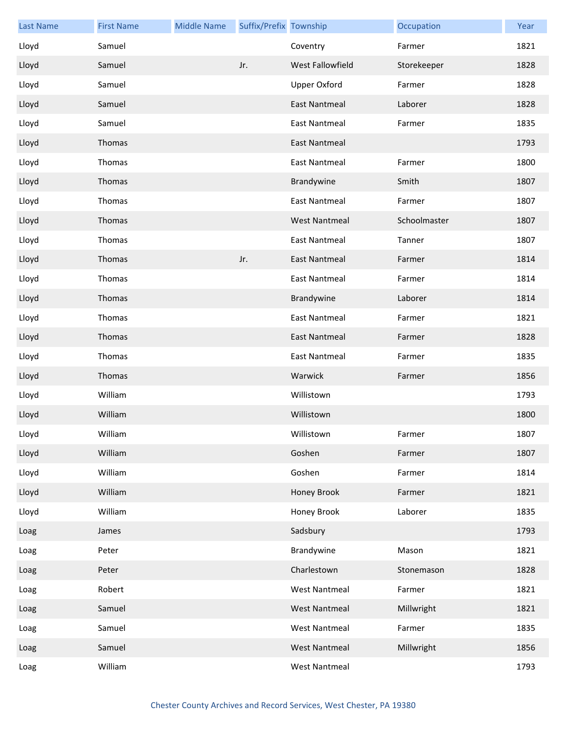| Last Name | First Name | Middle Name | Suffix/Prefix | Township | Occupation | Year |
| --- | --- | --- | --- | --- | --- | --- |
| Lloyd | Samuel | | | Coventry | Farmer | 1821 |
| Lloyd | Samuel | | Jr. | West Fallowfield | Storekeeper | 1828 |
| Lloyd | Samuel | | | Upper Oxford | Farmer | 1828 |
| Lloyd | Samuel | | | East Nantmeal | Laborer | 1828 |
| Lloyd | Samuel | | | East Nantmeal | Farmer | 1835 |
| Lloyd | Thomas | | | East Nantmeal | | 1793 |
| Lloyd | Thomas | | | East Nantmeal | Farmer | 1800 |
| Lloyd | Thomas | | | Brandywine | Smith | 1807 |
| Lloyd | Thomas | | | East Nantmeal | Farmer | 1807 |
| Lloyd | Thomas | | | West Nantmeal | Schoolmaster | 1807 |
| Lloyd | Thomas | | | East Nantmeal | Tanner | 1807 |
| Lloyd | Thomas | | Jr. | East Nantmeal | Farmer | 1814 |
| Lloyd | Thomas | | | East Nantmeal | Farmer | 1814 |
| Lloyd | Thomas | | | Brandywine | Laborer | 1814 |
| Lloyd | Thomas | | | East Nantmeal | Farmer | 1821 |
| Lloyd | Thomas | | | East Nantmeal | Farmer | 1828 |
| Lloyd | Thomas | | | East Nantmeal | Farmer | 1835 |
| Lloyd | Thomas | | | Warwick | Farmer | 1856 |
| Lloyd | William | | | Willistown | | 1793 |
| Lloyd | William | | | Willistown | | 1800 |
| Lloyd | William | | | Willistown | Farmer | 1807 |
| Lloyd | William | | | Goshen | Farmer | 1807 |
| Lloyd | William | | | Goshen | Farmer | 1814 |
| Lloyd | William | | | Honey Brook | Farmer | 1821 |
| Lloyd | William | | | Honey Brook | Laborer | 1835 |
| Loag | James | | | Sadsbury | | 1793 |
| Loag | Peter | | | Brandywine | Mason | 1821 |
| Loag | Peter | | | Charlestown | Stonemason | 1828 |
| Loag | Robert | | | West Nantmeal | Farmer | 1821 |
| Loag | Samuel | | | West Nantmeal | Millwright | 1821 |
| Loag | Samuel | | | West Nantmeal | Farmer | 1835 |
| Loag | Samuel | | | West Nantmeal | Millwright | 1856 |
| Loag | William | | | West Nantmeal | | 1793 |

Chester County Archives and Record Services, West Chester, PA 19380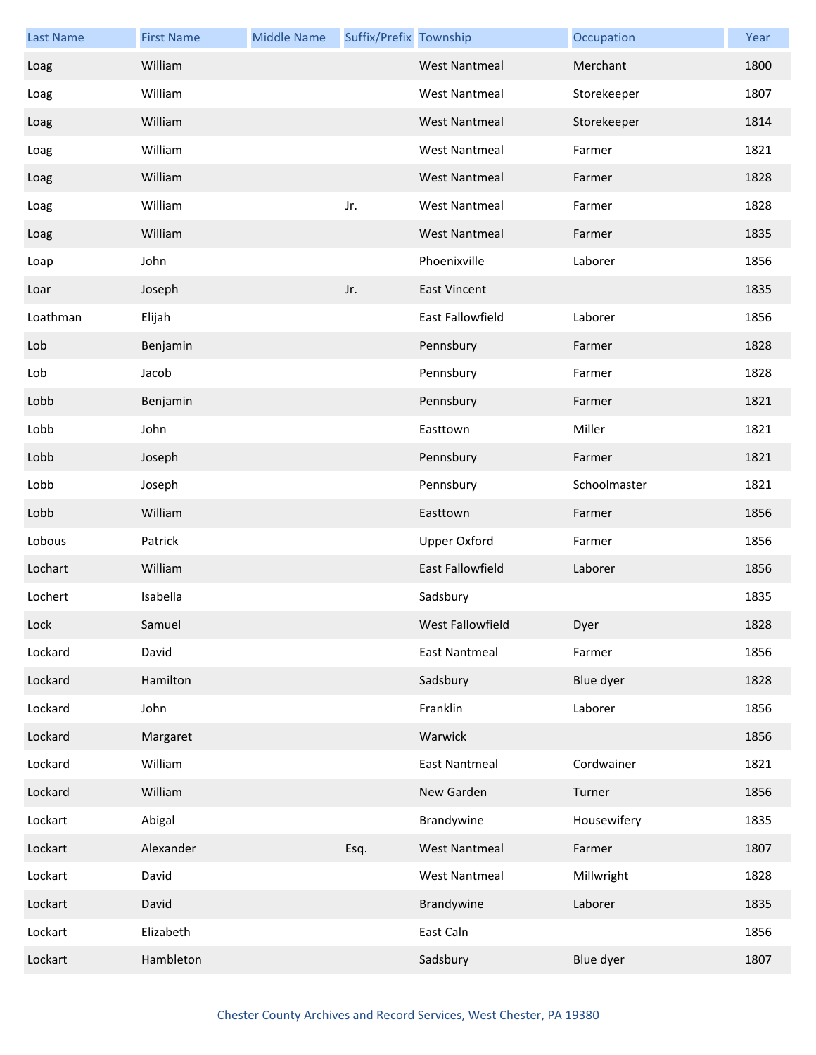| Last Name | First Name | Middle Name | Suffix/Prefix | Township | Occupation | Year |
|---|---|---|---|---|---|---|
| Loag | William | | | West Nantmeal | Merchant | 1800 |
| Loag | William | | | West Nantmeal | Storekeeper | 1807 |
| Loag | William | | | West Nantmeal | Storekeeper | 1814 |
| Loag | William | | | West Nantmeal | Farmer | 1821 |
| Loag | William | | | West Nantmeal | Farmer | 1828 |
| Loag | William | | Jr. | West Nantmeal | Farmer | 1828 |
| Loag | William | | | West Nantmeal | Farmer | 1835 |
| Loap | John | | | Phoenixville | Laborer | 1856 |
| Loar | Joseph | | Jr. | East Vincent | | 1835 |
| Loathman | Elijah | | | East Fallowfield | Laborer | 1856 |
| Lob | Benjamin | | | Pennsbury | Farmer | 1828 |
| Lob | Jacob | | | Pennsbury | Farmer | 1828 |
| Lobb | Benjamin | | | Pennsbury | Farmer | 1821 |
| Lobb | John | | | Easttown | Miller | 1821 |
| Lobb | Joseph | | | Pennsbury | Farmer | 1821 |
| Lobb | Joseph | | | Pennsbury | Schoolmaster | 1821 |
| Lobb | William | | | Easttown | Farmer | 1856 |
| Lobous | Patrick | | | Upper Oxford | Farmer | 1856 |
| Lochart | William | | | East Fallowfield | Laborer | 1856 |
| Lochert | Isabella | | | Sadsbury | | 1835 |
| Lock | Samuel | | | West Fallowfield | Dyer | 1828 |
| Lockard | David | | | East Nantmeal | Farmer | 1856 |
| Lockard | Hamilton | | | Sadsbury | Blue dyer | 1828 |
| Lockard | John | | | Franklin | Laborer | 1856 |
| Lockard | Margaret | | | Warwick | | 1856 |
| Lockard | William | | | East Nantmeal | Cordwainer | 1821 |
| Lockard | William | | | New Garden | Turner | 1856 |
| Lockart | Abigal | | | Brandywine | Housewifery | 1835 |
| Lockart | Alexander | | Esq. | West Nantmeal | Farmer | 1807 |
| Lockart | David | | | West Nantmeal | Millwright | 1828 |
| Lockart | David | | | Brandywine | Laborer | 1835 |
| Lockart | Elizabeth | | | East Caln | | 1856 |
| Lockart | Hambleton | | | Sadsbury | Blue dyer | 1807 |

Chester County Archives and Record Services, West Chester, PA 19380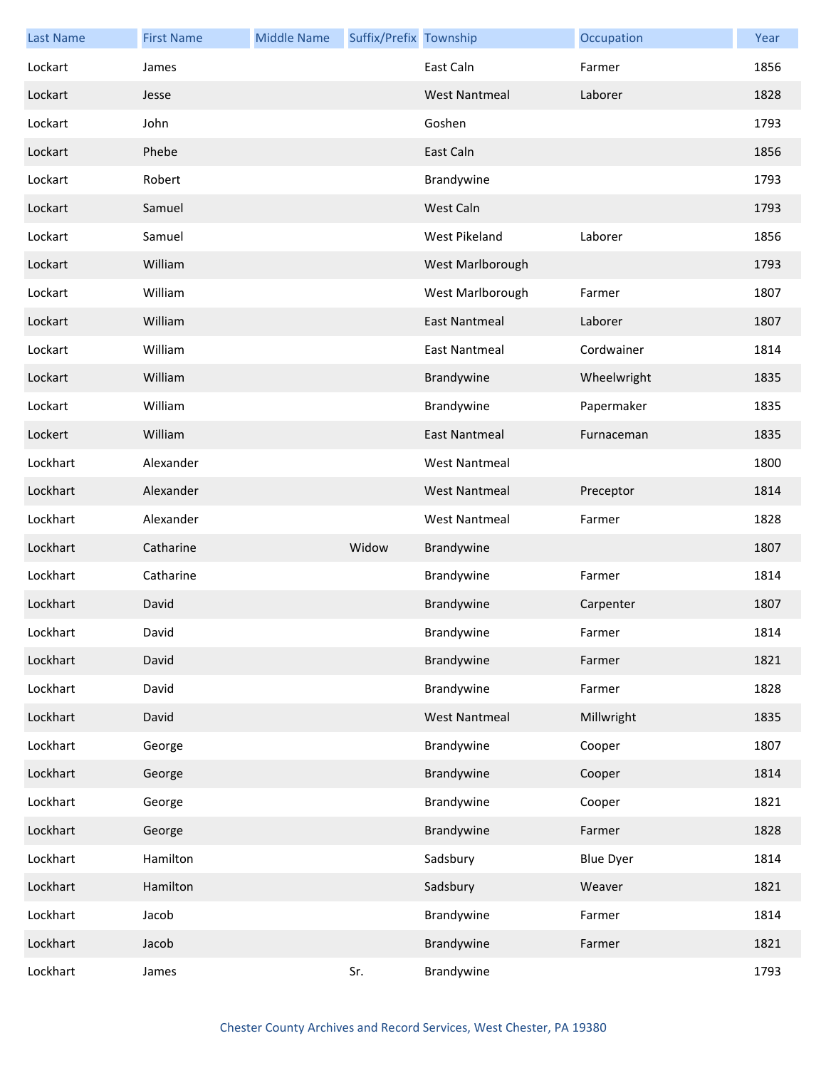| Last Name | First Name | Middle Name | Suffix/Prefix | Township | Occupation | Year |
|---|---|---|---|---|---|---|
| Lockart | James | | | East Caln | Farmer | 1856 |
| Lockart | Jesse | | | West Nantmeal | Laborer | 1828 |
| Lockart | John | | | Goshen | | 1793 |
| Lockart | Phebe | | | East Caln | | 1856 |
| Lockart | Robert | | | Brandywine | | 1793 |
| Lockart | Samuel | | | West Caln | | 1793 |
| Lockart | Samuel | | | West Pikeland | Laborer | 1856 |
| Lockart | William | | | West Marlborough | | 1793 |
| Lockart | William | | | West Marlborough | Farmer | 1807 |
| Lockart | William | | | East Nantmeal | Laborer | 1807 |
| Lockart | William | | | East Nantmeal | Cordwainer | 1814 |
| Lockart | William | | | Brandywine | Wheelwright | 1835 |
| Lockart | William | | | Brandywine | Papermaker | 1835 |
| Lockert | William | | | East Nantmeal | Furnaceman | 1835 |
| Lockhart | Alexander | | | West Nantmeal | | 1800 |
| Lockhart | Alexander | | | West Nantmeal | Preceptor | 1814 |
| Lockhart | Alexander | | | West Nantmeal | Farmer | 1828 |
| Lockhart | Catharine | | Widow | Brandywine | | 1807 |
| Lockhart | Catharine | | | Brandywine | Farmer | 1814 |
| Lockhart | David | | | Brandywine | Carpenter | 1807 |
| Lockhart | David | | | Brandywine | Farmer | 1814 |
| Lockhart | David | | | Brandywine | Farmer | 1821 |
| Lockhart | David | | | Brandywine | Farmer | 1828 |
| Lockhart | David | | | West Nantmeal | Millwright | 1835 |
| Lockhart | George | | | Brandywine | Cooper | 1807 |
| Lockhart | George | | | Brandywine | Cooper | 1814 |
| Lockhart | George | | | Brandywine | Cooper | 1821 |
| Lockhart | George | | | Brandywine | Farmer | 1828 |
| Lockhart | Hamilton | | | Sadsbury | Blue Dyer | 1814 |
| Lockhart | Hamilton | | | Sadsbury | Weaver | 1821 |
| Lockhart | Jacob | | | Brandywine | Farmer | 1814 |
| Lockhart | Jacob | | | Brandywine | Farmer | 1821 |
| Lockhart | James | | Sr. | Brandywine | | 1793 |

Chester County Archives and Record Services, West Chester, PA 19380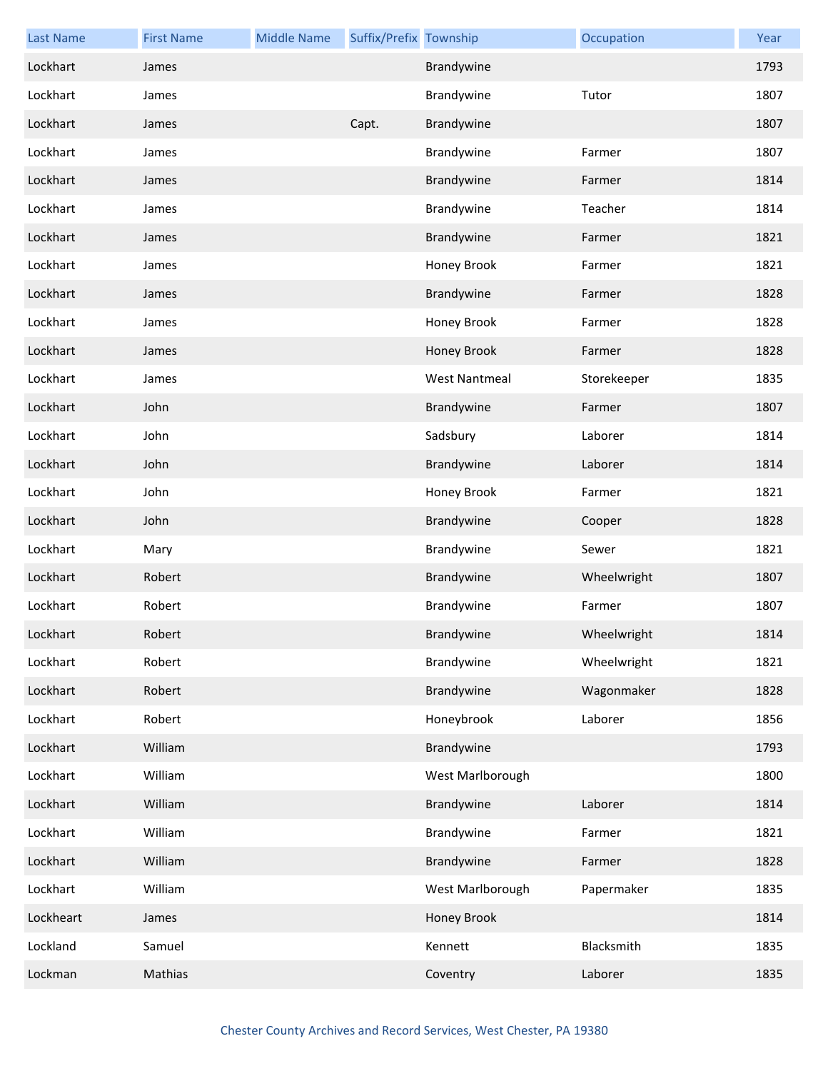| Last Name | First Name | Middle Name | Suffix/Prefix | Township | Occupation | Year |
|---|---|---|---|---|---|---|
| Lockhart | James | | | Brandywine | | 1793 |
| Lockhart | James | | | Brandywine | Tutor | 1807 |
| Lockhart | James | | Capt. | Brandywine | | 1807 |
| Lockhart | James | | | Brandywine | Farmer | 1807 |
| Lockhart | James | | | Brandywine | Farmer | 1814 |
| Lockhart | James | | | Brandywine | Teacher | 1814 |
| Lockhart | James | | | Brandywine | Farmer | 1821 |
| Lockhart | James | | | Honey Brook | Farmer | 1821 |
| Lockhart | James | | | Brandywine | Farmer | 1828 |
| Lockhart | James | | | Honey Brook | Farmer | 1828 |
| Lockhart | James | | | Honey Brook | Farmer | 1828 |
| Lockhart | James | | | West Nantmeal | Storekeeper | 1835 |
| Lockhart | John | | | Brandywine | Farmer | 1807 |
| Lockhart | John | | | Sadsbury | Laborer | 1814 |
| Lockhart | John | | | Brandywine | Laborer | 1814 |
| Lockhart | John | | | Honey Brook | Farmer | 1821 |
| Lockhart | John | | | Brandywine | Cooper | 1828 |
| Lockhart | Mary | | | Brandywine | Sewer | 1821 |
| Lockhart | Robert | | | Brandywine | Wheelwright | 1807 |
| Lockhart | Robert | | | Brandywine | Farmer | 1807 |
| Lockhart | Robert | | | Brandywine | Wheelwright | 1814 |
| Lockhart | Robert | | | Brandywine | Wheelwright | 1821 |
| Lockhart | Robert | | | Brandywine | Wagonmaker | 1828 |
| Lockhart | Robert | | | Honeybrook | Laborer | 1856 |
| Lockhart | William | | | Brandywine | | 1793 |
| Lockhart | William | | | West Marlborough | | 1800 |
| Lockhart | William | | | Brandywine | Laborer | 1814 |
| Lockhart | William | | | Brandywine | Farmer | 1821 |
| Lockhart | William | | | Brandywine | Farmer | 1828 |
| Lockhart | William | | | West Marlborough | Papermaker | 1835 |
| Lockheart | James | | | Honey Brook | | 1814 |
| Lockland | Samuel | | | Kennett | Blacksmith | 1835 |
| Lockman | Mathias | | | Coventry | Laborer | 1835 |

Chester County Archives and Record Services, West Chester, PA 19380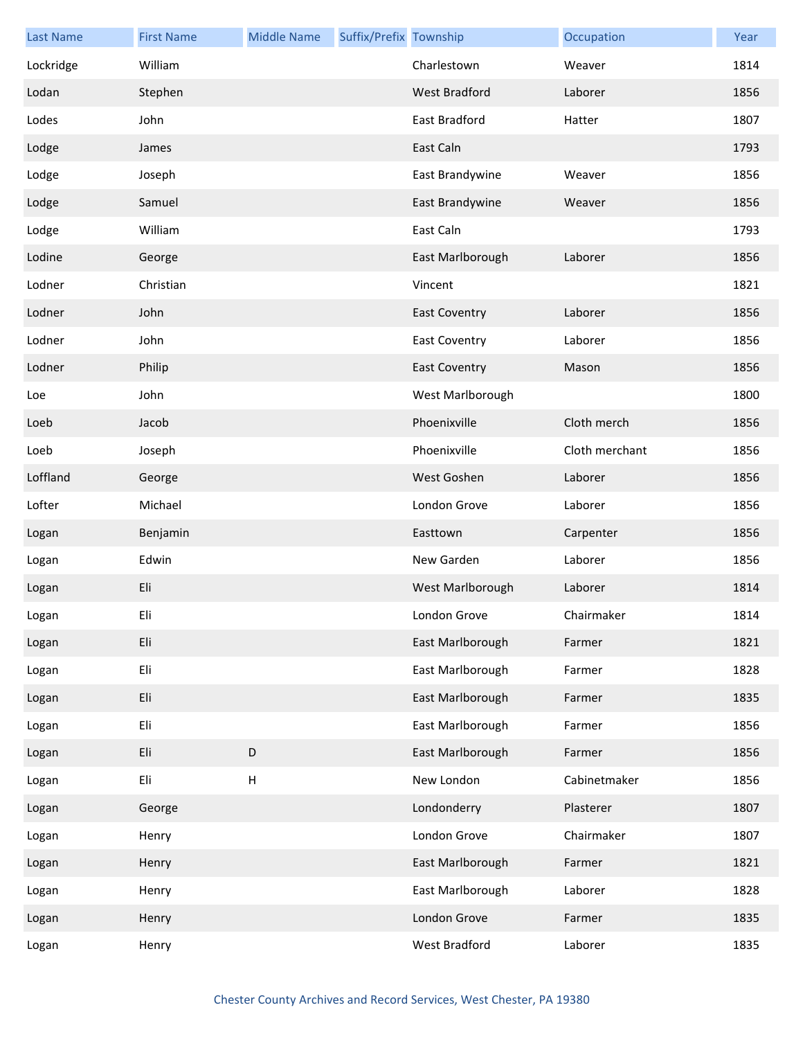| Last Name | First Name | Middle Name | Suffix/Prefix | Township | Occupation | Year |
|---|---|---|---|---|---|---|
| Lockridge | William | | | Charlestown | Weaver | 1814 |
| Lodan | Stephen | | | West Bradford | Laborer | 1856 |
| Lodes | John | | | East Bradford | Hatter | 1807 |
| Lodge | James | | | East Caln | | 1793 |
| Lodge | Joseph | | | East Brandywine | Weaver | 1856 |
| Lodge | Samuel | | | East Brandywine | Weaver | 1856 |
| Lodge | William | | | East Caln | | 1793 |
| Lodine | George | | | East Marlborough | Laborer | 1856 |
| Lodner | Christian | | | Vincent | | 1821 |
| Lodner | John | | | East Coventry | Laborer | 1856 |
| Lodner | John | | | East Coventry | Laborer | 1856 |
| Lodner | Philip | | | East Coventry | Mason | 1856 |
| Loe | John | | | West Marlborough | | 1800 |
| Loeb | Jacob | | | Phoenixville | Cloth merch | 1856 |
| Loeb | Joseph | | | Phoenixville | Cloth merchant | 1856 |
| Loffland | George | | | West Goshen | Laborer | 1856 |
| Lofter | Michael | | | London Grove | Laborer | 1856 |
| Logan | Benjamin | | | Easttown | Carpenter | 1856 |
| Logan | Edwin | | | New Garden | Laborer | 1856 |
| Logan | Eli | | | West Marlborough | Laborer | 1814 |
| Logan | Eli | | | London Grove | Chairmaker | 1814 |
| Logan | Eli | | | East Marlborough | Farmer | 1821 |
| Logan | Eli | | | East Marlborough | Farmer | 1828 |
| Logan | Eli | | | East Marlborough | Farmer | 1835 |
| Logan | Eli | | | East Marlborough | Farmer | 1856 |
| Logan | Eli | D | | East Marlborough | Farmer | 1856 |
| Logan | Eli | H | | New London | Cabinetmaker | 1856 |
| Logan | George | | | Londonderry | Plasterer | 1807 |
| Logan | Henry | | | London Grove | Chairmaker | 1807 |
| Logan | Henry | | | East Marlborough | Farmer | 1821 |
| Logan | Henry | | | East Marlborough | Laborer | 1828 |
| Logan | Henry | | | London Grove | Farmer | 1835 |
| Logan | Henry | | | West Bradford | Laborer | 1835 |

Chester County Archives and Record Services, West Chester, PA 19380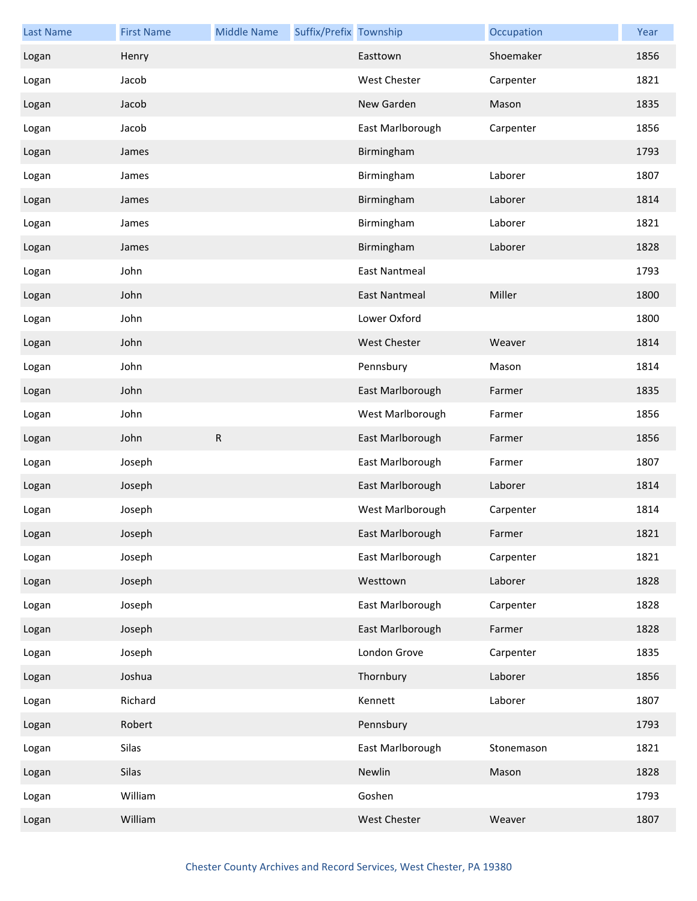| Last Name | First Name | Middle Name | Suffix/Prefix | Township | Occupation | Year |
|---|---|---|---|---|---|---|
| Logan | Henry | | | Easttown | Shoemaker | 1856 |
| Logan | Jacob | | | West Chester | Carpenter | 1821 |
| Logan | Jacob | | | New Garden | Mason | 1835 |
| Logan | Jacob | | | East Marlborough | Carpenter | 1856 |
| Logan | James | | | Birmingham | | 1793 |
| Logan | James | | | Birmingham | Laborer | 1807 |
| Logan | James | | | Birmingham | Laborer | 1814 |
| Logan | James | | | Birmingham | Laborer | 1821 |
| Logan | James | | | Birmingham | Laborer | 1828 |
| Logan | John | | | East Nantmeal | | 1793 |
| Logan | John | | | East Nantmeal | Miller | 1800 |
| Logan | John | | | Lower Oxford | | 1800 |
| Logan | John | | | West Chester | Weaver | 1814 |
| Logan | John | | | Pennsbury | Mason | 1814 |
| Logan | John | | | East Marlborough | Farmer | 1835 |
| Logan | John | | | West Marlborough | Farmer | 1856 |
| Logan | John | R | | East Marlborough | Farmer | 1856 |
| Logan | Joseph | | | East Marlborough | Farmer | 1807 |
| Logan | Joseph | | | East Marlborough | Laborer | 1814 |
| Logan | Joseph | | | West Marlborough | Carpenter | 1814 |
| Logan | Joseph | | | East Marlborough | Farmer | 1821 |
| Logan | Joseph | | | East Marlborough | Carpenter | 1821 |
| Logan | Joseph | | | Westtown | Laborer | 1828 |
| Logan | Joseph | | | East Marlborough | Carpenter | 1828 |
| Logan | Joseph | | | East Marlborough | Farmer | 1828 |
| Logan | Joseph | | | London Grove | Carpenter | 1835 |
| Logan | Joshua | | | Thornbury | Laborer | 1856 |
| Logan | Richard | | | Kennett | Laborer | 1807 |
| Logan | Robert | | | Pennsbury | | 1793 |
| Logan | Silas | | | East Marlborough | Stonemason | 1821 |
| Logan | Silas | | | Newlin | Mason | 1828 |
| Logan | William | | | Goshen | | 1793 |
| Logan | William | | | West Chester | Weaver | 1807 |

Chester County Archives and Record Services, West Chester, PA 19380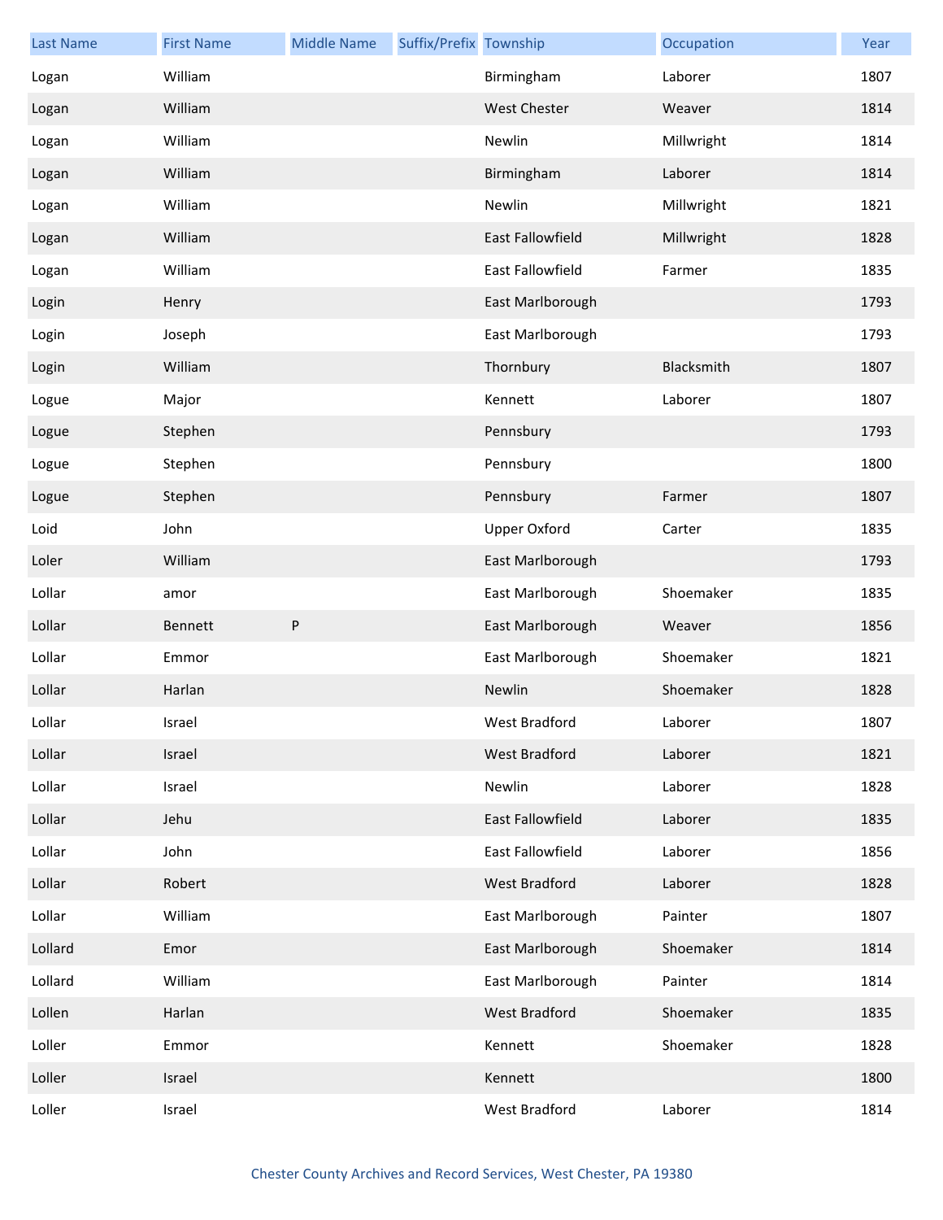| Last Name | First Name | Middle Name | Suffix/Prefix | Township | Occupation | Year |
|---|---|---|---|---|---|---|
| Logan | William | | | Birmingham | Laborer | 1807 |
| Logan | William | | | West Chester | Weaver | 1814 |
| Logan | William | | | Newlin | Millwright | 1814 |
| Logan | William | | | Birmingham | Laborer | 1814 |
| Logan | William | | | Newlin | Millwright | 1821 |
| Logan | William | | | East Fallowfield | Millwright | 1828 |
| Logan | William | | | East Fallowfield | Farmer | 1835 |
| Login | Henry | | | East Marlborough | | 1793 |
| Login | Joseph | | | East Marlborough | | 1793 |
| Login | William | | | Thornbury | Blacksmith | 1807 |
| Logue | Major | | | Kennett | Laborer | 1807 |
| Logue | Stephen | | | Pennsbury | | 1793 |
| Logue | Stephen | | | Pennsbury | | 1800 |
| Logue | Stephen | | | Pennsbury | Farmer | 1807 |
| Loid | John | | | Upper Oxford | Carter | 1835 |
| Loler | William | | | East Marlborough | | 1793 |
| Lollar | amor | | | East Marlborough | Shoemaker | 1835 |
| Lollar | Bennett | P | | East Marlborough | Weaver | 1856 |
| Lollar | Emmor | | | East Marlborough | Shoemaker | 1821 |
| Lollar | Harlan | | | Newlin | Shoemaker | 1828 |
| Lollar | Israel | | | West Bradford | Laborer | 1807 |
| Lollar | Israel | | | West Bradford | Laborer | 1821 |
| Lollar | Israel | | | Newlin | Laborer | 1828 |
| Lollar | Jehu | | | East Fallowfield | Laborer | 1835 |
| Lollar | John | | | East Fallowfield | Laborer | 1856 |
| Lollar | Robert | | | West Bradford | Laborer | 1828 |
| Lollar | William | | | East Marlborough | Painter | 1807 |
| Lollard | Emor | | | East Marlborough | Shoemaker | 1814 |
| Lollard | William | | | East Marlborough | Painter | 1814 |
| Lollen | Harlan | | | West Bradford | Shoemaker | 1835 |
| Loller | Emmor | | | Kennett | Shoemaker | 1828 |
| Loller | Israel | | | Kennett | | 1800 |
| Loller | Israel | | | West Bradford | Laborer | 1814 |

Chester County Archives and Record Services, West Chester, PA 19380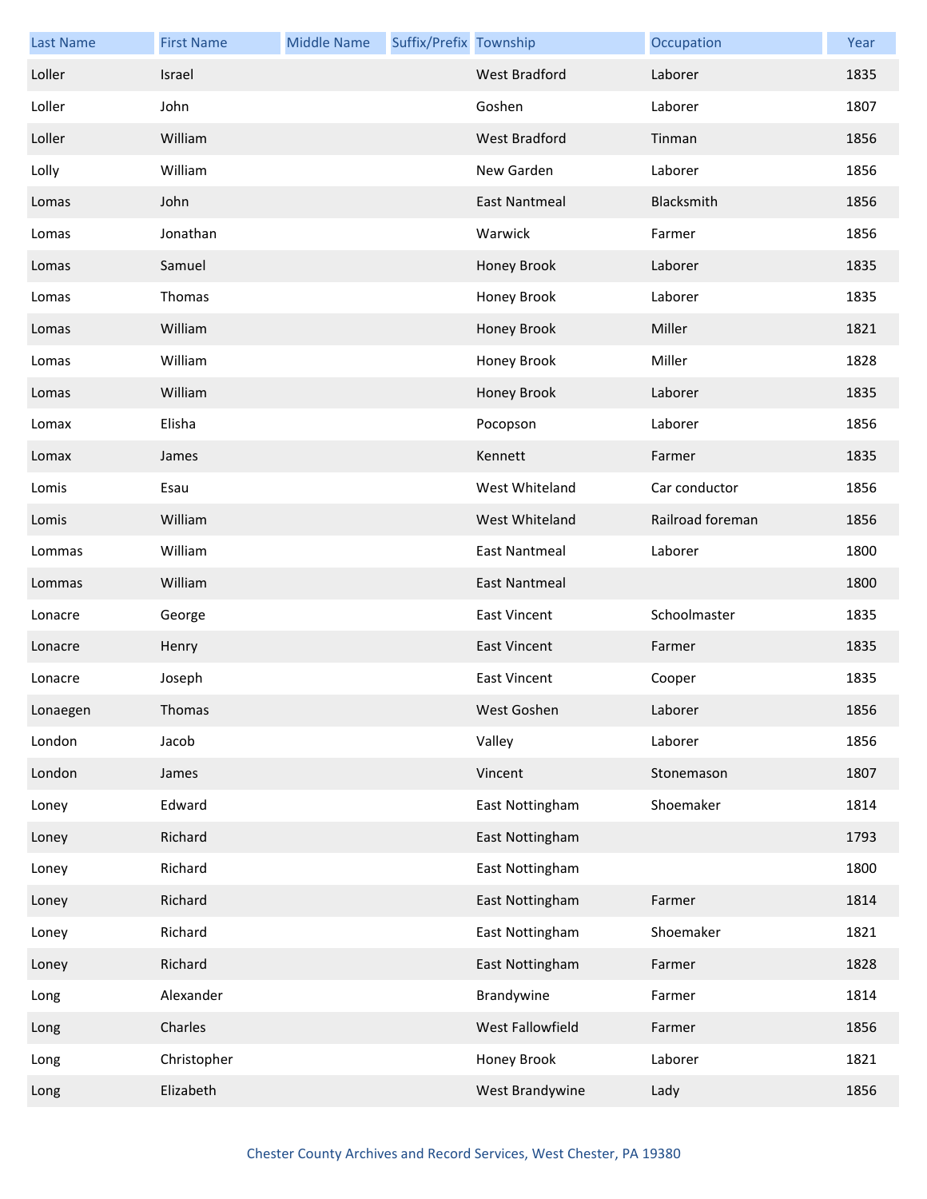| Last Name | First Name | Middle Name | Suffix/Prefix | Township | Occupation | Year |
|---|---|---|---|---|---|---|
| Loller | Israel | | | West Bradford | Laborer | 1835 |
| Loller | John | | | Goshen | Laborer | 1807 |
| Loller | William | | | West Bradford | Tinman | 1856 |
| Lolly | William | | | New Garden | Laborer | 1856 |
| Lomas | John | | | East Nantmeal | Blacksmith | 1856 |
| Lomas | Jonathan | | | Warwick | Farmer | 1856 |
| Lomas | Samuel | | | Honey Brook | Laborer | 1835 |
| Lomas | Thomas | | | Honey Brook | Laborer | 1835 |
| Lomas | William | | | Honey Brook | Miller | 1821 |
| Lomas | William | | | Honey Brook | Miller | 1828 |
| Lomas | William | | | Honey Brook | Laborer | 1835 |
| Lomax | Elisha | | | Pocopson | Laborer | 1856 |
| Lomax | James | | | Kennett | Farmer | 1835 |
| Lomis | Esau | | | West Whiteland | Car conductor | 1856 |
| Lomis | William | | | West Whiteland | Railroad foreman | 1856 |
| Lommas | William | | | East Nantmeal | Laborer | 1800 |
| Lommas | William | | | East Nantmeal | | 1800 |
| Lonacre | George | | | East Vincent | Schoolmaster | 1835 |
| Lonacre | Henry | | | East Vincent | Farmer | 1835 |
| Lonacre | Joseph | | | East Vincent | Cooper | 1835 |
| Lonaegen | Thomas | | | West Goshen | Laborer | 1856 |
| London | Jacob | | | Valley | Laborer | 1856 |
| London | James | | | Vincent | Stonemason | 1807 |
| Loney | Edward | | | East Nottingham | Shoemaker | 1814 |
| Loney | Richard | | | East Nottingham | | 1793 |
| Loney | Richard | | | East Nottingham | | 1800 |
| Loney | Richard | | | East Nottingham | Farmer | 1814 |
| Loney | Richard | | | East Nottingham | Shoemaker | 1821 |
| Loney | Richard | | | East Nottingham | Farmer | 1828 |
| Long | Alexander | | | Brandywine | Farmer | 1814 |
| Long | Charles | | | West Fallowfield | Farmer | 1856 |
| Long | Christopher | | | Honey Brook | Laborer | 1821 |
| Long | Elizabeth | | | West Brandywine | Lady | 1856 |

Chester County Archives and Record Services, West Chester, PA 19380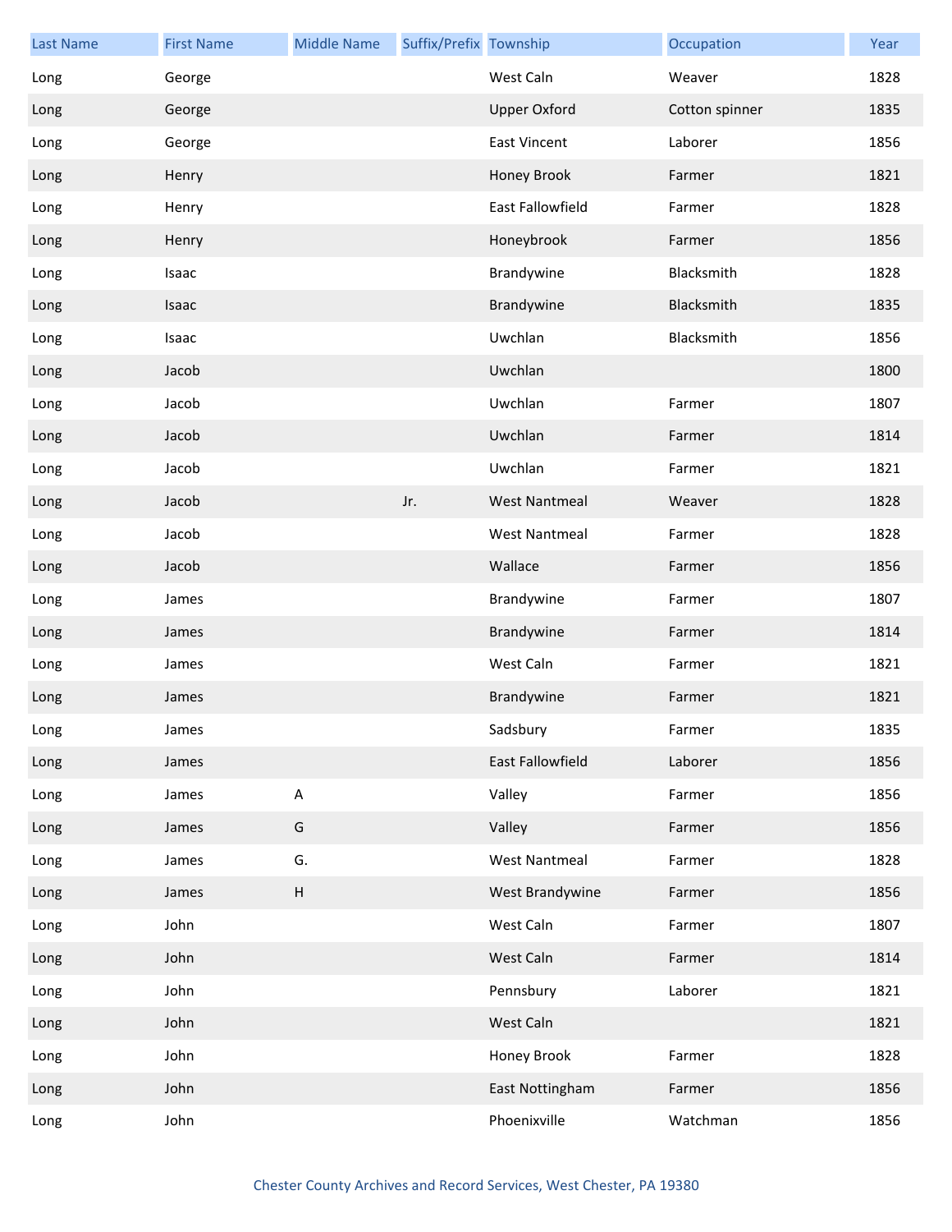| Last Name | First Name | Middle Name | Suffix/Prefix | Township | Occupation | Year |
| --- | --- | --- | --- | --- | --- | --- |
| Long | George | | | West Caln | Weaver | 1828 |
| Long | George | | | Upper Oxford | Cotton spinner | 1835 |
| Long | George | | | East Vincent | Laborer | 1856 |
| Long | Henry | | | Honey Brook | Farmer | 1821 |
| Long | Henry | | | East Fallowfield | Farmer | 1828 |
| Long | Henry | | | Honeybrook | Farmer | 1856 |
| Long | Isaac | | | Brandywine | Blacksmith | 1828 |
| Long | Isaac | | | Brandywine | Blacksmith | 1835 |
| Long | Isaac | | | Uwchlan | Blacksmith | 1856 |
| Long | Jacob | | | Uwchlan | | 1800 |
| Long | Jacob | | | Uwchlan | Farmer | 1807 |
| Long | Jacob | | | Uwchlan | Farmer | 1814 |
| Long | Jacob | | | Uwchlan | Farmer | 1821 |
| Long | Jacob | | Jr. | West Nantmeal | Weaver | 1828 |
| Long | Jacob | | | West Nantmeal | Farmer | 1828 |
| Long | Jacob | | | Wallace | Farmer | 1856 |
| Long | James | | | Brandywine | Farmer | 1807 |
| Long | James | | | Brandywine | Farmer | 1814 |
| Long | James | | | West Caln | Farmer | 1821 |
| Long | James | | | Brandywine | Farmer | 1821 |
| Long | James | | | Sadsbury | Farmer | 1835 |
| Long | James | | | East Fallowfield | Laborer | 1856 |
| Long | James | A | | Valley | Farmer | 1856 |
| Long | James | G | | Valley | Farmer | 1856 |
| Long | James | G. | | West Nantmeal | Farmer | 1828 |
| Long | James | H | | West Brandywine | Farmer | 1856 |
| Long | John | | | West Caln | Farmer | 1807 |
| Long | John | | | West Caln | Farmer | 1814 |
| Long | John | | | Pennsbury | Laborer | 1821 |
| Long | John | | | West Caln | | 1821 |
| Long | John | | | Honey Brook | Farmer | 1828 |
| Long | John | | | East Nottingham | Farmer | 1856 |
| Long | John | | | Phoenixville | Watchman | 1856 |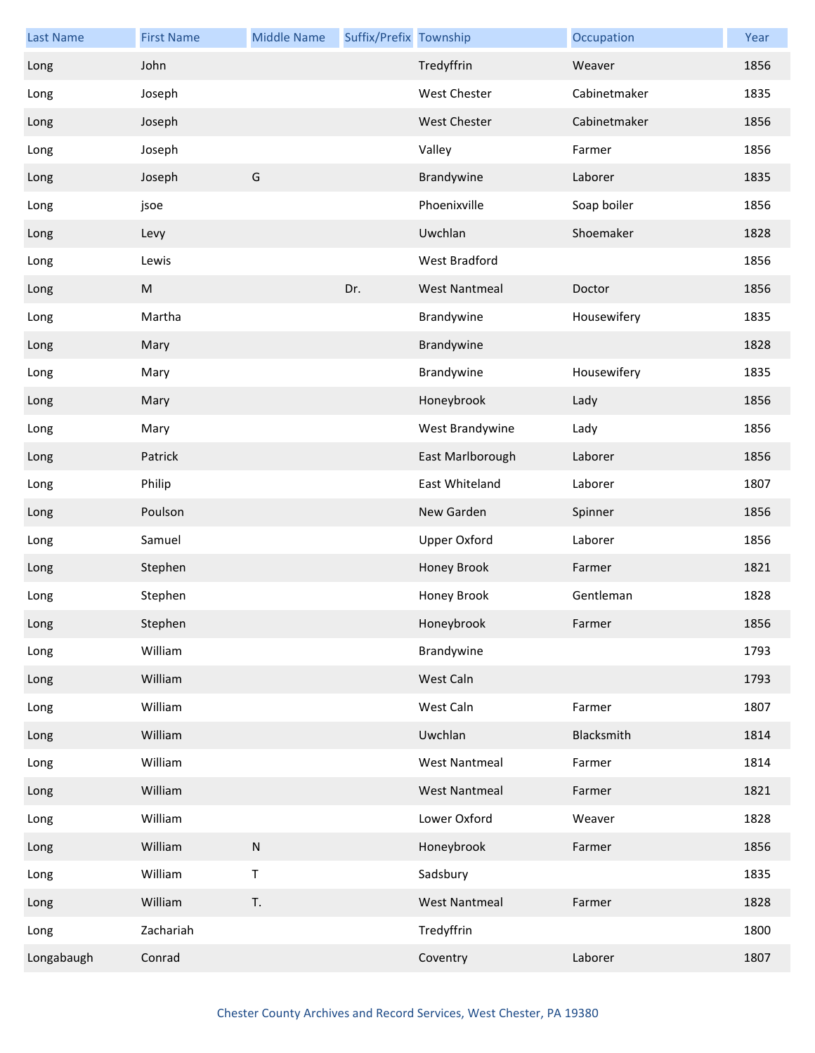| Last Name | First Name | Middle Name | Suffix/Prefix | Township | Occupation | Year |
|---|---|---|---|---|---|---|
| Long | John | | | Tredyffrin | Weaver | 1856 |
| Long | Joseph | | | West Chester | Cabinetmaker | 1835 |
| Long | Joseph | | | West Chester | Cabinetmaker | 1856 |
| Long | Joseph | | | Valley | Farmer | 1856 |
| Long | Joseph | G | | Brandywine | Laborer | 1835 |
| Long | jsoe | | | Phoenixville | Soap boiler | 1856 |
| Long | Levy | | | Uwchlan | Shoemaker | 1828 |
| Long | Lewis | | | West Bradford | | 1856 |
| Long | M | | Dr. | West Nantmeal | Doctor | 1856 |
| Long | Martha | | | Brandywine | Housewifery | 1835 |
| Long | Mary | | | Brandywine | | 1828 |
| Long | Mary | | | Brandywine | Housewifery | 1835 |
| Long | Mary | | | Honeybrook | Lady | 1856 |
| Long | Mary | | | West Brandywine | Lady | 1856 |
| Long | Patrick | | | East Marlborough | Laborer | 1856 |
| Long | Philip | | | East Whiteland | Laborer | 1807 |
| Long | Poulson | | | New Garden | Spinner | 1856 |
| Long | Samuel | | | Upper Oxford | Laborer | 1856 |
| Long | Stephen | | | Honey Brook | Farmer | 1821 |
| Long | Stephen | | | Honey Brook | Gentleman | 1828 |
| Long | Stephen | | | Honeybrook | Farmer | 1856 |
| Long | William | | | Brandywine | | 1793 |
| Long | William | | | West Caln | | 1793 |
| Long | William | | | West Caln | Farmer | 1807 |
| Long | William | | | Uwchlan | Blacksmith | 1814 |
| Long | William | | | West Nantmeal | Farmer | 1814 |
| Long | William | | | West Nantmeal | Farmer | 1821 |
| Long | William | | | Lower Oxford | Weaver | 1828 |
| Long | William | N | | Honeybrook | Farmer | 1856 |
| Long | William | T | | Sadsbury | | 1835 |
| Long | William | T. | | West Nantmeal | Farmer | 1828 |
| Long | Zachariah | | | Tredyffrin | | 1800 |
| Longabaugh | Conrad | | | Coventry | Laborer | 1807 |

Chester County Archives and Record Services, West Chester, PA 19380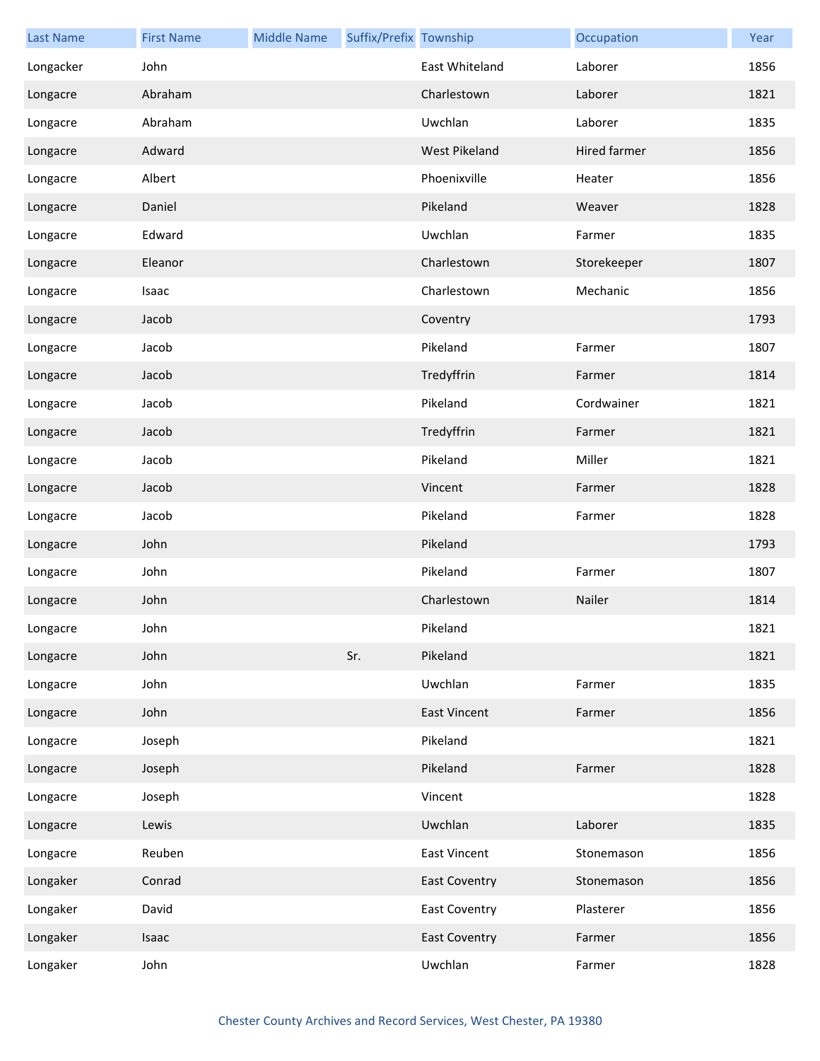| Last Name | First Name | Middle Name | Suffix/Prefix | Township | Occupation | Year |
|---|---|---|---|---|---|---|
| Longacker | John | | | East Whiteland | Laborer | 1856 |
| Longacre | Abraham | | | Charlestown | Laborer | 1821 |
| Longacre | Abraham | | | Uwchlan | Laborer | 1835 |
| Longacre | Adward | | | West Pikeland | Hired farmer | 1856 |
| Longacre | Albert | | | Phoenixville | Heater | 1856 |
| Longacre | Daniel | | | Pikeland | Weaver | 1828 |
| Longacre | Edward | | | Uwchlan | Farmer | 1835 |
| Longacre | Eleanor | | | Charlestown | Storekeeper | 1807 |
| Longacre | Isaac | | | Charlestown | Mechanic | 1856 |
| Longacre | Jacob | | | Coventry | | 1793 |
| Longacre | Jacob | | | Pikeland | Farmer | 1807 |
| Longacre | Jacob | | | Tredyffrin | Farmer | 1814 |
| Longacre | Jacob | | | Pikeland | Cordwainer | 1821 |
| Longacre | Jacob | | | Tredyffrin | Farmer | 1821 |
| Longacre | Jacob | | | Pikeland | Miller | 1821 |
| Longacre | Jacob | | | Vincent | Farmer | 1828 |
| Longacre | Jacob | | | Pikeland | Farmer | 1828 |
| Longacre | John | | | Pikeland | | 1793 |
| Longacre | John | | | Pikeland | Farmer | 1807 |
| Longacre | John | | | Charlestown | Nailer | 1814 |
| Longacre | John | | | Pikeland | | 1821 |
| Longacre | John | | Sr. | Pikeland | | 1821 |
| Longacre | John | | | Uwchlan | Farmer | 1835 |
| Longacre | John | | | East Vincent | Farmer | 1856 |
| Longacre | Joseph | | | Pikeland | | 1821 |
| Longacre | Joseph | | | Pikeland | Farmer | 1828 |
| Longacre | Joseph | | | Vincent | | 1828 |
| Longacre | Lewis | | | Uwchlan | Laborer | 1835 |
| Longacre | Reuben | | | East Vincent | Stonemason | 1856 |
| Longaker | Conrad | | | East Coventry | Stonemason | 1856 |
| Longaker | David | | | East Coventry | Plasterer | 1856 |
| Longaker | Isaac | | | East Coventry | Farmer | 1856 |
| Longaker | John | | | Uwchlan | Farmer | 1828 |

Chester County Archives and Record Services, West Chester, PA 19380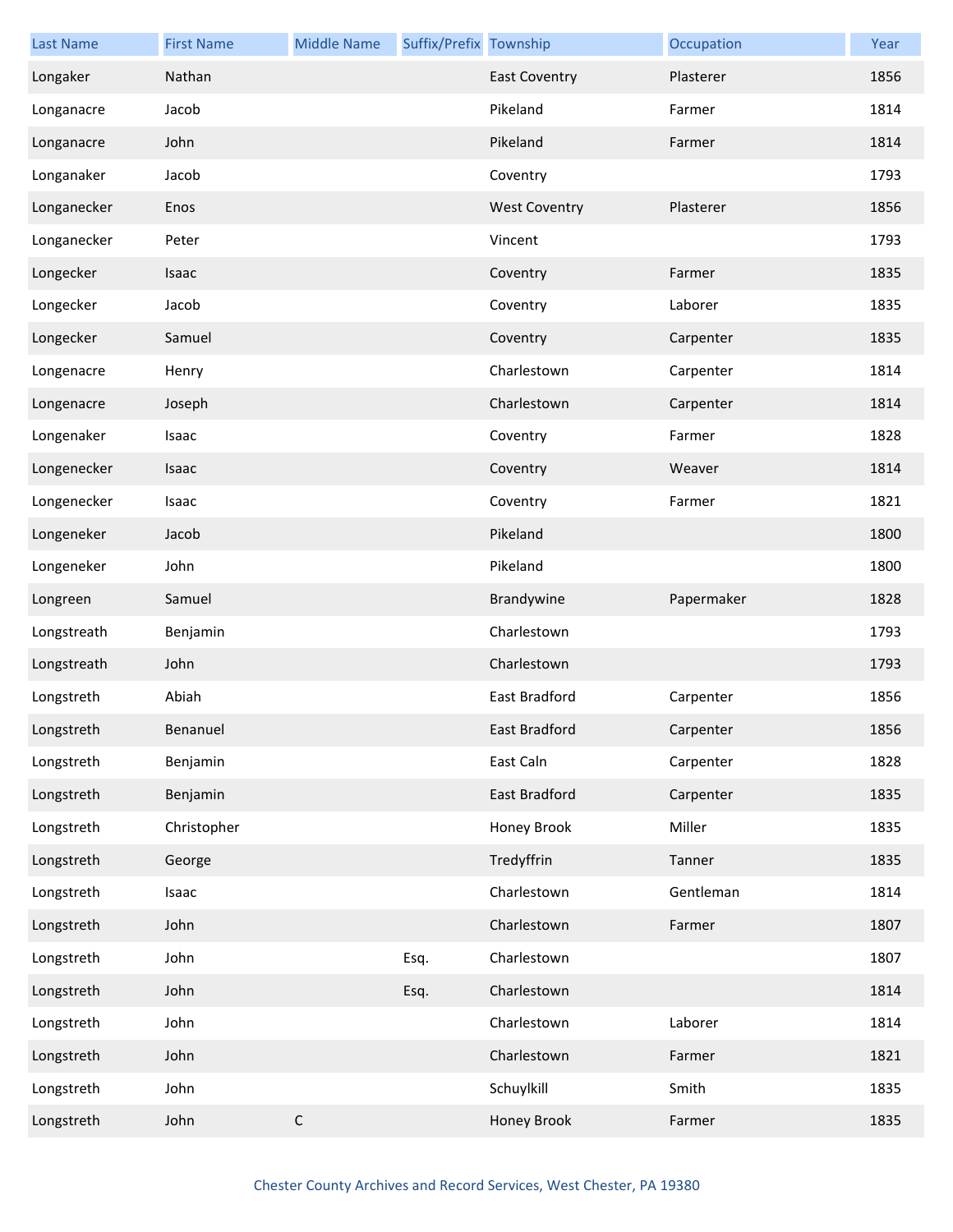| Last Name | First Name | Middle Name | Suffix/Prefix | Township | Occupation | Year |
|---|---|---|---|---|---|---|
| Longaker | Nathan | | | East Coventry | Plasterer | 1856 |
| Longanacre | Jacob | | | Pikeland | Farmer | 1814 |
| Longanacre | John | | | Pikeland | Farmer | 1814 |
| Longanaker | Jacob | | | Coventry | | 1793 |
| Longanecker | Enos | | | West Coventry | Plasterer | 1856 |
| Longanecker | Peter | | | Vincent | | 1793 |
| Longecker | Isaac | | | Coventry | Farmer | 1835 |
| Longecker | Jacob | | | Coventry | Laborer | 1835 |
| Longecker | Samuel | | | Coventry | Carpenter | 1835 |
| Longenacre | Henry | | | Charlestown | Carpenter | 1814 |
| Longenacre | Joseph | | | Charlestown | Carpenter | 1814 |
| Longenaker | Isaac | | | Coventry | Farmer | 1828 |
| Longenecker | Isaac | | | Coventry | Weaver | 1814 |
| Longenecker | Isaac | | | Coventry | Farmer | 1821 |
| Longeneker | Jacob | | | Pikeland | | 1800 |
| Longeneker | John | | | Pikeland | | 1800 |
| Longreen | Samuel | | | Brandywine | Papermaker | 1828 |
| Longstreath | Benjamin | | | Charlestown | | 1793 |
| Longstreath | John | | | Charlestown | | 1793 |
| Longstreth | Abiah | | | East Bradford | Carpenter | 1856 |
| Longstreth | Benanuel | | | East Bradford | Carpenter | 1856 |
| Longstreth | Benjamin | | | East Caln | Carpenter | 1828 |
| Longstreth | Benjamin | | | East Bradford | Carpenter | 1835 |
| Longstreth | Christopher | | | Honey Brook | Miller | 1835 |
| Longstreth | George | | | Tredyffrin | Tanner | 1835 |
| Longstreth | Isaac | | | Charlestown | Gentleman | 1814 |
| Longstreth | John | | | Charlestown | Farmer | 1807 |
| Longstreth | John | | Esq. | Charlestown | | 1807 |
| Longstreth | John | | Esq. | Charlestown | | 1814 |
| Longstreth | John | | | Charlestown | Laborer | 1814 |
| Longstreth | John | | | Charlestown | Farmer | 1821 |
| Longstreth | John | | | Schuylkill | Smith | 1835 |
| Longstreth | John | C | | Honey Brook | Farmer | 1835 |

Chester County Archives and Record Services, West Chester, PA 19380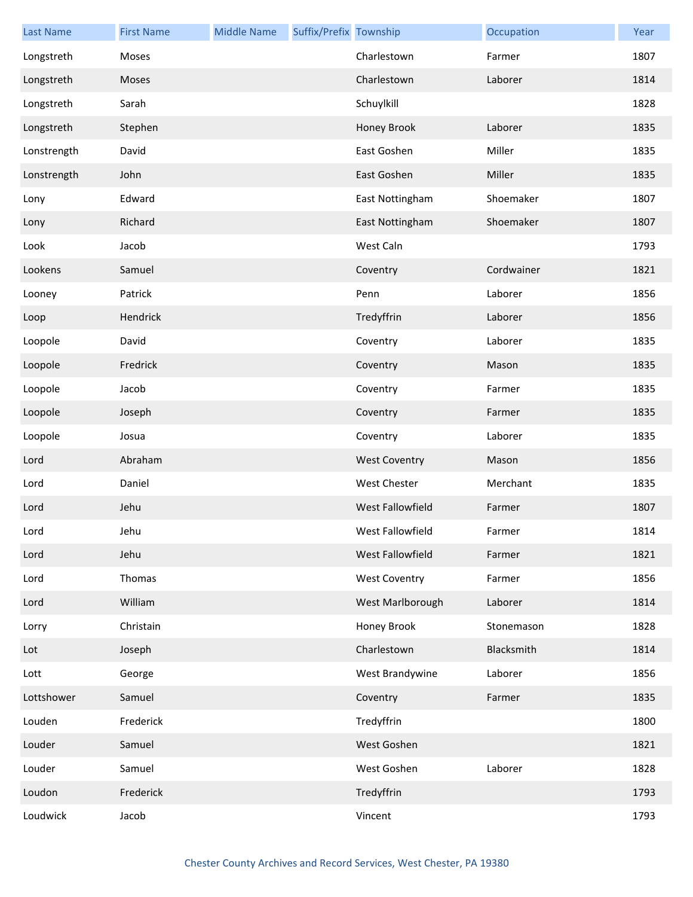| Last Name | First Name | Middle Name | Suffix/Prefix | Township | Occupation | Year |
|---|---|---|---|---|---|---|
| Longstreth | Moses | | | Charlestown | Farmer | 1807 |
| Longstreth | Moses | | | Charlestown | Laborer | 1814 |
| Longstreth | Sarah | | | Schuylkill | | 1828 |
| Longstreth | Stephen | | | Honey Brook | Laborer | 1835 |
| Lonstrength | David | | | East Goshen | Miller | 1835 |
| Lonstrength | John | | | East Goshen | Miller | 1835 |
| Lony | Edward | | | East Nottingham | Shoemaker | 1807 |
| Lony | Richard | | | East Nottingham | Shoemaker | 1807 |
| Look | Jacob | | | West Caln | | 1793 |
| Lookens | Samuel | | | Coventry | Cordwainer | 1821 |
| Looney | Patrick | | | Penn | Laborer | 1856 |
| Loop | Hendrick | | | Tredyffrin | Laborer | 1856 |
| Loopole | David | | | Coventry | Laborer | 1835 |
| Loopole | Fredrick | | | Coventry | Mason | 1835 |
| Loopole | Jacob | | | Coventry | Farmer | 1835 |
| Loopole | Joseph | | | Coventry | Farmer | 1835 |
| Loopole | Josua | | | Coventry | Laborer | 1835 |
| Lord | Abraham | | | West Coventry | Mason | 1856 |
| Lord | Daniel | | | West Chester | Merchant | 1835 |
| Lord | Jehu | | | West Fallowfield | Farmer | 1807 |
| Lord | Jehu | | | West Fallowfield | Farmer | 1814 |
| Lord | Jehu | | | West Fallowfield | Farmer | 1821 |
| Lord | Thomas | | | West Coventry | Farmer | 1856 |
| Lord | William | | | West Marlborough | Laborer | 1814 |
| Lorry | Christain | | | Honey Brook | Stonemason | 1828 |
| Lot | Joseph | | | Charlestown | Blacksmith | 1814 |
| Lott | George | | | West Brandywine | Laborer | 1856 |
| Lottshower | Samuel | | | Coventry | Farmer | 1835 |
| Louden | Frederick | | | Tredyffrin | | 1800 |
| Louder | Samuel | | | West Goshen | | 1821 |
| Louder | Samuel | | | West Goshen | Laborer | 1828 |
| Loudon | Frederick | | | Tredyffrin | | 1793 |
| Loudwick | Jacob | | | Vincent | | 1793 |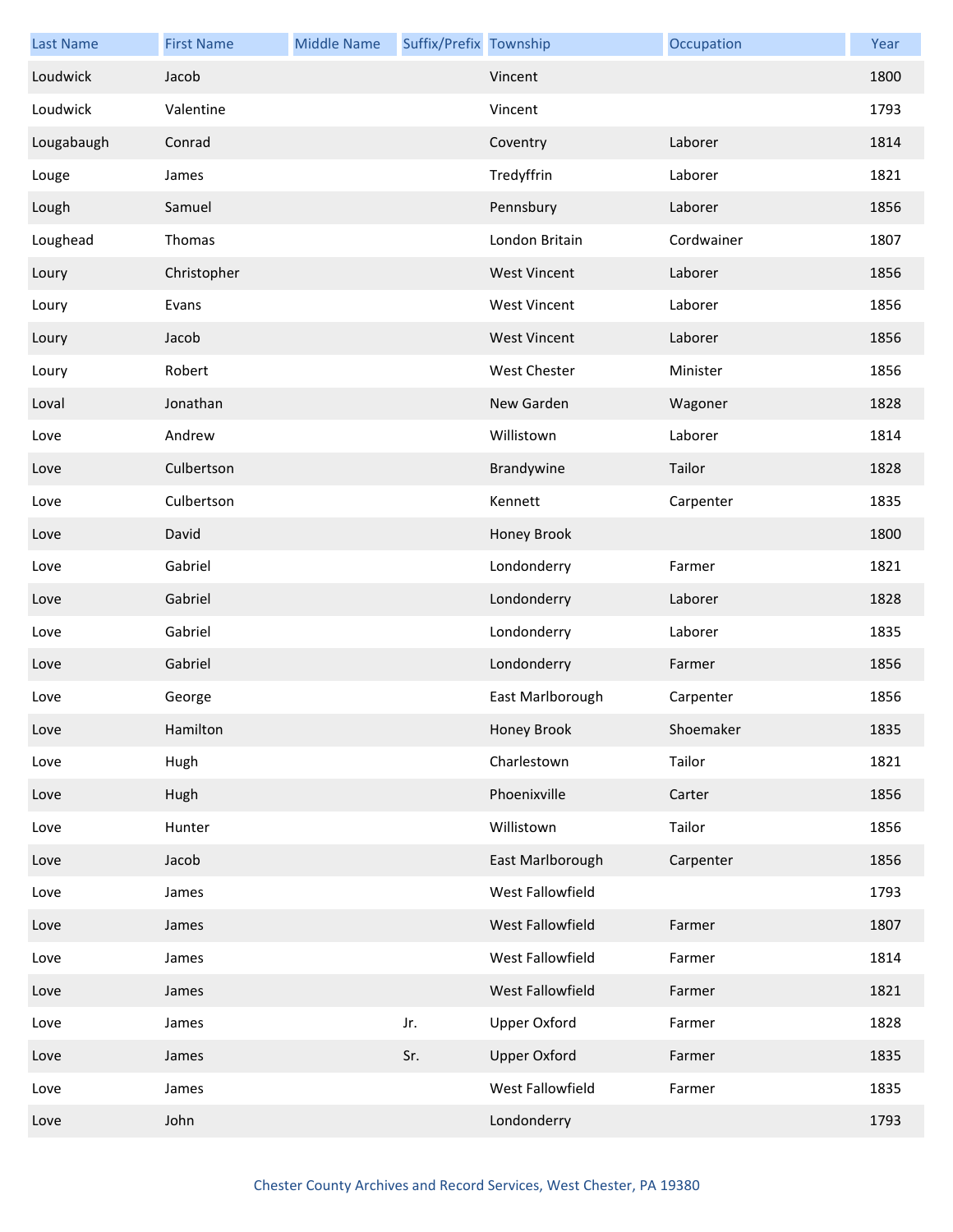| Last Name | First Name | Middle Name | Suffix/Prefix | Township | Occupation | Year |
| --- | --- | --- | --- | --- | --- | --- |
| Loudwick | Jacob | | | Vincent | | 1800 |
| Loudwick | Valentine | | | Vincent | | 1793 |
| Lougabaugh | Conrad | | | Coventry | Laborer | 1814 |
| Louge | James | | | Tredyffrin | Laborer | 1821 |
| Lough | Samuel | | | Pennsbury | Laborer | 1856 |
| Loughead | Thomas | | | London Britain | Cordwainer | 1807 |
| Loury | Christopher | | | West Vincent | Laborer | 1856 |
| Loury | Evans | | | West Vincent | Laborer | 1856 |
| Loury | Jacob | | | West Vincent | Laborer | 1856 |
| Loury | Robert | | | West Chester | Minister | 1856 |
| Loval | Jonathan | | | New Garden | Wagoner | 1828 |
| Love | Andrew | | | Willistown | Laborer | 1814 |
| Love | Culbertson | | | Brandywine | Tailor | 1828 |
| Love | Culbertson | | | Kennett | Carpenter | 1835 |
| Love | David | | | Honey Brook | | 1800 |
| Love | Gabriel | | | Londonderry | Farmer | 1821 |
| Love | Gabriel | | | Londonderry | Laborer | 1828 |
| Love | Gabriel | | | Londonderry | Laborer | 1835 |
| Love | Gabriel | | | Londonderry | Farmer | 1856 |
| Love | George | | | East Marlborough | Carpenter | 1856 |
| Love | Hamilton | | | Honey Brook | Shoemaker | 1835 |
| Love | Hugh | | | Charlestown | Tailor | 1821 |
| Love | Hugh | | | Phoenixville | Carter | 1856 |
| Love | Hunter | | | Willistown | Tailor | 1856 |
| Love | Jacob | | | East Marlborough | Carpenter | 1856 |
| Love | James | | | West Fallowfield | | 1793 |
| Love | James | | | West Fallowfield | Farmer | 1807 |
| Love | James | | | West Fallowfield | Farmer | 1814 |
| Love | James | | | West Fallowfield | Farmer | 1821 |
| Love | James | | Jr. | Upper Oxford | Farmer | 1828 |
| Love | James | | Sr. | Upper Oxford | Farmer | 1835 |
| Love | James | | | West Fallowfield | Farmer | 1835 |
| Love | John | | | Londonderry | | 1793 |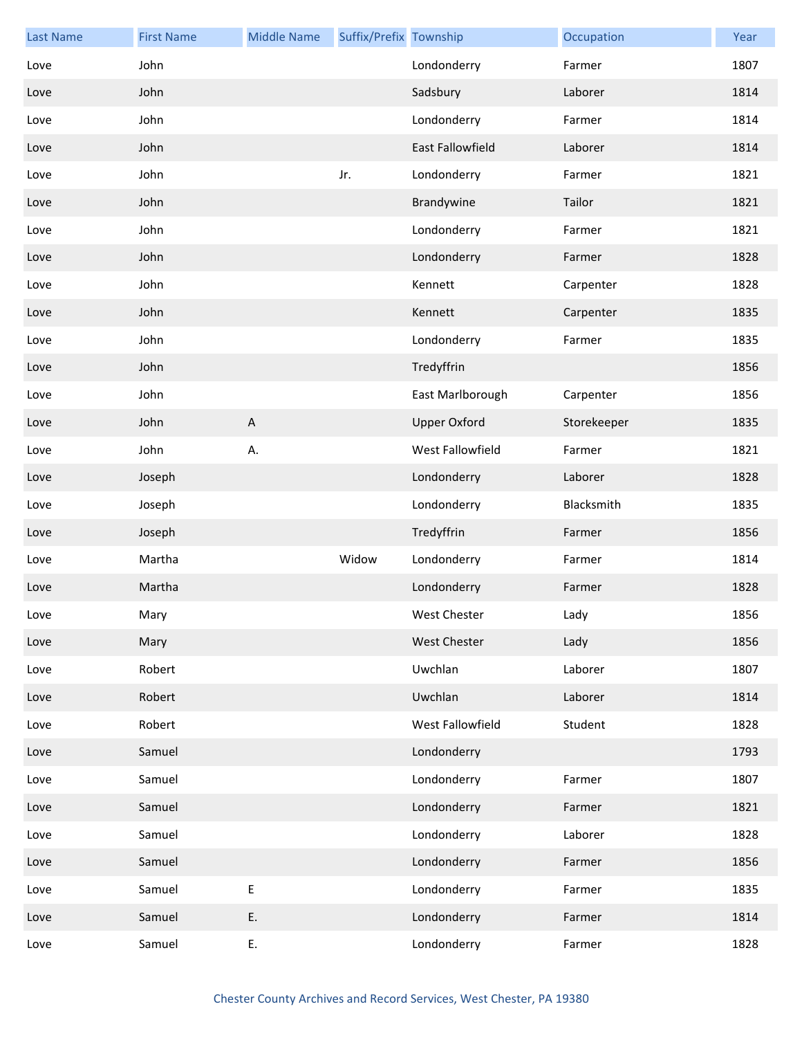| Last Name | First Name | Middle Name | Suffix/Prefix | Township | Occupation | Year |
|---|---|---|---|---|---|---|
| Love | John | | | Londonderry | Farmer | 1807 |
| Love | John | | | Sadsbury | Laborer | 1814 |
| Love | John | | | Londonderry | Farmer | 1814 |
| Love | John | | | East Fallowfield | Laborer | 1814 |
| Love | John | | Jr. | Londonderry | Farmer | 1821 |
| Love | John | | | Brandywine | Tailor | 1821 |
| Love | John | | | Londonderry | Farmer | 1821 |
| Love | John | | | Londonderry | Farmer | 1828 |
| Love | John | | | Kennett | Carpenter | 1828 |
| Love | John | | | Kennett | Carpenter | 1835 |
| Love | John | | | Londonderry | Farmer | 1835 |
| Love | John | | | Tredyffrin | | 1856 |
| Love | John | | | East Marlborough | Carpenter | 1856 |
| Love | John | A | | Upper Oxford | Storekeeper | 1835 |
| Love | John | A. | | West Fallowfield | Farmer | 1821 |
| Love | Joseph | | | Londonderry | Laborer | 1828 |
| Love | Joseph | | | Londonderry | Blacksmith | 1835 |
| Love | Joseph | | | Tredyffrin | Farmer | 1856 |
| Love | Martha | | Widow | Londonderry | Farmer | 1814 |
| Love | Martha | | | Londonderry | Farmer | 1828 |
| Love | Mary | | | West Chester | Lady | 1856 |
| Love | Mary | | | West Chester | Lady | 1856 |
| Love | Robert | | | Uwchlan | Laborer | 1807 |
| Love | Robert | | | Uwchlan | Laborer | 1814 |
| Love | Robert | | | West Fallowfield | Student | 1828 |
| Love | Samuel | | | Londonderry | | 1793 |
| Love | Samuel | | | Londonderry | Farmer | 1807 |
| Love | Samuel | | | Londonderry | Farmer | 1821 |
| Love | Samuel | | | Londonderry | Laborer | 1828 |
| Love | Samuel | | | Londonderry | Farmer | 1856 |
| Love | Samuel | E | | Londonderry | Farmer | 1835 |
| Love | Samuel | E. | | Londonderry | Farmer | 1814 |
| Love | Samuel | E. | | Londonderry | Farmer | 1828 |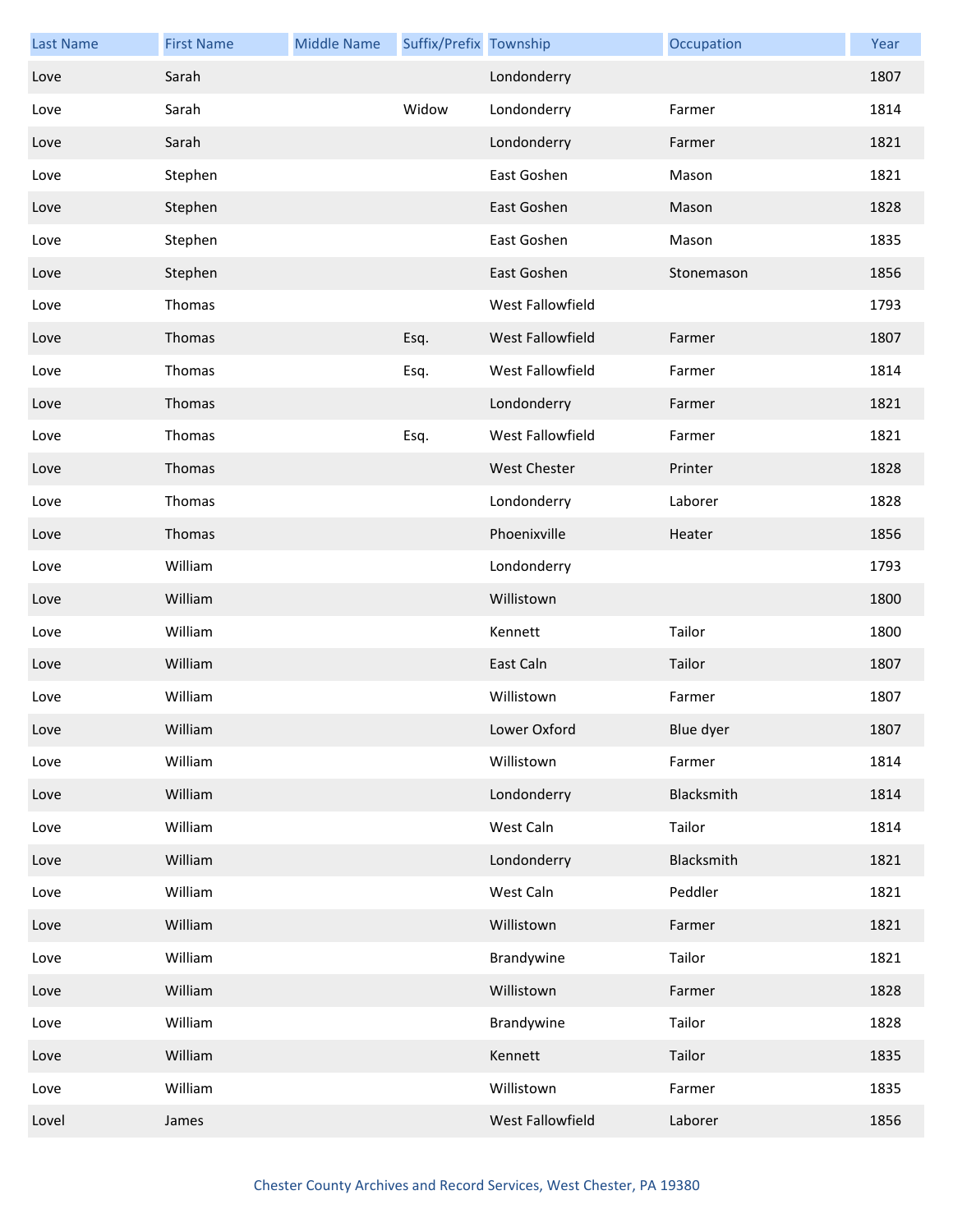| Last Name | First Name | Middle Name | Suffix/Prefix | Township | Occupation | Year |
| --- | --- | --- | --- | --- | --- | --- |
| Love | Sarah | | | Londonderry | | 1807 |
| Love | Sarah | | Widow | Londonderry | Farmer | 1814 |
| Love | Sarah | | | Londonderry | Farmer | 1821 |
| Love | Stephen | | | East Goshen | Mason | 1821 |
| Love | Stephen | | | East Goshen | Mason | 1828 |
| Love | Stephen | | | East Goshen | Mason | 1835 |
| Love | Stephen | | | East Goshen | Stonemason | 1856 |
| Love | Thomas | | | West Fallowfield | | 1793 |
| Love | Thomas | | Esq. | West Fallowfield | Farmer | 1807 |
| Love | Thomas | | Esq. | West Fallowfield | Farmer | 1814 |
| Love | Thomas | | | Londonderry | Farmer | 1821 |
| Love | Thomas | | Esq. | West Fallowfield | Farmer | 1821 |
| Love | Thomas | | | West Chester | Printer | 1828 |
| Love | Thomas | | | Londonderry | Laborer | 1828 |
| Love | Thomas | | | Phoenixville | Heater | 1856 |
| Love | William | | | Londonderry | | 1793 |
| Love | William | | | Willistown | | 1800 |
| Love | William | | | Kennett | Tailor | 1800 |
| Love | William | | | East Caln | Tailor | 1807 |
| Love | William | | | Willistown | Farmer | 1807 |
| Love | William | | | Lower Oxford | Blue dyer | 1807 |
| Love | William | | | Willistown | Farmer | 1814 |
| Love | William | | | Londonderry | Blacksmith | 1814 |
| Love | William | | | West Caln | Tailor | 1814 |
| Love | William | | | Londonderry | Blacksmith | 1821 |
| Love | William | | | West Caln | Peddler | 1821 |
| Love | William | | | Willistown | Farmer | 1821 |
| Love | William | | | Brandywine | Tailor | 1821 |
| Love | William | | | Willistown | Farmer | 1828 |
| Love | William | | | Brandywine | Tailor | 1828 |
| Love | William | | | Kennett | Tailor | 1835 |
| Love | William | | | Willistown | Farmer | 1835 |
| Lovel | James | | | West Fallowfield | Laborer | 1856 |

Chester County Archives and Record Services, West Chester, PA 19380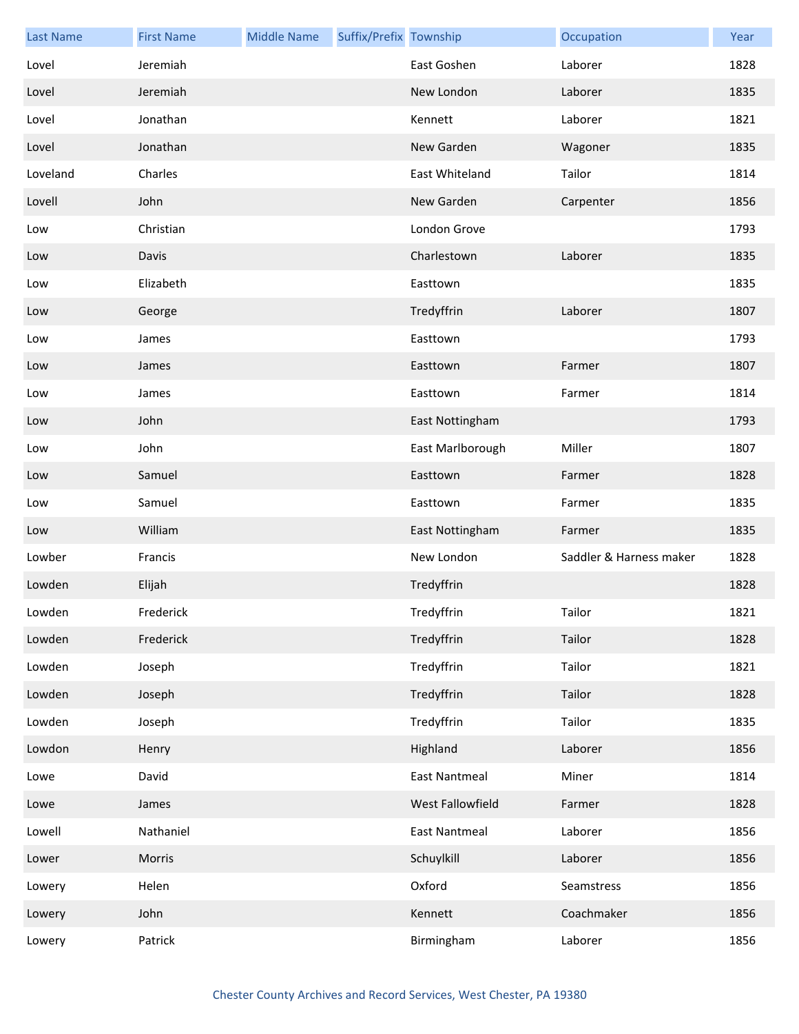| Last Name | First Name | Middle Name | Suffix/Prefix | Township | Occupation | Year |
|---|---|---|---|---|---|---|
| Lovel | Jeremiah | | | East Goshen | Laborer | 1828 |
| Lovel | Jeremiah | | | New London | Laborer | 1835 |
| Lovel | Jonathan | | | Kennett | Laborer | 1821 |
| Lovel | Jonathan | | | New Garden | Wagoner | 1835 |
| Loveland | Charles | | | East Whiteland | Tailor | 1814 |
| Lovell | John | | | New Garden | Carpenter | 1856 |
| Low | Christian | | | London Grove | | 1793 |
| Low | Davis | | | Charlestown | Laborer | 1835 |
| Low | Elizabeth | | | Easttown | | 1835 |
| Low | George | | | Tredyffrin | Laborer | 1807 |
| Low | James | | | Easttown | | 1793 |
| Low | James | | | Easttown | Farmer | 1807 |
| Low | James | | | Easttown | Farmer | 1814 |
| Low | John | | | East Nottingham | | 1793 |
| Low | John | | | East Marlborough | Miller | 1807 |
| Low | Samuel | | | Easttown | Farmer | 1828 |
| Low | Samuel | | | Easttown | Farmer | 1835 |
| Low | William | | | East Nottingham | Farmer | 1835 |
| Lowber | Francis | | | New London | Saddler & Harness maker | 1828 |
| Lowden | Elijah | | | Tredyffrin | | 1828 |
| Lowden | Frederick | | | Tredyffrin | Tailor | 1821 |
| Lowden | Frederick | | | Tredyffrin | Tailor | 1828 |
| Lowden | Joseph | | | Tredyffrin | Tailor | 1821 |
| Lowden | Joseph | | | Tredyffrin | Tailor | 1828 |
| Lowden | Joseph | | | Tredyffrin | Tailor | 1835 |
| Lowdon | Henry | | | Highland | Laborer | 1856 |
| Lowe | David | | | East Nantmeal | Miner | 1814 |
| Lowe | James | | | West Fallowfield | Farmer | 1828 |
| Lowell | Nathaniel | | | East Nantmeal | Laborer | 1856 |
| Lower | Morris | | | Schuylkill | Laborer | 1856 |
| Lowery | Helen | | | Oxford | Seamstress | 1856 |
| Lowery | John | | | Kennett | Coachmaker | 1856 |
| Lowery | Patrick | | | Birmingham | Laborer | 1856 |

Chester County Archives and Record Services, West Chester, PA 19380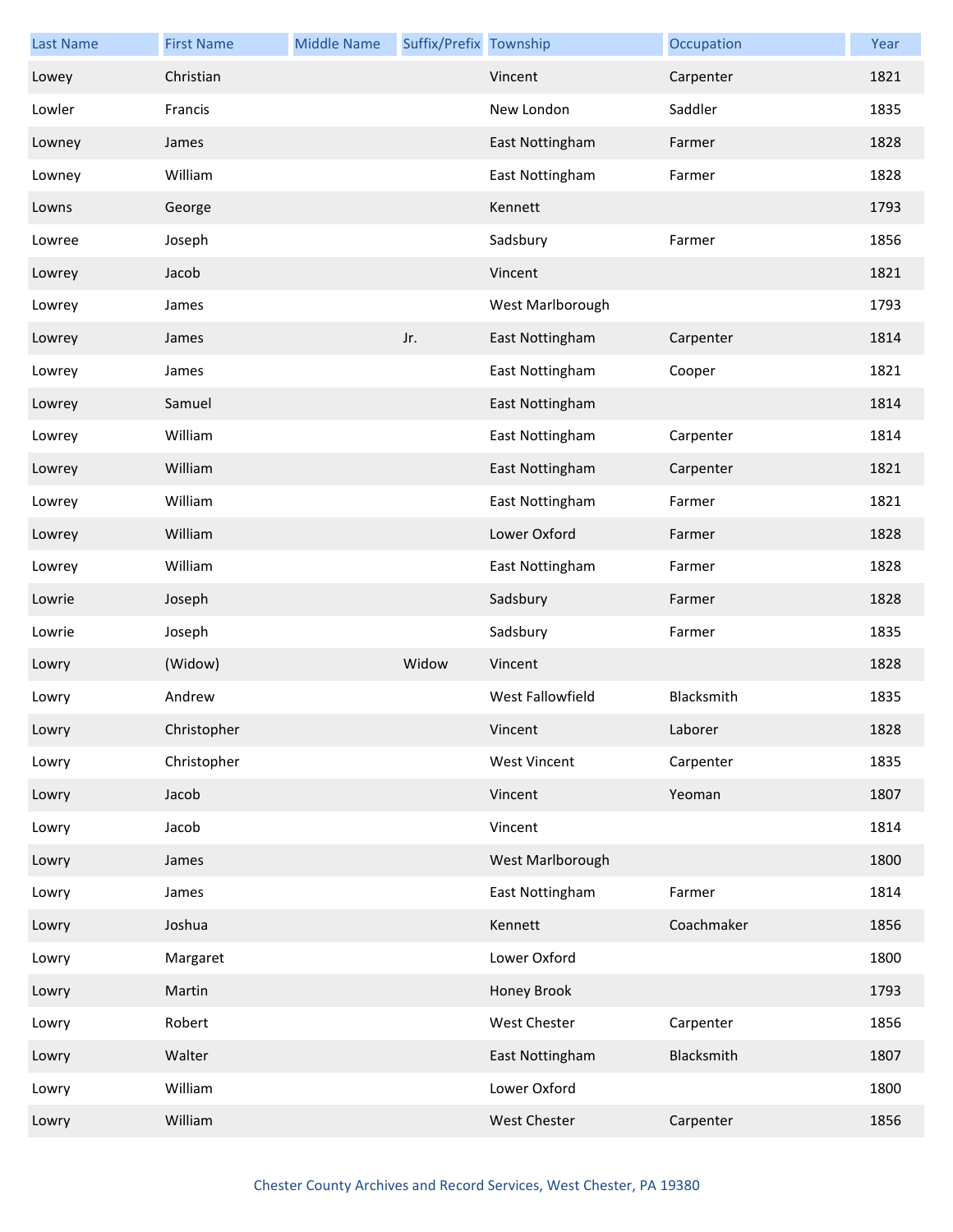| Last Name | First Name | Middle Name | Suffix/Prefix | Township | Occupation | Year |
| --- | --- | --- | --- | --- | --- | --- |
| Lowey | Christian | | | Vincent | Carpenter | 1821 |
| Lowler | Francis | | | New London | Saddler | 1835 |
| Lowney | James | | | East Nottingham | Farmer | 1828 |
| Lowney | William | | | East Nottingham | Farmer | 1828 |
| Lowns | George | | | Kennett | | 1793 |
| Lowree | Joseph | | | Sadsbury | Farmer | 1856 |
| Lowrey | Jacob | | | Vincent | | 1821 |
| Lowrey | James | | | West Marlborough | | 1793 |
| Lowrey | James | | Jr. | East Nottingham | Carpenter | 1814 |
| Lowrey | James | | | East Nottingham | Cooper | 1821 |
| Lowrey | Samuel | | | East Nottingham | | 1814 |
| Lowrey | William | | | East Nottingham | Carpenter | 1814 |
| Lowrey | William | | | East Nottingham | Carpenter | 1821 |
| Lowrey | William | | | East Nottingham | Farmer | 1821 |
| Lowrey | William | | | Lower Oxford | Farmer | 1828 |
| Lowrey | William | | | East Nottingham | Farmer | 1828 |
| Lowrie | Joseph | | | Sadsbury | Farmer | 1828 |
| Lowrie | Joseph | | | Sadsbury | Farmer | 1835 |
| Lowry | (Widow) | | Widow | Vincent | | 1828 |
| Lowry | Andrew | | | West Fallowfield | Blacksmith | 1835 |
| Lowry | Christopher | | | Vincent | Laborer | 1828 |
| Lowry | Christopher | | | West Vincent | Carpenter | 1835 |
| Lowry | Jacob | | | Vincent | Yeoman | 1807 |
| Lowry | Jacob | | | Vincent | | 1814 |
| Lowry | James | | | West Marlborough | | 1800 |
| Lowry | James | | | East Nottingham | Farmer | 1814 |
| Lowry | Joshua | | | Kennett | Coachmaker | 1856 |
| Lowry | Margaret | | | Lower Oxford | | 1800 |
| Lowry | Martin | | | Honey Brook | | 1793 |
| Lowry | Robert | | | West Chester | Carpenter | 1856 |
| Lowry | Walter | | | East Nottingham | Blacksmith | 1807 |
| Lowry | William | | | Lower Oxford | | 1800 |
| Lowry | William | | | West Chester | Carpenter | 1856 |

Chester County Archives and Record Services, West Chester, PA 19380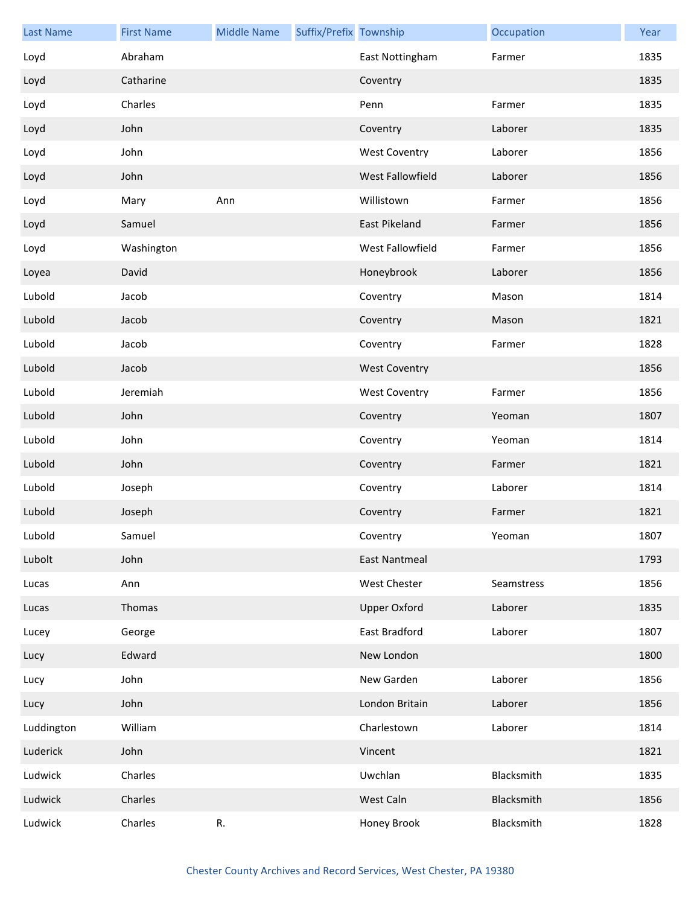| Last Name | First Name | Middle Name | Suffix/Prefix | Township | Occupation | Year |
| --- | --- | --- | --- | --- | --- | --- |
| Loyd | Abraham | | | East Nottingham | Farmer | 1835 |
| Loyd | Catharine | | | Coventry | | 1835 |
| Loyd | Charles | | | Penn | Farmer | 1835 |
| Loyd | John | | | Coventry | Laborer | 1835 |
| Loyd | John | | | West Coventry | Laborer | 1856 |
| Loyd | John | | | West Fallowfield | Laborer | 1856 |
| Loyd | Mary | Ann | | Willistown | Farmer | 1856 |
| Loyd | Samuel | | | East Pikeland | Farmer | 1856 |
| Loyd | Washington | | | West Fallowfield | Farmer | 1856 |
| Loyea | David | | | Honeybrook | Laborer | 1856 |
| Lubold | Jacob | | | Coventry | Mason | 1814 |
| Lubold | Jacob | | | Coventry | Mason | 1821 |
| Lubold | Jacob | | | Coventry | Farmer | 1828 |
| Lubold | Jacob | | | West Coventry | | 1856 |
| Lubold | Jeremiah | | | West Coventry | Farmer | 1856 |
| Lubold | John | | | Coventry | Yeoman | 1807 |
| Lubold | John | | | Coventry | Yeoman | 1814 |
| Lubold | John | | | Coventry | Farmer | 1821 |
| Lubold | Joseph | | | Coventry | Laborer | 1814 |
| Lubold | Joseph | | | Coventry | Farmer | 1821 |
| Lubold | Samuel | | | Coventry | Yeoman | 1807 |
| Lubolt | John | | | East Nantmeal | | 1793 |
| Lucas | Ann | | | West Chester | Seamstress | 1856 |
| Lucas | Thomas | | | Upper Oxford | Laborer | 1835 |
| Lucey | George | | | East Bradford | Laborer | 1807 |
| Lucy | Edward | | | New London | | 1800 |
| Lucy | John | | | New Garden | Laborer | 1856 |
| Lucy | John | | | London Britain | Laborer | 1856 |
| Luddington | William | | | Charlestown | Laborer | 1814 |
| Luderick | John | | | Vincent | | 1821 |
| Ludwick | Charles | | | Uwchlan | Blacksmith | 1835 |
| Ludwick | Charles | | | West Caln | Blacksmith | 1856 |
| Ludwick | Charles | R. | | Honey Brook | Blacksmith | 1828 |

Chester County Archives and Record Services, West Chester, PA 19380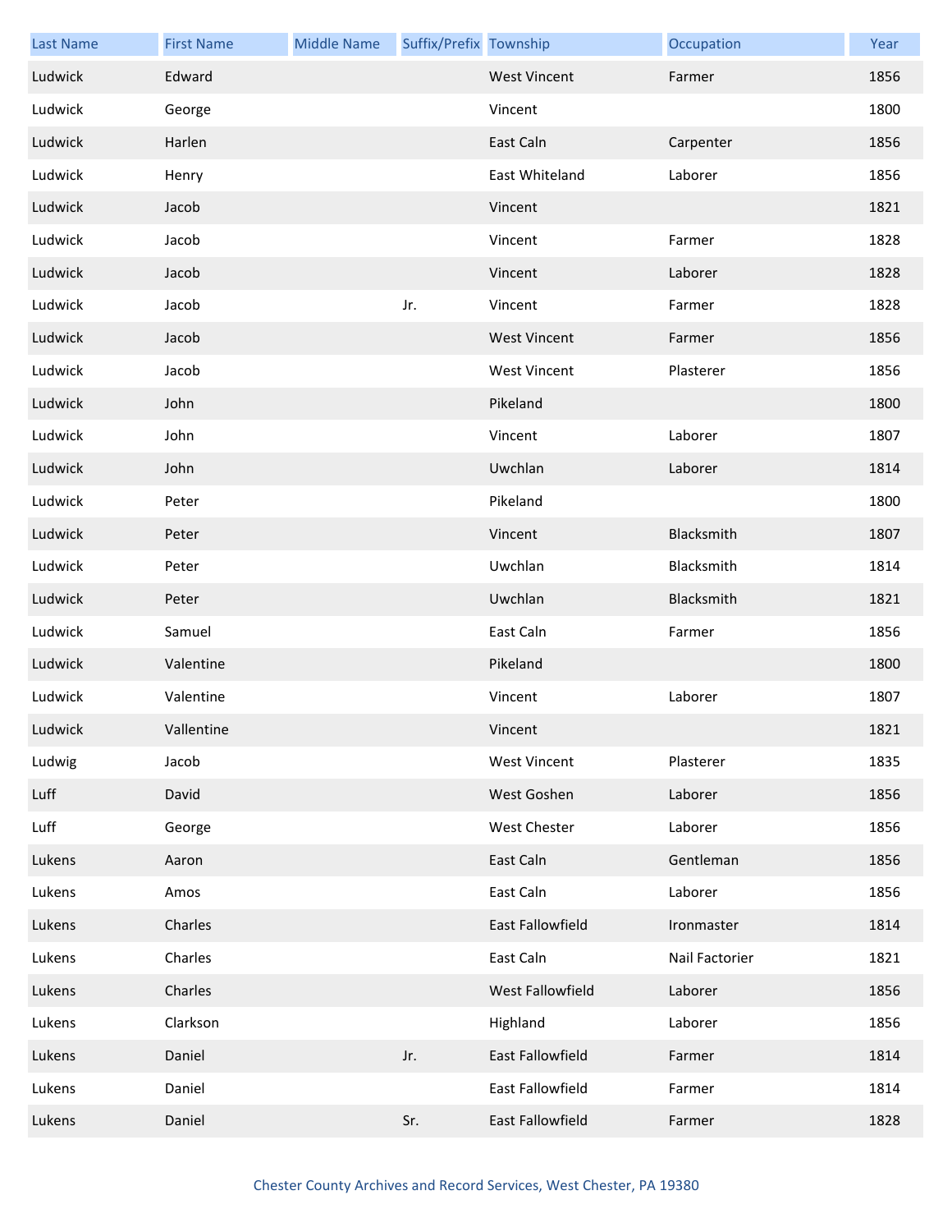| Last Name | First Name | Middle Name | Suffix/Prefix | Township | Occupation | Year |
|---|---|---|---|---|---|---|
| Ludwick | Edward | | | West Vincent | Farmer | 1856 |
| Ludwick | George | | | Vincent | | 1800 |
| Ludwick | Harlen | | | East Caln | Carpenter | 1856 |
| Ludwick | Henry | | | East Whiteland | Laborer | 1856 |
| Ludwick | Jacob | | | Vincent | | 1821 |
| Ludwick | Jacob | | | Vincent | Farmer | 1828 |
| Ludwick | Jacob | | | Vincent | Laborer | 1828 |
| Ludwick | Jacob | | Jr. | Vincent | Farmer | 1828 |
| Ludwick | Jacob | | | West Vincent | Farmer | 1856 |
| Ludwick | Jacob | | | West Vincent | Plasterer | 1856 |
| Ludwick | John | | | Pikeland | | 1800 |
| Ludwick | John | | | Vincent | Laborer | 1807 |
| Ludwick | John | | | Uwchlan | Laborer | 1814 |
| Ludwick | Peter | | | Pikeland | | 1800 |
| Ludwick | Peter | | | Vincent | Blacksmith | 1807 |
| Ludwick | Peter | | | Uwchlan | Blacksmith | 1814 |
| Ludwick | Peter | | | Uwchlan | Blacksmith | 1821 |
| Ludwick | Samuel | | | East Caln | Farmer | 1856 |
| Ludwick | Valentine | | | Pikeland | | 1800 |
| Ludwick | Valentine | | | Vincent | Laborer | 1807 |
| Ludwick | Vallentine | | | Vincent | | 1821 |
| Ludwig | Jacob | | | West Vincent | Plasterer | 1835 |
| Luff | David | | | West Goshen | Laborer | 1856 |
| Luff | George | | | West Chester | Laborer | 1856 |
| Lukens | Aaron | | | East Caln | Gentleman | 1856 |
| Lukens | Amos | | | East Caln | Laborer | 1856 |
| Lukens | Charles | | | East Fallowfield | Ironmaster | 1814 |
| Lukens | Charles | | | East Caln | Nail Factorier | 1821 |
| Lukens | Charles | | | West Fallowfield | Laborer | 1856 |
| Lukens | Clarkson | | | Highland | Laborer | 1856 |
| Lukens | Daniel | | Jr. | East Fallowfield | Farmer | 1814 |
| Lukens | Daniel | | | East Fallowfield | Farmer | 1814 |
| Lukens | Daniel | | Sr. | East Fallowfield | Farmer | 1828 |

Chester County Archives and Record Services, West Chester, PA 19380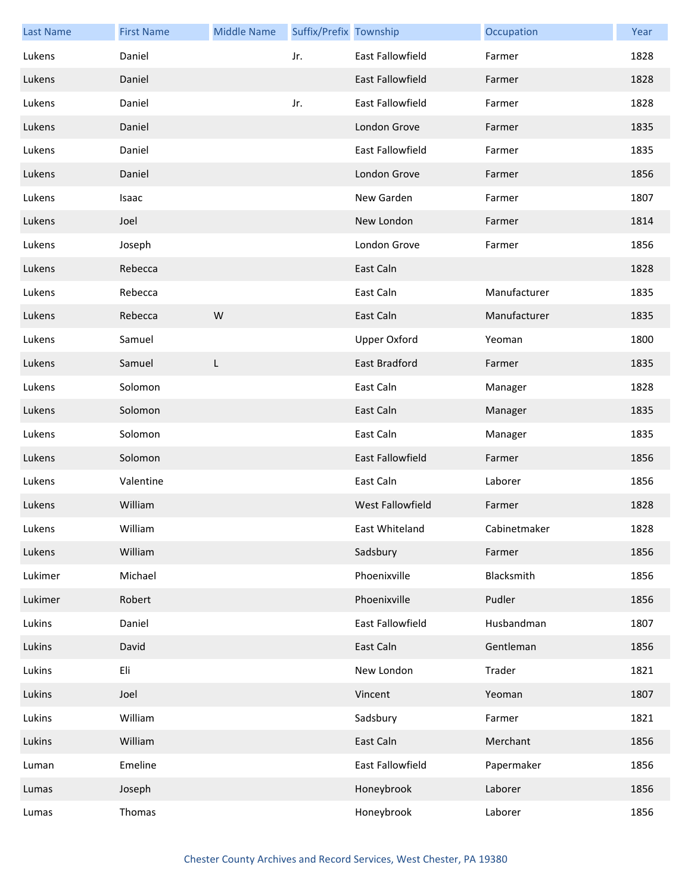| Last Name | First Name | Middle Name | Suffix/Prefix | Township | Occupation | Year |
|---|---|---|---|---|---|---|
| Lukens | Daniel | | Jr. | East Fallowfield | Farmer | 1828 |
| Lukens | Daniel | | | East Fallowfield | Farmer | 1828 |
| Lukens | Daniel | | Jr. | East Fallowfield | Farmer | 1828 |
| Lukens | Daniel | | | London Grove | Farmer | 1835 |
| Lukens | Daniel | | | East Fallowfield | Farmer | 1835 |
| Lukens | Daniel | | | London Grove | Farmer | 1856 |
| Lukens | Isaac | | | New Garden | Farmer | 1807 |
| Lukens | Joel | | | New London | Farmer | 1814 |
| Lukens | Joseph | | | London Grove | Farmer | 1856 |
| Lukens | Rebecca | | | East Caln | | 1828 |
| Lukens | Rebecca | | | East Caln | Manufacturer | 1835 |
| Lukens | Rebecca | W | | East Caln | Manufacturer | 1835 |
| Lukens | Samuel | | | Upper Oxford | Yeoman | 1800 |
| Lukens | Samuel | L | | East Bradford | Farmer | 1835 |
| Lukens | Solomon | | | East Caln | Manager | 1828 |
| Lukens | Solomon | | | East Caln | Manager | 1835 |
| Lukens | Solomon | | | East Caln | Manager | 1835 |
| Lukens | Solomon | | | East Fallowfield | Farmer | 1856 |
| Lukens | Valentine | | | East Caln | Laborer | 1856 |
| Lukens | William | | | West Fallowfield | Farmer | 1828 |
| Lukens | William | | | East Whiteland | Cabinetmaker | 1828 |
| Lukens | William | | | Sadsbury | Farmer | 1856 |
| Lukimer | Michael | | | Phoenixville | Blacksmith | 1856 |
| Lukimer | Robert | | | Phoenixville | Pudler | 1856 |
| Lukins | Daniel | | | East Fallowfield | Husbandman | 1807 |
| Lukins | David | | | East Caln | Gentleman | 1856 |
| Lukins | Eli | | | New London | Trader | 1821 |
| Lukins | Joel | | | Vincent | Yeoman | 1807 |
| Lukins | William | | | Sadsbury | Farmer | 1821 |
| Lukins | William | | | East Caln | Merchant | 1856 |
| Luman | Emeline | | | East Fallowfield | Papermaker | 1856 |
| Lumas | Joseph | | | Honeybrook | Laborer | 1856 |
| Lumas | Thomas | | | Honeybrook | Laborer | 1856 |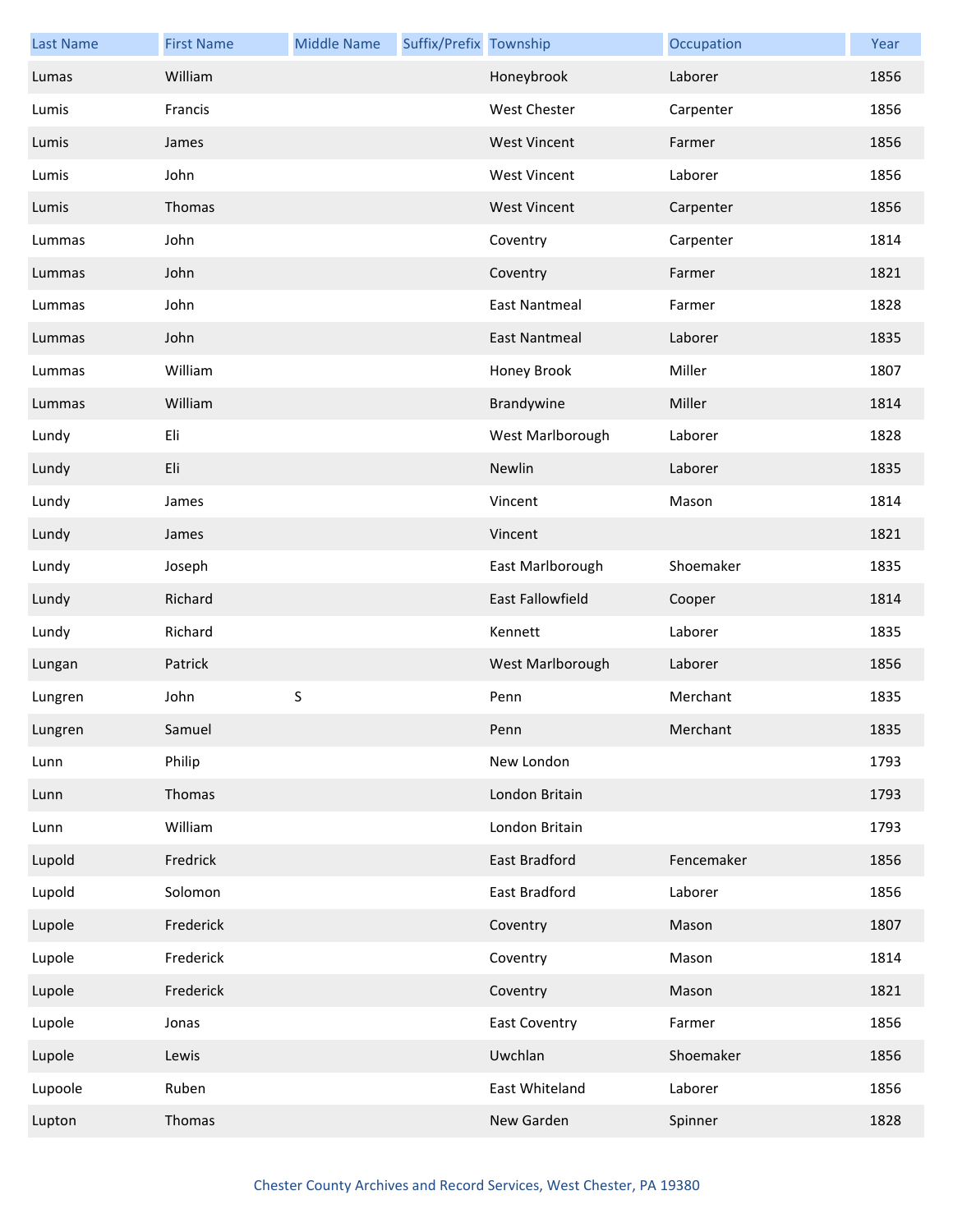| Last Name | First Name | Middle Name | Suffix/Prefix | Township | Occupation | Year |
|---|---|---|---|---|---|---|
| Lumas | William | | | Honeybrook | Laborer | 1856 |
| Lumis | Francis | | | West Chester | Carpenter | 1856 |
| Lumis | James | | | West Vincent | Farmer | 1856 |
| Lumis | John | | | West Vincent | Laborer | 1856 |
| Lumis | Thomas | | | West Vincent | Carpenter | 1856 |
| Lummas | John | | | Coventry | Carpenter | 1814 |
| Lummas | John | | | Coventry | Farmer | 1821 |
| Lummas | John | | | East Nantmeal | Farmer | 1828 |
| Lummas | John | | | East Nantmeal | Laborer | 1835 |
| Lummas | William | | | Honey Brook | Miller | 1807 |
| Lummas | William | | | Brandywine | Miller | 1814 |
| Lundy | Eli | | | West Marlborough | Laborer | 1828 |
| Lundy | Eli | | | Newlin | Laborer | 1835 |
| Lundy | James | | | Vincent | Mason | 1814 |
| Lundy | James | | | Vincent | | 1821 |
| Lundy | Joseph | | | East Marlborough | Shoemaker | 1835 |
| Lundy | Richard | | | East Fallowfield | Cooper | 1814 |
| Lundy | Richard | | | Kennett | Laborer | 1835 |
| Lungan | Patrick | | | West Marlborough | Laborer | 1856 |
| Lungren | John | S | | Penn | Merchant | 1835 |
| Lungren | Samuel | | | Penn | Merchant | 1835 |
| Lunn | Philip | | | New London | | 1793 |
| Lunn | Thomas | | | London Britain | | 1793 |
| Lunn | William | | | London Britain | | 1793 |
| Lupold | Fredrick | | | East Bradford | Fencemaker | 1856 |
| Lupold | Solomon | | | East Bradford | Laborer | 1856 |
| Lupole | Frederick | | | Coventry | Mason | 1807 |
| Lupole | Frederick | | | Coventry | Mason | 1814 |
| Lupole | Frederick | | | Coventry | Mason | 1821 |
| Lupole | Jonas | | | East Coventry | Farmer | 1856 |
| Lupole | Lewis | | | Uwchlan | Shoemaker | 1856 |
| Lupoole | Ruben | | | East Whiteland | Laborer | 1856 |
| Lupton | Thomas | | | New Garden | Spinner | 1828 |

Chester County Archives and Record Services, West Chester, PA 19380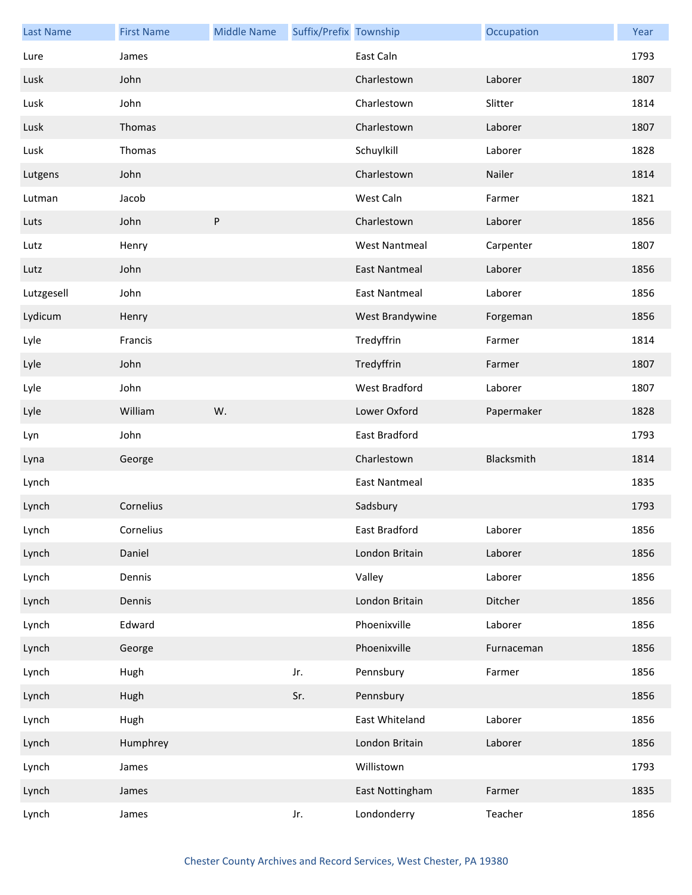| Last Name | First Name | Middle Name | Suffix/Prefix | Township | Occupation | Year |
|---|---|---|---|---|---|---|
| Lure | James | | | East Caln | | 1793 |
| Lusk | John | | | Charlestown | Laborer | 1807 |
| Lusk | John | | | Charlestown | Slitter | 1814 |
| Lusk | Thomas | | | Charlestown | Laborer | 1807 |
| Lusk | Thomas | | | Schuylkill | Laborer | 1828 |
| Lutgens | John | | | Charlestown | Nailer | 1814 |
| Lutman | Jacob | | | West Caln | Farmer | 1821 |
| Luts | John | P | | Charlestown | Laborer | 1856 |
| Lutz | Henry | | | West Nantmeal | Carpenter | 1807 |
| Lutz | John | | | East Nantmeal | Laborer | 1856 |
| Lutzgesell | John | | | East Nantmeal | Laborer | 1856 |
| Lydicum | Henry | | | West Brandywine | Forgeman | 1856 |
| Lyle | Francis | | | Tredyffrin | Farmer | 1814 |
| Lyle | John | | | Tredyffrin | Farmer | 1807 |
| Lyle | John | | | West Bradford | Laborer | 1807 |
| Lyle | William | W. | | Lower Oxford | Papermaker | 1828 |
| Lyn | John | | | East Bradford | | 1793 |
| Lyna | George | | | Charlestown | Blacksmith | 1814 |
| Lynch | | | | East Nantmeal | | 1835 |
| Lynch | Cornelius | | | Sadsbury | | 1793 |
| Lynch | Cornelius | | | East Bradford | Laborer | 1856 |
| Lynch | Daniel | | | London Britain | Laborer | 1856 |
| Lynch | Dennis | | | Valley | Laborer | 1856 |
| Lynch | Dennis | | | London Britain | Ditcher | 1856 |
| Lynch | Edward | | | Phoenixville | Laborer | 1856 |
| Lynch | George | | | Phoenixville | Furnaceman | 1856 |
| Lynch | Hugh | | Jr. | Pennsbury | Farmer | 1856 |
| Lynch | Hugh | | Sr. | Pennsbury | | 1856 |
| Lynch | Hugh | | | East Whiteland | Laborer | 1856 |
| Lynch | Humphrey | | | London Britain | Laborer | 1856 |
| Lynch | James | | | Willistown | | 1793 |
| Lynch | James | | | East Nottingham | Farmer | 1835 |
| Lynch | James | | Jr. | Londonderry | Teacher | 1856 |

Chester County Archives and Record Services, West Chester, PA 19380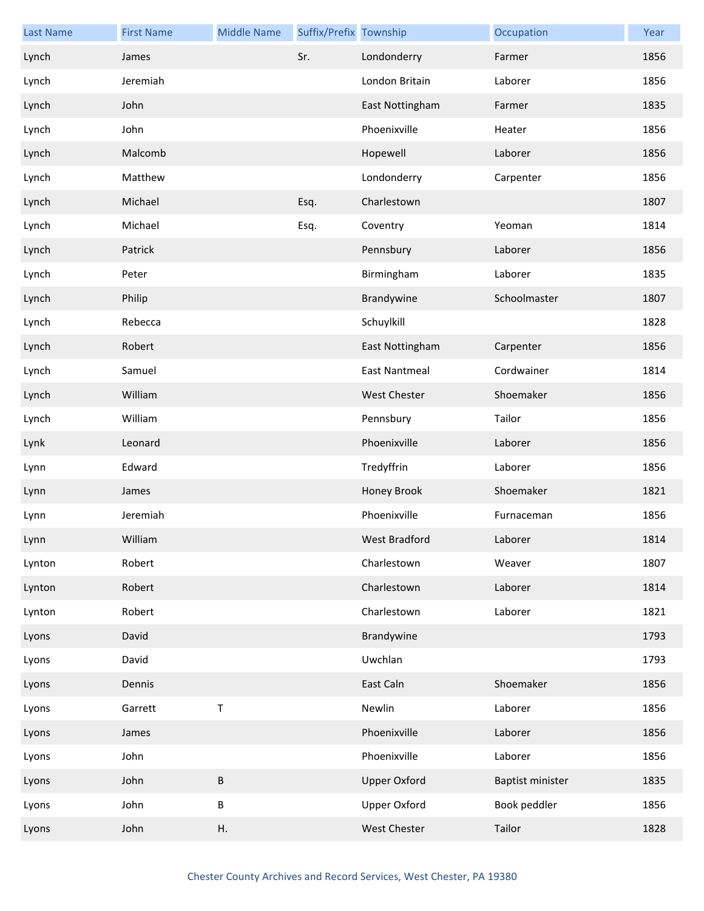| Last Name | First Name | Middle Name | Suffix/Prefix | Township | Occupation | Year |
| --- | --- | --- | --- | --- | --- | --- |
| Lynch | James | | Sr. | Londonderry | Farmer | 1856 |
| Lynch | Jeremiah | | | London Britain | Laborer | 1856 |
| Lynch | John | | | East Nottingham | Farmer | 1835 |
| Lynch | John | | | Phoenixville | Heater | 1856 |
| Lynch | Malcomb | | | Hopewell | Laborer | 1856 |
| Lynch | Matthew | | | Londonderry | Carpenter | 1856 |
| Lynch | Michael | | Esq. | Charlestown | | 1807 |
| Lynch | Michael | | Esq. | Coventry | Yeoman | 1814 |
| Lynch | Patrick | | | Pennsbury | Laborer | 1856 |
| Lynch | Peter | | | Birmingham | Laborer | 1835 |
| Lynch | Philip | | | Brandywine | Schoolmaster | 1807 |
| Lynch | Rebecca | | | Schuylkill | | 1828 |
| Lynch | Robert | | | East Nottingham | Carpenter | 1856 |
| Lynch | Samuel | | | East Nantmeal | Cordwainer | 1814 |
| Lynch | William | | | West Chester | Shoemaker | 1856 |
| Lynch | William | | | Pennsbury | Tailor | 1856 |
| Lynk | Leonard | | | Phoenixville | Laborer | 1856 |
| Lynn | Edward | | | Tredyffrin | Laborer | 1856 |
| Lynn | James | | | Honey Brook | Shoemaker | 1821 |
| Lynn | Jeremiah | | | Phoenixville | Furnaceman | 1856 |
| Lynn | William | | | West Bradford | Laborer | 1814 |
| Lynton | Robert | | | Charlestown | Weaver | 1807 |
| Lynton | Robert | | | Charlestown | Laborer | 1814 |
| Lynton | Robert | | | Charlestown | Laborer | 1821 |
| Lyons | David | | | Brandywine | | 1793 |
| Lyons | David | | | Uwchlan | | 1793 |
| Lyons | Dennis | | | East Caln | Shoemaker | 1856 |
| Lyons | Garrett | T | | Newlin | Laborer | 1856 |
| Lyons | James | | | Phoenixville | Laborer | 1856 |
| Lyons | John | | | Phoenixville | Laborer | 1856 |
| Lyons | John | B | | Upper Oxford | Baptist minister | 1835 |
| Lyons | John | B | | Upper Oxford | Book peddler | 1856 |
| Lyons | John | H. | | West Chester | Tailor | 1828 |

Chester County Archives and Record Services, West Chester, PA 19380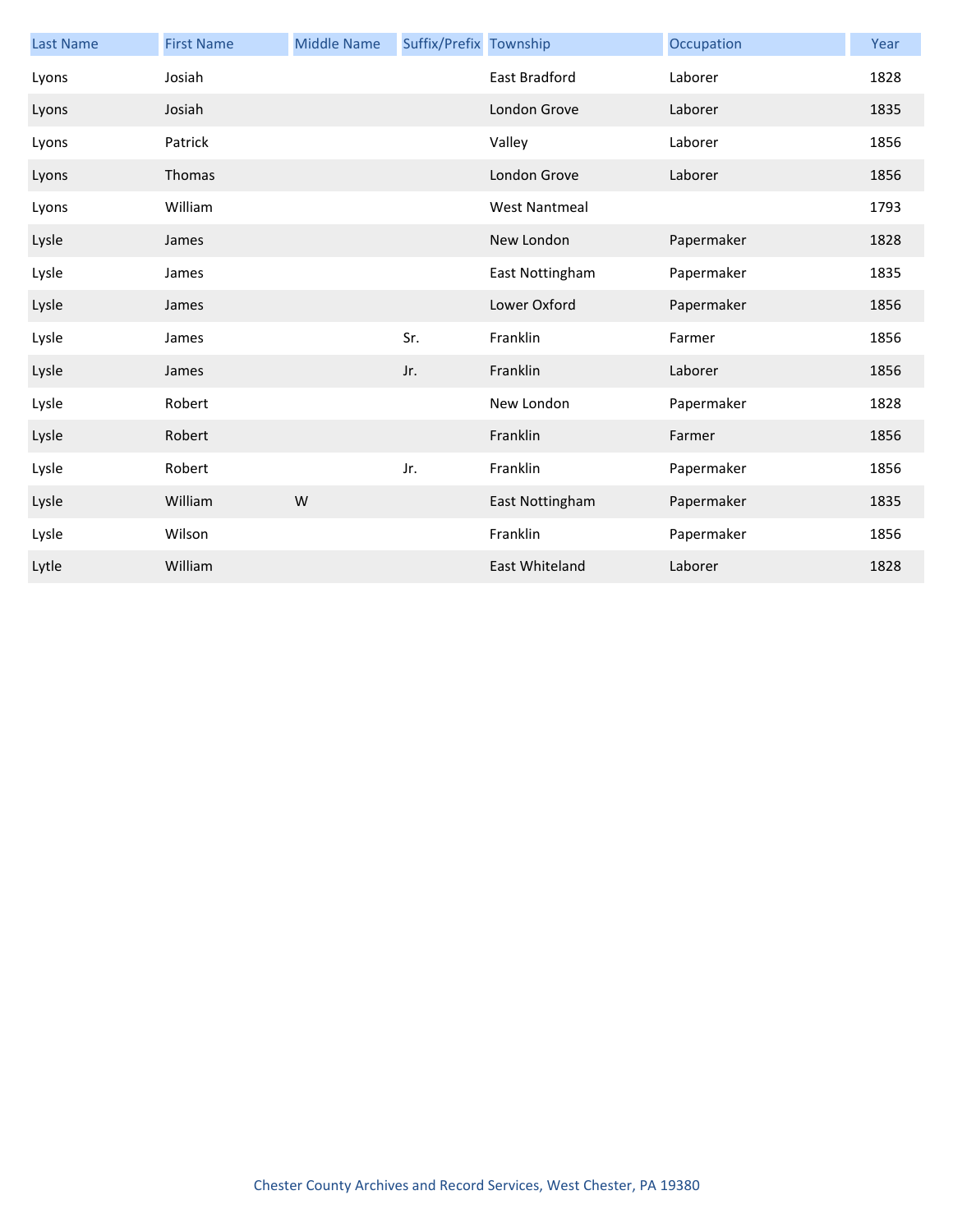| Last Name | First Name | Middle Name | Suffix/Prefix | Township | Occupation | Year |
|---|---|---|---|---|---|---|
| Lyons | Josiah | | | East Bradford | Laborer | 1828 |
| Lyons | Josiah | | | London Grove | Laborer | 1835 |
| Lyons | Patrick | | | Valley | Laborer | 1856 |
| Lyons | Thomas | | | London Grove | Laborer | 1856 |
| Lyons | William | | | West Nantmeal | | 1793 |
| Lysle | James | | | New London | Papermaker | 1828 |
| Lysle | James | | | East Nottingham | Papermaker | 1835 |
| Lysle | James | | | Lower Oxford | Papermaker | 1856 |
| Lysle | James | | Sr. | Franklin | Farmer | 1856 |
| Lysle | James | | Jr. | Franklin | Laborer | 1856 |
| Lysle | Robert | | | New London | Papermaker | 1828 |
| Lysle | Robert | | | Franklin | Farmer | 1856 |
| Lysle | Robert | | Jr. | Franklin | Papermaker | 1856 |
| Lysle | William | W | | East Nottingham | Papermaker | 1835 |
| Lysle | Wilson | | | Franklin | Papermaker | 1856 |
| Lytle | William | | | East Whiteland | Laborer | 1828 |